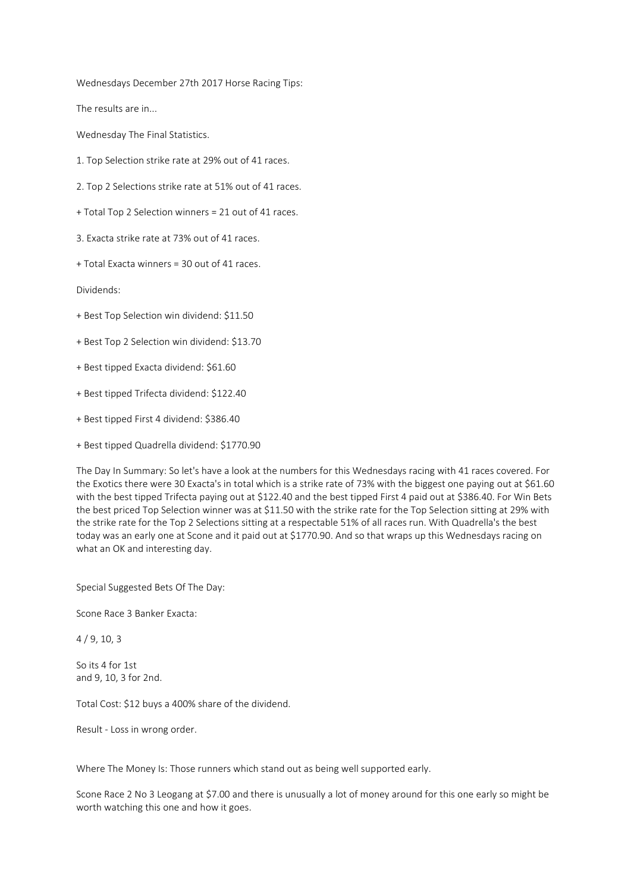Wednesdays December 27th 2017 Horse Racing Tips:

The results are in...

Wednesday The Final Statistics.

1. Top Selection strike rate at 29% out of 41 races.

2. Top 2 Selections strike rate at 51% out of 41 races.

+ Total Top 2 Selection winners = 21 out of 41 races.

3. Exacta strike rate at 73% out of 41 races.

+ Total Exacta winners = 30 out of 41 races.

Dividends:

+ Best Top Selection win dividend: $11.50

+ Best Top 2 Selection win dividend: $13.70

+ Best tipped Exacta dividend: $61.60

+ Best tipped Trifecta dividend: $122.40

+ Best tipped First 4 dividend: $386.40

+ Best tipped Quadrella dividend: $1770.90

The Day In Summary: So let's have a look at the numbers for this Wednesdays racing with 41 races covered. For the Exotics there were 30 Exacta's in total which is a strike rate of 73% with the biggest one paying out at $61.60 with the best tipped Trifecta paying out at $122.40 and the best tipped First 4 paid out at $386.40. For Win Bets the best priced Top Selection winner was at $11.50 with the strike rate for the Top Selection sitting at 29% with the strike rate for the Top 2 Selections sitting at a respectable 51% of all races run. With Quadrella's the best today was an early one at Scone and it paid out at $1770.90. And so that wraps up this Wednesdays racing on what an OK and interesting day.

Special Suggested Bets Of The Day:

Scone Race 3 Banker Exacta:

4 / 9, 10, 3

So its 4 for 1st
and 9, 10, 3 for 2nd.

Total Cost: $12 buys a 400% share of the dividend.

Result - Loss in wrong order.

Where The Money Is: Those runners which stand out as being well supported early.

Scone Race 2 No 3 Leogang at $7.00 and there is unusually a lot of money around for this one early so might be worth watching this one and how it goes.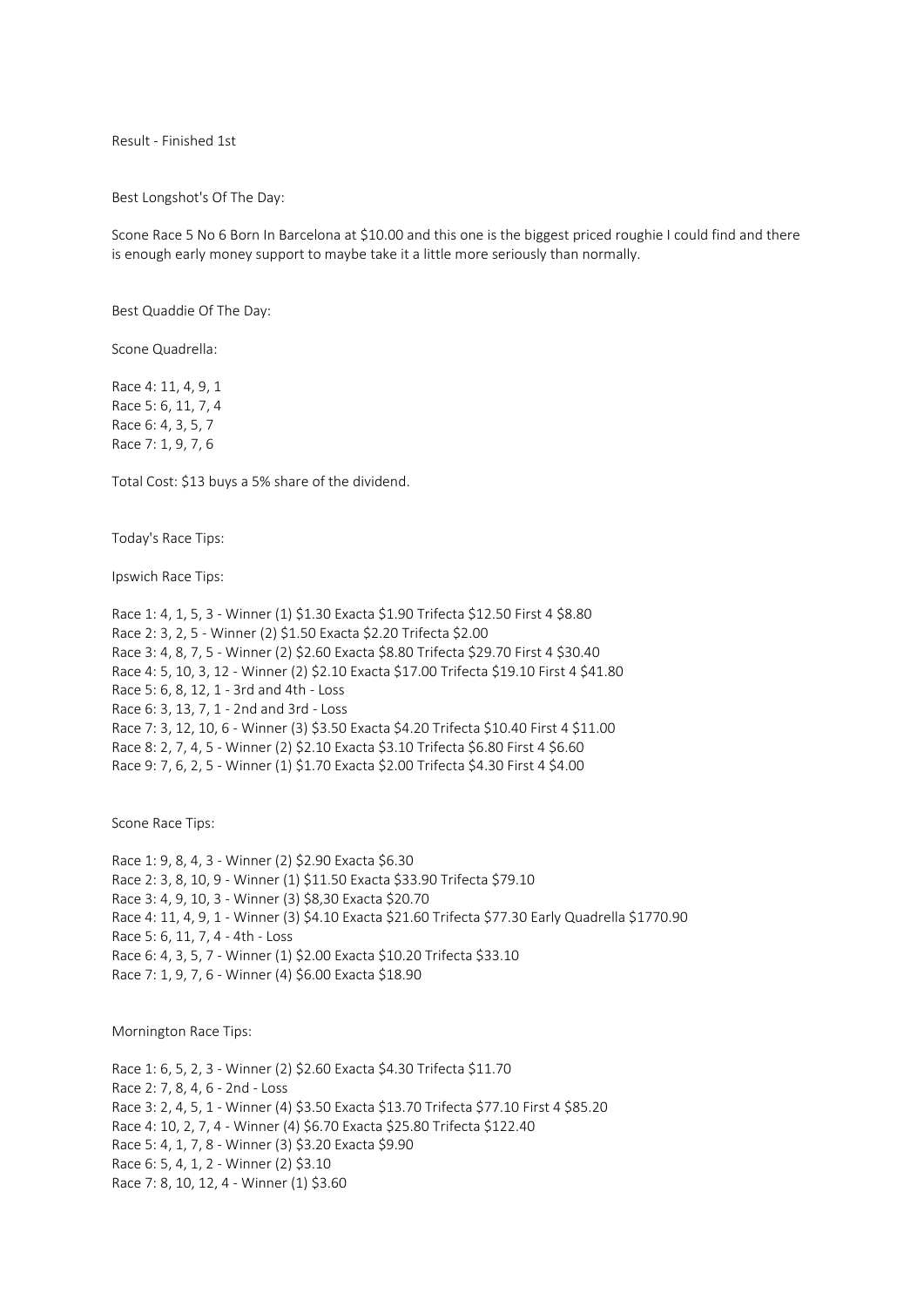Result - Finished 1st

Best Longshot's Of The Day:

Scone Race 5 No 6 Born In Barcelona at $10.00 and this one is the biggest priced roughie I could find and there is enough early money support to maybe take it a little more seriously than normally.

Best Quaddie Of The Day:

Scone Quadrella:

Race 4: 11, 4, 9, 1
Race 5: 6, 11, 7, 4
Race 6: 4, 3, 5, 7
Race 7: 1, 9, 7, 6

Total Cost: $13 buys a 5% share of the dividend.

Today's Race Tips:

Ipswich Race Tips:

Race 1: 4, 1, 5, 3 - Winner (1) $1.30 Exacta $1.90 Trifecta $12.50 First 4 $8.80
Race 2: 3, 2, 5 - Winner (2) $1.50 Exacta $2.20 Trifecta $2.00
Race 3: 4, 8, 7, 5 - Winner (2) $2.60 Exacta $8.80 Trifecta $29.70 First 4 $30.40
Race 4: 5, 10, 3, 12 - Winner (2) $2.10 Exacta $17.00 Trifecta $19.10 First 4 $41.80
Race 5: 6, 8, 12, 1 - 3rd and 4th - Loss
Race 6: 3, 13, 7, 1 - 2nd and 3rd - Loss
Race 7: 3, 12, 10, 6 - Winner (3) $3.50 Exacta $4.20 Trifecta $10.40 First 4 $11.00
Race 8: 2, 7, 4, 5 - Winner (2) $2.10 Exacta $3.10 Trifecta $6.80 First 4 $6.60
Race 9: 7, 6, 2, 5 - Winner (1) $1.70 Exacta $2.00 Trifecta $4.30 First 4 $4.00

Scone Race Tips:

Race 1: 9, 8, 4, 3 - Winner (2) $2.90 Exacta $6.30
Race 2: 3, 8, 10, 9 - Winner (1) $11.50 Exacta $33.90 Trifecta $79.10
Race 3: 4, 9, 10, 3 - Winner (3) $8,30 Exacta $20.70
Race 4: 11, 4, 9, 1 - Winner (3) $4.10 Exacta $21.60 Trifecta $77.30 Early Quadrella $1770.90
Race 5: 6, 11, 7, 4 - 4th - Loss
Race 6: 4, 3, 5, 7 - Winner (1) $2.00 Exacta $10.20 Trifecta $33.10
Race 7: 1, 9, 7, 6 - Winner (4) $6.00 Exacta $18.90

Mornington Race Tips:

Race 1: 6, 5, 2, 3 - Winner (2) $2.60 Exacta $4.30 Trifecta $11.70
Race 2: 7, 8, 4, 6 - 2nd - Loss
Race 3: 2, 4, 5, 1 - Winner (4) $3.50 Exacta $13.70 Trifecta $77.10 First 4 $85.20
Race 4: 10, 2, 7, 4 - Winner (4) $6.70 Exacta $25.80 Trifecta $122.40
Race 5: 4, 1, 7, 8 - Winner (3) $3.20 Exacta $9.90
Race 6: 5, 4, 1, 2 - Winner (2) $3.10
Race 7: 8, 10, 12, 4 - Winner (1) $3.60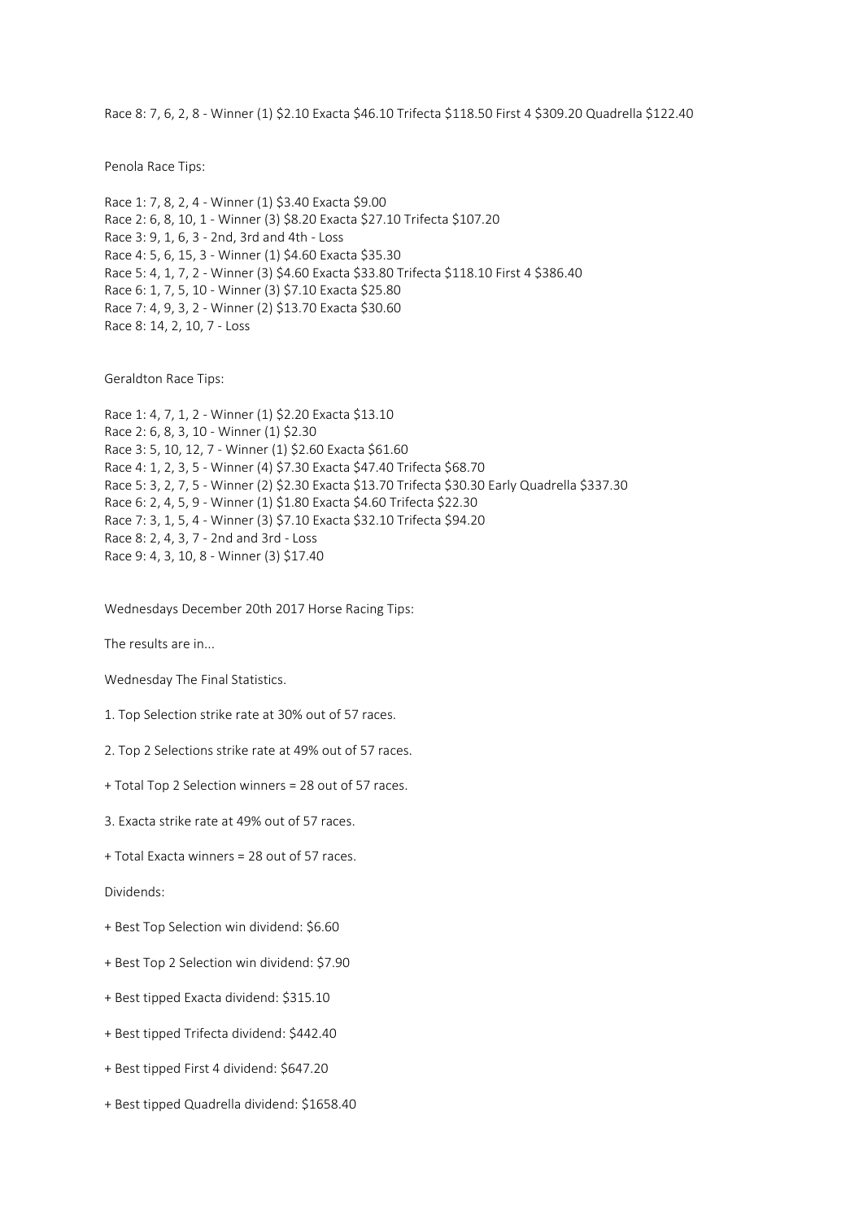Race 8: 7, 6, 2, 8 - Winner (1) $2.10 Exacta $46.10 Trifecta $118.50 First 4 $309.20 Quadrella $122.40

Penola Race Tips:

Race 1: 7, 8, 2, 4 - Winner (1) $3.40 Exacta $9.00
Race 2: 6, 8, 10, 1 - Winner (3) $8.20 Exacta $27.10 Trifecta $107.20
Race 3: 9, 1, 6, 3 - 2nd, 3rd and 4th - Loss
Race 4: 5, 6, 15, 3 - Winner (1) $4.60 Exacta $35.30
Race 5: 4, 1, 7, 2 - Winner (3) $4.60 Exacta $33.80 Trifecta $118.10 First 4 $386.40
Race 6: 1, 7, 5, 10 - Winner (3) $7.10 Exacta $25.80
Race 7: 4, 9, 3, 2 - Winner (2) $13.70 Exacta $30.60
Race 8: 14, 2, 10, 7 - Loss

Geraldton Race Tips:

Race 1: 4, 7, 1, 2 - Winner (1) $2.20 Exacta $13.10
Race 2: 6, 8, 3, 10 - Winner (1) $2.30
Race 3: 5, 10, 12, 7 - Winner (1) $2.60 Exacta $61.60
Race 4: 1, 2, 3, 5 - Winner (4) $7.30 Exacta $47.40 Trifecta $68.70
Race 5: 3, 2, 7, 5 - Winner (2) $2.30 Exacta $13.70 Trifecta $30.30 Early Quadrella $337.30
Race 6: 2, 4, 5, 9 - Winner (1) $1.80 Exacta $4.60 Trifecta $22.30
Race 7: 3, 1, 5, 4 - Winner (3) $7.10 Exacta $32.10 Trifecta $94.20
Race 8: 2, 4, 3, 7 - 2nd and 3rd - Loss
Race 9: 4, 3, 10, 8 - Winner (3) $17.40

Wednesdays December 20th 2017 Horse Racing Tips:

The results are in...

Wednesday The Final Statistics.

1. Top Selection strike rate at 30% out of 57 races.

2. Top 2 Selections strike rate at 49% out of 57 races.

+ Total Top 2 Selection winners = 28 out of 57 races.

3. Exacta strike rate at 49% out of 57 races.

+ Total Exacta winners = 28 out of 57 races.

Dividends:

+ Best Top Selection win dividend: $6.60

+ Best Top 2 Selection win dividend: $7.90

+ Best tipped Exacta dividend: $315.10

+ Best tipped Trifecta dividend: $442.40

+ Best tipped First 4 dividend: $647.20

+ Best tipped Quadrella dividend: $1658.40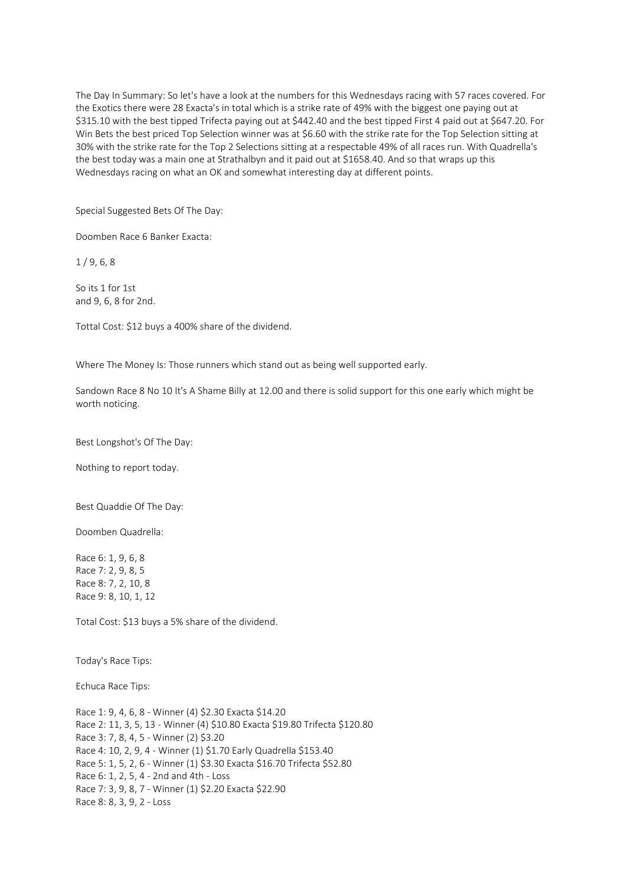The Day In Summary: So let's have a look at the numbers for this Wednesdays racing with 57 races covered. For the Exotics there were 28 Exacta's in total which is a strike rate of 49% with the biggest one paying out at $315.10 with the best tipped Trifecta paying out at $442.40 and the best tipped First 4 paid out at $647.20. For Win Bets the best priced Top Selection winner was at $6.60 with the strike rate for the Top Selection sitting at 30% with the strike rate for the Top 2 Selections sitting at a respectable 49% of all races run. With Quadrella's the best today was a main one at Strathalbyn and it paid out at $1658.40. And so that wraps up this Wednesdays racing on what an OK and somewhat interesting day at different points.

Special Suggested Bets Of The Day:

Doomben Race 6 Banker Exacta:

1 / 9, 6, 8

So its 1 for 1st
and 9, 6, 8 for 2nd.

Tottal Cost: $12 buys a 400% share of the dividend.

Where The Money Is: Those runners which stand out as being well supported early.

Sandown Race 8 No 10 It's A Shame Billy at 12.00 and there is solid support for this one early which might be worth noticing.

Best Longshot's Of The Day:

Nothing to report today.

Best Quaddie Of The Day:

Doomben Quadrella:

Race 6: 1, 9, 6, 8
Race 7: 2, 9, 8, 5
Race 8: 7, 2, 10, 8
Race 9: 8, 10, 1, 12

Total Cost: $13 buys a 5% share of the dividend.

Today's Race Tips:

Echuca Race Tips:

Race 1: 9, 4, 6, 8 - Winner (4) $2.30 Exacta $14.20
Race 2: 11, 3, 5, 13 - Winner (4) $10.80 Exacta $19.80 Trifecta $120.80
Race 3: 7, 8, 4, 5 - Winner (2) $3.20
Race 4: 10, 2, 9, 4 - Winner (1) $1.70 Early Quadrella $153.40
Race 5: 1, 5, 2, 6 - Winner (1) $3.30 Exacta $16.70 Trifecta $52.80
Race 6: 1, 2, 5, 4 - 2nd and 4th - Loss
Race 7: 3, 9, 8, 7 - Winner (1) $2.20 Exacta $22.90
Race 8: 8, 3, 9, 2 - Loss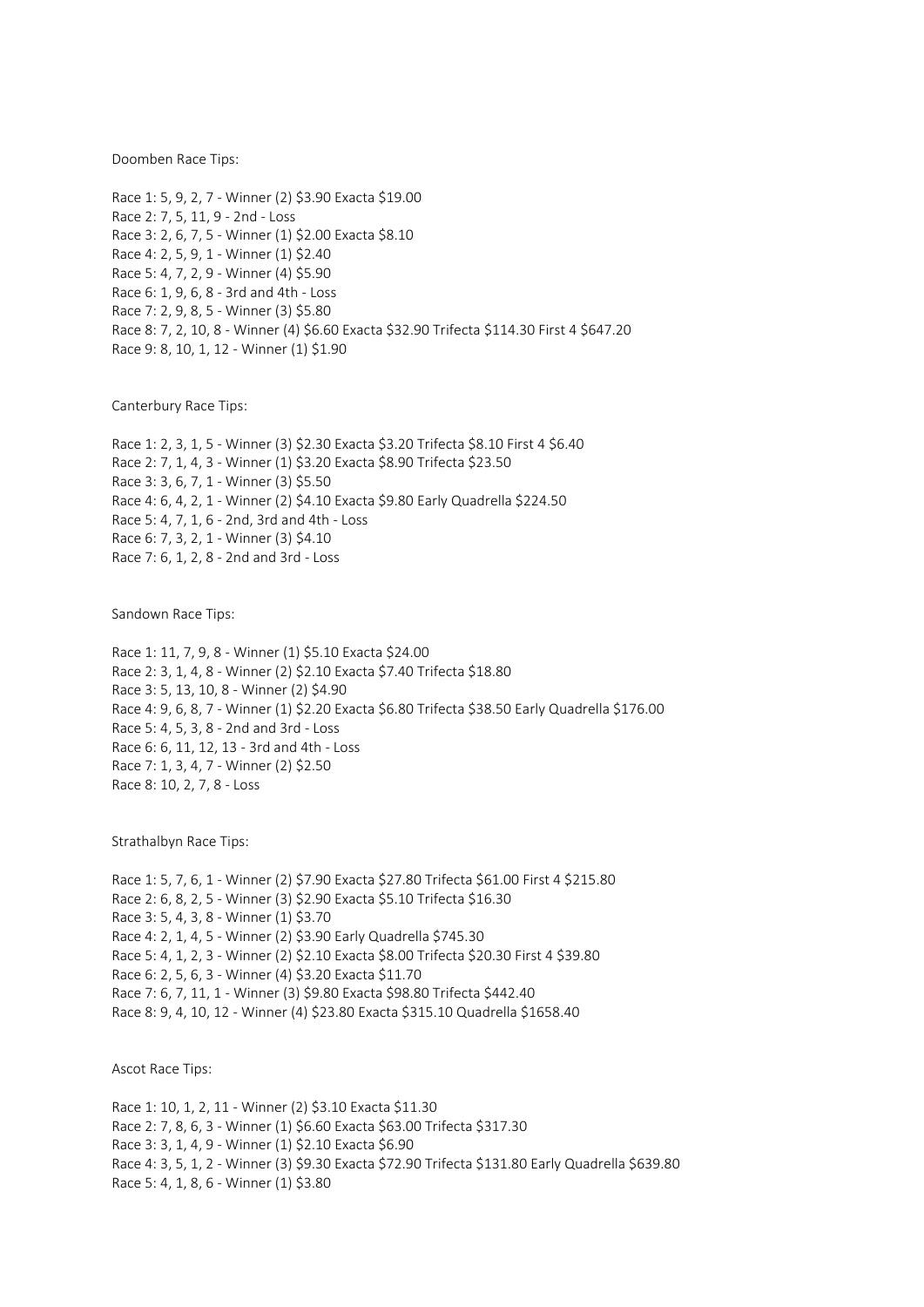Doomben Race Tips:

Race 1: 5, 9, 2, 7 - Winner (2) $3.90 Exacta $19.00
Race 2: 7, 5, 11, 9 - 2nd - Loss
Race 3: 2, 6, 7, 5 - Winner (1) $2.00 Exacta $8.10
Race 4: 2, 5, 9, 1 - Winner (1) $2.40
Race 5: 4, 7, 2, 9 - Winner (4) $5.90
Race 6: 1, 9, 6, 8 - 3rd and 4th - Loss
Race 7: 2, 9, 8, 5 - Winner (3) $5.80
Race 8: 7, 2, 10, 8 - Winner (4) $6.60 Exacta $32.90 Trifecta $114.30 First 4 $647.20
Race 9: 8, 10, 1, 12 - Winner (1) $1.90

Canterbury Race Tips:

Race 1: 2, 3, 1, 5 - Winner (3) $2.30 Exacta $3.20 Trifecta $8.10 First 4 $6.40
Race 2: 7, 1, 4, 3 - Winner (1) $3.20 Exacta $8.90 Trifecta $23.50
Race 3: 3, 6, 7, 1 - Winner (3) $5.50
Race 4: 6, 4, 2, 1 - Winner (2) $4.10 Exacta $9.80 Early Quadrella $224.50
Race 5: 4, 7, 1, 6 - 2nd, 3rd and 4th - Loss
Race 6: 7, 3, 2, 1 - Winner (3) $4.10
Race 7: 6, 1, 2, 8 - 2nd and 3rd - Loss

Sandown Race Tips:

Race 1: 11, 7, 9, 8 - Winner (1) $5.10 Exacta $24.00
Race 2: 3, 1, 4, 8 - Winner (2) $2.10 Exacta $7.40 Trifecta $18.80
Race 3: 5, 13, 10, 8 - Winner (2) $4.90
Race 4: 9, 6, 8, 7 - Winner (1) $2.20 Exacta $6.80 Trifecta $38.50 Early Quadrella $176.00
Race 5: 4, 5, 3, 8 - 2nd and 3rd - Loss
Race 6: 6, 11, 12, 13 - 3rd and 4th - Loss
Race 7: 1, 3, 4, 7 - Winner (2) $2.50
Race 8: 10, 2, 7, 8 - Loss

Strathalbyn Race Tips:

Race 1: 5, 7, 6, 1 - Winner (2) $7.90 Exacta $27.80 Trifecta $61.00 First 4 $215.80
Race 2: 6, 8, 2, 5 - Winner (3) $2.90 Exacta $5.10 Trifecta $16.30
Race 3: 5, 4, 3, 8 - Winner (1) $3.70
Race 4: 2, 1, 4, 5 - Winner (2) $3.90 Early Quadrella $745.30
Race 5: 4, 1, 2, 3 - Winner (2) $2.10 Exacta $8.00 Trifecta $20.30 First 4 $39.80
Race 6: 2, 5, 6, 3 - Winner (4) $3.20 Exacta $11.70
Race 7: 6, 7, 11, 1 - Winner (3) $9.80 Exacta $98.80 Trifecta $442.40
Race 8: 9, 4, 10, 12 - Winner (4) $23.80 Exacta $315.10 Quadrella $1658.40

Ascot Race Tips:

Race 1: 10, 1, 2, 11 - Winner (2) $3.10 Exacta $11.30
Race 2: 7, 8, 6, 3 - Winner (1) $6.60 Exacta $63.00 Trifecta $317.30
Race 3: 3, 1, 4, 9 - Winner (1) $2.10 Exacta $6.90
Race 4: 3, 5, 1, 2 - Winner (3) $9.30 Exacta $72.90 Trifecta $131.80 Early Quadrella $639.80
Race 5: 4, 1, 8, 6 - Winner (1) $3.80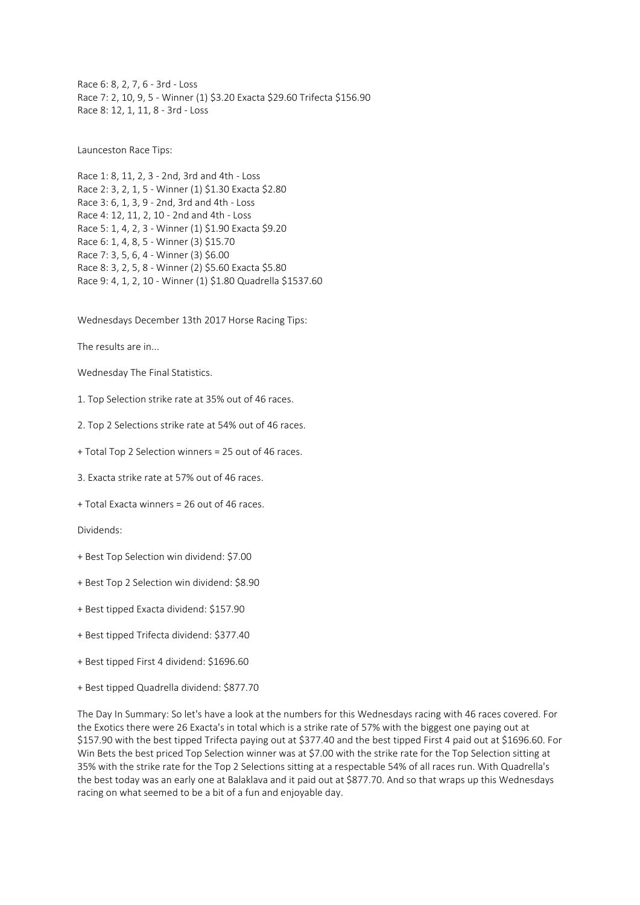Race 6: 8, 2, 7, 6 - 3rd - Loss
Race 7: 2, 10, 9, 5 - Winner (1) $3.20 Exacta $29.60 Trifecta $156.90
Race 8: 12, 1, 11, 8 - 3rd - Loss

Launceston Race Tips:

Race 1: 8, 11, 2, 3 - 2nd, 3rd and 4th - Loss
Race 2: 3, 2, 1, 5 - Winner (1) $1.30 Exacta $2.80
Race 3: 6, 1, 3, 9 - 2nd, 3rd and 4th - Loss
Race 4: 12, 11, 2, 10 - 2nd and 4th - Loss
Race 5: 1, 4, 2, 3 - Winner (1) $1.90 Exacta $9.20
Race 6: 1, 4, 8, 5 - Winner (3) $15.70
Race 7: 3, 5, 6, 4 - Winner (3) $6.00
Race 8: 3, 2, 5, 8 - Winner (2) $5.60 Exacta $5.80
Race 9: 4, 1, 2, 10 - Winner (1) $1.80 Quadrella $1537.60

Wednesdays December 13th 2017 Horse Racing Tips:

The results are in...

Wednesday The Final Statistics.

1. Top Selection strike rate at 35% out of 46 races.

2. Top 2 Selections strike rate at 54% out of 46 races.

+ Total Top 2 Selection winners = 25 out of 46 races.

3. Exacta strike rate at 57% out of 46 races.

+ Total Exacta winners = 26 out of 46 races.

Dividends:

+ Best Top Selection win dividend: $7.00

+ Best Top 2 Selection win dividend: $8.90

+ Best tipped Exacta dividend: $157.90

+ Best tipped Trifecta dividend: $377.40

+ Best tipped First 4 dividend: $1696.60

+ Best tipped Quadrella dividend: $877.70

The Day In Summary: So let's have a look at the numbers for this Wednesdays racing with 46 races covered. For the Exotics there were 26 Exacta's in total which is a strike rate of 57% with the biggest one paying out at $157.90 with the best tipped Trifecta paying out at $377.40 and the best tipped First 4 paid out at $1696.60. For Win Bets the best priced Top Selection winner was at $7.00 with the strike rate for the Top Selection sitting at 35% with the strike rate for the Top 2 Selections sitting at a respectable 54% of all races run. With Quadrella's the best today was an early one at Balaklava and it paid out at $877.70. And so that wraps up this Wednesdays racing on what seemed to be a bit of a fun and enjoyable day.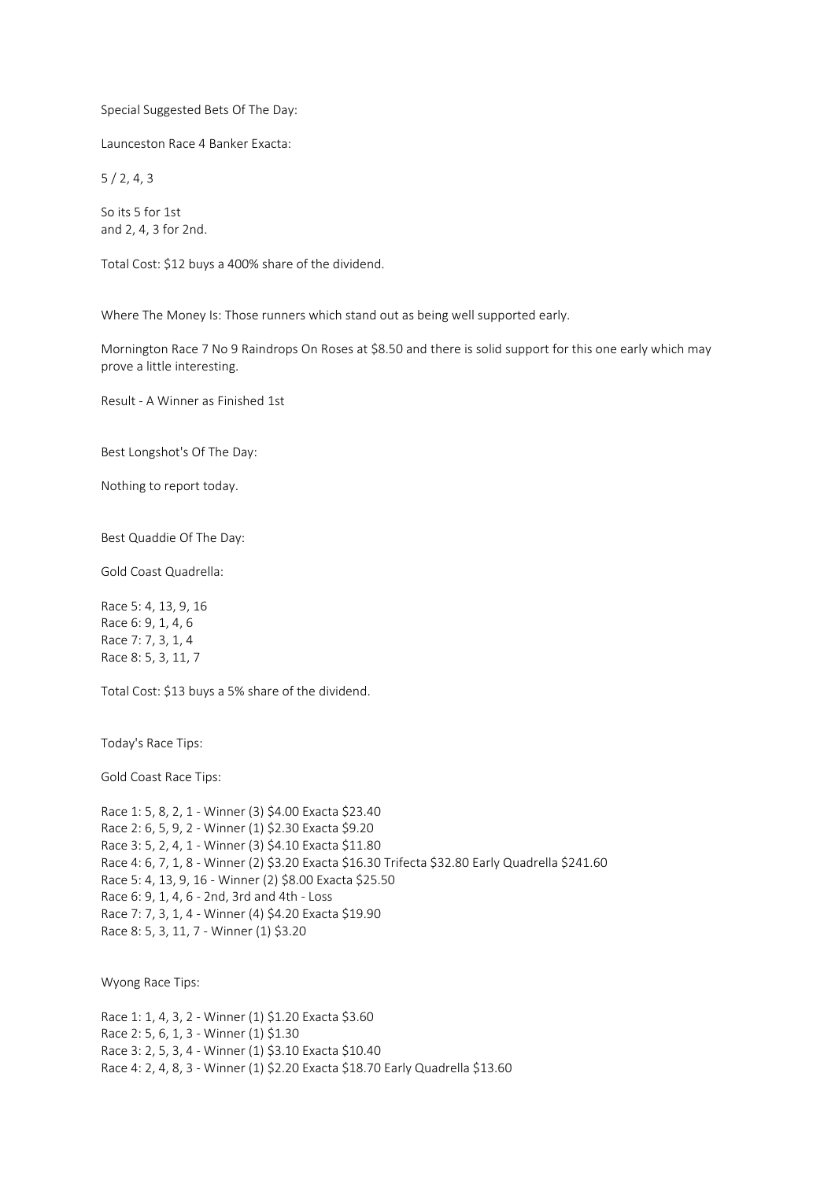Special Suggested Bets Of The Day:

Launceston Race 4 Banker Exacta:

5 / 2, 4, 3

So its 5 for 1st
and 2, 4, 3 for 2nd.

Total Cost: $12 buys a 400% share of the dividend.

Where The Money Is: Those runners which stand out as being well supported early.

Mornington Race 7 No 9 Raindrops On Roses at $8.50 and there is solid support for this one early which may prove a little interesting.

Result - A Winner as Finished 1st

Best Longshot's Of The Day:

Nothing to report today.

Best Quaddie Of The Day:

Gold Coast Quadrella:

Race 5: 4, 13, 9, 16
Race 6: 9, 1, 4, 6
Race 7: 7, 3, 1, 4
Race 8: 5, 3, 11, 7

Total Cost: $13 buys a 5% share of the dividend.

Today's Race Tips:

Gold Coast Race Tips:

Race 1: 5, 8, 2, 1 - Winner (3) $4.00 Exacta $23.40
Race 2: 6, 5, 9, 2 - Winner (1) $2.30 Exacta $9.20
Race 3: 5, 2, 4, 1 - Winner (3) $4.10 Exacta $11.80
Race 4: 6, 7, 1, 8 - Winner (2) $3.20 Exacta $16.30 Trifecta $32.80 Early Quadrella $241.60
Race 5: 4, 13, 9, 16 - Winner (2) $8.00 Exacta $25.50
Race 6: 9, 1, 4, 6 - 2nd, 3rd and 4th - Loss
Race 7: 7, 3, 1, 4 - Winner (4) $4.20 Exacta $19.90
Race 8: 5, 3, 11, 7 - Winner (1) $3.20

Wyong Race Tips:

Race 1: 1, 4, 3, 2 - Winner (1) $1.20 Exacta $3.60
Race 2: 5, 6, 1, 3 - Winner (1) $1.30
Race 3: 2, 5, 3, 4 - Winner (1) $3.10 Exacta $10.40
Race 4: 2, 4, 8, 3 - Winner (1) $2.20 Exacta $18.70 Early Quadrella $13.60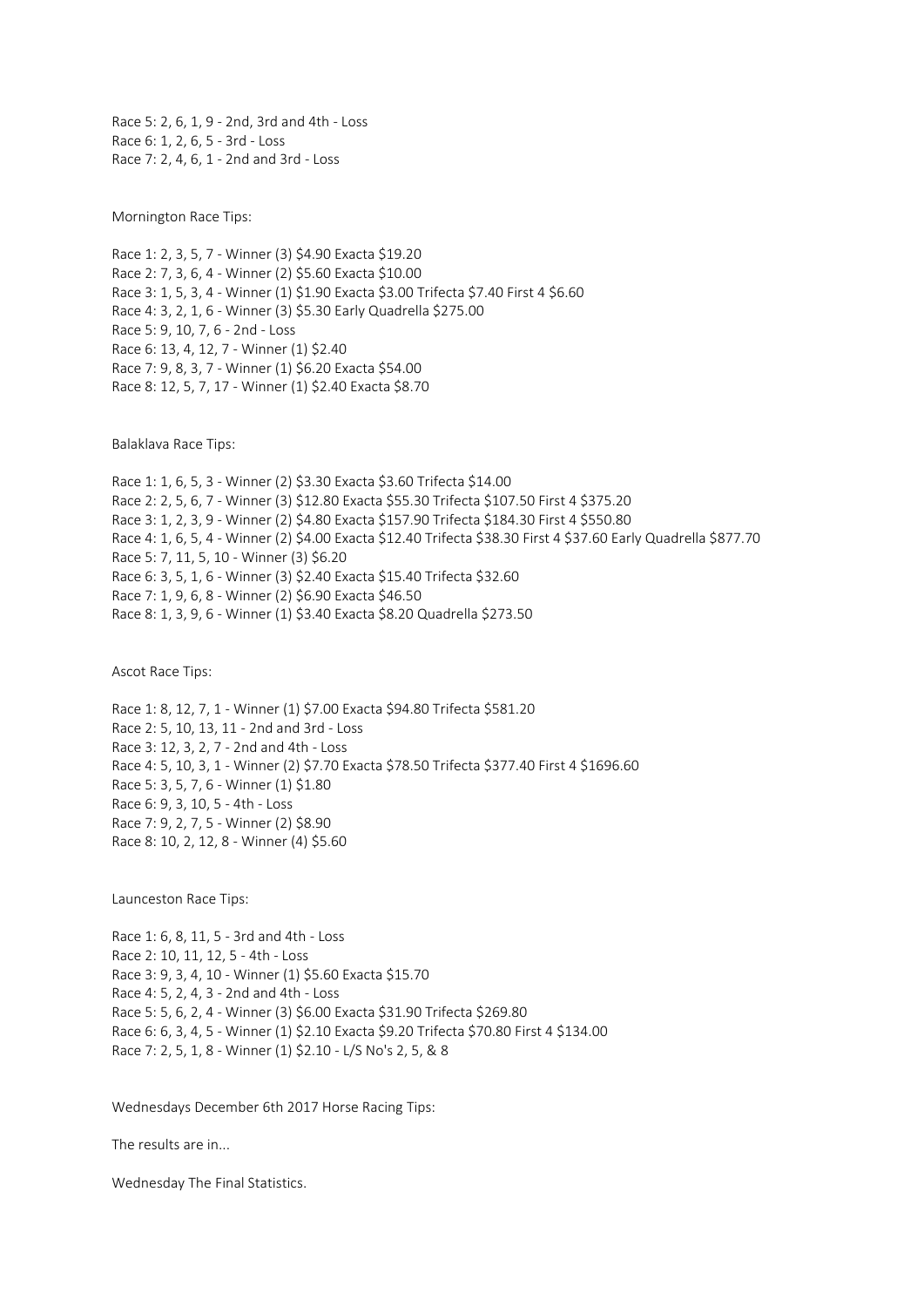Race 5: 2, 6, 1, 9 - 2nd, 3rd and 4th - Loss
Race 6: 1, 2, 6, 5 - 3rd - Loss
Race 7: 2, 4, 6, 1 - 2nd and 3rd - Loss

Mornington Race Tips:

Race 1: 2, 3, 5, 7 - Winner (3) $4.90 Exacta $19.20
Race 2: 7, 3, 6, 4 - Winner (2) $5.60 Exacta $10.00
Race 3: 1, 5, 3, 4 - Winner (1) $1.90 Exacta $3.00 Trifecta $7.40 First 4 $6.60
Race 4: 3, 2, 1, 6 - Winner (3) $5.30 Early Quadrella $275.00
Race 5: 9, 10, 7, 6 - 2nd - Loss
Race 6: 13, 4, 12, 7 - Winner (1) $2.40
Race 7: 9, 8, 3, 7 - Winner (1) $6.20 Exacta $54.00
Race 8: 12, 5, 7, 17 - Winner (1) $2.40 Exacta $8.70

Balaklava Race Tips:

Race 1: 1, 6, 5, 3 - Winner (2) $3.30 Exacta $3.60 Trifecta $14.00
Race 2: 2, 5, 6, 7 - Winner (3) $12.80 Exacta $55.30 Trifecta $107.50 First 4 $375.20
Race 3: 1, 2, 3, 9 - Winner (2) $4.80 Exacta $157.90 Trifecta $184.30 First 4 $550.80
Race 4: 1, 6, 5, 4 - Winner (2) $4.00 Exacta $12.40 Trifecta $38.30 First 4 $37.60 Early Quadrella $877.70
Race 5: 7, 11, 5, 10 - Winner (3) $6.20
Race 6: 3, 5, 1, 6 - Winner (3) $2.40 Exacta $15.40 Trifecta $32.60
Race 7: 1, 9, 6, 8 - Winner (2) $6.90 Exacta $46.50
Race 8: 1, 3, 9, 6 - Winner (1) $3.40 Exacta $8.20 Quadrella $273.50

Ascot Race Tips:

Race 1: 8, 12, 7, 1 - Winner (1) $7.00 Exacta $94.80 Trifecta $581.20
Race 2: 5, 10, 13, 11 - 2nd and 3rd - Loss
Race 3: 12, 3, 2, 7 - 2nd and 4th - Loss
Race 4: 5, 10, 3, 1 - Winner (2) $7.70 Exacta $78.50 Trifecta $377.40 First 4 $1696.60
Race 5: 3, 5, 7, 6 - Winner (1) $1.80
Race 6: 9, 3, 10, 5 - 4th - Loss
Race 7: 9, 2, 7, 5 - Winner (2) $8.90
Race 8: 10, 2, 12, 8 - Winner (4) $5.60

Launceston Race Tips:

Race 1: 6, 8, 11, 5 - 3rd and 4th - Loss
Race 2: 10, 11, 12, 5 - 4th - Loss
Race 3: 9, 3, 4, 10 - Winner (1) $5.60 Exacta $15.70
Race 4: 5, 2, 4, 3 - 2nd and 4th - Loss
Race 5: 5, 6, 2, 4 - Winner (3) $6.00 Exacta $31.90 Trifecta $269.80
Race 6: 6, 3, 4, 5 - Winner (1) $2.10 Exacta $9.20 Trifecta $70.80 First 4 $134.00
Race 7: 2, 5, 1, 8 - Winner (1) $2.10 - L/S No's 2, 5, & 8

Wednesdays December 6th 2017 Horse Racing Tips:

The results are in...

Wednesday The Final Statistics.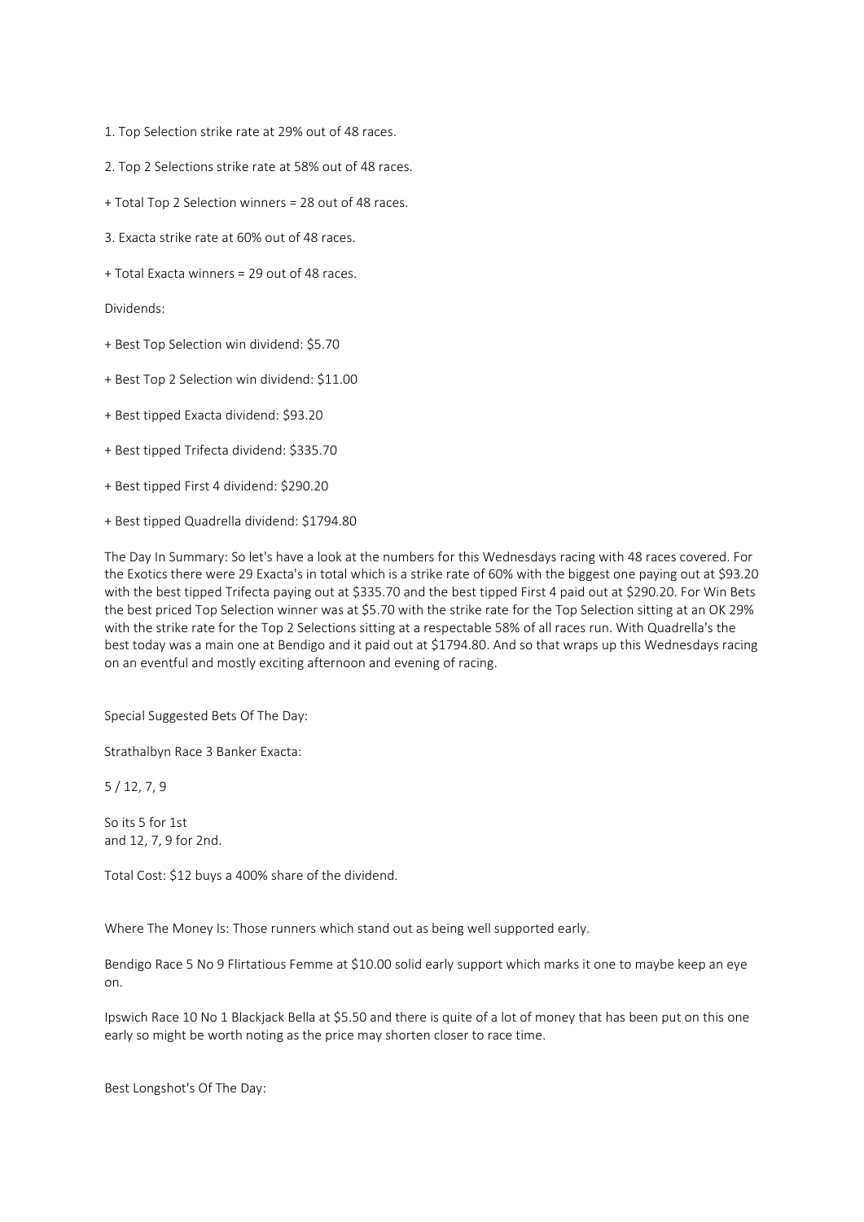1. Top Selection strike rate at 29% out of 48 races.

2. Top 2 Selections strike rate at 58% out of 48 races.

+ Total Top 2 Selection winners = 28 out of 48 races.

3. Exacta strike rate at 60% out of 48 races.

+ Total Exacta winners = 29 out of 48 races.

Dividends:

+ Best Top Selection win dividend: $5.70

+ Best Top 2 Selection win dividend: $11.00

+ Best tipped Exacta dividend: $93.20

+ Best tipped Trifecta dividend: $335.70

+ Best tipped First 4 dividend: $290.20

+ Best tipped Quadrella dividend: $1794.80

The Day In Summary: So let's have a look at the numbers for this Wednesdays racing with 48 races covered. For the Exotics there were 29 Exacta's in total which is a strike rate of 60% with the biggest one paying out at $93.20 with the best tipped Trifecta paying out at $335.70 and the best tipped First 4 paid out at $290.20. For Win Bets the best priced Top Selection winner was at $5.70 with the strike rate for the Top Selection sitting at an OK 29% with the strike rate for the Top 2 Selections sitting at a respectable 58% of all races run. With Quadrella's the best today was a main one at Bendigo and it paid out at $1794.80. And so that wraps up this Wednesdays racing on an eventful and mostly exciting afternoon and evening of racing.

Special Suggested Bets Of The Day:

Strathalbyn Race 3 Banker Exacta:

5 / 12, 7, 9

So its 5 for 1st
and 12, 7, 9 for 2nd.

Total Cost: $12 buys a 400% share of the dividend.

Where The Money Is: Those runners which stand out as being well supported early.

Bendigo Race 5 No 9 Flirtatious Femme at $10.00 solid early support which marks it one to maybe keep an eye on.

Ipswich Race 10 No 1 Blackjack Bella at $5.50 and there is quite of a lot of money that has been put on this one early so might be worth noting as the price may shorten closer to race time.

Best Longshot's Of The Day: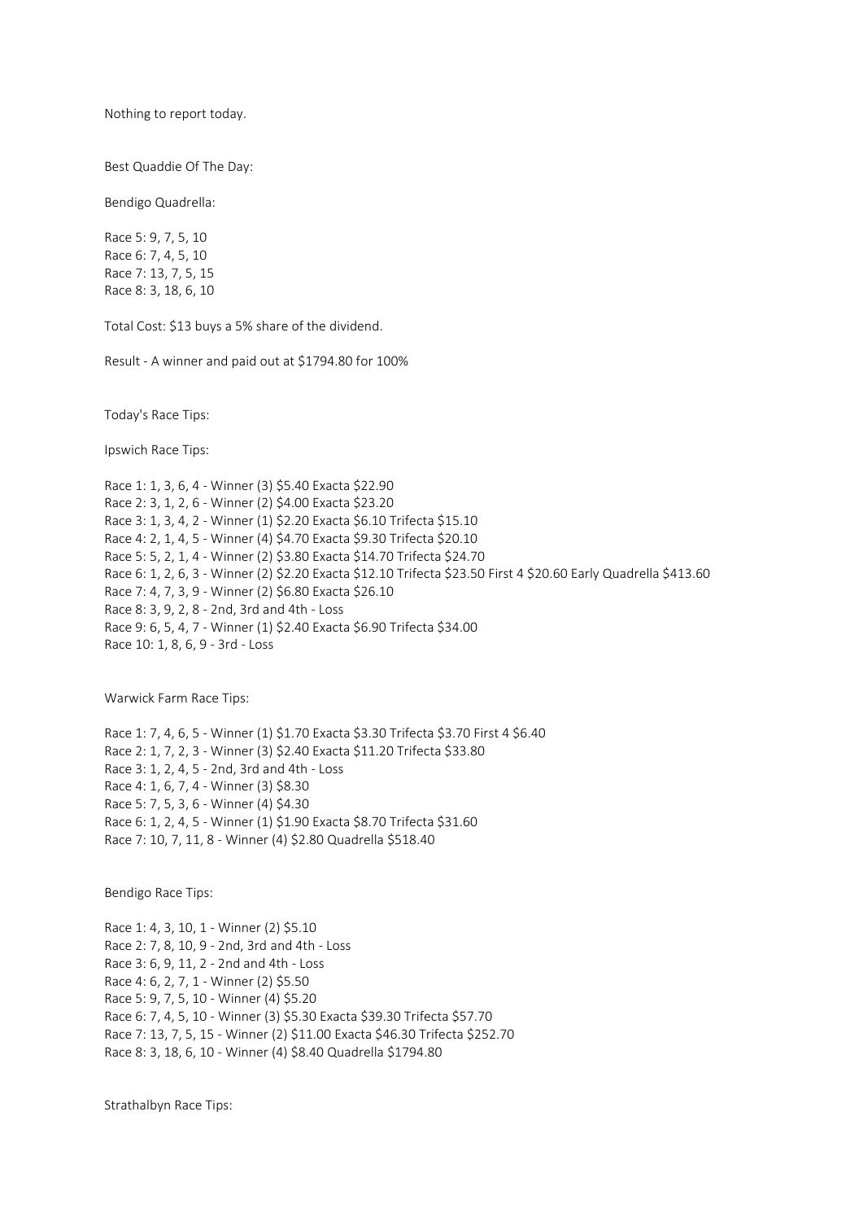Nothing to report today.

Best Quaddie Of The Day:

Bendigo Quadrella:

Race 5: 9, 7, 5, 10
Race 6: 7, 4, 5, 10
Race 7: 13, 7, 5, 15
Race 8: 3, 18, 6, 10

Total Cost: $13 buys a 5% share of the dividend.

Result - A winner and paid out at $1794.80 for 100%

Today's Race Tips:

Ipswich Race Tips:

Race 1: 1, 3, 6, 4 - Winner (3) $5.40 Exacta $22.90
Race 2: 3, 1, 2, 6 - Winner (2) $4.00 Exacta $23.20
Race 3: 1, 3, 4, 2 - Winner (1) $2.20 Exacta $6.10 Trifecta $15.10
Race 4: 2, 1, 4, 5 - Winner (4) $4.70 Exacta $9.30 Trifecta $20.10
Race 5: 5, 2, 1, 4 - Winner (2) $3.80 Exacta $14.70 Trifecta $24.70
Race 6: 1, 2, 6, 3 - Winner (2) $2.20 Exacta $12.10 Trifecta $23.50 First 4 $20.60 Early Quadrella $413.60
Race 7: 4, 7, 3, 9 - Winner (2) $6.80 Exacta $26.10
Race 8: 3, 9, 2, 8 - 2nd, 3rd and 4th - Loss
Race 9: 6, 5, 4, 7 - Winner (1) $2.40 Exacta $6.90 Trifecta $34.00
Race 10: 1, 8, 6, 9 - 3rd - Loss

Warwick Farm Race Tips:

Race 1: 7, 4, 6, 5 - Winner (1) $1.70 Exacta $3.30 Trifecta $3.70 First 4 $6.40
Race 2: 1, 7, 2, 3 - Winner (3) $2.40 Exacta $11.20 Trifecta $33.80
Race 3: 1, 2, 4, 5 - 2nd, 3rd and 4th - Loss
Race 4: 1, 6, 7, 4 - Winner (3) $8.30
Race 5: 7, 5, 3, 6 - Winner (4) $4.30
Race 6: 1, 2, 4, 5 - Winner (1) $1.90 Exacta $8.70 Trifecta $31.60
Race 7: 10, 7, 11, 8 - Winner (4) $2.80 Quadrella $518.40

Bendigo Race Tips:

Race 1: 4, 3, 10, 1 - Winner (2) $5.10
Race 2: 7, 8, 10, 9 - 2nd, 3rd and 4th - Loss
Race 3: 6, 9, 11, 2 - 2nd and 4th - Loss
Race 4: 6, 2, 7, 1 - Winner (2) $5.50
Race 5: 9, 7, 5, 10 - Winner (4) $5.20
Race 6: 7, 4, 5, 10 - Winner (3) $5.30 Exacta $39.30 Trifecta $57.70
Race 7: 13, 7, 5, 15 - Winner (2) $11.00 Exacta $46.30 Trifecta $252.70
Race 8: 3, 18, 6, 10 - Winner (4) $8.40 Quadrella $1794.80

Strathalbyn Race Tips: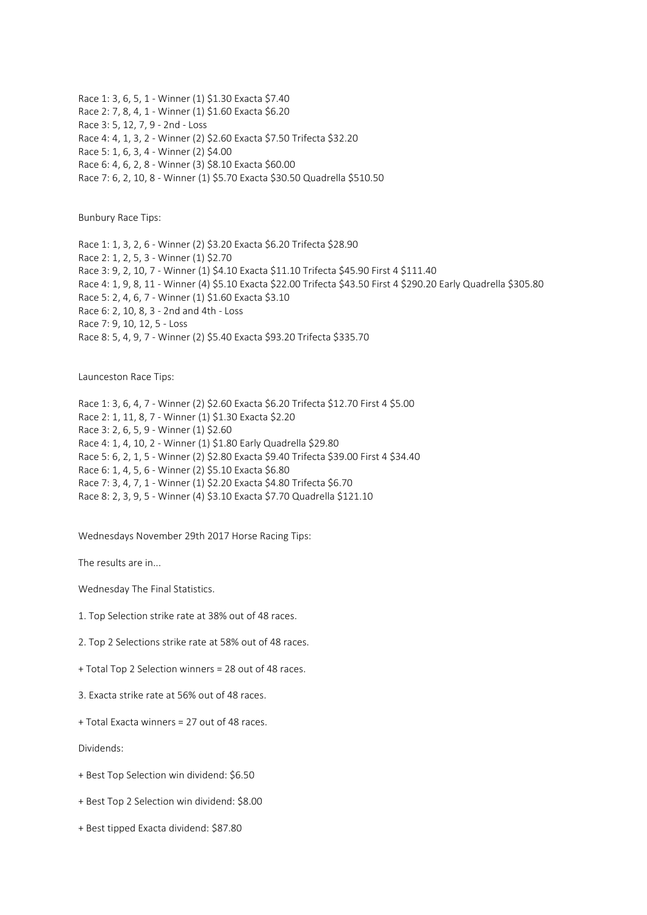Race 1: 3, 6, 5, 1 - Winner (1) $1.30 Exacta $7.40
Race 2: 7, 8, 4, 1 - Winner (1) $1.60 Exacta $6.20
Race 3: 5, 12, 7, 9 - 2nd - Loss
Race 4: 4, 1, 3, 2 - Winner (2) $2.60 Exacta $7.50 Trifecta $32.20
Race 5: 1, 6, 3, 4 - Winner (2) $4.00
Race 6: 4, 6, 2, 8 - Winner (3) $8.10 Exacta $60.00
Race 7: 6, 2, 10, 8 - Winner (1) $5.70 Exacta $30.50 Quadrella $510.50

Bunbury Race Tips:

Race 1: 1, 3, 2, 6 - Winner (2) $3.20 Exacta $6.20 Trifecta $28.90
Race 2: 1, 2, 5, 3 - Winner (1) $2.70
Race 3: 9, 2, 10, 7 - Winner (1) $4.10 Exacta $11.10 Trifecta $45.90 First 4 $111.40
Race 4: 1, 9, 8, 11 - Winner (4) $5.10 Exacta $22.00 Trifecta $43.50 First 4 $290.20 Early Quadrella $305.80
Race 5: 2, 4, 6, 7 - Winner (1) $1.60 Exacta $3.10
Race 6: 2, 10, 8, 3 - 2nd and 4th - Loss
Race 7: 9, 10, 12, 5 - Loss
Race 8: 5, 4, 9, 7 - Winner (2) $5.40 Exacta $93.20 Trifecta $335.70

Launceston Race Tips:

Race 1: 3, 6, 4, 7 - Winner (2) $2.60 Exacta $6.20 Trifecta $12.70 First 4 $5.00
Race 2: 1, 11, 8, 7 - Winner (1) $1.30 Exacta $2.20
Race 3: 2, 6, 5, 9 - Winner (1) $2.60
Race 4: 1, 4, 10, 2 - Winner (1) $1.80 Early Quadrella $29.80
Race 5: 6, 2, 1, 5 - Winner (2) $2.80 Exacta $9.40 Trifecta $39.00 First 4 $34.40
Race 6: 1, 4, 5, 6 - Winner (2) $5.10 Exacta $6.80
Race 7: 3, 4, 7, 1 - Winner (1) $2.20 Exacta $4.80 Trifecta $6.70
Race 8: 2, 3, 9, 5 - Winner (4) $3.10 Exacta $7.70 Quadrella $121.10

Wednesdays November 29th 2017 Horse Racing Tips:

The results are in...

Wednesday The Final Statistics.

1. Top Selection strike rate at 38% out of 48 races.

2. Top 2 Selections strike rate at 58% out of 48 races.

+ Total Top 2 Selection winners = 28 out of 48 races.

3. Exacta strike rate at 56% out of 48 races.

+ Total Exacta winners = 27 out of 48 races.

Dividends:

+ Best Top Selection win dividend: $6.50

+ Best Top 2 Selection win dividend: $8.00

+ Best tipped Exacta dividend: $87.80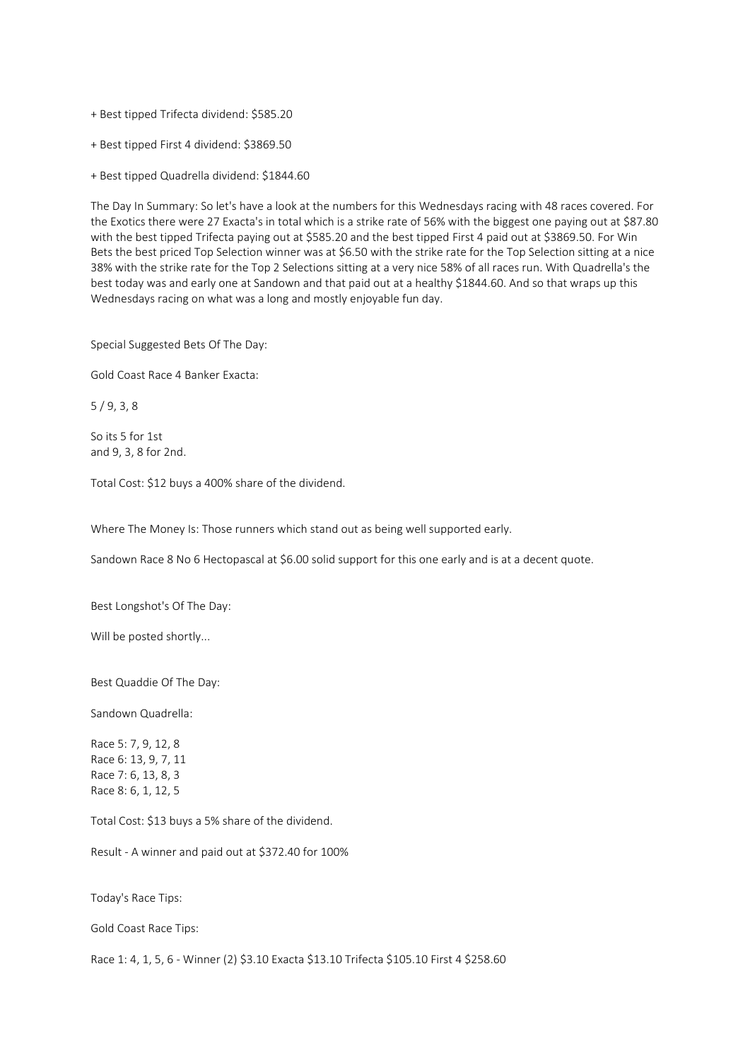+ Best tipped Trifecta dividend: $585.20

+ Best tipped First 4 dividend: $3869.50

+ Best tipped Quadrella dividend: $1844.60

The Day In Summary: So let's have a look at the numbers for this Wednesdays racing with 48 races covered. For the Exotics there were 27 Exacta's in total which is a strike rate of 56% with the biggest one paying out at $87.80 with the best tipped Trifecta paying out at $585.20 and the best tipped First 4 paid out at $3869.50. For Win Bets the best priced Top Selection winner was at $6.50 with the strike rate for the Top Selection sitting at a nice 38% with the strike rate for the Top 2 Selections sitting at a very nice 58% of all races run. With Quadrella's the best today was and early one at Sandown and that paid out at a healthy $1844.60. And so that wraps up this Wednesdays racing on what was a long and mostly enjoyable fun day.

Special Suggested Bets Of The Day:

Gold Coast Race 4 Banker Exacta:

5 / 9, 3, 8

So its 5 for 1st
and 9, 3, 8 for 2nd.

Total Cost: $12 buys a 400% share of the dividend.

Where The Money Is: Those runners which stand out as being well supported early.

Sandown Race 8 No 6 Hectopascal at $6.00 solid support for this one early and is at a decent quote.

Best Longshot's Of The Day:

Will be posted shortly...

Best Quaddie Of The Day:

Sandown Quadrella:

Race 5: 7, 9, 12, 8
Race 6: 13, 9, 7, 11
Race 7: 6, 13, 8, 3
Race 8: 6, 1, 12, 5

Total Cost: $13 buys a 5% share of the dividend.

Result - A winner and paid out at $372.40 for 100%

Today's Race Tips:

Gold Coast Race Tips:

Race 1: 4, 1, 5, 6 - Winner (2) $3.10 Exacta $13.10 Trifecta $105.10 First 4 $258.60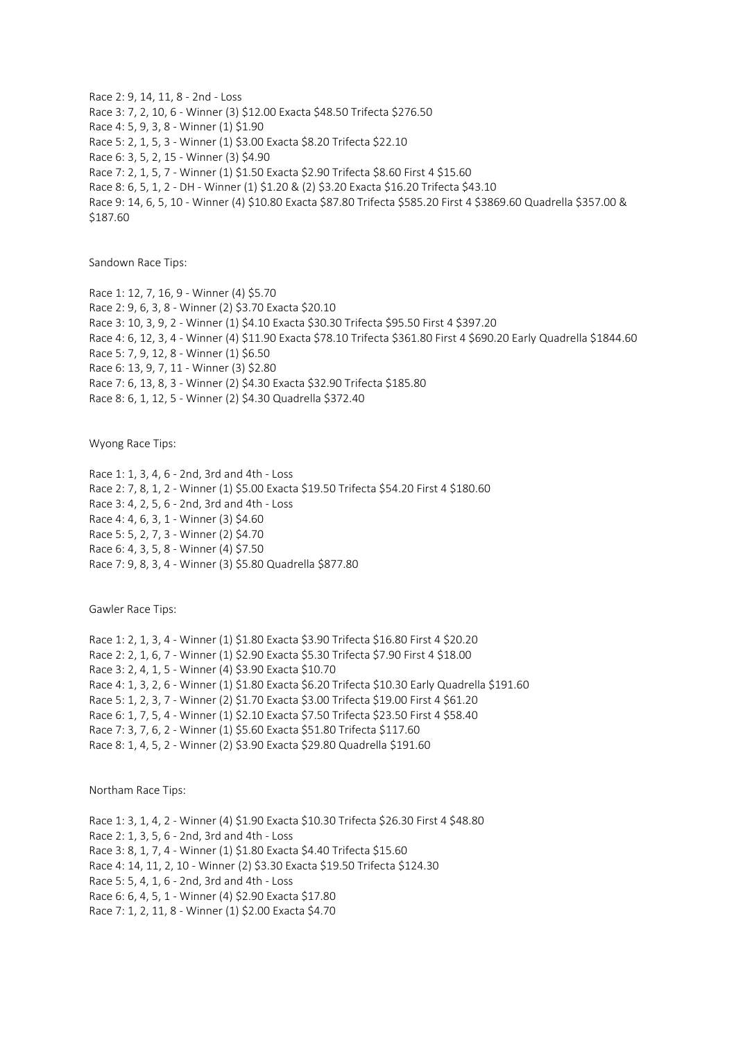Race 2: 9, 14, 11, 8 - 2nd - Loss
Race 3: 7, 2, 10, 6 - Winner (3) $12.00 Exacta $48.50 Trifecta $276.50
Race 4: 5, 9, 3, 8 - Winner (1) $1.90
Race 5: 2, 1, 5, 3 - Winner (1) $3.00 Exacta $8.20 Trifecta $22.10
Race 6: 3, 5, 2, 15 - Winner (3) $4.90
Race 7: 2, 1, 5, 7 - Winner (1) $1.50 Exacta $2.90 Trifecta $8.60 First 4 $15.60
Race 8: 6, 5, 1, 2 - DH - Winner (1) $1.20 & (2) $3.20 Exacta $16.20 Trifecta $43.10
Race 9: 14, 6, 5, 10 - Winner (4) $10.80 Exacta $87.80 Trifecta $585.20 First 4 $3869.60 Quadrella $357.00 & $187.60

Sandown Race Tips:

Race 1: 12, 7, 16, 9 - Winner (4) $5.70
Race 2: 9, 6, 3, 8 - Winner (2) $3.70 Exacta $20.10
Race 3: 10, 3, 9, 2 - Winner (1) $4.10 Exacta $30.30 Trifecta $95.50 First 4 $397.20
Race 4: 6, 12, 3, 4 - Winner (4) $11.90 Exacta $78.10 Trifecta $361.80 First 4 $690.20 Early Quadrella $1844.60
Race 5: 7, 9, 12, 8 - Winner (1) $6.50
Race 6: 13, 9, 7, 11 - Winner (3) $2.80
Race 7: 6, 13, 8, 3 - Winner (2) $4.30 Exacta $32.90 Trifecta $185.80
Race 8: 6, 1, 12, 5 - Winner (2) $4.30 Quadrella $372.40

Wyong Race Tips:

Race 1: 1, 3, 4, 6 - 2nd, 3rd and 4th - Loss
Race 2: 7, 8, 1, 2 - Winner (1) $5.00 Exacta $19.50 Trifecta $54.20 First 4 $180.60
Race 3: 4, 2, 5, 6 - 2nd, 3rd and 4th - Loss
Race 4: 4, 6, 3, 1 - Winner (3) $4.60
Race 5: 5, 2, 7, 3 - Winner (2) $4.70
Race 6: 4, 3, 5, 8 - Winner (4) $7.50
Race 7: 9, 8, 3, 4 - Winner (3) $5.80 Quadrella $877.80

Gawler Race Tips:

Race 1: 2, 1, 3, 4 - Winner (1) $1.80 Exacta $3.90 Trifecta $16.80 First 4 $20.20
Race 2: 2, 1, 6, 7 - Winner (1) $2.90 Exacta $5.30 Trifecta $7.90 First 4 $18.00
Race 3: 2, 4, 1, 5 - Winner (4) $3.90 Exacta $10.70
Race 4: 1, 3, 2, 6 - Winner (1) $1.80 Exacta $6.20 Trifecta $10.30 Early Quadrella $191.60
Race 5: 1, 2, 3, 7 - Winner (2) $1.70 Exacta $3.00 Trifecta $19.00 First 4 $61.20
Race 6: 1, 7, 5, 4 - Winner (1) $2.10 Exacta $7.50 Trifecta $23.50 First 4 $58.40
Race 7: 3, 7, 6, 2 - Winner (1) $5.60 Exacta $51.80 Trifecta $117.60
Race 8: 1, 4, 5, 2 - Winner (2) $3.90 Exacta $29.80 Quadrella $191.60

Northam Race Tips:

Race 1: 3, 1, 4, 2 - Winner (4) $1.90 Exacta $10.30 Trifecta $26.30 First 4 $48.80
Race 2: 1, 3, 5, 6 - 2nd, 3rd and 4th - Loss
Race 3: 8, 1, 7, 4 - Winner (1) $1.80 Exacta $4.40 Trifecta $15.60
Race 4: 14, 11, 2, 10 - Winner (2) $3.30 Exacta $19.50 Trifecta $124.30
Race 5: 5, 4, 1, 6 - 2nd, 3rd and 4th - Loss
Race 6: 6, 4, 5, 1 - Winner (4) $2.90 Exacta $17.80
Race 7: 1, 2, 11, 8 - Winner (1) $2.00 Exacta $4.70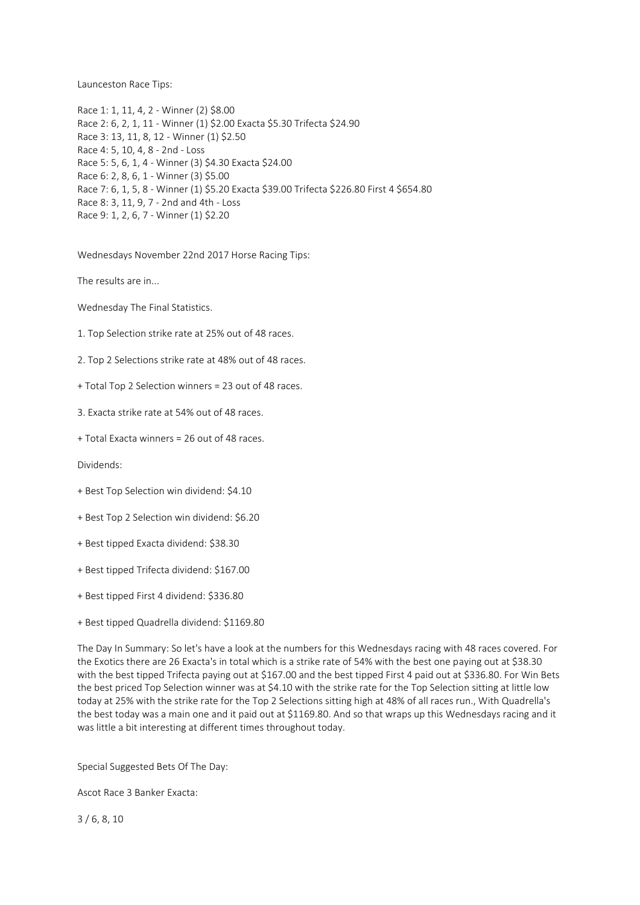Launceston Race Tips:

Race 1: 1, 11, 4, 2 - Winner (2) $8.00
Race 2: 6, 2, 1, 11 - Winner (1) $2.00 Exacta $5.30 Trifecta $24.90
Race 3: 13, 11, 8, 12 - Winner (1) $2.50
Race 4: 5, 10, 4, 8 - 2nd - Loss
Race 5: 5, 6, 1, 4 - Winner (3) $4.30 Exacta $24.00
Race 6: 2, 8, 6, 1 - Winner (3) $5.00
Race 7: 6, 1, 5, 8 - Winner (1) $5.20 Exacta $39.00 Trifecta $226.80 First 4 $654.80
Race 8: 3, 11, 9, 7 - 2nd and 4th - Loss
Race 9: 1, 2, 6, 7 - Winner (1) $2.20

Wednesdays November 22nd 2017 Horse Racing Tips:

The results are in...

Wednesday The Final Statistics.

1. Top Selection strike rate at 25% out of 48 races.

2. Top 2 Selections strike rate at 48% out of 48 races.

+ Total Top 2 Selection winners = 23 out of 48 races.

3. Exacta strike rate at 54% out of 48 races.

+ Total Exacta winners = 26 out of 48 races.

Dividends:

+ Best Top Selection win dividend: $4.10

+ Best Top 2 Selection win dividend: $6.20

+ Best tipped Exacta dividend: $38.30

+ Best tipped Trifecta dividend: $167.00

+ Best tipped First 4 dividend: $336.80

+ Best tipped Quadrella dividend: $1169.80

The Day In Summary: So let's have a look at the numbers for this Wednesdays racing with 48 races covered. For the Exotics there are 26 Exacta's in total which is a strike rate of 54% with the best one paying out at $38.30 with the best tipped Trifecta paying out at $167.00 and the best tipped First 4 paid out at $336.80. For Win Bets the best priced Top Selection winner was at $4.10 with the strike rate for the Top Selection sitting at little low today at 25% with the strike rate for the Top 2 Selections sitting high at 48% of all races run., With Quadrella's the best today was a main one and it paid out at $1169.80. And so that wraps up this Wednesdays racing and it was little a bit interesting at different times throughout today.

Special Suggested Bets Of The Day:

Ascot Race 3 Banker Exacta:

3 / 6, 8, 10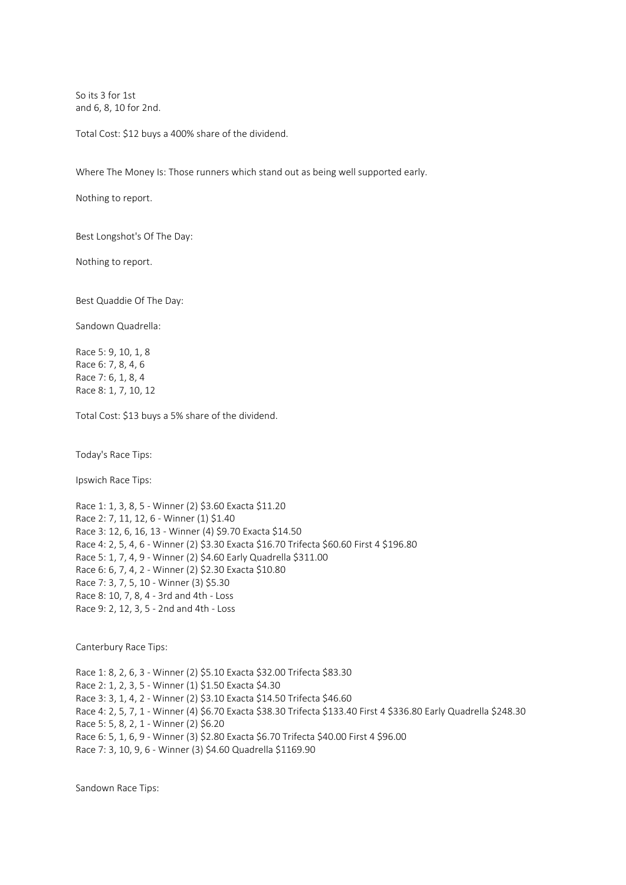So its 3 for 1st
and 6, 8, 10 for 2nd.

Total Cost: $12 buys a 400% share of the dividend.

Where The Money Is: Those runners which stand out as being well supported early.

Nothing to report.

Best Longshot's Of The Day:

Nothing to report.

Best Quaddie Of The Day:

Sandown Quadrella:

Race 5: 9, 10, 1, 8
Race 6: 7, 8, 4, 6
Race 7: 6, 1, 8, 4
Race 8: 1, 7, 10, 12

Total Cost: $13 buys a 5% share of the dividend.

Today's Race Tips:

Ipswich Race Tips:

Race 1: 1, 3, 8, 5 - Winner (2) $3.60 Exacta $11.20
Race 2: 7, 11, 12, 6 - Winner (1) $1.40
Race 3: 12, 6, 16, 13 - Winner (4) $9.70 Exacta $14.50
Race 4: 2, 5, 4, 6 - Winner (2) $3.30 Exacta $16.70 Trifecta $60.60 First 4 $196.80
Race 5: 1, 7, 4, 9 - Winner (2) $4.60 Early Quadrella $311.00
Race 6: 6, 7, 4, 2 - Winner (2) $2.30 Exacta $10.80
Race 7: 3, 7, 5, 10 - Winner (3) $5.30
Race 8: 10, 7, 8, 4 - 3rd and 4th - Loss
Race 9: 2, 12, 3, 5 - 2nd and 4th - Loss

Canterbury Race Tips:

Race 1: 8, 2, 6, 3 - Winner (2) $5.10 Exacta $32.00 Trifecta $83.30
Race 2: 1, 2, 3, 5 - Winner (1) $1.50 Exacta $4.30
Race 3: 3, 1, 4, 2 - Winner (2) $3.10 Exacta $14.50 Trifecta $46.60
Race 4: 2, 5, 7, 1 - Winner (4) $6.70 Exacta $38.30 Trifecta $133.40 First 4 $336.80 Early Quadrella $248.30
Race 5: 5, 8, 2, 1 - Winner (2) $6.20
Race 6: 5, 1, 6, 9 - Winner (3) $2.80 Exacta $6.70 Trifecta $40.00 First 4 $96.00
Race 7: 3, 10, 9, 6 - Winner (3) $4.60 Quadrella $1169.90

Sandown Race Tips: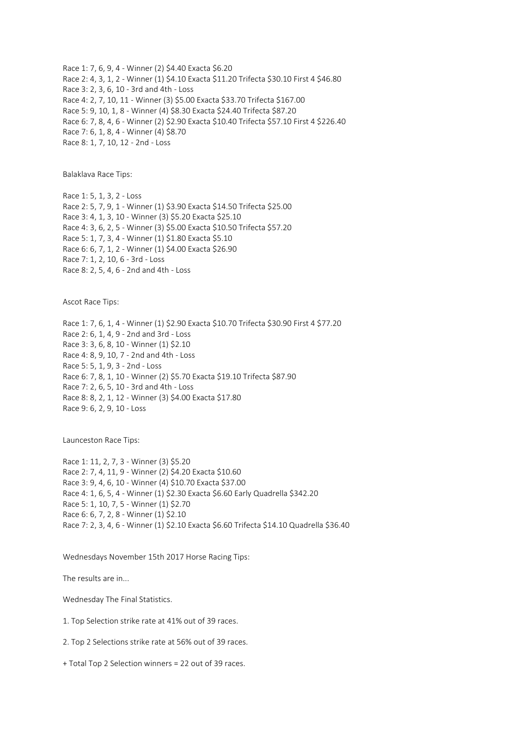Race 1: 7, 6, 9, 4 - Winner (2) $4.40 Exacta $6.20

Race 2: 4, 3, 1, 2 - Winner (1) $4.10 Exacta $11.20 Trifecta $30.10 First 4 $46.80

Race 3: 2, 3, 6, 10 - 3rd and 4th - Loss

Race 4: 2, 7, 10, 11 - Winner (3) $5.00 Exacta $33.70 Trifecta $167.00

Race 5: 9, 10, 1, 8 - Winner (4) $8.30 Exacta $24.40 Trifecta $87.20

Race 6: 7, 8, 4, 6 - Winner (2) $2.90 Exacta $10.40 Trifecta $57.10 First 4 $226.40

Race 7: 6, 1, 8, 4 - Winner (4) $8.70

Race 8: 1, 7, 10, 12 - 2nd - Loss

Balaklava Race Tips:

Race 1: 5, 1, 3, 2 - Loss

Race 2: 5, 7, 9, 1 - Winner (1) $3.90 Exacta $14.50 Trifecta $25.00

Race 3: 4, 1, 3, 10 - Winner (3) $5.20 Exacta $25.10

Race 4: 3, 6, 2, 5 - Winner (3) $5.00 Exacta $10.50 Trifecta $57.20

Race 5: 1, 7, 3, 4 - Winner (1) $1.80 Exacta $5.10

Race 6: 6, 7, 1, 2 - Winner (1) $4.00 Exacta $26.90

Race 7: 1, 2, 10, 6 - 3rd - Loss

Race 8: 2, 5, 4, 6 - 2nd and 4th - Loss

Ascot Race Tips:

Race 1: 7, 6, 1, 4 - Winner (1) $2.90 Exacta $10.70 Trifecta $30.90 First 4 $77.20

Race 2: 6, 1, 4, 9 - 2nd and 3rd - Loss

Race 3: 3, 6, 8, 10 - Winner (1) $2.10

Race 4: 8, 9, 10, 7 - 2nd and 4th - Loss

Race 5: 5, 1, 9, 3 - 2nd - Loss

Race 6: 7, 8, 1, 10 - Winner (2) $5.70 Exacta $19.10 Trifecta $87.90

Race 7: 2, 6, 5, 10 - 3rd and 4th - Loss

Race 8: 8, 2, 1, 12 - Winner (3) $4.00 Exacta $17.80

Race 9: 6, 2, 9, 10 - Loss

Launceston Race Tips:

Race 1: 11, 2, 7, 3 - Winner (3) $5.20

Race 2: 7, 4, 11, 9 - Winner (2) $4.20 Exacta $10.60

Race 3: 9, 4, 6, 10 - Winner (4) $10.70 Exacta $37.00

Race 4: 1, 6, 5, 4 - Winner (1) $2.30 Exacta $6.60 Early Quadrella $342.20

Race 5: 1, 10, 7, 5 - Winner (1) $2.70

Race 6: 6, 7, 2, 8 - Winner (1) $2.10

Race 7: 2, 3, 4, 6 - Winner (1) $2.10 Exacta $6.60 Trifecta $14.10 Quadrella $36.40

Wednesdays November 15th 2017 Horse Racing Tips:

The results are in...

Wednesday The Final Statistics.

1. Top Selection strike rate at 41% out of 39 races.

2. Top 2 Selections strike rate at 56% out of 39 races.

+ Total Top 2 Selection winners = 22 out of 39 races.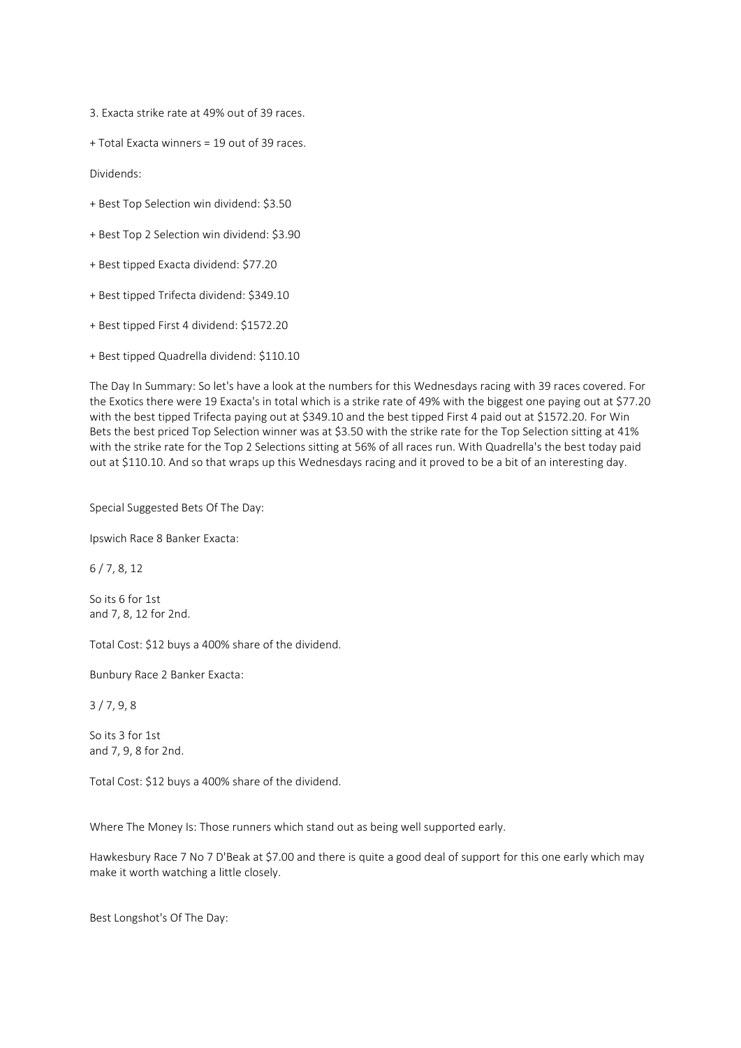3. Exacta strike rate at 49% out of 39 races.

+ Total Exacta winners = 19 out of 39 races.

Dividends:

+ Best Top Selection win dividend: $3.50

+ Best Top 2 Selection win dividend: $3.90

+ Best tipped Exacta dividend: $77.20

+ Best tipped Trifecta dividend: $349.10

+ Best tipped First 4 dividend: $1572.20

+ Best tipped Quadrella dividend: $110.10

The Day In Summary: So let's have a look at the numbers for this Wednesdays racing with 39 races covered. For the Exotics there were 19 Exacta's in total which is a strike rate of 49% with the biggest one paying out at $77.20 with the best tipped Trifecta paying out at $349.10 and the best tipped First 4 paid out at $1572.20. For Win Bets the best priced Top Selection winner was at $3.50 with the strike rate for the Top Selection sitting at 41% with the strike rate for the Top 2 Selections sitting at 56% of all races run. With Quadrella's the best today paid out at $110.10. And so that wraps up this Wednesdays racing and it proved to be a bit of an interesting day.

Special Suggested Bets Of The Day:

Ipswich Race 8 Banker Exacta:

6 / 7, 8, 12

So its 6 for 1st
and 7, 8, 12 for 2nd.

Total Cost: $12 buys a 400% share of the dividend.

Bunbury Race 2 Banker Exacta:

3 / 7, 9, 8

So its 3 for 1st
and 7, 9, 8 for 2nd.

Total Cost: $12 buys a 400% share of the dividend.

Where The Money Is: Those runners which stand out as being well supported early.

Hawkesbury Race 7 No 7 D'Beak at $7.00 and there is quite a good deal of support for this one early which may make it worth watching a little closely.

Best Longshot's Of The Day: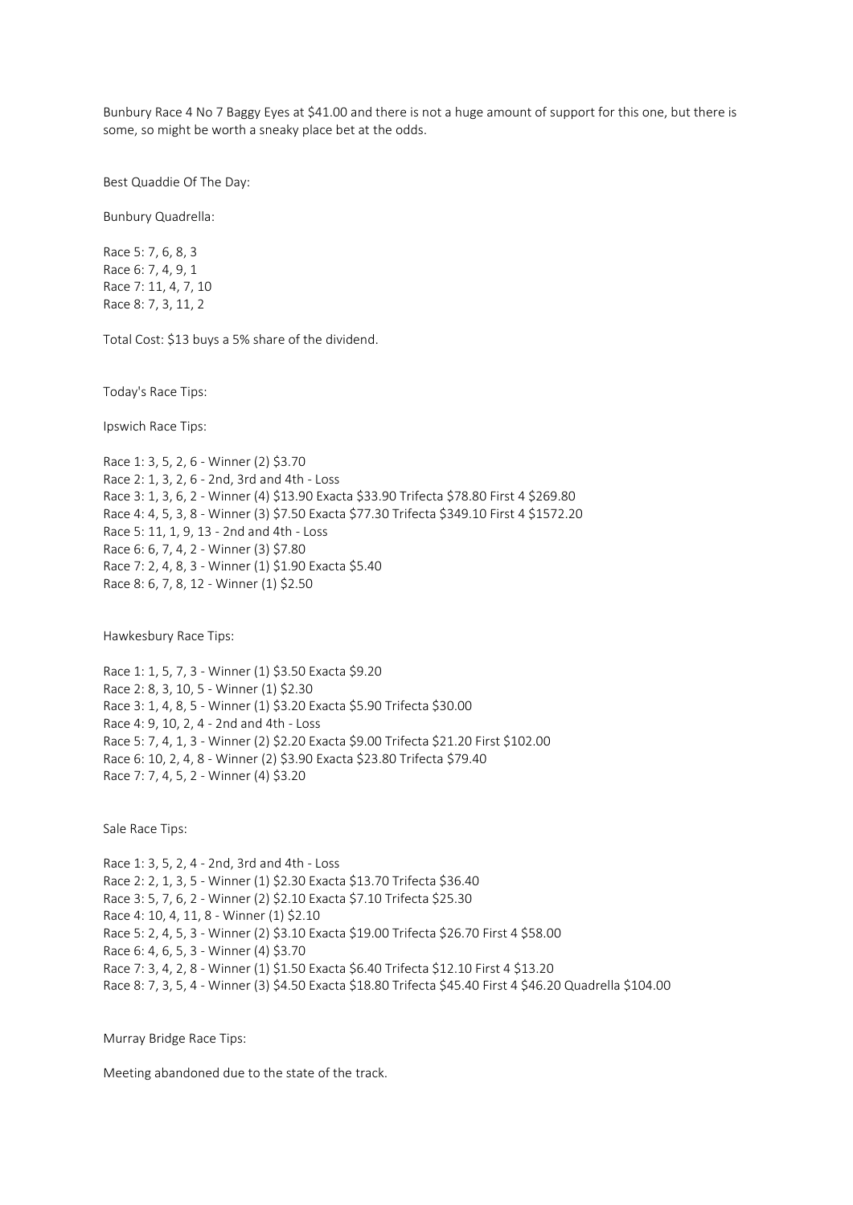Bunbury Race 4 No 7 Baggy Eyes at $41.00 and there is not a huge amount of support for this one, but there is some, so might be worth a sneaky place bet at the odds.

Best Quaddie Of The Day:

Bunbury Quadrella:

Race 5: 7, 6, 8, 3
Race 6: 7, 4, 9, 1
Race 7: 11, 4, 7, 10
Race 8: 7, 3, 11, 2

Total Cost: $13 buys a 5% share of the dividend.

Today's Race Tips:

Ipswich Race Tips:

Race 1: 3, 5, 2, 6 - Winner (2) $3.70
Race 2: 1, 3, 2, 6 - 2nd, 3rd and 4th - Loss
Race 3: 1, 3, 6, 2 - Winner (4) $13.90 Exacta $33.90 Trifecta $78.80 First 4 $269.80
Race 4: 4, 5, 3, 8 - Winner (3) $7.50 Exacta $77.30 Trifecta $349.10 First 4 $1572.20
Race 5: 11, 1, 9, 13 - 2nd and 4th - Loss
Race 6: 6, 7, 4, 2 - Winner (3) $7.80
Race 7: 2, 4, 8, 3 - Winner (1) $1.90 Exacta $5.40
Race 8: 6, 7, 8, 12 - Winner (1) $2.50

Hawkesbury Race Tips:

Race 1: 1, 5, 7, 3 - Winner (1) $3.50 Exacta $9.20
Race 2: 8, 3, 10, 5 - Winner (1) $2.30
Race 3: 1, 4, 8, 5 - Winner (1) $3.20 Exacta $5.90 Trifecta $30.00
Race 4: 9, 10, 2, 4 - 2nd and 4th - Loss
Race 5: 7, 4, 1, 3 - Winner (2) $2.20 Exacta $9.00 Trifecta $21.20 First $102.00
Race 6: 10, 2, 4, 8 - Winner (2) $3.90 Exacta $23.80 Trifecta $79.40
Race 7: 7, 4, 5, 2 - Winner (4) $3.20

Sale Race Tips:

Race 1: 3, 5, 2, 4 - 2nd, 3rd and 4th - Loss
Race 2: 2, 1, 3, 5 - Winner (1) $2.30 Exacta $13.70 Trifecta $36.40
Race 3: 5, 7, 6, 2 - Winner (2) $2.10 Exacta $7.10 Trifecta $25.30
Race 4: 10, 4, 11, 8 - Winner (1) $2.10
Race 5: 2, 4, 5, 3 - Winner (2) $3.10 Exacta $19.00 Trifecta $26.70 First 4 $58.00
Race 6: 4, 6, 5, 3 - Winner (4) $3.70
Race 7: 3, 4, 2, 8 - Winner (1) $1.50 Exacta $6.40 Trifecta $12.10 First 4 $13.20
Race 8: 7, 3, 5, 4 - Winner (3) $4.50 Exacta $18.80 Trifecta $45.40 First 4 $46.20 Quadrella $104.00

Murray Bridge Race Tips:

Meeting abandoned due to the state of the track.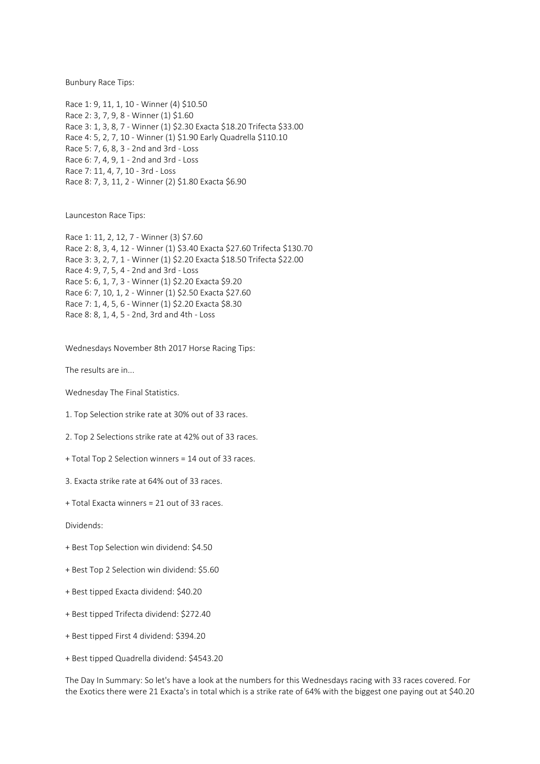Bunbury Race Tips:

Race 1: 9, 11, 1, 10 - Winner (4) $10.50
Race 2: 3, 7, 9, 8 - Winner (1) $1.60
Race 3: 1, 3, 8, 7 - Winner (1) $2.30 Exacta $18.20 Trifecta $33.00
Race 4: 5, 2, 7, 10 - Winner (1) $1.90 Early Quadrella $110.10
Race 5: 7, 6, 8, 3 - 2nd and 3rd - Loss
Race 6: 7, 4, 9, 1 - 2nd and 3rd - Loss
Race 7: 11, 4, 7, 10 - 3rd - Loss
Race 8: 7, 3, 11, 2 - Winner (2) $1.80 Exacta $6.90

Launceston Race Tips:

Race 1: 11, 2, 12, 7 - Winner (3) $7.60
Race 2: 8, 3, 4, 12 - Winner (1) $3.40 Exacta $27.60 Trifecta $130.70
Race 3: 3, 2, 7, 1 - Winner (1) $2.20 Exacta $18.50 Trifecta $22.00
Race 4: 9, 7, 5, 4 - 2nd and 3rd - Loss
Race 5: 6, 1, 7, 3 - Winner (1) $2.20 Exacta $9.20
Race 6: 7, 10, 1, 2 - Winner (1) $2.50 Exacta $27.60
Race 7: 1, 4, 5, 6 - Winner (1) $2.20 Exacta $8.30
Race 8: 8, 1, 4, 5 - 2nd, 3rd and 4th - Loss

Wednesdays November 8th 2017 Horse Racing Tips:

The results are in...

Wednesday The Final Statistics.

1. Top Selection strike rate at 30% out of 33 races.

2. Top 2 Selections strike rate at 42% out of 33 races.

+ Total Top 2 Selection winners = 14 out of 33 races.

3. Exacta strike rate at 64% out of 33 races.

+ Total Exacta winners = 21 out of 33 races.

Dividends:

+ Best Top Selection win dividend: $4.50

+ Best Top 2 Selection win dividend: $5.60

+ Best tipped Exacta dividend: $40.20

+ Best tipped Trifecta dividend: $272.40

+ Best tipped First 4 dividend: $394.20

+ Best tipped Quadrella dividend: $4543.20

The Day In Summary: So let's have a look at the numbers for this Wednesdays racing with 33 races covered. For the Exotics there were 21 Exacta's in total which is a strike rate of 64% with the biggest one paying out at $40.20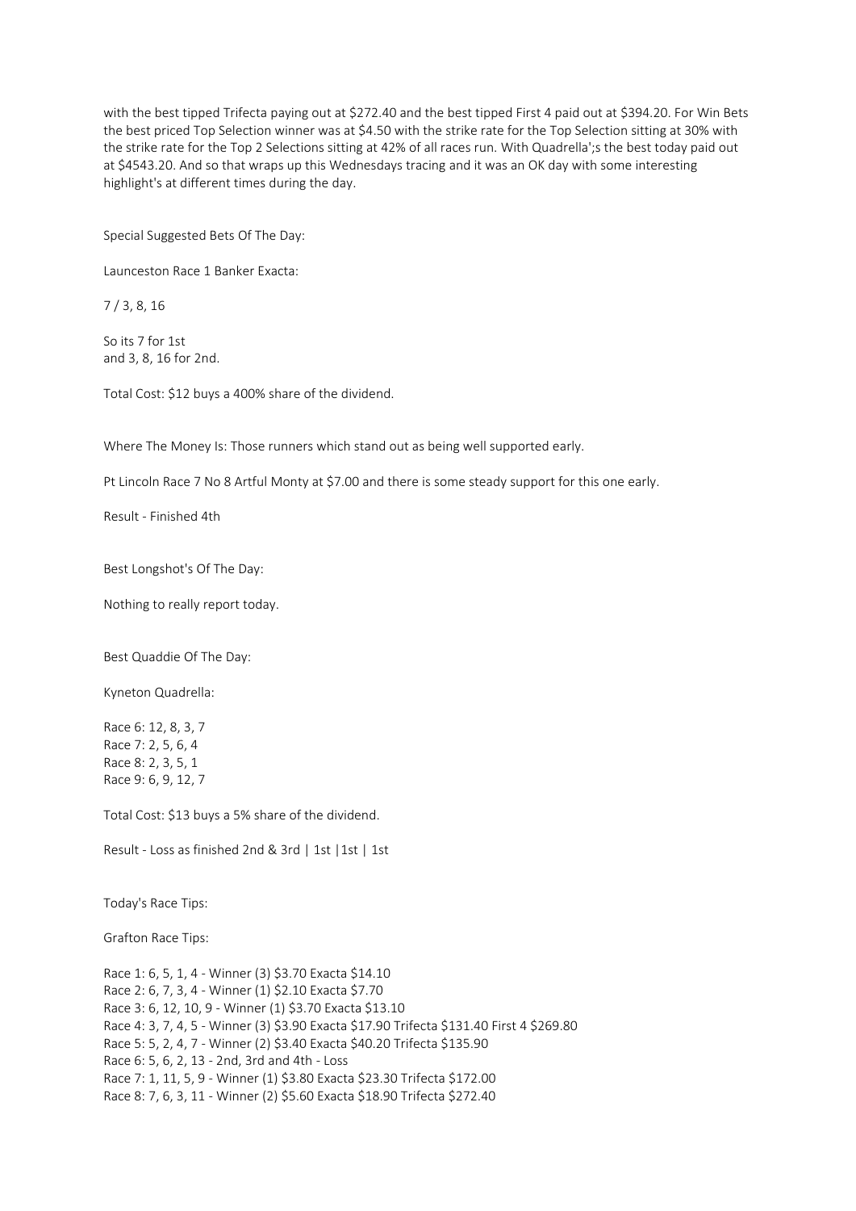with the best tipped Trifecta paying out at $272.40 and the best tipped First 4 paid out at $394.20. For Win Bets the best priced Top Selection winner was at $4.50 with the strike rate for the Top Selection sitting at 30% with the strike rate for the Top 2 Selections sitting at 42% of all races run. With Quadrella';s the best today paid out at $4543.20. And so that wraps up this Wednesdays tracing and it was an OK day with some interesting highlight's at different times during the day.

Special Suggested Bets Of The Day:

Launceston Race 1 Banker Exacta:

7 / 3, 8, 16

So its 7 for 1st
and 3, 8, 16 for 2nd.

Total Cost: $12 buys a 400% share of the dividend.

Where The Money Is: Those runners which stand out as being well supported early.

Pt Lincoln Race 7 No 8 Artful Monty at $7.00 and there is some steady support for this one early.

Result - Finished 4th

Best Longshot's Of The Day:

Nothing to really report today.

Best Quaddie Of The Day:

Kyneton Quadrella:

Race 6: 12, 8, 3, 7
Race 7: 2, 5, 6, 4
Race 8: 2, 3, 5, 1
Race 9: 6, 9, 12, 7

Total Cost: $13 buys a 5% share of the dividend.

Result - Loss as finished 2nd & 3rd | 1st |1st | 1st

Today's Race Tips:

Grafton Race Tips:

Race 1: 6, 5, 1, 4 - Winner (3) $3.70 Exacta $14.10
Race 2: 6, 7, 3, 4 - Winner (1) $2.10 Exacta $7.70
Race 3: 6, 12, 10, 9 - Winner (1) $3.70 Exacta $13.10
Race 4: 3, 7, 4, 5 - Winner (3) $3.90 Exacta $17.90 Trifecta $131.40 First 4 $269.80
Race 5: 5, 2, 4, 7 - Winner (2) $3.40 Exacta $40.20 Trifecta $135.90
Race 6: 5, 6, 2, 13 - 2nd, 3rd and 4th - Loss
Race 7: 1, 11, 5, 9 - Winner (1) $3.80 Exacta $23.30 Trifecta $172.00
Race 8: 7, 6, 3, 11 - Winner (2) $5.60 Exacta $18.90 Trifecta $272.40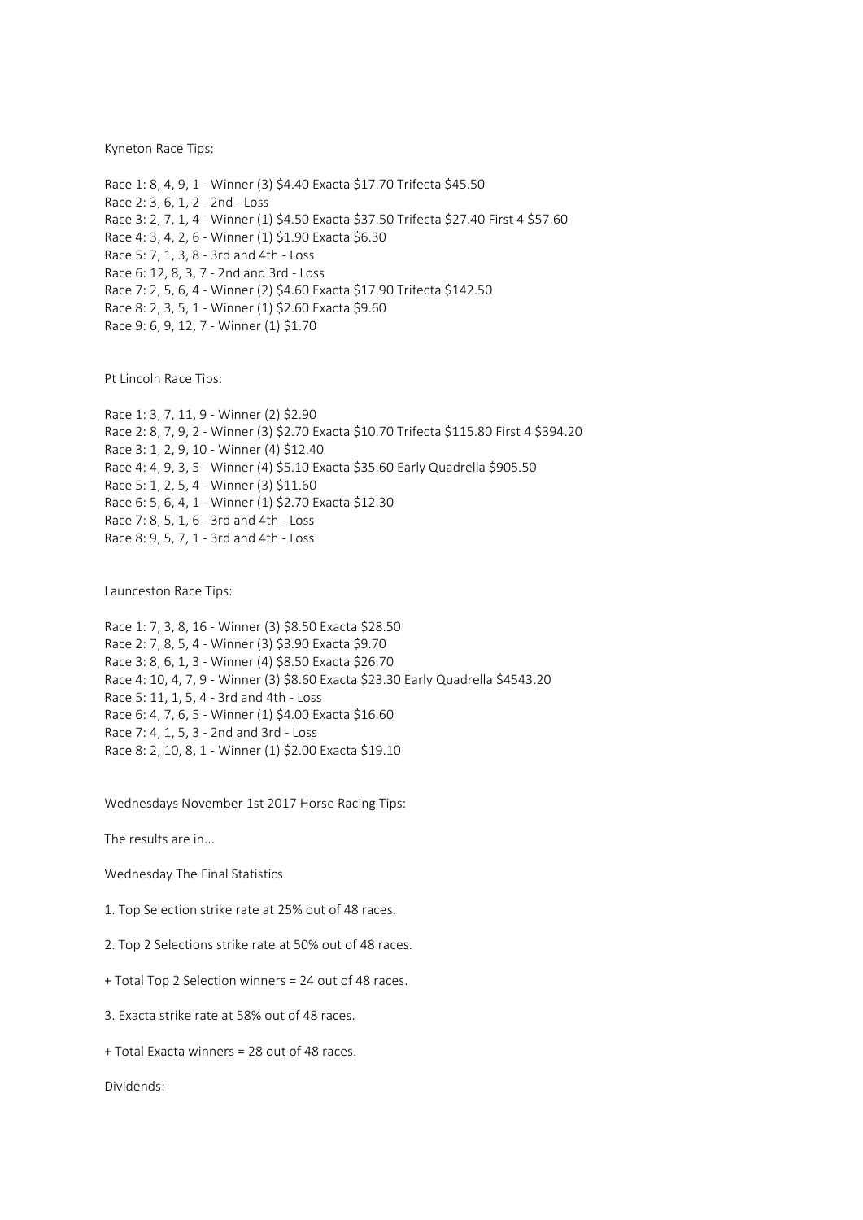Kyneton Race Tips:

Race 1: 8, 4, 9, 1 - Winner (3) $4.40 Exacta $17.70 Trifecta $45.50
Race 2: 3, 6, 1, 2 - 2nd - Loss
Race 3: 2, 7, 1, 4 - Winner (1) $4.50 Exacta $37.50 Trifecta $27.40 First 4 $57.60
Race 4: 3, 4, 2, 6 - Winner (1) $1.90 Exacta $6.30
Race 5: 7, 1, 3, 8 - 3rd and 4th - Loss
Race 6: 12, 8, 3, 7 - 2nd and 3rd - Loss
Race 7: 2, 5, 6, 4 - Winner (2) $4.60 Exacta $17.90 Trifecta $142.50
Race 8: 2, 3, 5, 1 - Winner (1) $2.60 Exacta $9.60
Race 9: 6, 9, 12, 7 - Winner (1) $1.70

Pt Lincoln Race Tips:

Race 1: 3, 7, 11, 9 - Winner (2) $2.90
Race 2: 8, 7, 9, 2 - Winner (3) $2.70 Exacta $10.70 Trifecta $115.80 First 4 $394.20
Race 3: 1, 2, 9, 10 - Winner (4) $12.40
Race 4: 4, 9, 3, 5 - Winner (4) $5.10 Exacta $35.60 Early Quadrella $905.50
Race 5: 1, 2, 5, 4 - Winner (3) $11.60
Race 6: 5, 6, 4, 1 - Winner (1) $2.70 Exacta $12.30
Race 7: 8, 5, 1, 6 - 3rd and 4th - Loss
Race 8: 9, 5, 7, 1 - 3rd and 4th - Loss

Launceston Race Tips:

Race 1: 7, 3, 8, 16 - Winner (3) $8.50 Exacta $28.50
Race 2: 7, 8, 5, 4 - Winner (3) $3.90 Exacta $9.70
Race 3: 8, 6, 1, 3 - Winner (4) $8.50 Exacta $26.70
Race 4: 10, 4, 7, 9 - Winner (3) $8.60 Exacta $23.30 Early Quadrella $4543.20
Race 5: 11, 1, 5, 4 - 3rd and 4th - Loss
Race 6: 4, 7, 6, 5 - Winner (1) $4.00 Exacta $16.60
Race 7: 4, 1, 5, 3 - 2nd and 3rd - Loss
Race 8: 2, 10, 8, 1 - Winner (1) $2.00 Exacta $19.10

Wednesdays November 1st 2017 Horse Racing Tips:

The results are in...

Wednesday The Final Statistics.

1. Top Selection strike rate at 25% out of 48 races.

2. Top 2 Selections strike rate at 50% out of 48 races.

+ Total Top 2 Selection winners = 24 out of 48 races.

3. Exacta strike rate at 58% out of 48 races.

+ Total Exacta winners = 28 out of 48 races.

Dividends: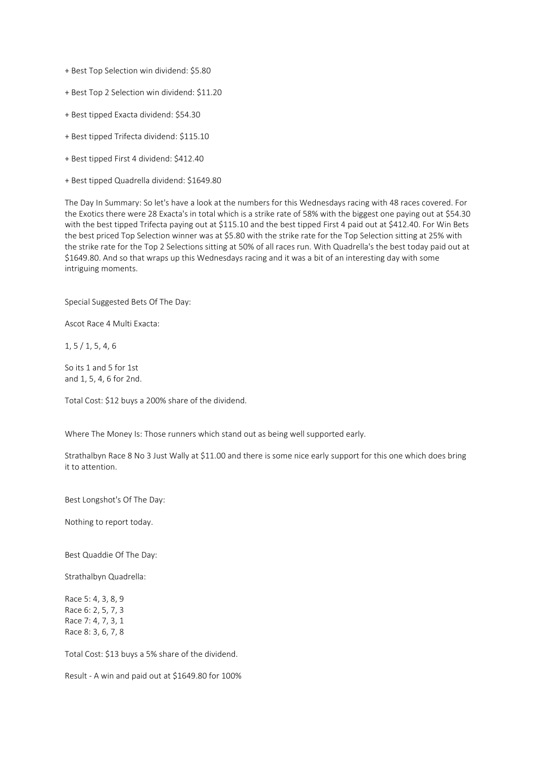+ Best Top Selection win dividend: $5.80

+ Best Top 2 Selection win dividend: $11.20

+ Best tipped Exacta dividend: $54.30

+ Best tipped Trifecta dividend: $115.10

+ Best tipped First 4 dividend: $412.40

+ Best tipped Quadrella dividend: $1649.80

The Day In Summary: So let's have a look at the numbers for this Wednesdays racing with 48 races covered. For the Exotics there were 28 Exacta's in total which is a strike rate of 58% with the biggest one paying out at $54.30 with the best tipped Trifecta paying out at $115.10 and the best tipped First 4 paid out at $412.40. For Win Bets the best priced Top Selection winner was at $5.80 with the strike rate for the Top Selection sitting at 25% with the strike rate for the Top 2 Selections sitting at 50% of all races run. With Quadrella's the best today paid out at $1649.80. And so that wraps up this Wednesdays racing and it was a bit of an interesting day with some intriguing moments.

Special Suggested Bets Of The Day:

Ascot Race 4 Multi Exacta:

1, 5 / 1, 5, 4, 6

So its 1 and 5 for 1st
and 1, 5, 4, 6 for 2nd.

Total Cost: $12 buys a 200% share of the dividend.

Where The Money Is: Those runners which stand out as being well supported early.

Strathalbyn Race 8 No 3 Just Wally at $11.00 and there is some nice early support for this one which does bring it to attention.

Best Longshot's Of The Day:

Nothing to report today.

Best Quaddie Of The Day:

Strathalbyn Quadrella:

Race 5: 4, 3, 8, 9
Race 6: 2, 5, 7, 3
Race 7: 4, 7, 3, 1
Race 8: 3, 6, 7, 8

Total Cost: $13 buys a 5% share of the dividend.

Result - A win and paid out at $1649.80 for 100%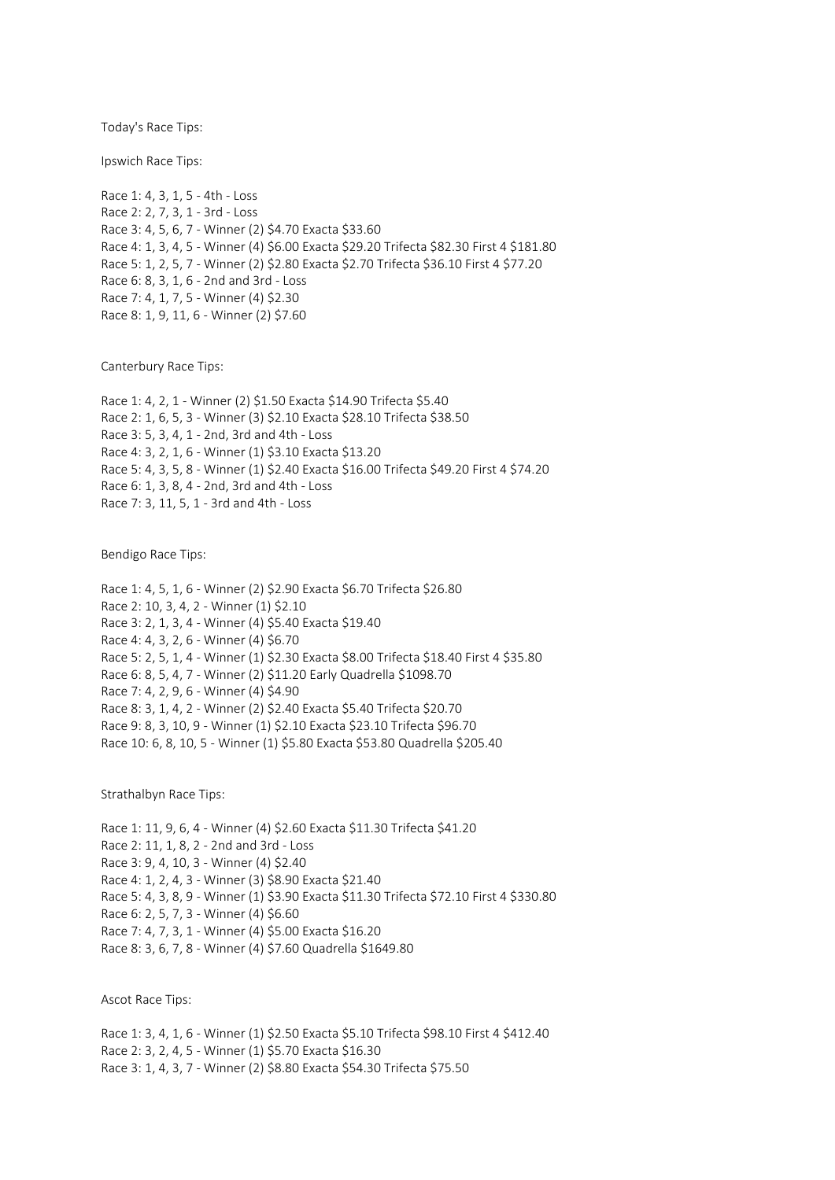Today's Race Tips:

Ipswich Race Tips:

Race 1: 4, 3, 1, 5 - 4th - Loss
Race 2: 2, 7, 3, 1 - 3rd - Loss
Race 3: 4, 5, 6, 7 - Winner (2) $4.70 Exacta $33.60
Race 4: 1, 3, 4, 5 - Winner (4) $6.00 Exacta $29.20 Trifecta $82.30 First 4 $181.80
Race 5: 1, 2, 5, 7 - Winner (2) $2.80 Exacta $2.70 Trifecta $36.10 First 4 $77.20
Race 6: 8, 3, 1, 6 - 2nd and 3rd - Loss
Race 7: 4, 1, 7, 5 - Winner (4) $2.30
Race 8: 1, 9, 11, 6 - Winner (2) $7.60

Canterbury Race Tips:

Race 1: 4, 2, 1 - Winner (2) $1.50 Exacta $14.90 Trifecta $5.40
Race 2: 1, 6, 5, 3 - Winner (3) $2.10 Exacta $28.10 Trifecta $38.50
Race 3: 5, 3, 4, 1 - 2nd, 3rd and 4th - Loss
Race 4: 3, 2, 1, 6 - Winner (1) $3.10 Exacta $13.20
Race 5: 4, 3, 5, 8 - Winner (1) $2.40 Exacta $16.00 Trifecta $49.20 First 4 $74.20
Race 6: 1, 3, 8, 4 - 2nd, 3rd and 4th - Loss
Race 7: 3, 11, 5, 1 - 3rd and 4th - Loss

Bendigo Race Tips:

Race 1: 4, 5, 1, 6 - Winner (2) $2.90 Exacta $6.70 Trifecta $26.80
Race 2: 10, 3, 4, 2 - Winner (1) $2.10
Race 3: 2, 1, 3, 4 - Winner (4) $5.40 Exacta $19.40
Race 4: 4, 3, 2, 6 - Winner (4) $6.70
Race 5: 2, 5, 1, 4 - Winner (1) $2.30 Exacta $8.00 Trifecta $18.40 First 4 $35.80
Race 6: 8, 5, 4, 7 - Winner (2) $11.20 Early Quadrella $1098.70
Race 7: 4, 2, 9, 6 - Winner (4) $4.90
Race 8: 3, 1, 4, 2 - Winner (2) $2.40 Exacta $5.40 Trifecta $20.70
Race 9: 8, 3, 10, 9 - Winner (1) $2.10 Exacta $23.10 Trifecta $96.70
Race 10: 6, 8, 10, 5 - Winner (1) $5.80 Exacta $53.80 Quadrella $205.40

Strathalbyn Race Tips:

Race 1: 11, 9, 6, 4 - Winner (4) $2.60 Exacta $11.30 Trifecta $41.20
Race 2: 11, 1, 8, 2 - 2nd and 3rd - Loss
Race 3: 9, 4, 10, 3 - Winner (4) $2.40
Race 4: 1, 2, 4, 3 - Winner (3) $8.90 Exacta $21.40
Race 5: 4, 3, 8, 9 - Winner (1) $3.90 Exacta $11.30 Trifecta $72.10 First 4 $330.80
Race 6: 2, 5, 7, 3 - Winner (4) $6.60
Race 7: 4, 7, 3, 1 - Winner (4) $5.00 Exacta $16.20
Race 8: 3, 6, 7, 8 - Winner (4) $7.60 Quadrella $1649.80

Ascot Race Tips:

Race 1: 3, 4, 1, 6 - Winner (1) $2.50 Exacta $5.10 Trifecta $98.10 First 4 $412.40
Race 2: 3, 2, 4, 5 - Winner (1) $5.70 Exacta $16.30
Race 3: 1, 4, 3, 7 - Winner (2) $8.80 Exacta $54.30 Trifecta $75.50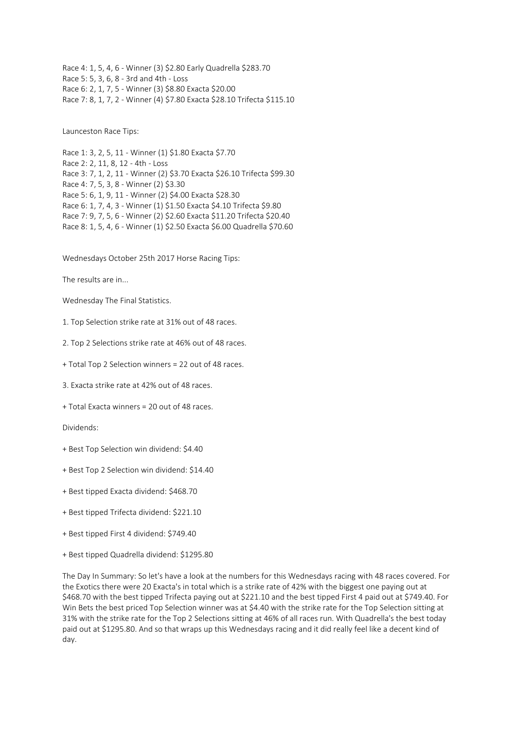Race 4: 1, 5, 4, 6 - Winner (3) $2.80 Early Quadrella $283.70
Race 5: 5, 3, 6, 8 - 3rd and 4th - Loss
Race 6: 2, 1, 7, 5 - Winner (3) $8.80 Exacta $20.00
Race 7: 8, 1, 7, 2 - Winner (4) $7.80 Exacta $28.10 Trifecta $115.10

Launceston Race Tips:

Race 1: 3, 2, 5, 11 - Winner (1) $1.80 Exacta $7.70
Race 2: 2, 11, 8, 12 - 4th - Loss
Race 3: 7, 1, 2, 11 - Winner (2) $3.70 Exacta $26.10 Trifecta $99.30
Race 4: 7, 5, 3, 8 - Winner (2) $3.30
Race 5: 6, 1, 9, 11 - Winner (2) $4.00 Exacta $28.30
Race 6: 1, 7, 4, 3 - Winner (1) $1.50 Exacta $4.10 Trifecta $9.80
Race 7: 9, 7, 5, 6 - Winner (2) $2.60 Exacta $11.20 Trifecta $20.40
Race 8: 1, 5, 4, 6 - Winner (1) $2.50 Exacta $6.00 Quadrella $70.60

Wednesdays October 25th 2017 Horse Racing Tips:

The results are in...

Wednesday The Final Statistics.

1. Top Selection strike rate at 31% out of 48 races.

2. Top 2 Selections strike rate at 46% out of 48 races.

+ Total Top 2 Selection winners = 22 out of 48 races.

3. Exacta strike rate at 42% out of 48 races.

+ Total Exacta winners = 20 out of 48 races.

Dividends:

+ Best Top Selection win dividend: $4.40

+ Best Top 2 Selection win dividend: $14.40

+ Best tipped Exacta dividend: $468.70

+ Best tipped Trifecta dividend: $221.10

+ Best tipped First 4 dividend: $749.40

+ Best tipped Quadrella dividend: $1295.80

The Day In Summary: So let's have a look at the numbers for this Wednesdays racing with 48 races covered. For the Exotics there were 20 Exacta's in total which is a strike rate of 42% with the biggest one paying out at $468.70 with the best tipped Trifecta paying out at $221.10 and the best tipped First 4 paid out at $749.40. For Win Bets the best priced Top Selection winner was at $4.40 with the strike rate for the Top Selection sitting at 31% with the strike rate for the Top 2 Selections sitting at 46% of all races run. With Quadrella's the best today paid out at $1295.80. And so that wraps up this Wednesdays racing and it did really feel like a decent kind of day.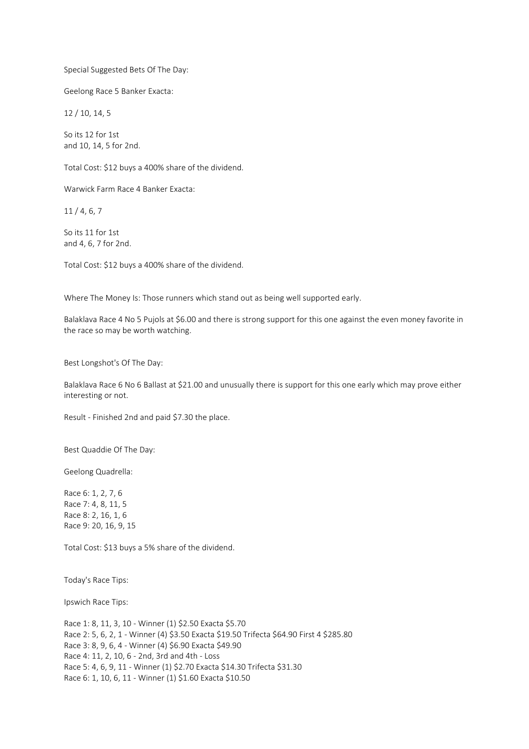Special Suggested Bets Of The Day:

Geelong Race 5 Banker Exacta:

12 / 10, 14, 5

So its 12 for 1st
and 10, 14, 5 for 2nd.

Total Cost: $12 buys a 400% share of the dividend.

Warwick Farm Race 4 Banker Exacta:

11 / 4, 6, 7

So its 11 for 1st
and 4, 6, 7 for 2nd.

Total Cost: $12 buys a 400% share of the dividend.

Where The Money Is: Those runners which stand out as being well supported early.

Balaklava Race 4 No 5 Pujols at $6.00 and there is strong support for this one against the even money favorite in the race so may be worth watching.

Best Longshot's Of The Day:

Balaklava Race 6 No 6 Ballast at $21.00 and unusually there is support for this one early which may prove either interesting or not.

Result - Finished 2nd and paid $7.30 the place.

Best Quaddie Of The Day:

Geelong Quadrella:

Race 6: 1, 2, 7, 6
Race 7: 4, 8, 11, 5
Race 8: 2, 16, 1, 6
Race 9: 20, 16, 9, 15

Total Cost: $13 buys a 5% share of the dividend.

Today's Race Tips:

Ipswich Race Tips:

Race 1: 8, 11, 3, 10 - Winner (1) $2.50 Exacta $5.70
Race 2: 5, 6, 2, 1 - Winner (4) $3.50 Exacta $19.50 Trifecta $64.90 First 4 $285.80
Race 3: 8, 9, 6, 4 - Winner (4) $6.90 Exacta $49.90
Race 4: 11, 2, 10, 6 - 2nd, 3rd and 4th - Loss
Race 5: 4, 6, 9, 11 - Winner (1) $2.70 Exacta $14.30 Trifecta $31.30
Race 6: 1, 10, 6, 11 - Winner (1) $1.60 Exacta $10.50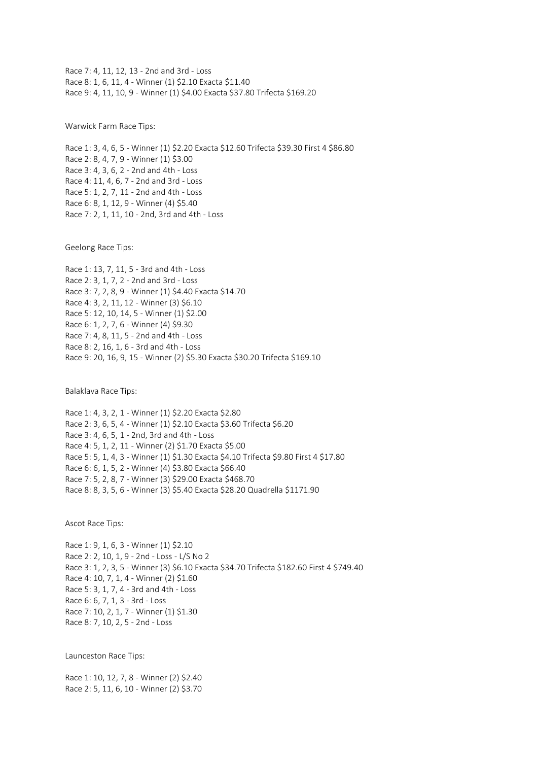Race 7: 4, 11, 12, 13 - 2nd and 3rd - Loss
Race 8: 1, 6, 11, 4 - Winner (1) $2.10 Exacta $11.40
Race 9: 4, 11, 10, 9 - Winner (1) $4.00 Exacta $37.80 Trifecta $169.20

Warwick Farm Race Tips:

Race 1: 3, 4, 6, 5 - Winner (1) $2.20 Exacta $12.60 Trifecta $39.30 First 4 $86.80
Race 2: 8, 4, 7, 9 - Winner (1) $3.00
Race 3: 4, 3, 6, 2 - 2nd and 4th - Loss
Race 4: 11, 4, 6, 7 - 2nd and 3rd - Loss
Race 5: 1, 2, 7, 11 - 2nd and 4th - Loss
Race 6: 8, 1, 12, 9 - Winner (4) $5.40
Race 7: 2, 1, 11, 10 - 2nd, 3rd and 4th - Loss

Geelong Race Tips:

Race 1: 13, 7, 11, 5 - 3rd and 4th - Loss
Race 2: 3, 1, 7, 2 - 2nd and 3rd - Loss
Race 3: 7, 2, 8, 9 - Winner (1) $4.40 Exacta $14.70
Race 4: 3, 2, 11, 12 - Winner (3) $6.10
Race 5: 12, 10, 14, 5 - Winner (1) $2.00
Race 6: 1, 2, 7, 6 - Winner (4) $9.30
Race 7: 4, 8, 11, 5 - 2nd and 4th - Loss
Race 8: 2, 16, 1, 6 - 3rd and 4th - Loss
Race 9: 20, 16, 9, 15 - Winner (2) $5.30 Exacta $30.20 Trifecta $169.10

Balaklava Race Tips:

Race 1: 4, 3, 2, 1 - Winner (1) $2.20 Exacta $2.80
Race 2: 3, 6, 5, 4 - Winner (1) $2.10 Exacta $3.60 Trifecta $6.20
Race 3: 4, 6, 5, 1 - 2nd, 3rd and 4th - Loss
Race 4: 5, 1, 2, 11 - Winner (2) $1.70 Exacta $5.00
Race 5: 5, 1, 4, 3 - Winner (1) $1.30 Exacta $4.10 Trifecta $9.80 First 4 $17.80
Race 6: 6, 1, 5, 2 - Winner (4) $3.80 Exacta $66.40
Race 7: 5, 2, 8, 7 - Winner (3) $29.00 Exacta $468.70
Race 8: 8, 3, 5, 6 - Winner (3) $5.40 Exacta $28.20 Quadrella $1171.90

Ascot Race Tips:

Race 1: 9, 1, 6, 3 - Winner (1) $2.10
Race 2: 2, 10, 1, 9 - 2nd - Loss - L/S No 2
Race 3: 1, 2, 3, 5 - Winner (3) $6.10 Exacta $34.70 Trifecta $182.60 First 4 $749.40
Race 4: 10, 7, 1, 4 - Winner (2) $1.60
Race 5: 3, 1, 7, 4 - 3rd and 4th - Loss
Race 6: 6, 7, 1, 3 - 3rd - Loss
Race 7: 10, 2, 1, 7 - Winner (1) $1.30
Race 8: 7, 10, 2, 5 - 2nd - Loss

Launceston Race Tips:

Race 1: 10, 12, 7, 8 - Winner (2) $2.40
Race 2: 5, 11, 6, 10 - Winner (2) $3.70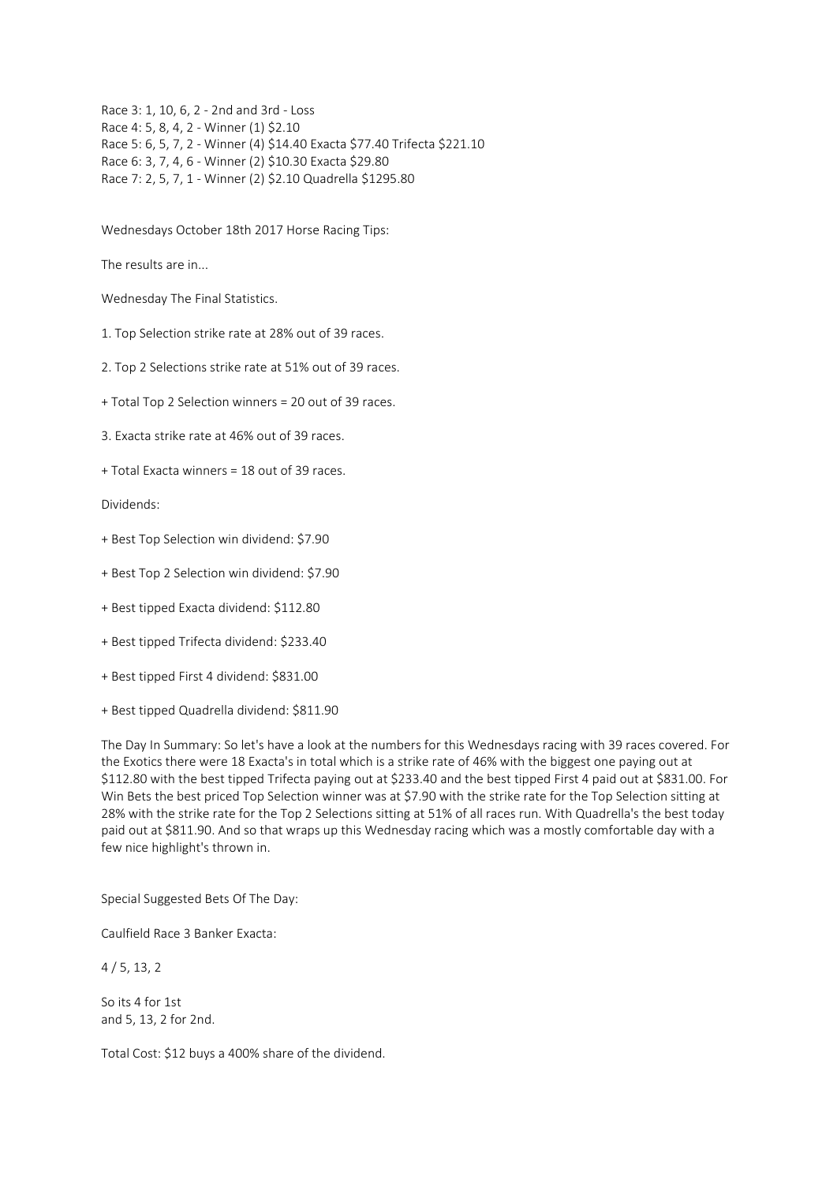Race 3: 1, 10, 6, 2 - 2nd and 3rd - Loss
Race 4: 5, 8, 4, 2 - Winner (1) $2.10
Race 5: 6, 5, 7, 2 - Winner (4) $14.40 Exacta $77.40 Trifecta $221.10
Race 6: 3, 7, 4, 6 - Winner (2) $10.30 Exacta $29.80
Race 7: 2, 5, 7, 1 - Winner (2) $2.10 Quadrella $1295.80

Wednesdays October 18th 2017 Horse Racing Tips:

The results are in...

Wednesday The Final Statistics.

1. Top Selection strike rate at 28% out of 39 races.

2. Top 2 Selections strike rate at 51% out of 39 races.

+ Total Top 2 Selection winners = 20 out of 39 races.

3. Exacta strike rate at 46% out of 39 races.

+ Total Exacta winners = 18 out of 39 races.

Dividends:

+ Best Top Selection win dividend: $7.90

+ Best Top 2 Selection win dividend: $7.90

+ Best tipped Exacta dividend: $112.80

+ Best tipped Trifecta dividend: $233.40

+ Best tipped First 4 dividend: $831.00

+ Best tipped Quadrella dividend: $811.90

The Day In Summary: So let's have a look at the numbers for this Wednesdays racing with 39 races covered. For the Exotics there were 18 Exacta's in total which is a strike rate of 46% with the biggest one paying out at $112.80 with the best tipped Trifecta paying out at $233.40 and the best tipped First 4 paid out at $831.00. For Win Bets the best priced Top Selection winner was at $7.90 with the strike rate for the Top Selection sitting at 28% with the strike rate for the Top 2 Selections sitting at 51% of all races run. With Quadrella's the best today paid out at $811.90. And so that wraps up this Wednesday racing which was a mostly comfortable day with a few nice highlight's thrown in.

Special Suggested Bets Of The Day:

Caulfield Race 3 Banker Exacta:

4 / 5, 13, 2

So its 4 for 1st
and 5, 13, 2 for 2nd.

Total Cost: $12 buys a 400% share of the dividend.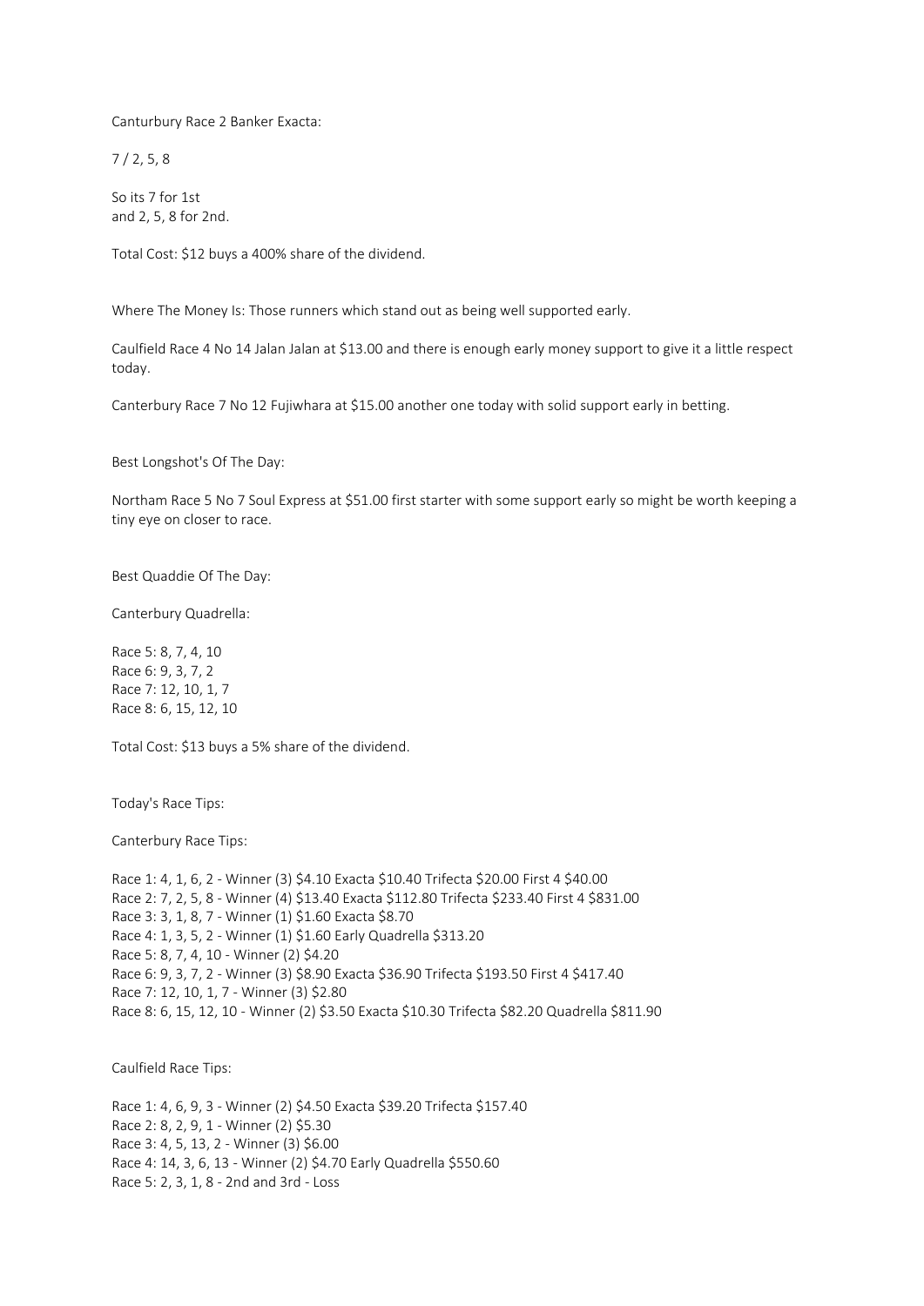Canturbury Race 2 Banker Exacta:

7 / 2, 5, 8

So its 7 for 1st
and 2, 5, 8 for 2nd.

Total Cost: $12 buys a 400% share of the dividend.

Where The Money Is: Those runners which stand out as being well supported early.

Caulfield Race 4 No 14 Jalan Jalan at $13.00 and there is enough early money support to give it a little respect today.

Canterbury Race 7 No 12 Fujiwhara at $15.00 another one today with solid support early in betting.

Best Longshot's Of The Day:

Northam Race 5 No 7 Soul Express at $51.00 first starter with some support early so might be worth keeping a tiny eye on closer to race.

Best Quaddie Of The Day:

Canterbury Quadrella:

Race 5: 8, 7, 4, 10
Race 6: 9, 3, 7, 2
Race 7: 12, 10, 1, 7
Race 8: 6, 15, 12, 10

Total Cost: $13 buys a 5% share of the dividend.

Today's Race Tips:

Canterbury Race Tips:

Race 1: 4, 1, 6, 2 - Winner (3) $4.10 Exacta $10.40 Trifecta $20.00 First 4 $40.00
Race 2: 7, 2, 5, 8 - Winner (4) $13.40 Exacta $112.80 Trifecta $233.40 First 4 $831.00
Race 3: 3, 1, 8, 7 - Winner (1) $1.60 Exacta $8.70
Race 4: 1, 3, 5, 2 - Winner (1) $1.60 Early Quadrella $313.20
Race 5: 8, 7, 4, 10 - Winner (2) $4.20
Race 6: 9, 3, 7, 2 - Winner (3) $8.90 Exacta $36.90 Trifecta $193.50 First 4 $417.40
Race 7: 12, 10, 1, 7 - Winner (3) $2.80
Race 8: 6, 15, 12, 10 - Winner (2) $3.50 Exacta $10.30 Trifecta $82.20 Quadrella $811.90

Caulfield Race Tips:

Race 1: 4, 6, 9, 3 - Winner (2) $4.50 Exacta $39.20 Trifecta $157.40
Race 2: 8, 2, 9, 1 - Winner (2) $5.30
Race 3: 4, 5, 13, 2 - Winner (3) $6.00
Race 4: 14, 3, 6, 13 - Winner (2) $4.70 Early Quadrella $550.60
Race 5: 2, 3, 1, 8 - 2nd and 3rd - Loss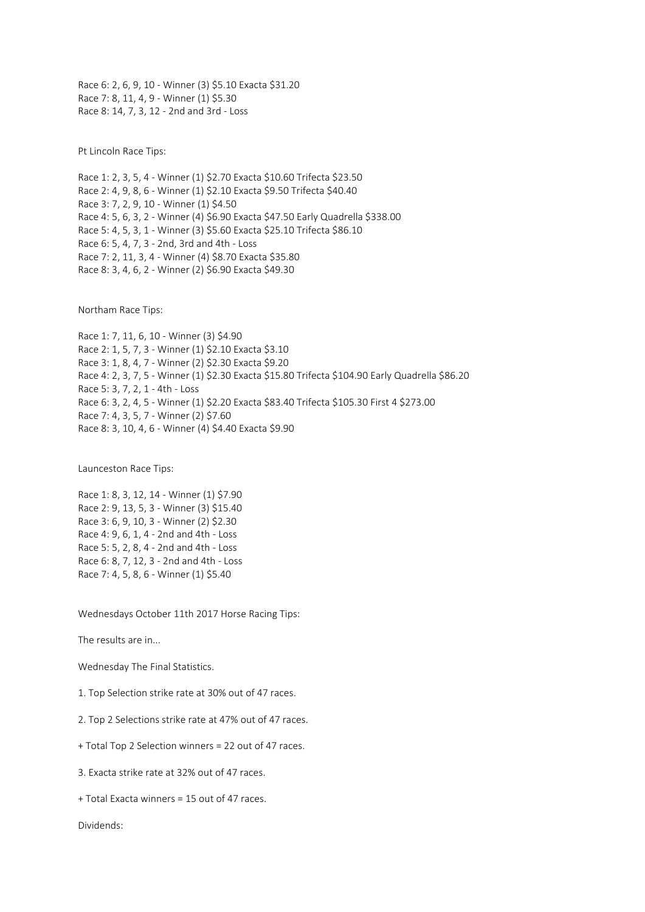Race 6: 2, 6, 9, 10 - Winner (3) $5.10 Exacta $31.20
Race 7: 8, 11, 4, 9 - Winner (1) $5.30
Race 8: 14, 7, 3, 12 - 2nd and 3rd - Loss

Pt Lincoln Race Tips:

Race 1: 2, 3, 5, 4 - Winner (1) $2.70 Exacta $10.60 Trifecta $23.50
Race 2: 4, 9, 8, 6 - Winner (1) $2.10 Exacta $9.50 Trifecta $40.40
Race 3: 7, 2, 9, 10 - Winner (1) $4.50
Race 4: 5, 6, 3, 2 - Winner (4) $6.90 Exacta $47.50 Early Quadrella $338.00
Race 5: 4, 5, 3, 1 - Winner (3) $5.60 Exacta $25.10 Trifecta $86.10
Race 6: 5, 4, 7, 3 - 2nd, 3rd and 4th - Loss
Race 7: 2, 11, 3, 4 - Winner (4) $8.70 Exacta $35.80
Race 8: 3, 4, 6, 2 - Winner (2) $6.90 Exacta $49.30

Northam Race Tips:

Race 1: 7, 11, 6, 10 - Winner (3) $4.90
Race 2: 1, 5, 7, 3 - Winner (1) $2.10 Exacta $3.10
Race 3: 1, 8, 4, 7 - Winner (2) $2.30 Exacta $9.20
Race 4: 2, 3, 7, 5 - Winner (1) $2.30 Exacta $15.80 Trifecta $104.90 Early Quadrella $86.20
Race 5: 3, 7, 2, 1 - 4th - Loss
Race 6: 3, 2, 4, 5 - Winner (1) $2.20 Exacta $83.40 Trifecta $105.30 First 4 $273.00
Race 7: 4, 3, 5, 7 - Winner (2) $7.60
Race 8: 3, 10, 4, 6 - Winner (4) $4.40 Exacta $9.90

Launceston Race Tips:

Race 1: 8, 3, 12, 14 - Winner (1) $7.90
Race 2: 9, 13, 5, 3 - Winner (3) $15.40
Race 3: 6, 9, 10, 3 - Winner (2) $2.30
Race 4: 9, 6, 1, 4 - 2nd and 4th - Loss
Race 5: 5, 2, 8, 4 - 2nd and 4th - Loss
Race 6: 8, 7, 12, 3 - 2nd and 4th - Loss
Race 7: 4, 5, 8, 6 - Winner (1) $5.40

Wednesdays October 11th 2017 Horse Racing Tips:

The results are in...

Wednesday The Final Statistics.

1. Top Selection strike rate at 30% out of 47 races.

2. Top 2 Selections strike rate at 47% out of 47 races.

+ Total Top 2 Selection winners = 22 out of 47 races.

3. Exacta strike rate at 32% out of 47 races.

+ Total Exacta winners = 15 out of 47 races.

Dividends: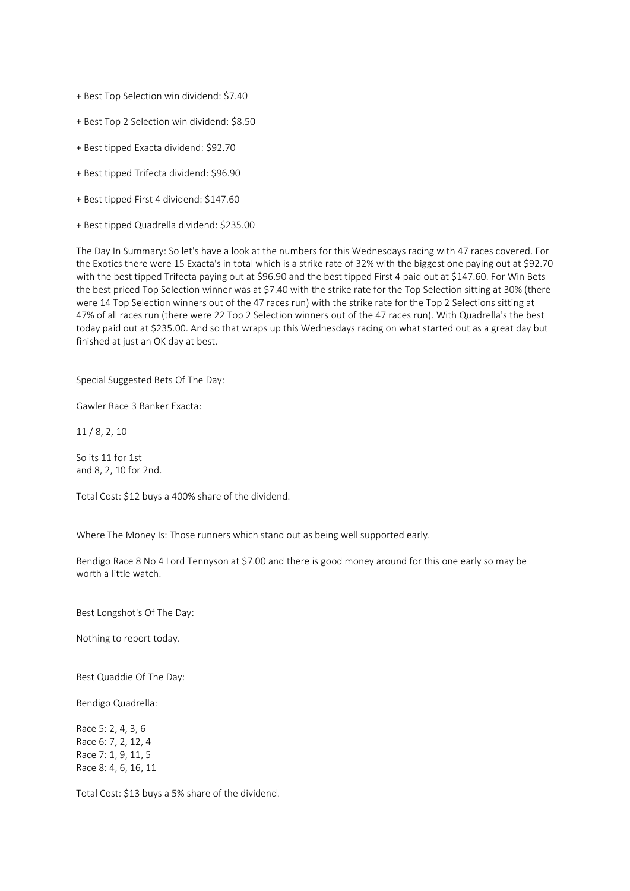+ Best Top Selection win dividend: $7.40

+ Best Top 2 Selection win dividend: $8.50

+ Best tipped Exacta dividend: $92.70

+ Best tipped Trifecta dividend: $96.90

+ Best tipped First 4 dividend: $147.60

+ Best tipped Quadrella dividend: $235.00

The Day In Summary: So let's have a look at the numbers for this Wednesdays racing with 47 races covered. For the Exotics there were 15 Exacta's in total which is a strike rate of 32% with the biggest one paying out at $92.70 with the best tipped Trifecta paying out at $96.90 and the best tipped First 4 paid out at $147.60. For Win Bets the best priced Top Selection winner was at $7.40 with the strike rate for the Top Selection sitting at 30% (there were 14 Top Selection winners out of the 47 races run) with the strike rate for the Top 2 Selections sitting at 47% of all races run (there were 22 Top 2 Selection winners out of the 47 races run). With Quadrella's the best today paid out at $235.00. And so that wraps up this Wednesdays racing on what started out as a great day but finished at just an OK day at best.

Special Suggested Bets Of The Day:

Gawler Race 3 Banker Exacta:

11 / 8, 2, 10

So its 11 for 1st
and 8, 2, 10 for 2nd.

Total Cost: $12 buys a 400% share of the dividend.

Where The Money Is: Those runners which stand out as being well supported early.

Bendigo Race 8 No 4 Lord Tennyson at $7.00 and there is good money around for this one early so may be worth a little watch.

Best Longshot's Of The Day:

Nothing to report today.

Best Quaddie Of The Day:

Bendigo Quadrella:

Race 5: 2, 4, 3, 6
Race 6: 7, 2, 12, 4
Race 7: 1, 9, 11, 5
Race 8: 4, 6, 16, 11

Total Cost: $13 buys a 5% share of the dividend.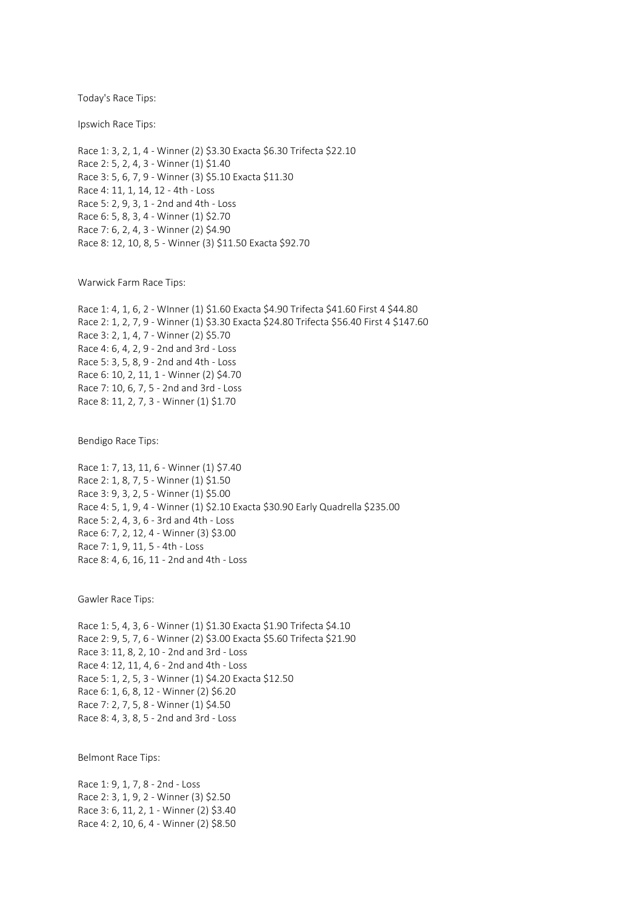Today's Race Tips:

Ipswich Race Tips:

Race 1: 3, 2, 1, 4 - Winner (2) $3.30 Exacta $6.30 Trifecta $22.10
Race 2: 5, 2, 4, 3 - Winner (1) $1.40
Race 3: 5, 6, 7, 9 - Winner (3) $5.10 Exacta $11.30
Race 4: 11, 1, 14, 12 - 4th - Loss
Race 5: 2, 9, 3, 1 - 2nd and 4th - Loss
Race 6: 5, 8, 3, 4 - Winner (1) $2.70
Race 7: 6, 2, 4, 3 - Winner (2) $4.90
Race 8: 12, 10, 8, 5 - Winner (3) $11.50 Exacta $92.70

Warwick Farm Race Tips:

Race 1: 4, 1, 6, 2 - WInner (1) $1.60 Exacta $4.90 Trifecta $41.60 First 4 $44.80
Race 2: 1, 2, 7, 9 - Winner (1) $3.30 Exacta $24.80 Trifecta $56.40 First 4 $147.60
Race 3: 2, 1, 4, 7 - Winner (2) $5.70
Race 4: 6, 4, 2, 9 - 2nd and 3rd - Loss
Race 5: 3, 5, 8, 9 - 2nd and 4th - Loss
Race 6: 10, 2, 11, 1 - Winner (2) $4.70
Race 7: 10, 6, 7, 5 - 2nd and 3rd - Loss
Race 8: 11, 2, 7, 3 - Winner (1) $1.70

Bendigo Race Tips:

Race 1: 7, 13, 11, 6 - Winner (1) $7.40
Race 2: 1, 8, 7, 5 - Winner (1) $1.50
Race 3: 9, 3, 2, 5 - Winner (1) $5.00
Race 4: 5, 1, 9, 4 - Winner (1) $2.10 Exacta $30.90 Early Quadrella $235.00
Race 5: 2, 4, 3, 6 - 3rd and 4th - Loss
Race 6: 7, 2, 12, 4 - Winner (3) $3.00
Race 7: 1, 9, 11, 5 - 4th - Loss
Race 8: 4, 6, 16, 11 - 2nd and 4th - Loss

Gawler Race Tips:

Race 1: 5, 4, 3, 6 - Winner (1) $1.30 Exacta $1.90 Trifecta $4.10
Race 2: 9, 5, 7, 6 - Winner (2) $3.00 Exacta $5.60 Trifecta $21.90
Race 3: 11, 8, 2, 10 - 2nd and 3rd - Loss
Race 4: 12, 11, 4, 6 - 2nd and 4th - Loss
Race 5: 1, 2, 5, 3 - Winner (1) $4.20 Exacta $12.50
Race 6: 1, 6, 8, 12 - Winner (2) $6.20
Race 7: 2, 7, 5, 8 - Winner (1) $4.50
Race 8: 4, 3, 8, 5 - 2nd and 3rd - Loss

Belmont Race Tips:

Race 1: 9, 1, 7, 8 - 2nd - Loss
Race 2: 3, 1, 9, 2 - Winner (3) $2.50
Race 3: 6, 11, 2, 1 - Winner (2) $3.40
Race 4: 2, 10, 6, 4 - Winner (2) $8.50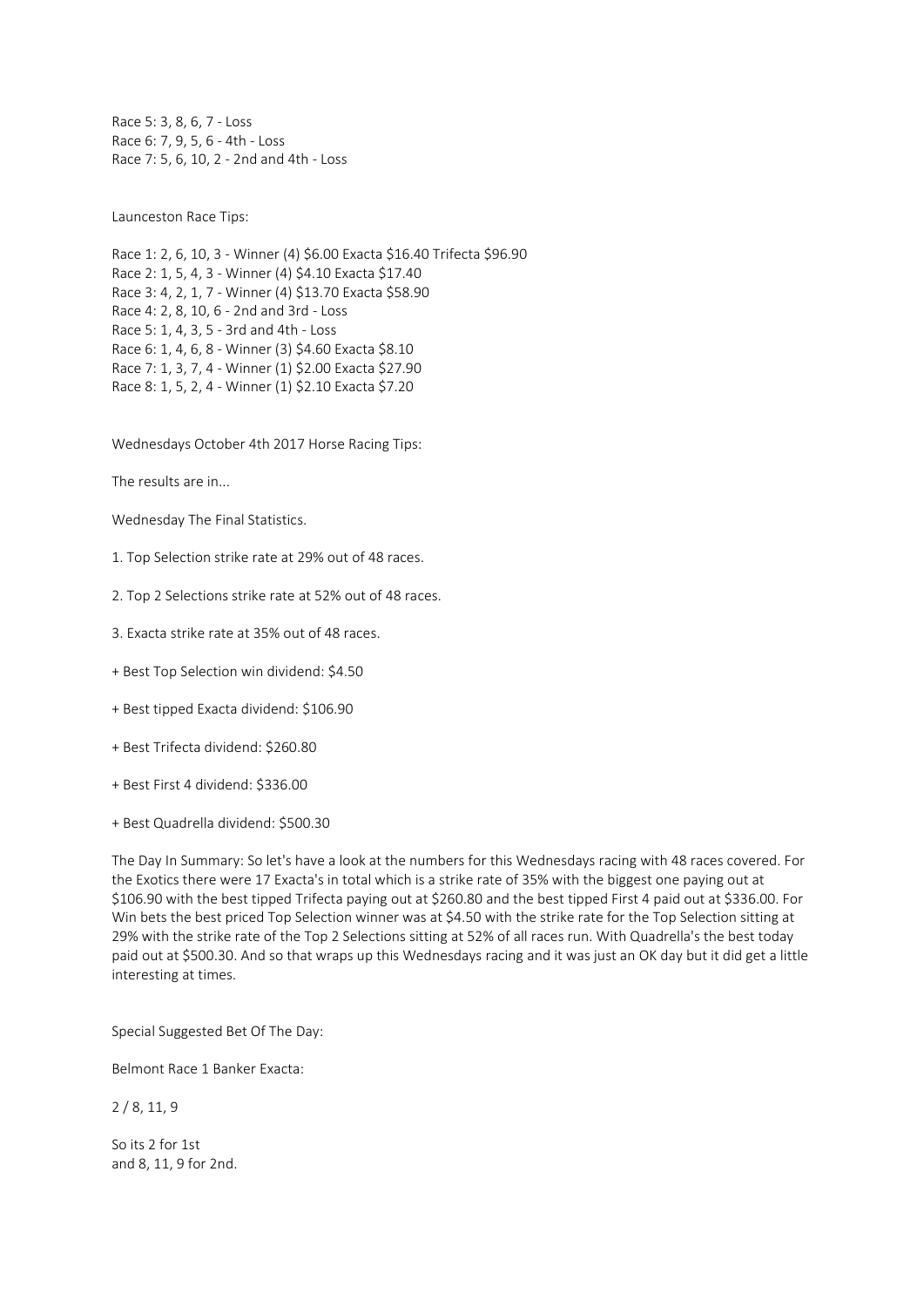Race 5: 3, 8, 6, 7 - Loss
Race 6: 7, 9, 5, 6 - 4th - Loss
Race 7: 5, 6, 10, 2 - 2nd and 4th - Loss

Launceston Race Tips:

Race 1: 2, 6, 10, 3 - Winner (4) $6.00 Exacta $16.40 Trifecta $96.90
Race 2: 1, 5, 4, 3 - Winner (4) $4.10 Exacta $17.40
Race 3: 4, 2, 1, 7 - Winner (4) $13.70 Exacta $58.90
Race 4: 2, 8, 10, 6 - 2nd and 3rd - Loss
Race 5: 1, 4, 3, 5 - 3rd and 4th - Loss
Race 6: 1, 4, 6, 8 - Winner (3) $4.60 Exacta $8.10
Race 7: 1, 3, 7, 4 - Winner (1) $2.00 Exacta $27.90
Race 8: 1, 5, 2, 4 - Winner (1) $2.10 Exacta $7.20

Wednesdays October 4th 2017 Horse Racing Tips:

The results are in...

Wednesday The Final Statistics.

1. Top Selection strike rate at 29% out of 48 races.

2. Top 2 Selections strike rate at 52% out of 48 races.

3. Exacta strike rate at 35% out of 48 races.

+ Best Top Selection win dividend: $4.50

+ Best tipped Exacta dividend: $106.90

+ Best Trifecta dividend: $260.80

+ Best First 4 dividend: $336.00

+ Best Quadrella dividend: $500.30

The Day In Summary: So let's have a look at the numbers for this Wednesdays racing with 48 races covered. For the Exotics there were 17 Exacta's in total which is a strike rate of 35% with the biggest one paying out at $106.90 with the best tipped Trifecta paying out at $260.80 and the best tipped First 4 paid out at $336.00. For Win bets the best priced Top Selection winner was at $4.50 with the strike rate for the Top Selection sitting at 29% with the strike rate of the Top 2 Selections sitting at 52% of all races run. With Quadrella's the best today paid out at $500.30. And so that wraps up this Wednesdays racing and it was just an OK day but it did get a little interesting at times.

Special Suggested Bet Of The Day:

Belmont Race 1 Banker Exacta:

2 / 8, 11, 9

So its 2 for 1st
and 8, 11, 9 for 2nd.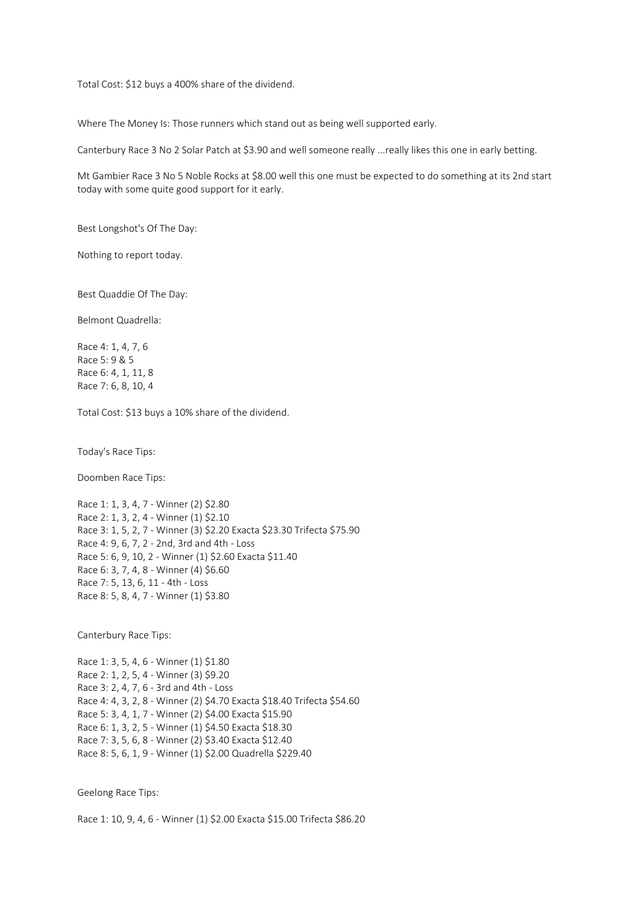Total Cost: $12 buys a 400% share of the dividend.

Where The Money Is: Those runners which stand out as being well supported early.

Canterbury Race 3 No 2 Solar Patch at $3.90 and well someone really ...really likes this one in early betting.

Mt Gambier Race 3 No 5 Noble Rocks at $8.00 well this one must be expected to do something at its 2nd start today with some quite good support for it early.

Best Longshot's Of The Day:

Nothing to report today.

Best Quaddie Of The Day:

Belmont Quadrella:

Race 4: 1, 4, 7, 6
Race 5: 9 & 5
Race 6: 4, 1, 11, 8
Race 7: 6, 8, 10, 4

Total Cost: $13 buys a 10% share of the dividend.

Today's Race Tips:

Doomben Race Tips:

Race 1: 1, 3, 4, 7 - Winner (2) $2.80
Race 2: 1, 3, 2, 4 - Winner (1) $2.10
Race 3: 1, 5, 2, 7 - Winner (3) $2.20 Exacta $23.30 Trifecta $75.90
Race 4: 9, 6, 7, 2 - 2nd, 3rd and 4th - Loss
Race 5: 6, 9, 10, 2 - Winner (1) $2.60 Exacta $11.40
Race 6: 3, 7, 4, 8 - Winner (4) $6.60
Race 7: 5, 13, 6, 11 - 4th - Loss
Race 8: 5, 8, 4, 7 - Winner (1) $3.80

Canterbury Race Tips:

Race 1: 3, 5, 4, 6 - Winner (1) $1.80
Race 2: 1, 2, 5, 4 - Winner (3) $9.20
Race 3: 2, 4, 7, 6 - 3rd and 4th - Loss
Race 4: 4, 3, 2, 8 - Winner (2) $4.70 Exacta $18.40 Trifecta $54.60
Race 5: 3, 4, 1, 7 - Winner (2) $4.00 Exacta $15.90
Race 6: 1, 3, 2, 5 - Winner (1) $4.50 Exacta $18.30
Race 7: 3, 5, 6, 8 - Winner (2) $3.40 Exacta $12.40
Race 8: 5, 6, 1, 9 - Winner (1) $2.00 Quadrella $229.40

Geelong Race Tips:

Race 1: 10, 9, 4, 6 - Winner (1) $2.00 Exacta $15.00 Trifecta $86.20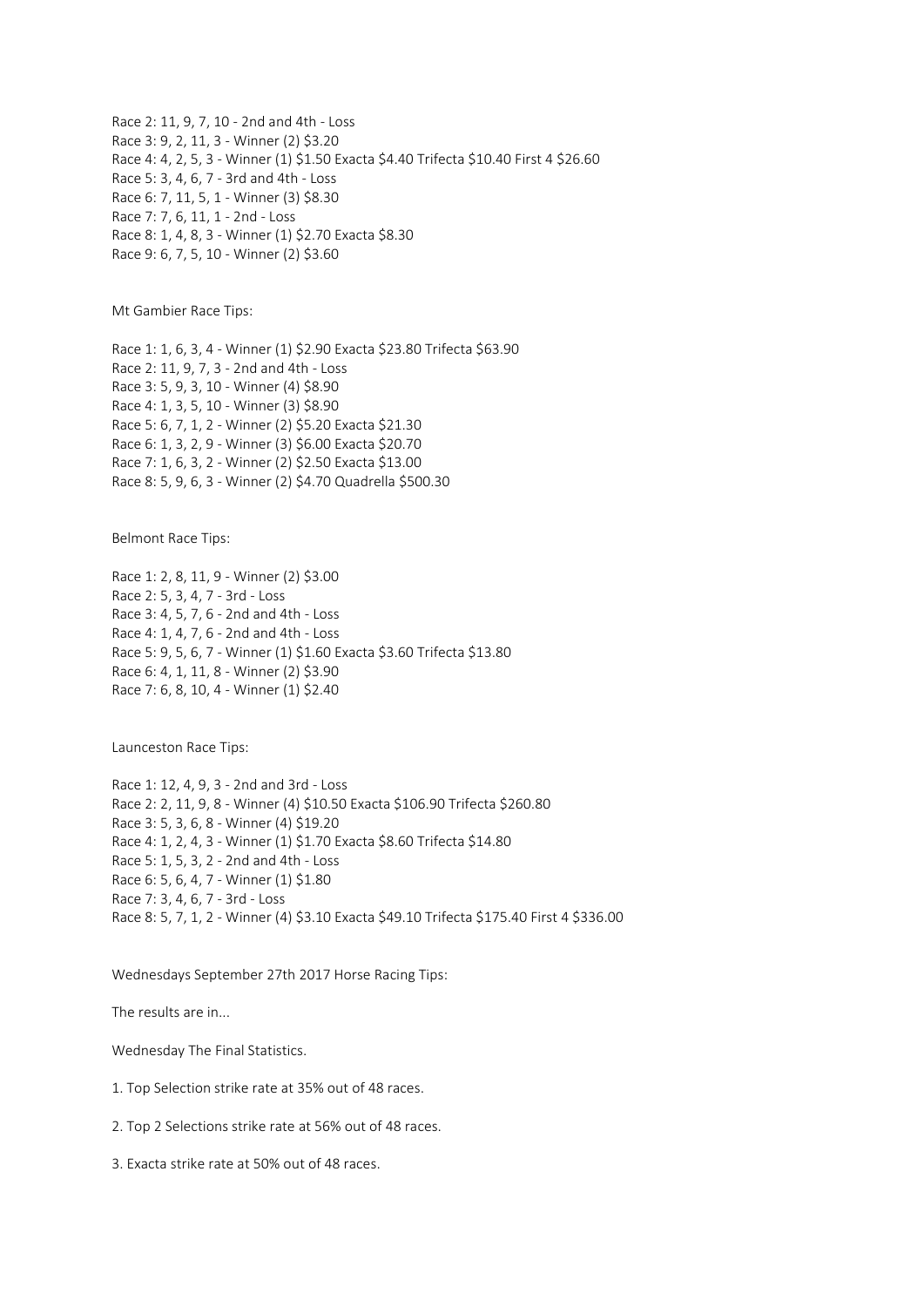Race 2: 11, 9, 7, 10 - 2nd and 4th - Loss
Race 3: 9, 2, 11, 3 - Winner (2) $3.20
Race 4: 4, 2, 5, 3 - Winner (1) $1.50 Exacta $4.40 Trifecta $10.40 First 4 $26.60
Race 5: 3, 4, 6, 7 - 3rd and 4th - Loss
Race 6: 7, 11, 5, 1 - Winner (3) $8.30
Race 7: 7, 6, 11, 1 - 2nd - Loss
Race 8: 1, 4, 8, 3 - Winner (1) $2.70 Exacta $8.30
Race 9: 6, 7, 5, 10 - Winner (2) $3.60

Mt Gambier Race Tips:

Race 1: 1, 6, 3, 4 - Winner (1) $2.90 Exacta $23.80 Trifecta $63.90
Race 2: 11, 9, 7, 3 - 2nd and 4th - Loss
Race 3: 5, 9, 3, 10 - Winner (4) $8.90
Race 4: 1, 3, 5, 10 - Winner (3) $8.90
Race 5: 6, 7, 1, 2 - Winner (2) $5.20 Exacta $21.30
Race 6: 1, 3, 2, 9 - Winner (3) $6.00 Exacta $20.70
Race 7: 1, 6, 3, 2 - Winner (2) $2.50 Exacta $13.00
Race 8: 5, 9, 6, 3 - Winner (2) $4.70 Quadrella $500.30

Belmont Race Tips:

Race 1: 2, 8, 11, 9 - Winner (2) $3.00
Race 2: 5, 3, 4, 7 - 3rd - Loss
Race 3: 4, 5, 7, 6 - 2nd and 4th - Loss
Race 4: 1, 4, 7, 6 - 2nd and 4th - Loss
Race 5: 9, 5, 6, 7 - Winner (1) $1.60 Exacta $3.60 Trifecta $13.80
Race 6: 4, 1, 11, 8 - Winner (2) $3.90
Race 7: 6, 8, 10, 4 - Winner (1) $2.40

Launceston Race Tips:

Race 1: 12, 4, 9, 3 - 2nd and 3rd - Loss
Race 2: 2, 11, 9, 8 - Winner (4) $10.50 Exacta $106.90 Trifecta $260.80
Race 3: 5, 3, 6, 8 - Winner (4) $19.20
Race 4: 1, 2, 4, 3 - Winner (1) $1.70 Exacta $8.60 Trifecta $14.80
Race 5: 1, 5, 3, 2 - 2nd and 4th - Loss
Race 6: 5, 6, 4, 7 - Winner (1) $1.80
Race 7: 3, 4, 6, 7 - 3rd - Loss
Race 8: 5, 7, 1, 2 - Winner (4) $3.10 Exacta $49.10 Trifecta $175.40 First 4 $336.00

Wednesdays September 27th 2017 Horse Racing Tips:

The results are in...

Wednesday The Final Statistics.

1. Top Selection strike rate at 35% out of 48 races.

2. Top 2 Selections strike rate at 56% out of 48 races.

3. Exacta strike rate at 50% out of 48 races.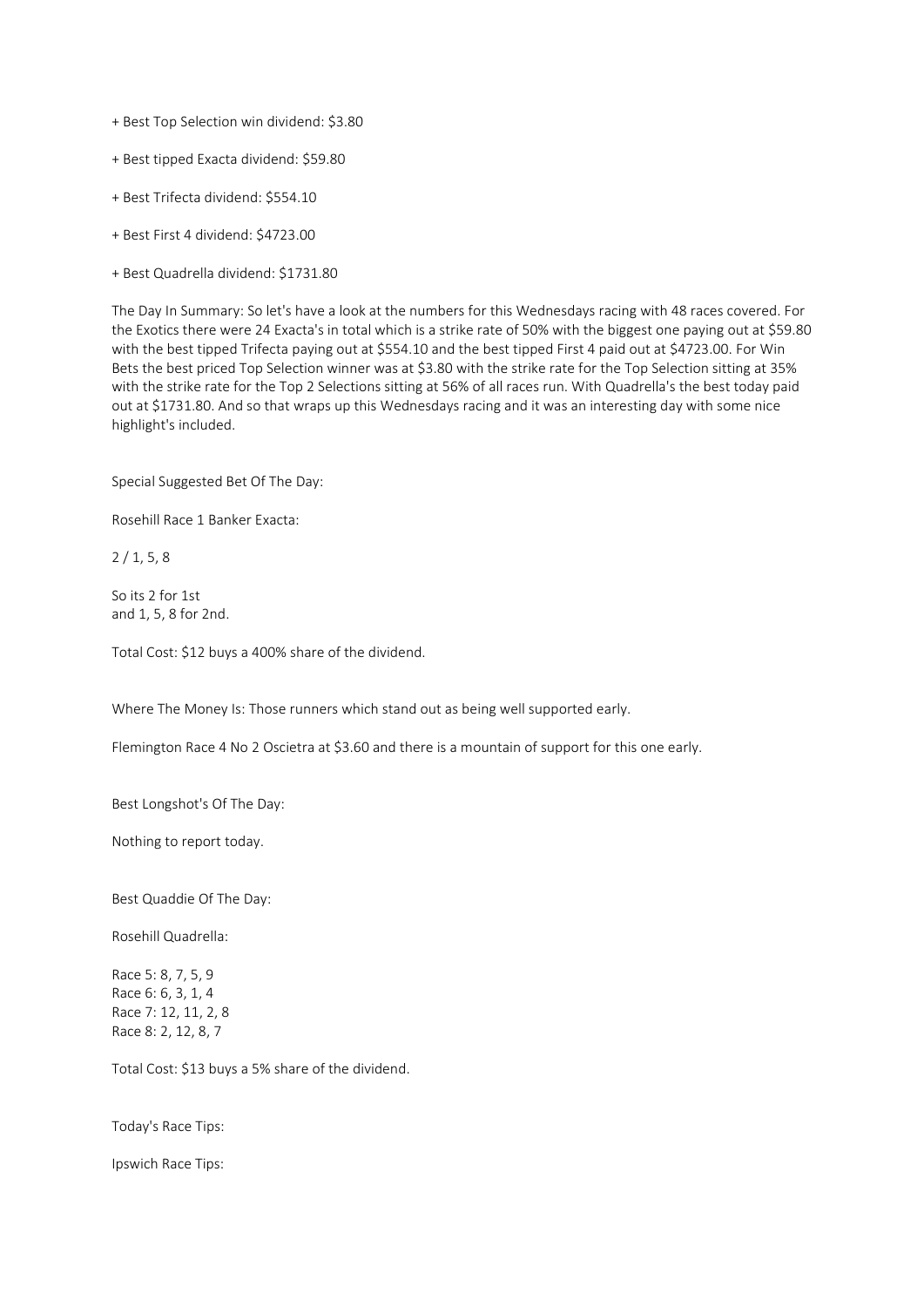+ Best Top Selection win dividend: $3.80

+ Best tipped Exacta dividend: $59.80

+ Best Trifecta dividend: $554.10

+ Best First 4 dividend: $4723.00

+ Best Quadrella dividend: $1731.80

The Day In Summary: So let's have a look at the numbers for this Wednesdays racing with 48 races covered. For the Exotics there were 24 Exacta's in total which is a strike rate of 50% with the biggest one paying out at $59.80 with the best tipped Trifecta paying out at $554.10 and the best tipped First 4 paid out at $4723.00. For Win Bets the best priced Top Selection winner was at $3.80 with the strike rate for the Top Selection sitting at 35% with the strike rate for the Top 2 Selections sitting at 56% of all races run. With Quadrella's the best today paid out at $1731.80. And so that wraps up this Wednesdays racing and it was an interesting day with some nice highlight's included.

Special Suggested Bet Of The Day:

Rosehill Race 1 Banker Exacta:

2 / 1, 5, 8

So its 2 for 1st
and 1, 5, 8 for 2nd.

Total Cost: $12 buys a 400% share of the dividend.

Where The Money Is: Those runners which stand out as being well supported early.

Flemington Race 4 No 2 Oscietra at $3.60 and there is a mountain of support for this one early.

Best Longshot's Of The Day:

Nothing to report today.

Best Quaddie Of The Day:

Rosehill Quadrella:

Race 5: 8, 7, 5, 9
Race 6: 6, 3, 1, 4
Race 7: 12, 11, 2, 8
Race 8: 2, 12, 8, 7

Total Cost: $13 buys a 5% share of the dividend.

Today's Race Tips:

Ipswich Race Tips: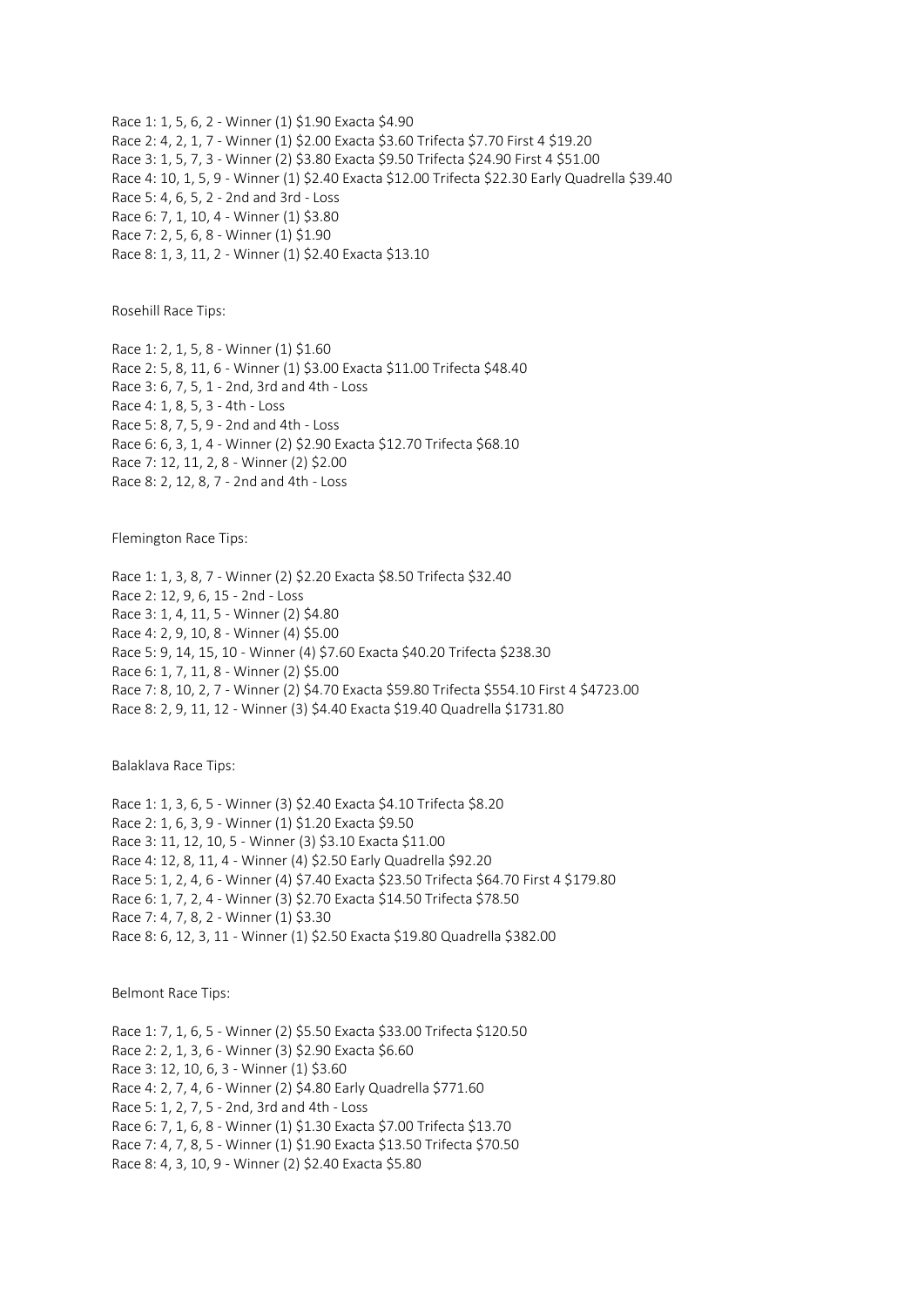Race 1: 1, 5, 6, 2 - Winner (1) $1.90 Exacta $4.90
Race 2: 4, 2, 1, 7 - Winner (1) $2.00 Exacta $3.60 Trifecta $7.70 First 4 $19.20
Race 3: 1, 5, 7, 3 - Winner (2) $3.80 Exacta $9.50 Trifecta $24.90 First 4 $51.00
Race 4: 10, 1, 5, 9 - Winner (1) $2.40 Exacta $12.00 Trifecta $22.30 Early Quadrella $39.40
Race 5: 4, 6, 5, 2 - 2nd and 3rd - Loss
Race 6: 7, 1, 10, 4 - Winner (1) $3.80
Race 7: 2, 5, 6, 8 - Winner (1) $1.90
Race 8: 1, 3, 11, 2 - Winner (1) $2.40 Exacta $13.10

Rosehill Race Tips:

Race 1: 2, 1, 5, 8 - Winner (1) $1.60
Race 2: 5, 8, 11, 6 - Winner (1) $3.00 Exacta $11.00 Trifecta $48.40
Race 3: 6, 7, 5, 1 - 2nd, 3rd and 4th - Loss
Race 4: 1, 8, 5, 3 - 4th - Loss
Race 5: 8, 7, 5, 9 - 2nd and 4th - Loss
Race 6: 6, 3, 1, 4 - Winner (2) $2.90 Exacta $12.70 Trifecta $68.10
Race 7: 12, 11, 2, 8 - Winner (2) $2.00
Race 8: 2, 12, 8, 7 - 2nd and 4th - Loss

Flemington Race Tips:

Race 1: 1, 3, 8, 7 - Winner (2) $2.20 Exacta $8.50 Trifecta $32.40
Race 2: 12, 9, 6, 15 - 2nd - Loss
Race 3: 1, 4, 11, 5 - Winner (2) $4.80
Race 4: 2, 9, 10, 8 - Winner (4) $5.00
Race 5: 9, 14, 15, 10 - Winner (4) $7.60 Exacta $40.20 Trifecta $238.30
Race 6: 1, 7, 11, 8 - Winner (2) $5.00
Race 7: 8, 10, 2, 7 - Winner (2) $4.70 Exacta $59.80 Trifecta $554.10 First 4 $4723.00
Race 8: 2, 9, 11, 12 - Winner (3) $4.40 Exacta $19.40 Quadrella $1731.80

Balaklava Race Tips:

Race 1: 1, 3, 6, 5 - Winner (3) $2.40 Exacta $4.10 Trifecta $8.20
Race 2: 1, 6, 3, 9 - Winner (1) $1.20 Exacta $9.50
Race 3: 11, 12, 10, 5 - Winner (3) $3.10 Exacta $11.00
Race 4: 12, 8, 11, 4 - Winner (4) $2.50 Early Quadrella $92.20
Race 5: 1, 2, 4, 6 - Winner (4) $7.40 Exacta $23.50 Trifecta $64.70 First 4 $179.80
Race 6: 1, 7, 2, 4 - Winner (3) $2.70 Exacta $14.50 Trifecta $78.50
Race 7: 4, 7, 8, 2 - Winner (1) $3.30
Race 8: 6, 12, 3, 11 - Winner (1) $2.50 Exacta $19.80 Quadrella $382.00

Belmont Race Tips:

Race 1: 7, 1, 6, 5 - Winner (2) $5.50 Exacta $33.00 Trifecta $120.50
Race 2: 2, 1, 3, 6 - Winner (3) $2.90 Exacta $6.60
Race 3: 12, 10, 6, 3 - Winner (1) $3.60
Race 4: 2, 7, 4, 6 - Winner (2) $4.80 Early Quadrella $771.60
Race 5: 1, 2, 7, 5 - 2nd, 3rd and 4th - Loss
Race 6: 7, 1, 6, 8 - Winner (1) $1.30 Exacta $7.00 Trifecta $13.70
Race 7: 4, 7, 8, 5 - Winner (1) $1.90 Exacta $13.50 Trifecta $70.50
Race 8: 4, 3, 10, 9 - Winner (2) $2.40 Exacta $5.80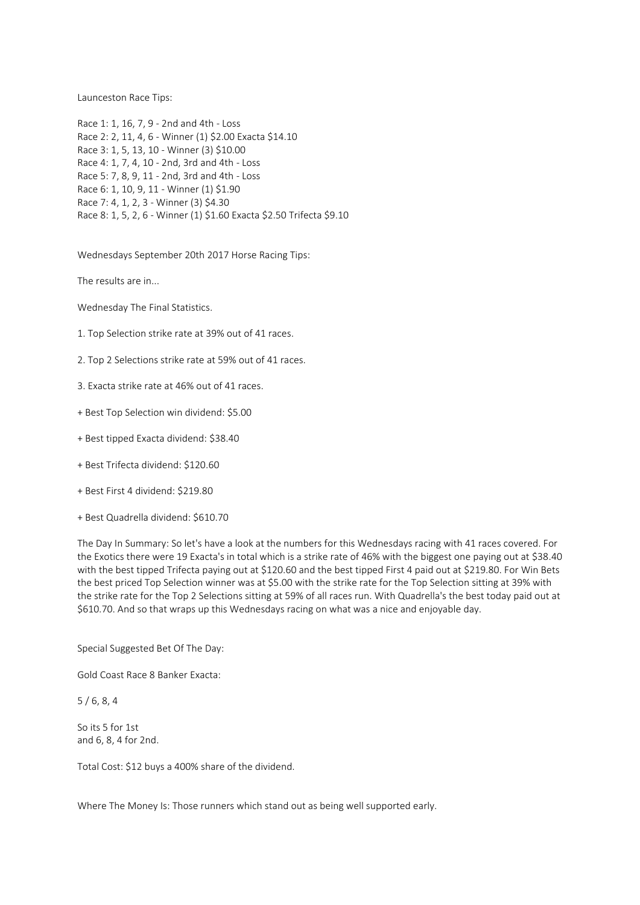Launceston Race Tips:

Race 1: 1, 16, 7, 9 - 2nd and 4th - Loss
Race 2: 2, 11, 4, 6 - Winner (1) $2.00 Exacta $14.10
Race 3: 1, 5, 13, 10 - Winner (3) $10.00
Race 4: 1, 7, 4, 10 - 2nd, 3rd and 4th - Loss
Race 5: 7, 8, 9, 11 - 2nd, 3rd and 4th - Loss
Race 6: 1, 10, 9, 11 - Winner (1) $1.90
Race 7: 4, 1, 2, 3 - Winner (3) $4.30
Race 8: 1, 5, 2, 6 - Winner (1) $1.60 Exacta $2.50 Trifecta $9.10

Wednesdays September 20th 2017 Horse Racing Tips:

The results are in...

Wednesday The Final Statistics.

1. Top Selection strike rate at 39% out of 41 races.

2. Top 2 Selections strike rate at 59% out of 41 races.

3. Exacta strike rate at 46% out of 41 races.

+ Best Top Selection win dividend: $5.00

+ Best tipped Exacta dividend: $38.40

+ Best Trifecta dividend: $120.60

+ Best First 4 dividend: $219.80

+ Best Quadrella dividend: $610.70

The Day In Summary: So let's have a look at the numbers for this Wednesdays racing with 41 races covered. For the Exotics there were 19 Exacta's in total which is a strike rate of 46% with the biggest one paying out at $38.40 with the best tipped Trifecta paying out at $120.60 and the best tipped First 4 paid out at $219.80. For Win Bets the best priced Top Selection winner was at $5.00 with the strike rate for the Top Selection sitting at 39% with the strike rate for the Top 2 Selections sitting at 59% of all races run. With Quadrella's the best today paid out at $610.70. And so that wraps up this Wednesdays racing on what was a nice and enjoyable day.

Special Suggested Bet Of The Day:

Gold Coast Race 8 Banker Exacta:

5 / 6, 8, 4

So its 5 for 1st
and 6, 8, 4 for 2nd.

Total Cost: $12 buys a 400% share of the dividend.

Where The Money Is: Those runners which stand out as being well supported early.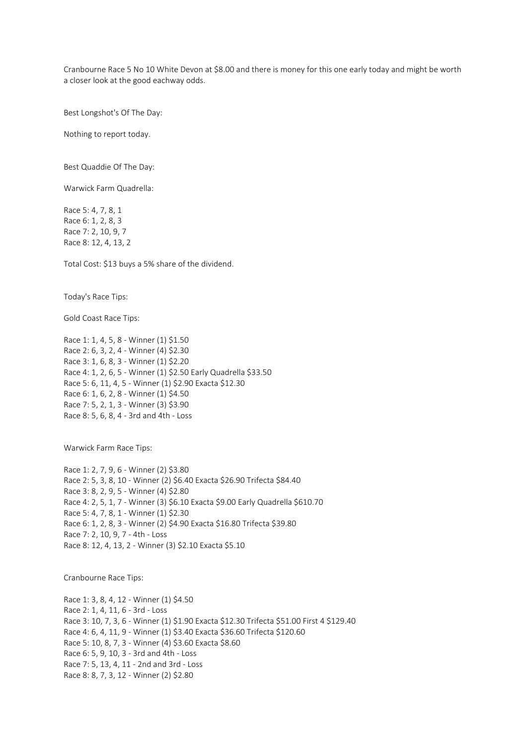Cranbourne Race 5 No 10 White Devon at $8.00 and there is money for this one early today and might be worth a closer look at the good eachway odds.

Best Longshot's Of The Day:

Nothing to report today.

Best Quaddie Of The Day:

Warwick Farm Quadrella:

Race 5: 4, 7, 8, 1
Race 6: 1, 2, 8, 3
Race 7: 2, 10, 9, 7
Race 8: 12, 4, 13, 2

Total Cost: $13 buys a 5% share of the dividend.

Today's Race Tips:

Gold Coast Race Tips:

Race 1: 1, 4, 5, 8 - Winner (1) $1.50
Race 2: 6, 3, 2, 4 - Winner (4) $2.30
Race 3: 1, 6, 8, 3 - Winner (1) $2.20
Race 4: 1, 2, 6, 5 - Winner (1) $2.50 Early Quadrella $33.50
Race 5: 6, 11, 4, 5 - Winner (1) $2.90 Exacta $12.30
Race 6: 1, 6, 2, 8 - Winner (1) $4.50
Race 7: 5, 2, 1, 3 - Winner (3) $3.90
Race 8: 5, 6, 8, 4 - 3rd and 4th - Loss

Warwick Farm Race Tips:

Race 1: 2, 7, 9, 6 - Winner (2) $3.80
Race 2: 5, 3, 8, 10 - Winner (2) $6.40 Exacta $26.90 Trifecta $84.40
Race 3: 8, 2, 9, 5 - Winner (4) $2.80
Race 4: 2, 5, 1, 7 - Winner (3) $6.10 Exacta $9.00 Early Quadrella $610.70
Race 5: 4, 7, 8, 1 - Winner (1) $2.30
Race 6: 1, 2, 8, 3 - Winner (2) $4.90 Exacta $16.80 Trifecta $39.80
Race 7: 2, 10, 9, 7 - 4th - Loss
Race 8: 12, 4, 13, 2 - Winner (3) $2.10 Exacta $5.10

Cranbourne Race Tips:

Race 1: 3, 8, 4, 12 - Winner (1) $4.50
Race 2: 1, 4, 11, 6 - 3rd - Loss
Race 3: 10, 7, 3, 6 - Winner (1) $1.90 Exacta $12.30 Trifecta $51.00 First 4 $129.40
Race 4: 6, 4, 11, 9 - Winner (1) $3.40 Exacta $36.60 Trifecta $120.60
Race 5: 10, 8, 7, 3 - Winner (4) $3.60 Exacta $8.60
Race 6: 5, 9, 10, 3 - 3rd and 4th - Loss
Race 7: 5, 13, 4, 11 - 2nd and 3rd - Loss
Race 8: 8, 7, 3, 12 - Winner (2) $2.80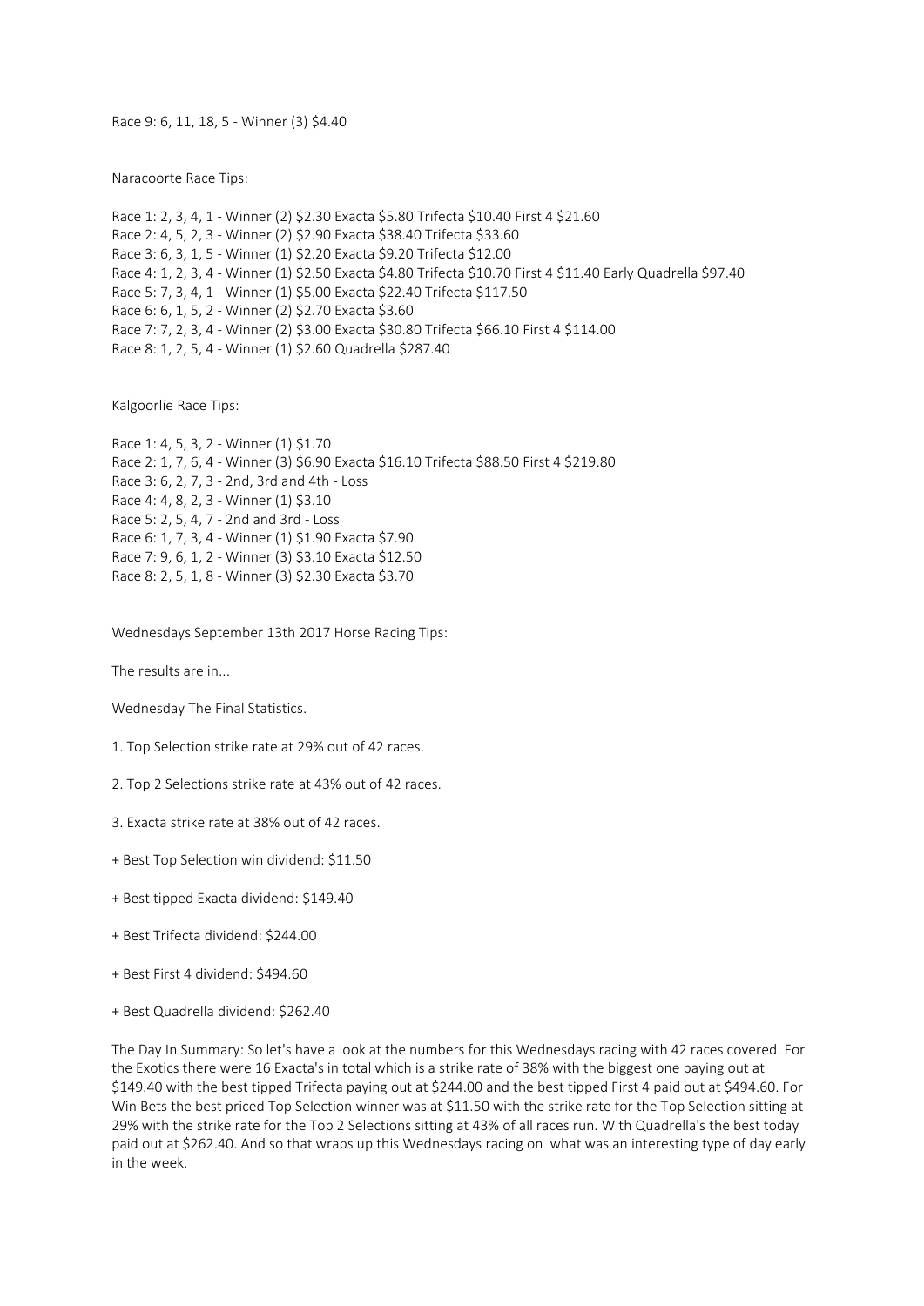Race 9: 6, 11, 18, 5 - Winner (3) $4.40

Naracoorte Race Tips:

Race 1: 2, 3, 4, 1 - Winner (2) $2.30 Exacta $5.80 Trifecta $10.40 First 4 $21.60
Race 2: 4, 5, 2, 3 - Winner (2) $2.90 Exacta $38.40 Trifecta $33.60
Race 3: 6, 3, 1, 5 - Winner (1) $2.20 Exacta $9.20 Trifecta $12.00
Race 4: 1, 2, 3, 4 - Winner (1) $2.50 Exacta $4.80 Trifecta $10.70 First 4 $11.40 Early Quadrella $97.40
Race 5: 7, 3, 4, 1 - Winner (1) $5.00 Exacta $22.40 Trifecta $117.50
Race 6: 6, 1, 5, 2 - Winner (2) $2.70 Exacta $3.60
Race 7: 7, 2, 3, 4 - Winner (2) $3.00 Exacta $30.80 Trifecta $66.10 First 4 $114.00
Race 8: 1, 2, 5, 4 - Winner (1) $2.60 Quadrella $287.40

Kalgoorlie Race Tips:

Race 1: 4, 5, 3, 2 - Winner (1) $1.70
Race 2: 1, 7, 6, 4 - Winner (3) $6.90 Exacta $16.10 Trifecta $88.50 First 4 $219.80
Race 3: 6, 2, 7, 3 - 2nd, 3rd and 4th - Loss
Race 4: 4, 8, 2, 3 - Winner (1) $3.10
Race 5: 2, 5, 4, 7 - 2nd and 3rd - Loss
Race 6: 1, 7, 3, 4 - Winner (1) $1.90 Exacta $7.90
Race 7: 9, 6, 1, 2 - Winner (3) $3.10 Exacta $12.50
Race 8: 2, 5, 1, 8 - Winner (3) $2.30 Exacta $3.70

Wednesdays September 13th 2017 Horse Racing Tips:

The results are in...

Wednesday The Final Statistics.

1. Top Selection strike rate at 29% out of 42 races.

2. Top 2 Selections strike rate at 43% out of 42 races.

3. Exacta strike rate at 38% out of 42 races.

+ Best Top Selection win dividend: $11.50

+ Best tipped Exacta dividend: $149.40

+ Best Trifecta dividend: $244.00

+ Best First 4 dividend: $494.60

+ Best Quadrella dividend: $262.40

The Day In Summary: So let's have a look at the numbers for this Wednesdays racing with 42 races covered. For the Exotics there were 16 Exacta's in total which is a strike rate of 38% with the biggest one paying out at $149.40 with the best tipped Trifecta paying out at $244.00 and the best tipped First 4 paid out at $494.60. For Win Bets the best priced Top Selection winner was at $11.50 with the strike rate for the Top Selection sitting at 29% with the strike rate for the Top 2 Selections sitting at 43% of all races run. With Quadrella's the best today paid out at $262.40. And so that wraps up this Wednesdays racing on what was an interesting type of day early in the week.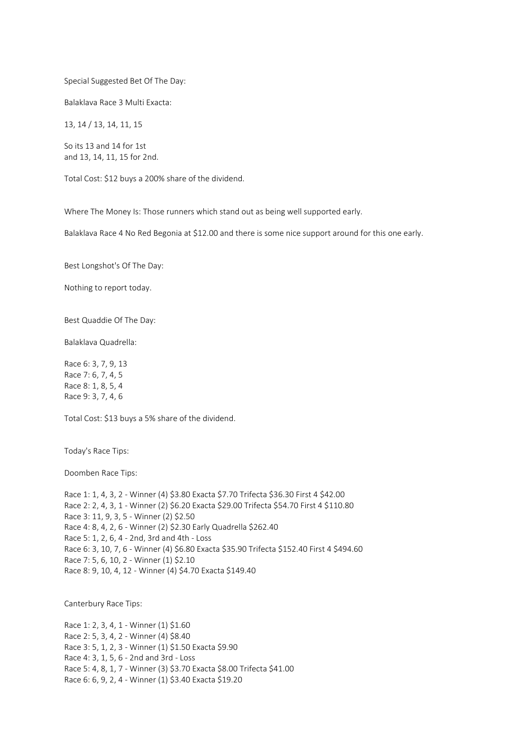Special Suggested Bet Of The Day:

Balaklava Race 3 Multi Exacta:

13, 14 / 13, 14, 11, 15

So its 13 and 14 for 1st
and 13, 14, 11, 15 for 2nd.

Total Cost: $12 buys a 200% share of the dividend.

Where The Money Is: Those runners which stand out as being well supported early.

Balaklava Race 4 No Red Begonia at $12.00 and there is some nice support around for this one early.

Best Longshot's Of The Day:

Nothing to report today.

Best Quaddie Of The Day:

Balaklava Quadrella:

Race 6: 3, 7, 9, 13
Race 7: 6, 7, 4, 5
Race 8: 1, 8, 5, 4
Race 9: 3, 7, 4, 6

Total Cost: $13 buys a 5% share of the dividend.

Today's Race Tips:

Doomben Race Tips:

Race 1: 1, 4, 3, 2 - Winner (4) $3.80 Exacta $7.70 Trifecta $36.30 First 4 $42.00
Race 2: 2, 4, 3, 1 - Winner (2) $6.20 Exacta $29.00 Trifecta $54.70 First 4 $110.80
Race 3: 11, 9, 3, 5 - Winner (2) $2.50
Race 4: 8, 4, 2, 6 - Winner (2) $2.30 Early Quadrella $262.40
Race 5: 1, 2, 6, 4 - 2nd, 3rd and 4th - Loss
Race 6: 3, 10, 7, 6 - Winner (4) $6.80 Exacta $35.90 Trifecta $152.40 First 4 $494.60
Race 7: 5, 6, 10, 2 - Winner (1) $2.10
Race 8: 9, 10, 4, 12 - Winner (4) $4.70 Exacta $149.40

Canterbury Race Tips:

Race 1: 2, 3, 4, 1 - Winner (1) $1.60
Race 2: 5, 3, 4, 2 - Winner (4) $8.40
Race 3: 5, 1, 2, 3 - Winner (1) $1.50 Exacta $9.90
Race 4: 3, 1, 5, 6 - 2nd and 3rd - Loss
Race 5: 4, 8, 1, 7 - Winner (3) $3.70 Exacta $8.00 Trifecta $41.00
Race 6: 6, 9, 2, 4 - Winner (1) $3.40 Exacta $19.20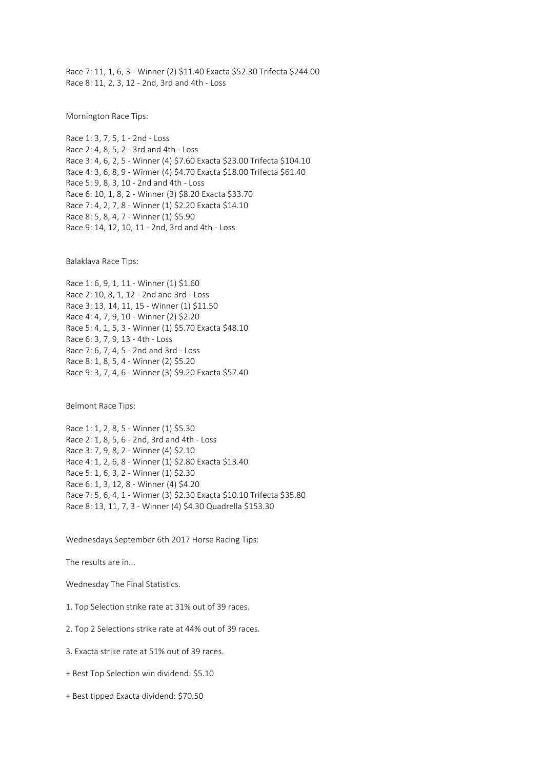Race 7: 11, 1, 6, 3 - Winner (2) $11.40 Exacta $52.30 Trifecta $244.00
Race 8: 11, 2, 3, 12 - 2nd, 3rd and 4th - Loss

Mornington Race Tips:

Race 1: 3, 7, 5, 1 - 2nd - Loss
Race 2: 4, 8, 5, 2 - 3rd and 4th - Loss
Race 3: 4, 6, 2, 5 - Winner (4) $7.60 Exacta $23.00 Trifecta $104.10
Race 4: 3, 6, 8, 9 - Winner (4) $4.70 Exacta $18.00 Trifecta $61.40
Race 5: 9, 8, 3, 10 - 2nd and 4th - Loss
Race 6: 10, 1, 8, 2 - Winner (3) $8.20 Exacta $33.70
Race 7: 4, 2, 7, 8 - Winner (1) $2.20 Exacta $14.10
Race 8: 5, 8, 4, 7 - Winner (1) $5.90
Race 9: 14, 12, 10, 11 - 2nd, 3rd and 4th - Loss

Balaklava Race Tips:

Race 1: 6, 9, 1, 11 - Winner (1) $1.60
Race 2: 10, 8, 1, 12 - 2nd and 3rd - Loss
Race 3: 13, 14, 11, 15 - Winner (1) $11.50
Race 4: 4, 7, 9, 10 - Winner (2) $2.20
Race 5: 4, 1, 5, 3 - Winner (1) $5.70 Exacta $48.10
Race 6: 3, 7, 9, 13 - 4th - Loss
Race 7: 6, 7, 4, 5 - 2nd and 3rd - Loss
Race 8: 1, 8, 5, 4 - Winner (2) $5.20
Race 9: 3, 7, 4, 6 - Winner (3) $9.20 Exacta $57.40

Belmont Race Tips:

Race 1: 1, 2, 8, 5 - Winner (1) $5.30
Race 2: 1, 8, 5, 6 - 2nd, 3rd and 4th - Loss
Race 3: 7, 9, 8, 2 - Winner (4) $2.10
Race 4: 1, 2, 6, 8 - Winner (1) $2.80 Exacta $13.40
Race 5: 1, 6, 3, 2 - Winner (1) $2.30
Race 6: 1, 3, 12, 8 - Winner (4) $4.20
Race 7: 5, 6, 4, 1 - Winner (3) $2.30 Exacta $10.10 Trifecta $35.80
Race 8: 13, 11, 7, 3 - Winner (4) $4.30 Quadrella $153.30

Wednesdays September 6th 2017 Horse Racing Tips:

The results are in...

Wednesday The Final Statistics.

1. Top Selection strike rate at 31% out of 39 races.

2. Top 2 Selections strike rate at 44% out of 39 races.

3. Exacta strike rate at 51% out of 39 races.

+ Best Top Selection win dividend: $5.10

+ Best tipped Exacta dividend: $70.50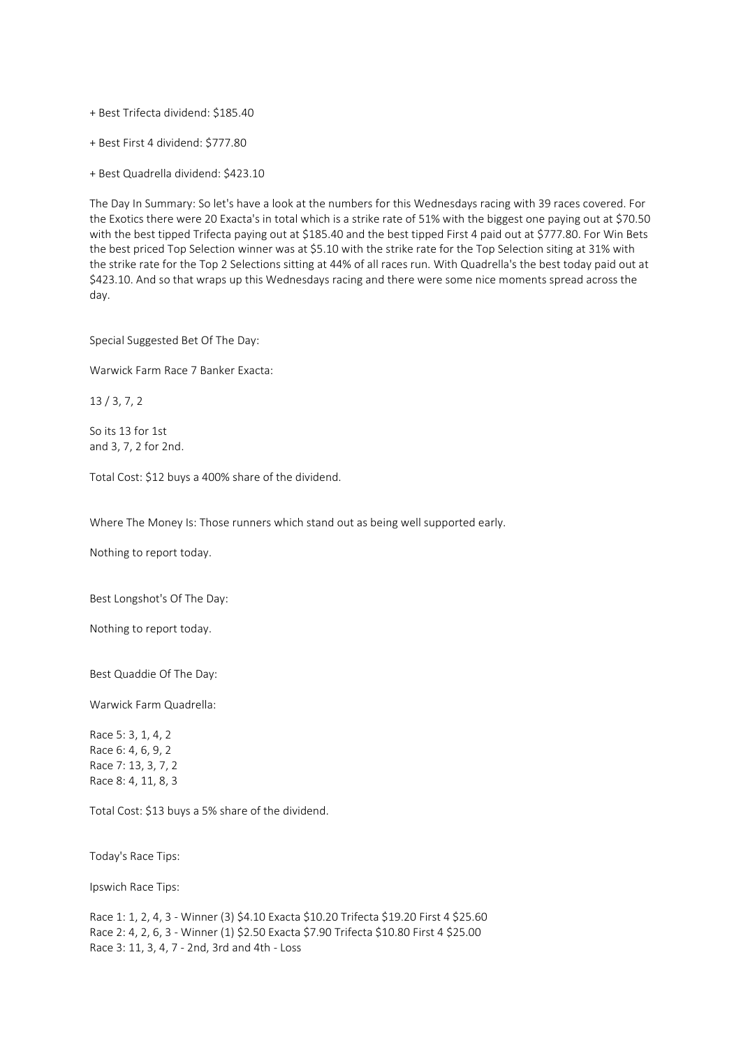+ Best Trifecta dividend: $185.40

+ Best First 4 dividend: $777.80

+ Best Quadrella dividend: $423.10

The Day In Summary: So let's have a look at the numbers for this Wednesdays racing with 39 races covered. For the Exotics there were 20 Exacta's in total which is a strike rate of 51% with the biggest one paying out at $70.50 with the best tipped Trifecta paying out at $185.40 and the best tipped First 4 paid out at $777.80. For Win Bets the best priced Top Selection winner was at $5.10 with the strike rate for the Top Selection siting at 31% with the strike rate for the Top 2 Selections sitting at 44% of all races run. With Quadrella's the best today paid out at $423.10. And so that wraps up this Wednesdays racing and there were some nice moments spread across the day.

Special Suggested Bet Of The Day:

Warwick Farm Race 7 Banker Exacta:

13 / 3, 7, 2

So its 13 for 1st
and 3, 7, 2 for 2nd.

Total Cost: $12 buys a 400% share of the dividend.

Where The Money Is: Those runners which stand out as being well supported early.

Nothing to report today.

Best Longshot's Of The Day:

Nothing to report today.

Best Quaddie Of The Day:

Warwick Farm Quadrella:

Race 5: 3, 1, 4, 2
Race 6: 4, 6, 9, 2
Race 7: 13, 3, 7, 2
Race 8: 4, 11, 8, 3

Total Cost: $13 buys a 5% share of the dividend.

Today's Race Tips:

Ipswich Race Tips:

Race 1: 1, 2, 4, 3 - Winner (3) $4.10 Exacta $10.20 Trifecta $19.20 First 4 $25.60
Race 2: 4, 2, 6, 3 - Winner (1) $2.50 Exacta $7.90 Trifecta $10.80 First 4 $25.00
Race 3: 11, 3, 4, 7 - 2nd, 3rd and 4th - Loss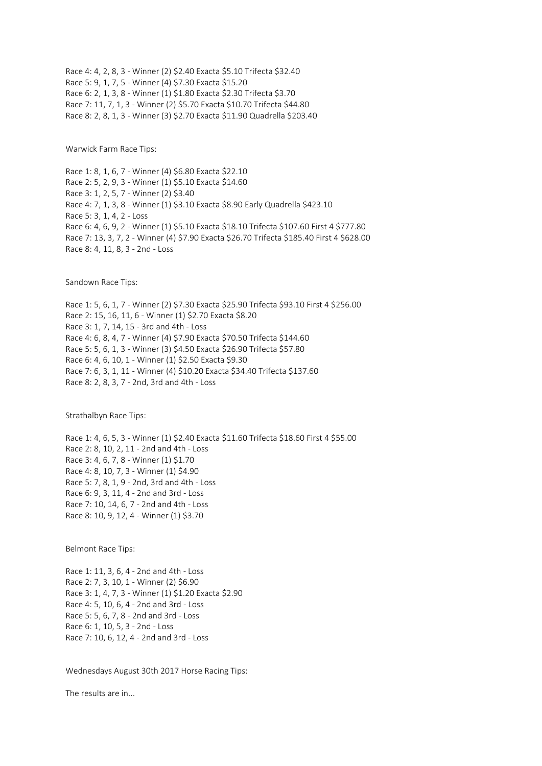Race 4: 4, 2, 8, 3 - Winner (2) $2.40 Exacta $5.10 Trifecta $32.40
Race 5: 9, 1, 7, 5 - Winner (4) $7.30 Exacta $15.20
Race 6: 2, 1, 3, 8 - Winner (1) $1.80 Exacta $2.30 Trifecta $3.70
Race 7: 11, 7, 1, 3 - Winner (2) $5.70 Exacta $10.70 Trifecta $44.80
Race 8: 2, 8, 1, 3 - Winner (3) $2.70 Exacta $11.90 Quadrella $203.40

Warwick Farm Race Tips:

Race 1: 8, 1, 6, 7 - Winner (4) $6.80 Exacta $22.10
Race 2: 5, 2, 9, 3 - Winner (1) $5.10 Exacta $14.60
Race 3: 1, 2, 5, 7 - Winner (2) $3.40
Race 4: 7, 1, 3, 8 - Winner (1) $3.10 Exacta $8.90 Early Quadrella $423.10
Race 5: 3, 1, 4, 2 - Loss
Race 6: 4, 6, 9, 2 - Winner (1) $5.10 Exacta $18.10 Trifecta $107.60 First 4 $777.80
Race 7: 13, 3, 7, 2 - Winner (4) $7.90 Exacta $26.70 Trifecta $185.40 First 4 $628.00
Race 8: 4, 11, 8, 3 - 2nd - Loss

Sandown Race Tips:

Race 1: 5, 6, 1, 7 - Winner (2) $7.30 Exacta $25.90 Trifecta $93.10 First 4 $256.00
Race 2: 15, 16, 11, 6 - Winner (1) $2.70 Exacta $8.20
Race 3: 1, 7, 14, 15 - 3rd and 4th - Loss
Race 4: 6, 8, 4, 7 - Winner (4) $7.90 Exacta $70.50 Trifecta $144.60
Race 5: 5, 6, 1, 3 - Winner (3) $4.50 Exacta $26.90 Trifecta $57.80
Race 6: 4, 6, 10, 1 - Winner (1) $2.50 Exacta $9.30
Race 7: 6, 3, 1, 11 - Winner (4) $10.20 Exacta $34.40 Trifecta $137.60
Race 8: 2, 8, 3, 7 - 2nd, 3rd and 4th - Loss

Strathalbyn Race Tips:

Race 1: 4, 6, 5, 3 - Winner (1) $2.40 Exacta $11.60 Trifecta $18.60 First 4 $55.00
Race 2: 8, 10, 2, 11 - 2nd and 4th - Loss
Race 3: 4, 6, 7, 8 - Winner (1) $1.70
Race 4: 8, 10, 7, 3 - Winner (1) $4.90
Race 5: 7, 8, 1, 9 - 2nd, 3rd and 4th - Loss
Race 6: 9, 3, 11, 4 - 2nd and 3rd - Loss
Race 7: 10, 14, 6, 7 - 2nd and 4th - Loss
Race 8: 10, 9, 12, 4 - Winner (1) $3.70

Belmont Race Tips:

Race 1: 11, 3, 6, 4 - 2nd and 4th - Loss
Race 2: 7, 3, 10, 1 - Winner (2) $6.90
Race 3: 1, 4, 7, 3 - Winner (1) $1.20 Exacta $2.90
Race 4: 5, 10, 6, 4 - 2nd and 3rd - Loss
Race 5: 5, 6, 7, 8 - 2nd and 3rd - Loss
Race 6: 1, 10, 5, 3 - 2nd - Loss
Race 7: 10, 6, 12, 4 - 2nd and 3rd - Loss

Wednesdays August 30th 2017 Horse Racing Tips:

The results are in...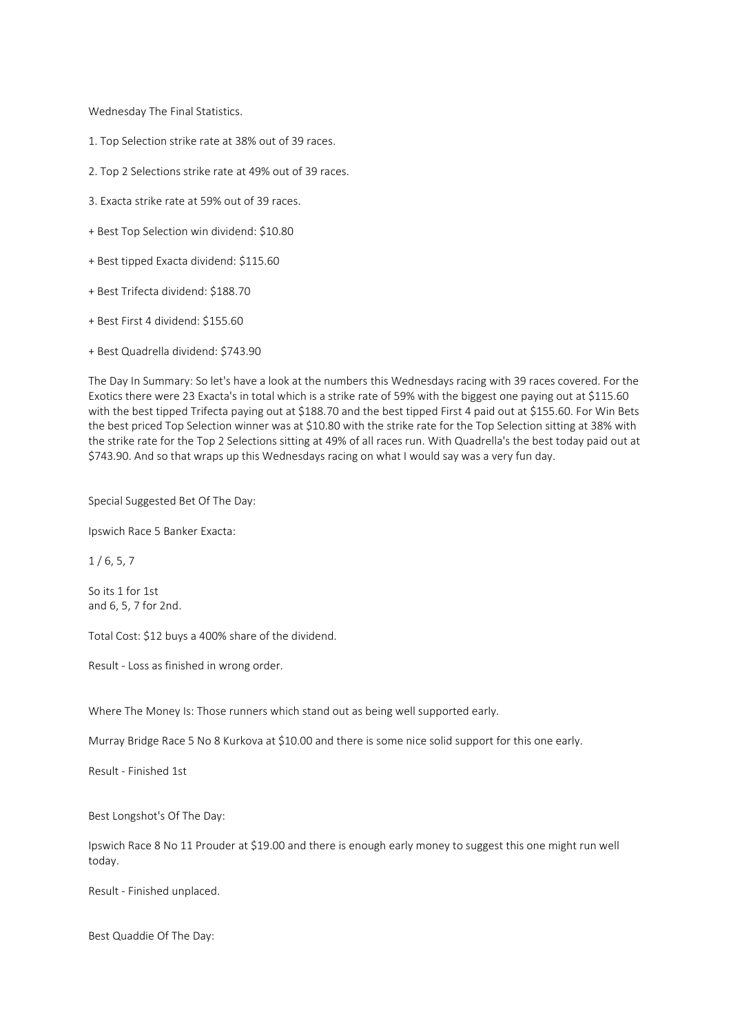Wednesday The Final Statistics.

1. Top Selection strike rate at 38% out of 39 races.

2. Top 2 Selections strike rate at 49% out of 39 races.

3. Exacta strike rate at 59% out of 39 races.

+ Best Top Selection win dividend: $10.80

+ Best tipped Exacta dividend: $115.60

+ Best Trifecta dividend: $188.70

+ Best First 4 dividend: $155.60

+ Best Quadrella dividend: $743.90

The Day In Summary: So let's have a look at the numbers this Wednesdays racing with 39 races covered. For the Exotics there were 23 Exacta's in total which is a strike rate of 59% with the biggest one paying out at $115.60 with the best tipped Trifecta paying out at $188.70 and the best tipped First 4 paid out at $155.60. For Win Bets the best priced Top Selection winner was at $10.80 with the strike rate for the Top Selection sitting at 38% with the strike rate for the Top 2 Selections sitting at 49% of all races run. With Quadrella's the best today paid out at $743.90. And so that wraps up this Wednesdays racing on what I would say was a very fun day.

Special Suggested Bet Of The Day:

Ipswich Race 5 Banker Exacta:

1 / 6, 5, 7

So its 1 for 1st
and 6, 5, 7 for 2nd.

Total Cost: $12 buys a 400% share of the dividend.

Result - Loss as finished in wrong order.

Where The Money Is: Those runners which stand out as being well supported early.

Murray Bridge Race 5 No 8 Kurkova at $10.00 and there is some nice solid support for this one early.

Result - Finished 1st

Best Longshot's Of The Day:

Ipswich Race 8 No 11 Prouder at $19.00 and there is enough early money to suggest this one might run well today.

Result - Finished unplaced.

Best Quaddie Of The Day: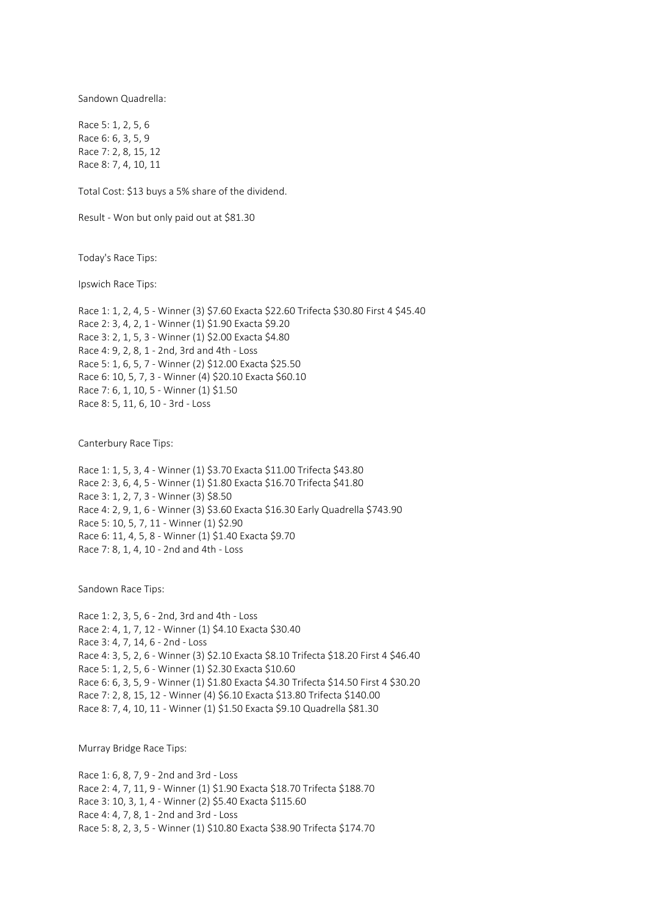Sandown Quadrella:

Race 5: 1, 2, 5, 6
Race 6: 6, 3, 5, 9
Race 7: 2, 8, 15, 12
Race 8: 7, 4, 10, 11

Total Cost: $13 buys a 5% share of the dividend.

Result - Won but only paid out at $81.30

Today's Race Tips:

Ipswich Race Tips:

Race 1: 1, 2, 4, 5 - Winner (3) $7.60 Exacta $22.60 Trifecta $30.80 First 4 $45.40
Race 2: 3, 4, 2, 1 - Winner (1) $1.90 Exacta $9.20
Race 3: 2, 1, 5, 3 - Winner (1) $2.00 Exacta $4.80
Race 4: 9, 2, 8, 1 - 2nd, 3rd and 4th - Loss
Race 5: 1, 6, 5, 7 - Winner (2) $12.00 Exacta $25.50
Race 6: 10, 5, 7, 3 - Winner (4) $20.10 Exacta $60.10
Race 7: 6, 1, 10, 5 - Winner (1) $1.50
Race 8: 5, 11, 6, 10 - 3rd - Loss

Canterbury Race Tips:

Race 1: 1, 5, 3, 4 - Winner (1) $3.70 Exacta $11.00 Trifecta $43.80
Race 2: 3, 6, 4, 5 - Winner (1) $1.80 Exacta $16.70 Trifecta $41.80
Race 3: 1, 2, 7, 3 - Winner (3) $8.50
Race 4: 2, 9, 1, 6 - Winner (3) $3.60 Exacta $16.30 Early Quadrella $743.90
Race 5: 10, 5, 7, 11 - Winner (1) $2.90
Race 6: 11, 4, 5, 8 - Winner (1) $1.40 Exacta $9.70
Race 7: 8, 1, 4, 10 - 2nd and 4th - Loss

Sandown Race Tips:

Race 1: 2, 3, 5, 6 - 2nd, 3rd and 4th - Loss
Race 2: 4, 1, 7, 12 - Winner (1) $4.10 Exacta $30.40
Race 3: 4, 7, 14, 6 - 2nd - Loss
Race 4: 3, 5, 2, 6 - Winner (3) $2.10 Exacta $8.10 Trifecta $18.20 First 4 $46.40
Race 5: 1, 2, 5, 6 - Winner (1) $2.30 Exacta $10.60
Race 6: 6, 3, 5, 9 - Winner (1) $1.80 Exacta $4.30 Trifecta $14.50 First 4 $30.20
Race 7: 2, 8, 15, 12 - Winner (4) $6.10 Exacta $13.80 Trifecta $140.00
Race 8: 7, 4, 10, 11 - Winner (1) $1.50 Exacta $9.10 Quadrella $81.30

Murray Bridge Race Tips:

Race 1: 6, 8, 7, 9 - 2nd and 3rd - Loss
Race 2: 4, 7, 11, 9 - Winner (1) $1.90 Exacta $18.70 Trifecta $188.70
Race 3: 10, 3, 1, 4 - Winner (2) $5.40 Exacta $115.60
Race 4: 4, 7, 8, 1 - 2nd and 3rd - Loss
Race 5: 8, 2, 3, 5 - Winner (1) $10.80 Exacta $38.90 Trifecta $174.70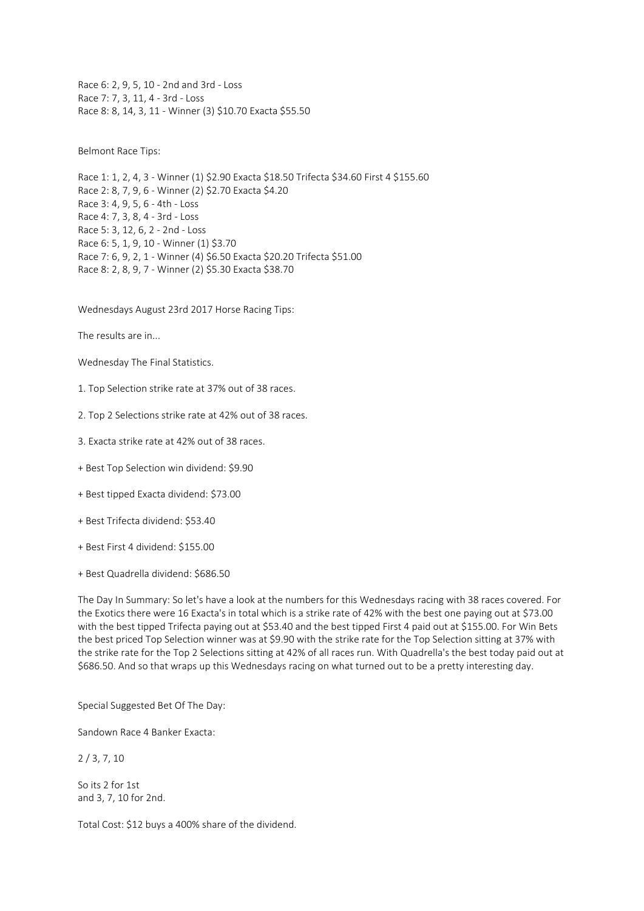Race 6: 2, 9, 5, 10 - 2nd and 3rd - Loss
Race 7: 7, 3, 11, 4 - 3rd - Loss
Race 8: 8, 14, 3, 11 - Winner (3) $10.70 Exacta $55.50

Belmont Race Tips:

Race 1: 1, 2, 4, 3 - Winner (1) $2.90 Exacta $18.50 Trifecta $34.60 First 4 $155.60
Race 2: 8, 7, 9, 6 - Winner (2) $2.70 Exacta $4.20
Race 3: 4, 9, 5, 6 - 4th - Loss
Race 4: 7, 3, 8, 4 - 3rd - Loss
Race 5: 3, 12, 6, 2 - 2nd - Loss
Race 6: 5, 1, 9, 10 - Winner (1) $3.70
Race 7: 6, 9, 2, 1 - Winner (4) $6.50 Exacta $20.20 Trifecta $51.00
Race 8: 2, 8, 9, 7 - Winner (2) $5.30 Exacta $38.70

Wednesdays August 23rd 2017 Horse Racing Tips:

The results are in...

Wednesday The Final Statistics.

1. Top Selection strike rate at 37% out of 38 races.

2. Top 2 Selections strike rate at 42% out of 38 races.

3. Exacta strike rate at 42% out of 38 races.

+ Best Top Selection win dividend: $9.90

+ Best tipped Exacta dividend: $73.00

+ Best Trifecta dividend: $53.40

+ Best First 4 dividend: $155.00

+ Best Quadrella dividend: $686.50

The Day In Summary: So let's have a look at the numbers for this Wednesdays racing with 38 races covered. For the Exotics there were 16 Exacta's in total which is a strike rate of 42% with the best one paying out at $73.00 with the best tipped Trifecta paying out at $53.40 and the best tipped First 4 paid out at $155.00. For Win Bets the best priced Top Selection winner was at $9.90 with the strike rate for the Top Selection sitting at 37% with the strike rate for the Top 2 Selections sitting at 42% of all races run. With Quadrella's the best today paid out at $686.50. And so that wraps up this Wednesdays racing on what turned out to be a pretty interesting day.

Special Suggested Bet Of The Day:

Sandown Race 4 Banker Exacta:

2 / 3, 7, 10

So its 2 for 1st
and 3, 7, 10 for 2nd.

Total Cost: $12 buys a 400% share of the dividend.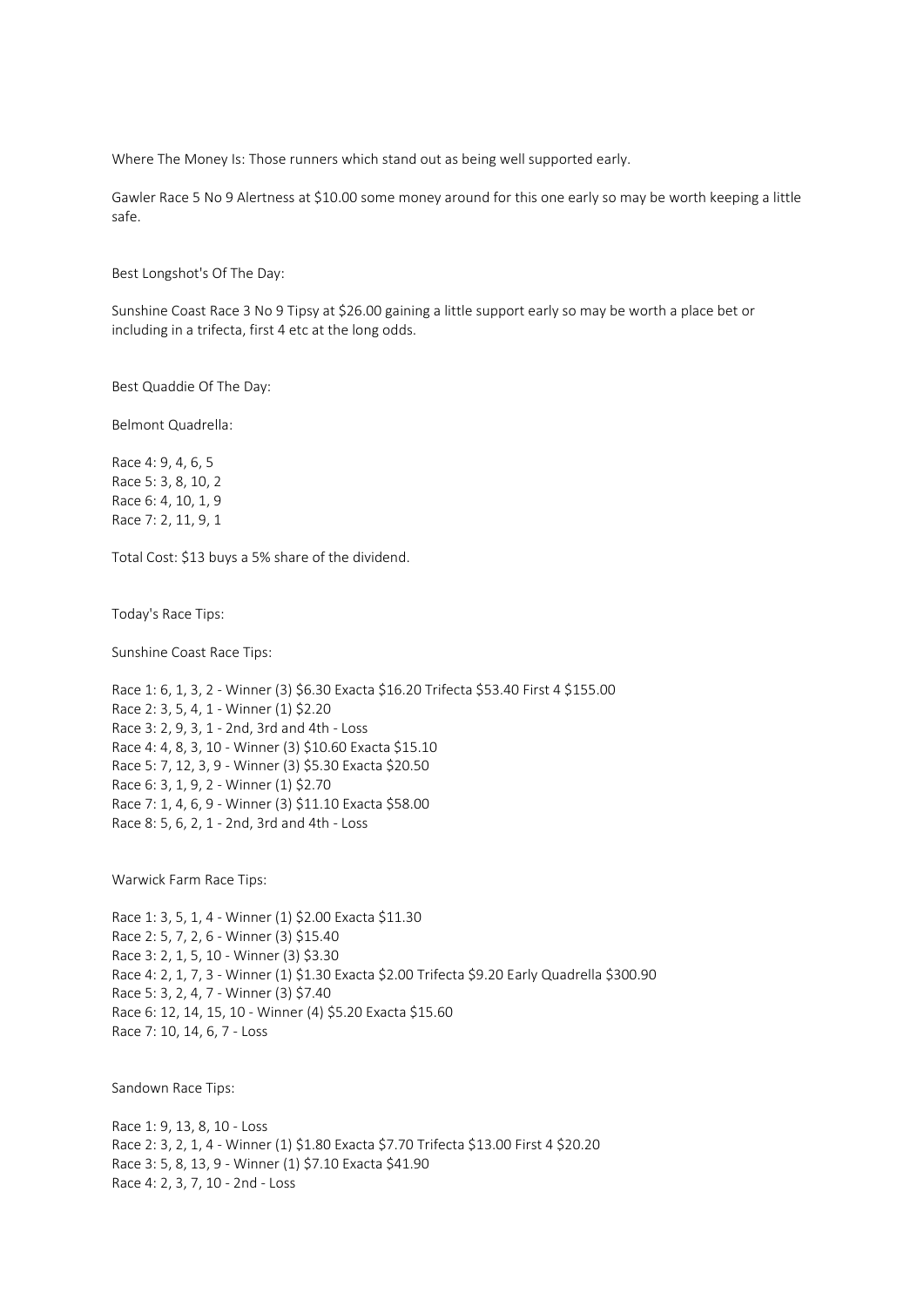Where The Money Is: Those runners which stand out as being well supported early.

Gawler Race 5 No 9 Alertness at $10.00 some money around for this one early so may be worth keeping a little safe.

Best Longshot's Of The Day:

Sunshine Coast Race 3 No 9 Tipsy at $26.00 gaining a little support early so may be worth a place bet or including in a trifecta, first 4 etc at the long odds.

Best Quaddie Of The Day:

Belmont Quadrella:

Race 4: 9, 4, 6, 5
Race 5: 3, 8, 10, 2
Race 6: 4, 10, 1, 9
Race 7: 2, 11, 9, 1

Total Cost: $13 buys a 5% share of the dividend.

Today's Race Tips:

Sunshine Coast Race Tips:

Race 1: 6, 1, 3, 2 - Winner (3) $6.30 Exacta $16.20 Trifecta $53.40 First 4 $155.00
Race 2: 3, 5, 4, 1 - Winner (1) $2.20
Race 3: 2, 9, 3, 1 - 2nd, 3rd and 4th - Loss
Race 4: 4, 8, 3, 10 - Winner (3) $10.60 Exacta $15.10
Race 5: 7, 12, 3, 9 - Winner (3) $5.30 Exacta $20.50
Race 6: 3, 1, 9, 2 - Winner (1) $2.70
Race 7: 1, 4, 6, 9 - Winner (3) $11.10 Exacta $58.00
Race 8: 5, 6, 2, 1 - 2nd, 3rd and 4th - Loss

Warwick Farm Race Tips:

Race 1: 3, 5, 1, 4 - Winner (1) $2.00 Exacta $11.30
Race 2: 5, 7, 2, 6 - Winner (3) $15.40
Race 3: 2, 1, 5, 10 - Winner (3) $3.30
Race 4: 2, 1, 7, 3 - Winner (1) $1.30 Exacta $2.00 Trifecta $9.20 Early Quadrella $300.90
Race 5: 3, 2, 4, 7 - Winner (3) $7.40
Race 6: 12, 14, 15, 10 - Winner (4) $5.20 Exacta $15.60
Race 7: 10, 14, 6, 7 - Loss

Sandown Race Tips:

Race 1: 9, 13, 8, 10 - Loss
Race 2: 3, 2, 1, 4 - Winner (1) $1.80 Exacta $7.70 Trifecta $13.00 First 4 $20.20
Race 3: 5, 8, 13, 9 - Winner (1) $7.10 Exacta $41.90
Race 4: 2, 3, 7, 10 - 2nd - Loss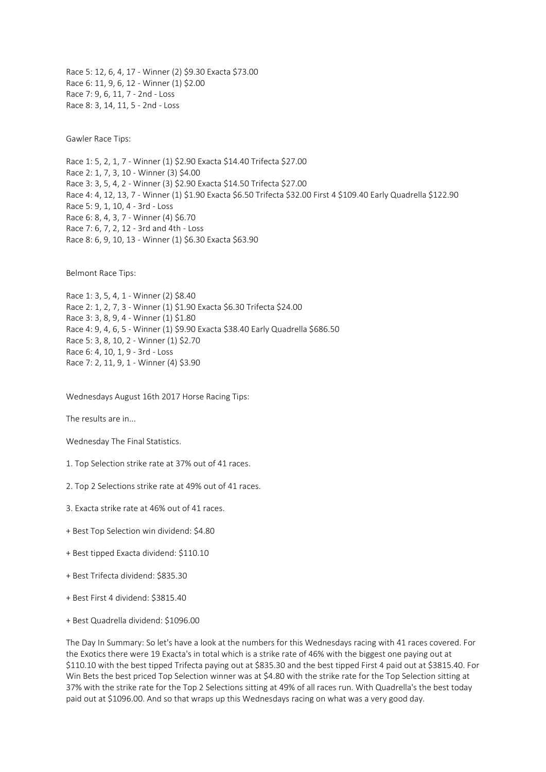Race 5: 12, 6, 4, 17 - Winner (2) $9.30 Exacta $73.00
Race 6: 11, 9, 6, 12 - Winner (1) $2.00
Race 7: 9, 6, 11, 7 - 2nd - Loss
Race 8: 3, 14, 11, 5 - 2nd - Loss

Gawler Race Tips:

Race 1: 5, 2, 1, 7 - Winner (1) $2.90 Exacta $14.40 Trifecta $27.00
Race 2: 1, 7, 3, 10 - Winner (3) $4.00
Race 3: 3, 5, 4, 2 - Winner (3) $2.90 Exacta $14.50 Trifecta $27.00
Race 4: 4, 12, 13, 7 - Winner (1) $1.90 Exacta $6.50 Trifecta $32.00 First 4 $109.40 Early Quadrella $122.90
Race 5: 9, 1, 10, 4 - 3rd - Loss
Race 6: 8, 4, 3, 7 - Winner (4) $6.70
Race 7: 6, 7, 2, 12 - 3rd and 4th - Loss
Race 8: 6, 9, 10, 13 - Winner (1) $6.30 Exacta $63.90

Belmont Race Tips:

Race 1: 3, 5, 4, 1 - Winner (2) $8.40
Race 2: 1, 2, 7, 3 - Winner (1) $1.90 Exacta $6.30 Trifecta $24.00
Race 3: 3, 8, 9, 4 - Winner (1) $1.80
Race 4: 9, 4, 6, 5 - Winner (1) $9.90 Exacta $38.40 Early Quadrella $686.50
Race 5: 3, 8, 10, 2 - Winner (1) $2.70
Race 6: 4, 10, 1, 9 - 3rd - Loss
Race 7: 2, 11, 9, 1 - Winner (4) $3.90

Wednesdays August 16th 2017 Horse Racing Tips:

The results are in...

Wednesday The Final Statistics.

1. Top Selection strike rate at 37% out of 41 races.

2. Top 2 Selections strike rate at 49% out of 41 races.

3. Exacta strike rate at 46% out of 41 races.

+ Best Top Selection win dividend: $4.80

+ Best tipped Exacta dividend: $110.10

+ Best Trifecta dividend: $835.30

+ Best First 4 dividend: $3815.40

+ Best Quadrella dividend: $1096.00

The Day In Summary: So let's have a look at the numbers for this Wednesdays racing with 41 races covered. For the Exotics there were 19 Exacta's in total which is a strike rate of 46% with the biggest one paying out at $110.10 with the best tipped Trifecta paying out at $835.30 and the best tipped First 4 paid out at $3815.40. For Win Bets the best priced Top Selection winner was at $4.80 with the strike rate for the Top Selection sitting at 37% with the strike rate for the Top 2 Selections sitting at 49% of all races run. With Quadrella's the best today paid out at $1096.00. And so that wraps up this Wednesdays racing on what was a very good day.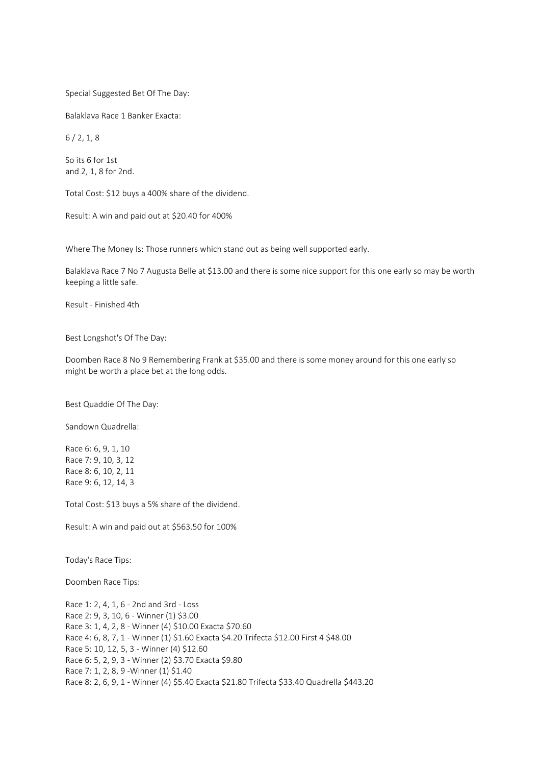Special Suggested Bet Of The Day:

Balaklava Race 1 Banker Exacta:

6 / 2, 1, 8

So its 6 for 1st
and 2, 1, 8 for 2nd.

Total Cost: $12 buys a 400% share of the dividend.

Result: A win and paid out at $20.40 for 400%

Where The Money Is: Those runners which stand out as being well supported early.

Balaklava Race 7 No 7 Augusta Belle at $13.00 and there is some nice support for this one early so may be worth keeping a little safe.

Result - Finished 4th

Best Longshot's Of The Day:

Doomben Race 8 No 9 Remembering Frank at $35.00 and there is some money around for this one early so might be worth a place bet at the long odds.

Best Quaddie Of The Day:

Sandown Quadrella:

Race 6: 6, 9, 1, 10
Race 7: 9, 10, 3, 12
Race 8: 6, 10, 2, 11
Race 9: 6, 12, 14, 3

Total Cost: $13 buys a 5% share of the dividend.

Result: A win and paid out at $563.50 for 100%

Today's Race Tips:

Doomben Race Tips:

Race 1: 2, 4, 1, 6 - 2nd and 3rd - Loss
Race 2: 9, 3, 10, 6 - Winner (1) $3.00
Race 3: 1, 4, 2, 8 - Winner (4) $10.00 Exacta $70.60
Race 4: 6, 8, 7, 1 - Winner (1) $1.60 Exacta $4.20 Trifecta $12.00 First 4 $48.00
Race 5: 10, 12, 5, 3 - Winner (4) $12.60
Race 6: 5, 2, 9, 3 - Winner (2) $3.70 Exacta $9.80
Race 7: 1, 2, 8, 9 -Winner (1) $1.40
Race 8: 2, 6, 9, 1 - Winner (4) $5.40 Exacta $21.80 Trifecta $33.40 Quadrella $443.20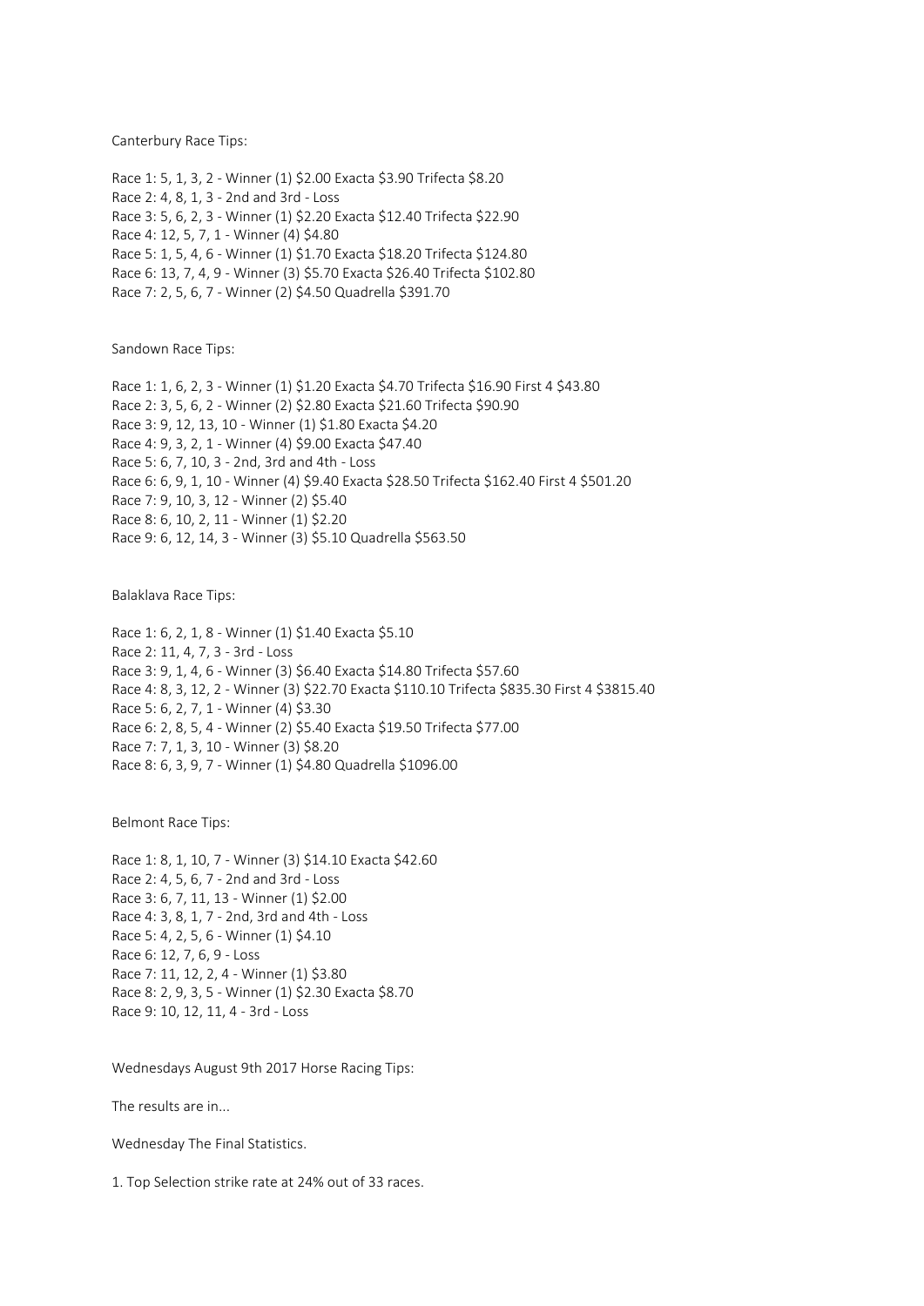Canterbury Race Tips:

Race 1: 5, 1, 3, 2 - Winner (1) $2.00 Exacta $3.90 Trifecta $8.20
Race 2: 4, 8, 1, 3 - 2nd and 3rd - Loss
Race 3: 5, 6, 2, 3 - Winner (1) $2.20 Exacta $12.40 Trifecta $22.90
Race 4: 12, 5, 7, 1 - Winner (4) $4.80
Race 5: 1, 5, 4, 6 - Winner (1) $1.70 Exacta $18.20 Trifecta $124.80
Race 6: 13, 7, 4, 9 - Winner (3) $5.70 Exacta $26.40 Trifecta $102.80
Race 7: 2, 5, 6, 7 - Winner (2) $4.50 Quadrella $391.70

Sandown Race Tips:

Race 1: 1, 6, 2, 3 - Winner (1) $1.20 Exacta $4.70 Trifecta $16.90 First 4 $43.80
Race 2: 3, 5, 6, 2 - Winner (2) $2.80 Exacta $21.60 Trifecta $90.90
Race 3: 9, 12, 13, 10 - Winner (1) $1.80 Exacta $4.20
Race 4: 9, 3, 2, 1 - Winner (4) $9.00 Exacta $47.40
Race 5: 6, 7, 10, 3 - 2nd, 3rd and 4th - Loss
Race 6: 6, 9, 1, 10 - Winner (4) $9.40 Exacta $28.50 Trifecta $162.40 First 4 $501.20
Race 7: 9, 10, 3, 12 - Winner (2) $5.40
Race 8: 6, 10, 2, 11 - Winner (1) $2.20
Race 9: 6, 12, 14, 3 - Winner (3) $5.10 Quadrella $563.50

Balaklava Race Tips:

Race 1: 6, 2, 1, 8 - Winner (1) $1.40 Exacta $5.10
Race 2: 11, 4, 7, 3 - 3rd - Loss
Race 3: 9, 1, 4, 6 - Winner (3) $6.40 Exacta $14.80 Trifecta $57.60
Race 4: 8, 3, 12, 2 - Winner (3) $22.70 Exacta $110.10 Trifecta $835.30 First 4 $3815.40
Race 5: 6, 2, 7, 1 - Winner (4) $3.30
Race 6: 2, 8, 5, 4 - Winner (2) $5.40 Exacta $19.50 Trifecta $77.00
Race 7: 7, 1, 3, 10 - Winner (3) $8.20
Race 8: 6, 3, 9, 7 - Winner (1) $4.80 Quadrella $1096.00

Belmont Race Tips:

Race 1: 8, 1, 10, 7 - Winner (3) $14.10 Exacta $42.60
Race 2: 4, 5, 6, 7 - 2nd and 3rd - Loss
Race 3: 6, 7, 11, 13 - Winner (1) $2.00
Race 4: 3, 8, 1, 7 - 2nd, 3rd and 4th - Loss
Race 5: 4, 2, 5, 6 - Winner (1) $4.10
Race 6: 12, 7, 6, 9 - Loss
Race 7: 11, 12, 2, 4 - Winner (1) $3.80
Race 8: 2, 9, 3, 5 - Winner (1) $2.30 Exacta $8.70
Race 9: 10, 12, 11, 4 - 3rd - Loss

Wednesdays August 9th 2017 Horse Racing Tips:

The results are in...

Wednesday The Final Statistics.

1. Top Selection strike rate at 24% out of 33 races.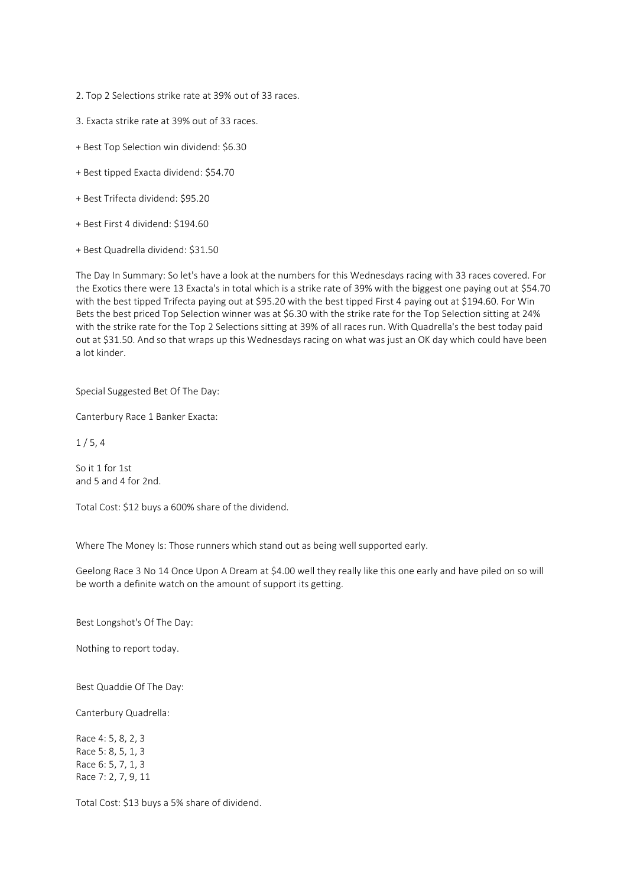2. Top 2 Selections strike rate at 39% out of 33 races.

3. Exacta strike rate at 39% out of 33 races.

+ Best Top Selection win dividend: $6.30

+ Best tipped Exacta dividend: $54.70

+ Best Trifecta dividend: $95.20

+ Best First 4 dividend: $194.60

+ Best Quadrella dividend: $31.50

The Day In Summary: So let's have a look at the numbers for this Wednesdays racing with 33 races covered. For the Exotics there were 13 Exacta's in total which is a strike rate of 39% with the biggest one paying out at $54.70 with the best tipped Trifecta paying out at $95.20 with the best tipped First 4 paying out at $194.60. For Win Bets the best priced Top Selection winner was at $6.30 with the strike rate for the Top Selection sitting at 24% with the strike rate for the Top 2 Selections sitting at 39% of all races run. With Quadrella's the best today paid out at $31.50. And so that wraps up this Wednesdays racing on what was just an OK day which could have been a lot kinder.

Special Suggested Bet Of The Day:

Canterbury Race 1 Banker Exacta:

1 / 5, 4

So it 1 for 1st
and 5 and 4 for 2nd.

Total Cost: $12 buys a 600% share of the dividend.

Where The Money Is: Those runners which stand out as being well supported early.

Geelong Race 3 No 14 Once Upon A Dream at $4.00 well they really like this one early and have piled on so will be worth a definite watch on the amount of support its getting.

Best Longshot's Of The Day:

Nothing to report today.

Best Quaddie Of The Day:

Canterbury Quadrella:

Race 4: 5, 8, 2, 3
Race 5: 8, 5, 1, 3
Race 6: 5, 7, 1, 3
Race 7: 2, 7, 9, 11

Total Cost: $13 buys a 5% share of dividend.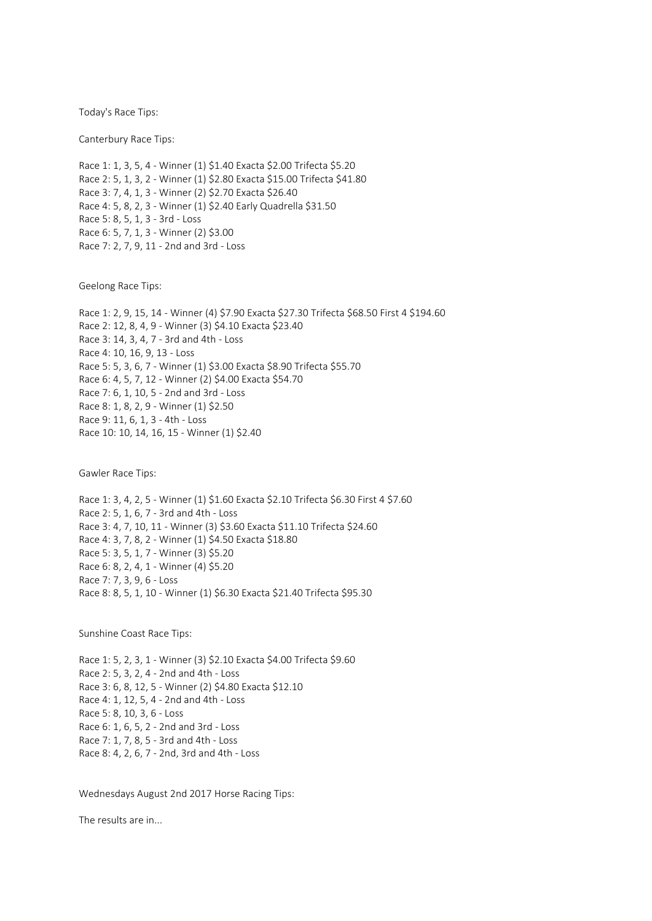Today's Race Tips:

Canterbury Race Tips:

Race 1: 1, 3, 5, 4 - Winner (1) $1.40 Exacta $2.00 Trifecta $5.20
Race 2: 5, 1, 3, 2 - Winner (1) $2.80 Exacta $15.00 Trifecta $41.80
Race 3: 7, 4, 1, 3 - Winner (2) $2.70 Exacta $26.40
Race 4: 5, 8, 2, 3 - Winner (1) $2.40 Early Quadrella $31.50
Race 5: 8, 5, 1, 3 - 3rd - Loss
Race 6: 5, 7, 1, 3 - Winner (2) $3.00
Race 7: 2, 7, 9, 11 - 2nd and 3rd - Loss

Geelong Race Tips:

Race 1: 2, 9, 15, 14 - Winner (4) $7.90 Exacta $27.30 Trifecta $68.50 First 4 $194.60
Race 2: 12, 8, 4, 9 - Winner (3) $4.10 Exacta $23.40
Race 3: 14, 3, 4, 7 - 3rd and 4th - Loss
Race 4: 10, 16, 9, 13 - Loss
Race 5: 5, 3, 6, 7 - Winner (1) $3.00 Exacta $8.90 Trifecta $55.70
Race 6: 4, 5, 7, 12 - Winner (2) $4.00 Exacta $54.70
Race 7: 6, 1, 10, 5 - 2nd and 3rd - Loss
Race 8: 1, 8, 2, 9 - Winner (1) $2.50
Race 9: 11, 6, 1, 3 - 4th - Loss
Race 10: 10, 14, 16, 15 - Winner (1) $2.40

Gawler Race Tips:

Race 1: 3, 4, 2, 5 - Winner (1) $1.60 Exacta $2.10 Trifecta $6.30 First 4 $7.60
Race 2: 5, 1, 6, 7 - 3rd and 4th - Loss
Race 3: 4, 7, 10, 11 - Winner (3) $3.60 Exacta $11.10 Trifecta $24.60
Race 4: 3, 7, 8, 2 - Winner (1) $4.50 Exacta $18.80
Race 5: 3, 5, 1, 7 - Winner (3) $5.20
Race 6: 8, 2, 4, 1 - Winner (4) $5.20
Race 7: 7, 3, 9, 6 - Loss
Race 8: 8, 5, 1, 10 - Winner (1) $6.30 Exacta $21.40 Trifecta $95.30

Sunshine Coast Race Tips:

Race 1: 5, 2, 3, 1 - Winner (3) $2.10 Exacta $4.00 Trifecta $9.60
Race 2: 5, 3, 2, 4 - 2nd and 4th - Loss
Race 3: 6, 8, 12, 5 - Winner (2) $4.80 Exacta $12.10
Race 4: 1, 12, 5, 4 - 2nd and 4th - Loss
Race 5: 8, 10, 3, 6 - Loss
Race 6: 1, 6, 5, 2 - 2nd and 3rd - Loss
Race 7: 1, 7, 8, 5 - 3rd and 4th - Loss
Race 8: 4, 2, 6, 7 - 2nd, 3rd and 4th - Loss

Wednesdays August 2nd 2017 Horse Racing Tips:

The results are in...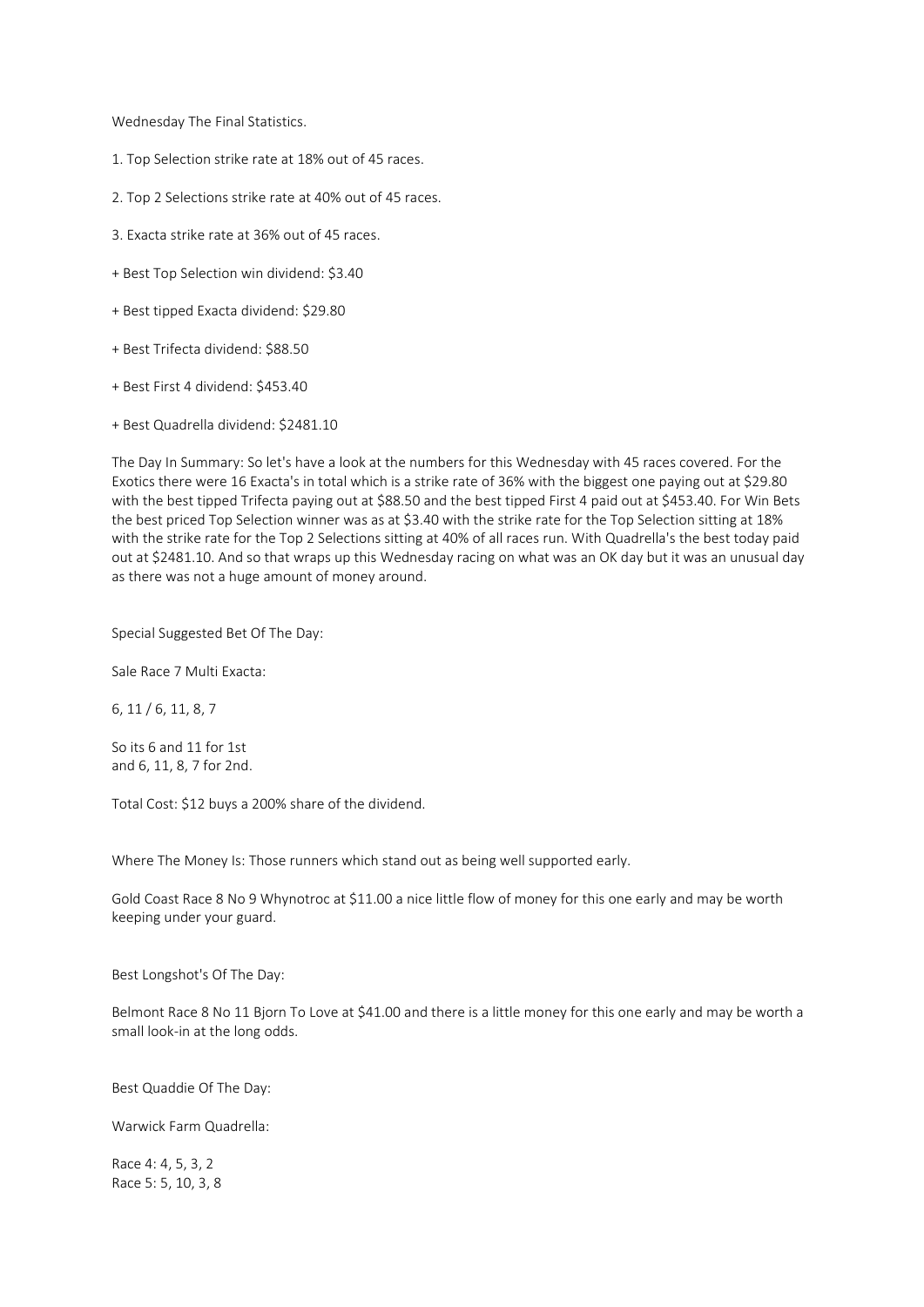Wednesday The Final Statistics.

1. Top Selection strike rate at 18% out of 45 races.

2. Top 2 Selections strike rate at 40% out of 45 races.

3. Exacta strike rate at 36% out of 45 races.

+ Best Top Selection win dividend: $3.40

+ Best tipped Exacta dividend: $29.80

+ Best Trifecta dividend: $88.50

+ Best First 4 dividend: $453.40

+ Best Quadrella dividend: $2481.10

The Day In Summary: So let's have a look at the numbers for this Wednesday with 45 races covered. For the Exotics there were 16 Exacta's in total which is a strike rate of 36% with the biggest one paying out at $29.80 with the best tipped Trifecta paying out at $88.50 and the best tipped First 4 paid out at $453.40. For Win Bets the best priced Top Selection winner was as at $3.40 with the strike rate for the Top Selection sitting at 18% with the strike rate for the Top 2 Selections sitting at 40% of all races run. With Quadrella's the best today paid out at $2481.10. And so that wraps up this Wednesday racing on what was an OK day but it was an unusual day as there was not a huge amount of money around.

Special Suggested Bet Of The Day:

Sale Race 7 Multi Exacta:

6, 11 / 6, 11, 8, 7

So its 6 and 11 for 1st
and 6, 11, 8, 7 for 2nd.

Total Cost: $12 buys a 200% share of the dividend.

Where The Money Is: Those runners which stand out as being well supported early.

Gold Coast Race 8 No 9 Whynotroc at $11.00 a nice little flow of money for this one early and may be worth keeping under your guard.

Best Longshot's Of The Day:

Belmont Race 8 No 11 Bjorn To Love at $41.00 and there is a little money for this one early and may be worth a small look-in at the long odds.

Best Quaddie Of The Day:

Warwick Farm Quadrella:

Race 4: 4, 5, 3, 2
Race 5: 5, 10, 3, 8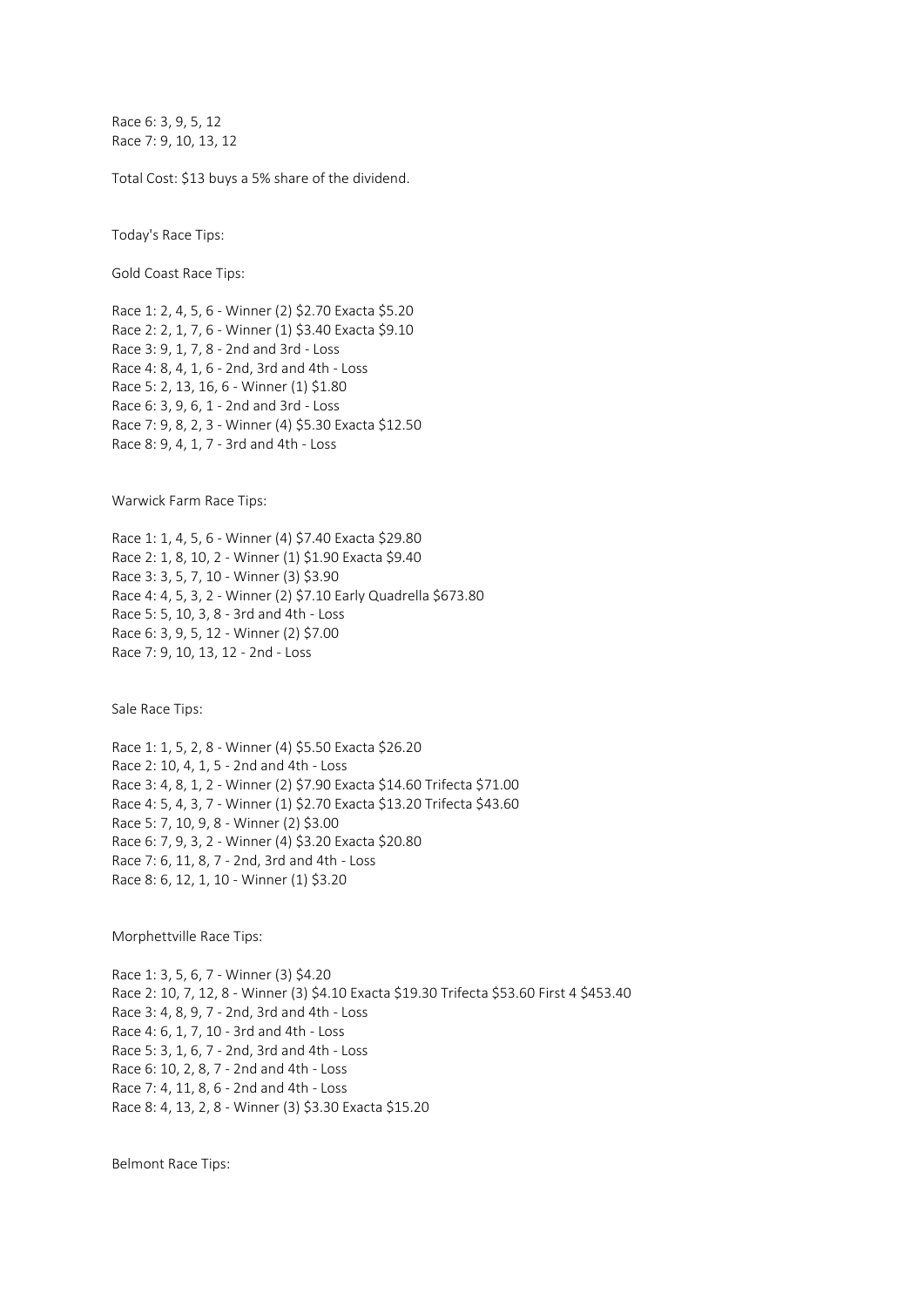Race 6: 3, 9, 5, 12
Race 7: 9, 10, 13, 12

Total Cost: $13 buys a 5% share of the dividend.

Today's Race Tips:

Gold Coast Race Tips:

Race 1: 2, 4, 5, 6 - Winner (2) $2.70 Exacta $5.20
Race 2: 2, 1, 7, 6 - Winner (1) $3.40 Exacta $9.10
Race 3: 9, 1, 7, 8 - 2nd and 3rd - Loss
Race 4: 8, 4, 1, 6 - 2nd, 3rd and 4th - Loss
Race 5: 2, 13, 16, 6 - Winner (1) $1.80
Race 6: 3, 9, 6, 1 - 2nd and 3rd - Loss
Race 7: 9, 8, 2, 3 - Winner (4) $5.30 Exacta $12.50
Race 8: 9, 4, 1, 7 - 3rd and 4th - Loss

Warwick Farm Race Tips:

Race 1: 1, 4, 5, 6 - Winner (4) $7.40 Exacta $29.80
Race 2: 1, 8, 10, 2 - Winner (1) $1.90 Exacta $9.40
Race 3: 3, 5, 7, 10 - Winner (3) $3.90
Race 4: 4, 5, 3, 2 - Winner (2) $7.10 Early Quadrella $673.80
Race 5: 5, 10, 3, 8 - 3rd and 4th - Loss
Race 6: 3, 9, 5, 12 - Winner (2) $7.00
Race 7: 9, 10, 13, 12 - 2nd - Loss

Sale Race Tips:

Race 1: 1, 5, 2, 8 - Winner (4) $5.50 Exacta $26.20
Race 2: 10, 4, 1, 5 - 2nd and 4th - Loss
Race 3: 4, 8, 1, 2 - Winner (2) $7.90 Exacta $14.60 Trifecta $71.00
Race 4: 5, 4, 3, 7 - Winner (1) $2.70 Exacta $13.20 Trifecta $43.60
Race 5: 7, 10, 9, 8 - Winner (2) $3.00
Race 6: 7, 9, 3, 2 - Winner (4) $3.20 Exacta $20.80
Race 7: 6, 11, 8, 7 - 2nd, 3rd and 4th - Loss
Race 8: 6, 12, 1, 10 - Winner (1) $3.20

Morphettville Race Tips:

Race 1: 3, 5, 6, 7 - Winner (3) $4.20
Race 2: 10, 7, 12, 8 - Winner (3) $4.10 Exacta $19.30 Trifecta $53.60 First 4 $453.40
Race 3: 4, 8, 9, 7 - 2nd, 3rd and 4th - Loss
Race 4: 6, 1, 7, 10 - 3rd and 4th - Loss
Race 5: 3, 1, 6, 7 - 2nd, 3rd and 4th - Loss
Race 6: 10, 2, 8, 7 - 2nd and 4th - Loss
Race 7: 4, 11, 8, 6 - 2nd and 4th - Loss
Race 8: 4, 13, 2, 8 - Winner (3) $3.30 Exacta $15.20

Belmont Race Tips: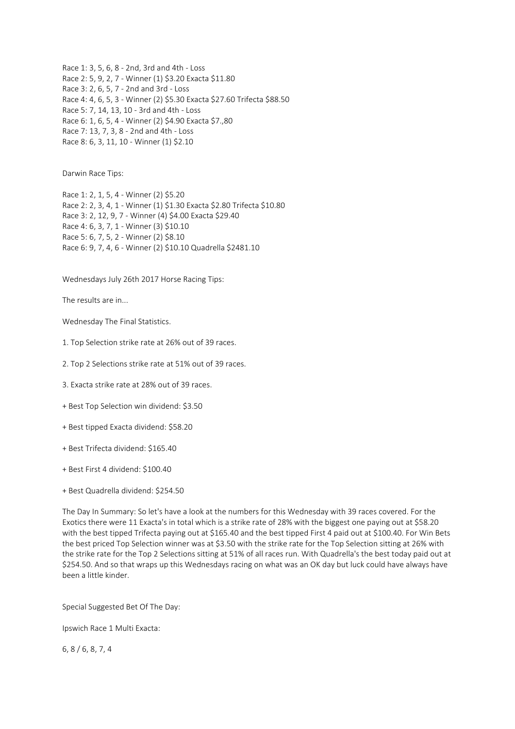Race 1: 3, 5, 6, 8 - 2nd, 3rd and 4th - Loss
Race 2: 5, 9, 2, 7 - Winner (1) $3.20 Exacta $11.80
Race 3: 2, 6, 5, 7 - 2nd and 3rd - Loss
Race 4: 4, 6, 5, 3 - Winner (2) $5.30 Exacta $27.60 Trifecta $88.50
Race 5: 7, 14, 13, 10 - 3rd and 4th - Loss
Race 6: 1, 6, 5, 4 - Winner (2) $4.90 Exacta $7.,80
Race 7: 13, 7, 3, 8 - 2nd and 4th - Loss
Race 8: 6, 3, 11, 10 - Winner (1) $2.10

Darwin Race Tips:

Race 1: 2, 1, 5, 4 - Winner (2) $5.20
Race 2: 2, 3, 4, 1 - Winner (1) $1.30 Exacta $2.80 Trifecta $10.80
Race 3: 2, 12, 9, 7 - Winner (4) $4.00 Exacta $29.40
Race 4: 6, 3, 7, 1 - Winner (3) $10.10
Race 5: 6, 7, 5, 2 - Winner (2) $8.10
Race 6: 9, 7, 4, 6 - Winner (2) $10.10 Quadrella $2481.10

Wednesdays July 26th 2017 Horse Racing Tips:

The results are in...

Wednesday The Final Statistics.

1. Top Selection strike rate at 26% out of 39 races.

2. Top 2 Selections strike rate at 51% out of 39 races.

3. Exacta strike rate at 28% out of 39 races.

+ Best Top Selection win dividend: $3.50

+ Best tipped Exacta dividend: $58.20

+ Best Trifecta dividend: $165.40

+ Best First 4 dividend: $100.40

+ Best Quadrella dividend: $254.50

The Day In Summary: So let's have a look at the numbers for this Wednesday with 39 races covered. For the Exotics there were 11 Exacta's in total which is a strike rate of 28% with the biggest one paying out at $58.20 with the best tipped Trifecta paying out at $165.40 and the best tipped First 4 paid out at $100.40. For Win Bets the best priced Top Selection winner was at $3.50 with the strike rate for the Top Selection sitting at 26% with the strike rate for the Top 2 Selections sitting at 51% of all races run. With Quadrella's the best today paid out at $254.50. And so that wraps up this Wednesdays racing on what was an OK day but luck could have always have been a little kinder.

Special Suggested Bet Of The Day:

Ipswich Race 1 Multi Exacta:

6, 8 / 6, 8, 7, 4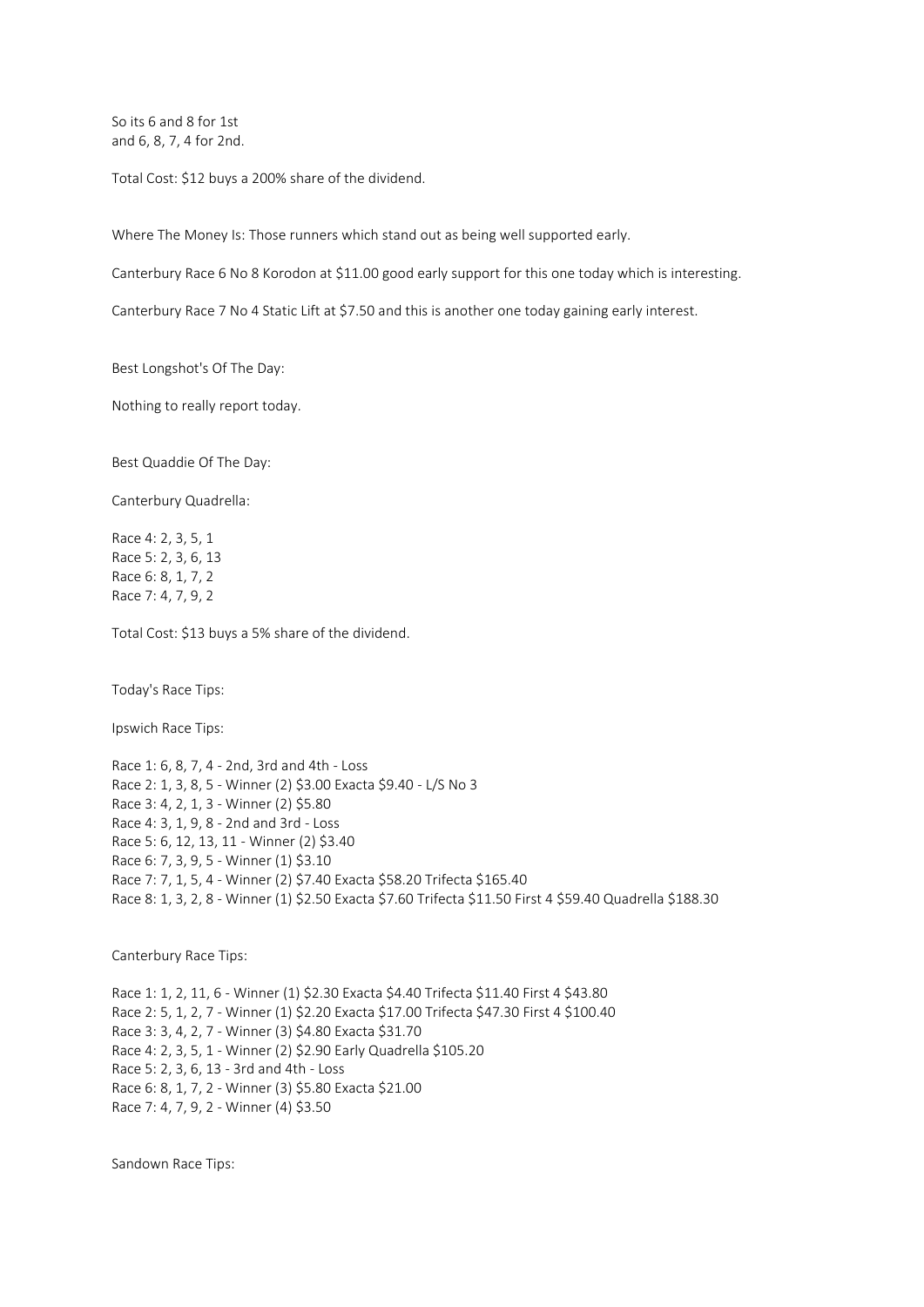So its 6 and 8 for 1st
and 6, 8, 7, 4 for 2nd.

Total Cost: $12 buys a 200% share of the dividend.

Where The Money Is: Those runners which stand out as being well supported early.

Canterbury Race 6 No 8 Korodon at $11.00 good early support for this one today which is interesting.

Canterbury Race 7 No 4 Static Lift at $7.50 and this is another one today gaining early interest.

Best Longshot's Of The Day:

Nothing to really report today.

Best Quaddie Of The Day:

Canterbury Quadrella:

Race 4: 2, 3, 5, 1
Race 5: 2, 3, 6, 13
Race 6: 8, 1, 7, 2
Race 7: 4, 7, 9, 2

Total Cost: $13 buys a 5% share of the dividend.

Today's Race Tips:

Ipswich Race Tips:

Race 1: 6, 8, 7, 4 - 2nd, 3rd and 4th - Loss
Race 2: 1, 3, 8, 5 - Winner (2) $3.00 Exacta $9.40 - L/S No 3
Race 3: 4, 2, 1, 3 - Winner (2) $5.80
Race 4: 3, 1, 9, 8 - 2nd and 3rd - Loss
Race 5: 6, 12, 13, 11 - Winner (2) $3.40
Race 6: 7, 3, 9, 5 - Winner (1) $3.10
Race 7: 7, 1, 5, 4 - Winner (2) $7.40 Exacta $58.20 Trifecta $165.40
Race 8: 1, 3, 2, 8 - Winner (1) $2.50 Exacta $7.60 Trifecta $11.50 First 4 $59.40 Quadrella $188.30

Canterbury Race Tips:

Race 1: 1, 2, 11, 6 - Winner (1) $2.30 Exacta $4.40 Trifecta $11.40 First 4 $43.80
Race 2: 5, 1, 2, 7 - Winner (1) $2.20 Exacta $17.00 Trifecta $47.30 First 4 $100.40
Race 3: 3, 4, 2, 7 - Winner (3) $4.80 Exacta $31.70
Race 4: 2, 3, 5, 1 - Winner (2) $2.90 Early Quadrella $105.20
Race 5: 2, 3, 6, 13 - 3rd and 4th - Loss
Race 6: 8, 1, 7, 2 - Winner (3) $5.80 Exacta $21.00
Race 7: 4, 7, 9, 2 - Winner (4) $3.50

Sandown Race Tips: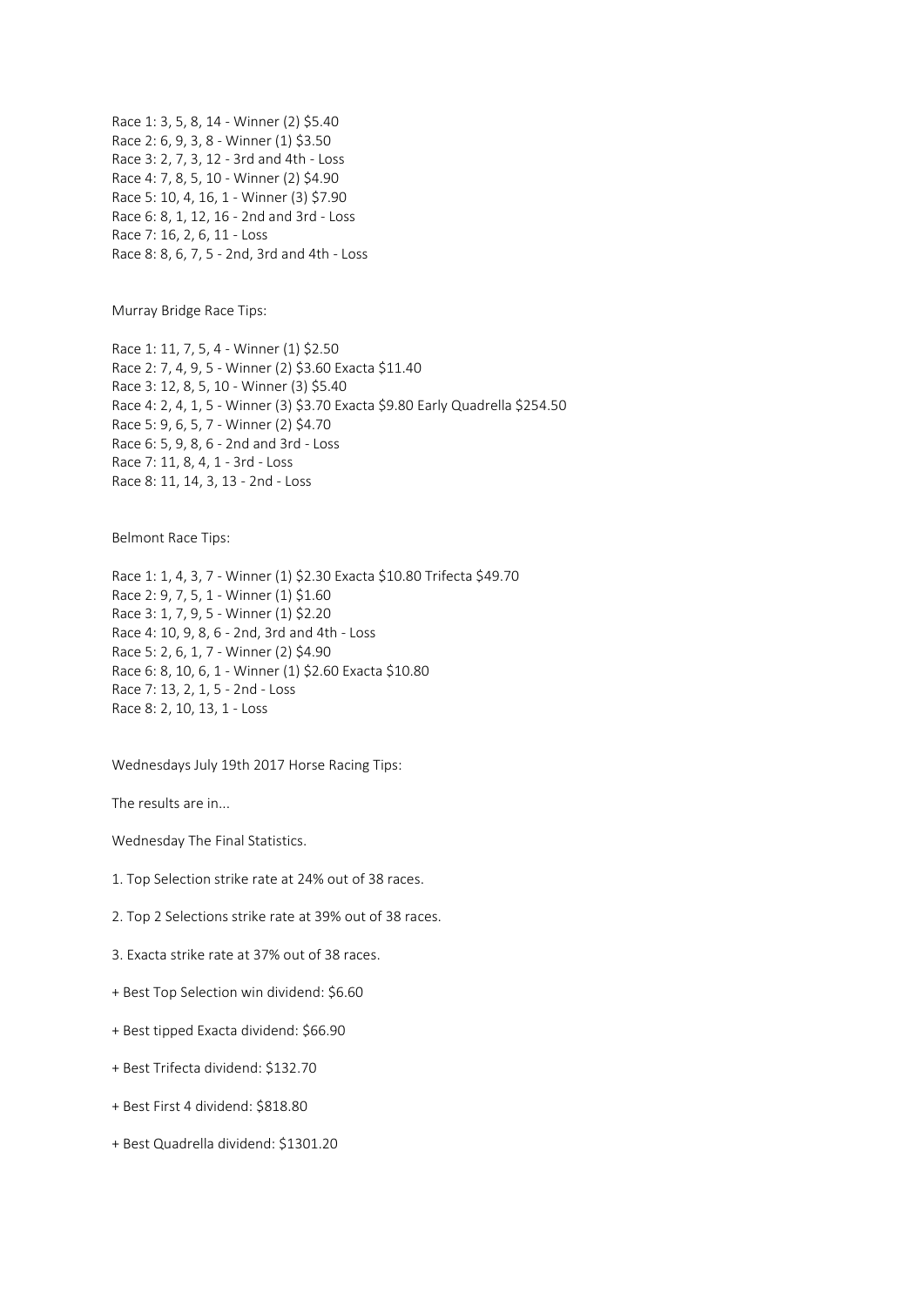Race 1: 3, 5, 8, 14 - Winner (2) $5.40
Race 2: 6, 9, 3, 8 - Winner (1) $3.50
Race 3: 2, 7, 3, 12 - 3rd and 4th - Loss
Race 4: 7, 8, 5, 10 - Winner (2) $4.90
Race 5: 10, 4, 16, 1 - Winner (3) $7.90
Race 6: 8, 1, 12, 16 - 2nd and 3rd - Loss
Race 7: 16, 2, 6, 11 - Loss
Race 8: 8, 6, 7, 5 - 2nd, 3rd and 4th - Loss

Murray Bridge Race Tips:

Race 1: 11, 7, 5, 4 - Winner (1) $2.50
Race 2: 7, 4, 9, 5 - Winner (2) $3.60 Exacta $11.40
Race 3: 12, 8, 5, 10 - Winner (3) $5.40
Race 4: 2, 4, 1, 5 - Winner (3) $3.70 Exacta $9.80 Early Quadrella $254.50
Race 5: 9, 6, 5, 7 - Winner (2) $4.70
Race 6: 5, 9, 8, 6 - 2nd and 3rd - Loss
Race 7: 11, 8, 4, 1 - 3rd - Loss
Race 8: 11, 14, 3, 13 - 2nd - Loss

Belmont Race Tips:

Race 1: 1, 4, 3, 7 - Winner (1) $2.30 Exacta $10.80 Trifecta $49.70
Race 2: 9, 7, 5, 1 - Winner (1) $1.60
Race 3: 1, 7, 9, 5 - Winner (1) $2.20
Race 4: 10, 9, 8, 6 - 2nd, 3rd and 4th - Loss
Race 5: 2, 6, 1, 7 - Winner (2) $4.90
Race 6: 8, 10, 6, 1 - Winner (1) $2.60 Exacta $10.80
Race 7: 13, 2, 1, 5 - 2nd - Loss
Race 8: 2, 10, 13, 1 - Loss

Wednesdays July 19th 2017 Horse Racing Tips:

The results are in...

Wednesday The Final Statistics.

1. Top Selection strike rate at 24% out of 38 races.

2. Top 2 Selections strike rate at 39% out of 38 races.

3. Exacta strike rate at 37% out of 38 races.

+ Best Top Selection win dividend: $6.60

+ Best tipped Exacta dividend: $66.90

+ Best Trifecta dividend: $132.70

+ Best First 4 dividend: $818.80

+ Best Quadrella dividend: $1301.20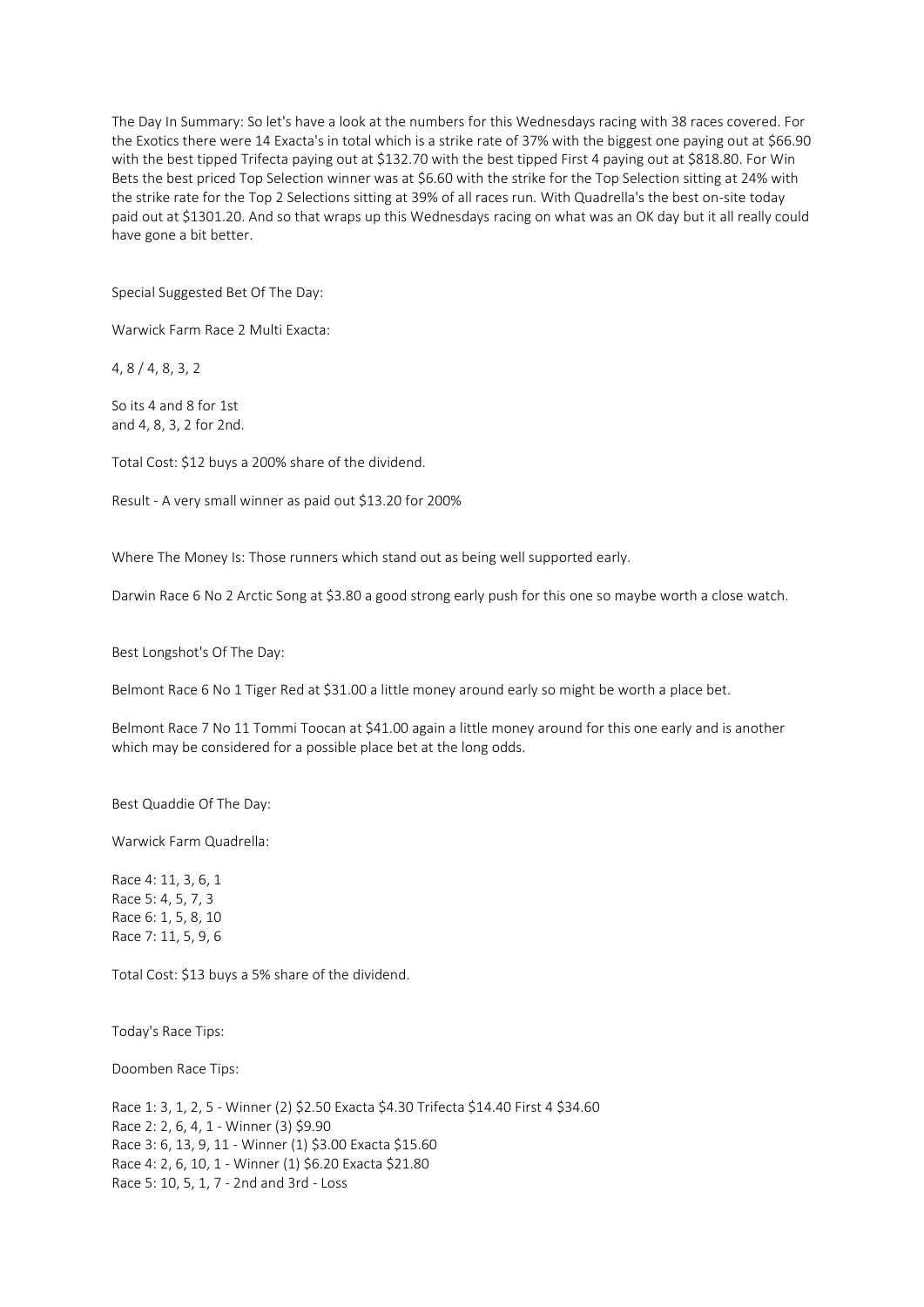The Day In Summary: So let's have a look at the numbers for this Wednesdays racing with 38 races covered. For the Exotics there were 14 Exacta's in total which is a strike rate of 37% with the biggest one paying out at $66.90 with the best tipped Trifecta paying out at $132.70 with the best tipped First 4 paying out at $818.80. For Win Bets the best priced Top Selection winner was at $6.60 with the strike for the Top Selection sitting at 24% with the strike rate for the Top 2 Selections sitting at 39% of all races run. With Quadrella's the best on-site today paid out at $1301.20. And so that wraps up this Wednesdays racing on what was an OK day but it all really could have gone a bit better.

Special Suggested Bet Of The Day:

Warwick Farm Race 2 Multi Exacta:

4, 8 / 4, 8, 3, 2

So its 4 and 8 for 1st
and 4, 8, 3, 2 for 2nd.

Total Cost: $12 buys a 200% share of the dividend.

Result - A very small winner as paid out $13.20 for 200%

Where The Money Is: Those runners which stand out as being well supported early.

Darwin Race 6 No 2 Arctic Song at $3.80 a good strong early push for this one so maybe worth a close watch.

Best Longshot's Of The Day:

Belmont Race 6 No 1 Tiger Red at $31.00 a little money around early so might be worth a place bet.

Belmont Race 7 No 11 Tommi Toocan at $41.00 again a little money around for this one early and is another which may be considered for a possible place bet at the long odds.

Best Quaddie Of The Day:

Warwick Farm Quadrella:

Race 4: 11, 3, 6, 1
Race 5: 4, 5, 7, 3
Race 6: 1, 5, 8, 10
Race 7: 11, 5, 9, 6

Total Cost: $13 buys a 5% share of the dividend.

Today's Race Tips:

Doomben Race Tips:

Race 1: 3, 1, 2, 5 - Winner (2) $2.50 Exacta $4.30 Trifecta $14.40 First 4 $34.60
Race 2: 2, 6, 4, 1 - Winner (3) $9.90
Race 3: 6, 13, 9, 11 - Winner (1) $3.00 Exacta $15.60
Race 4: 2, 6, 10, 1 - Winner (1) $6.20 Exacta $21.80
Race 5: 10, 5, 1, 7 - 2nd and 3rd - Loss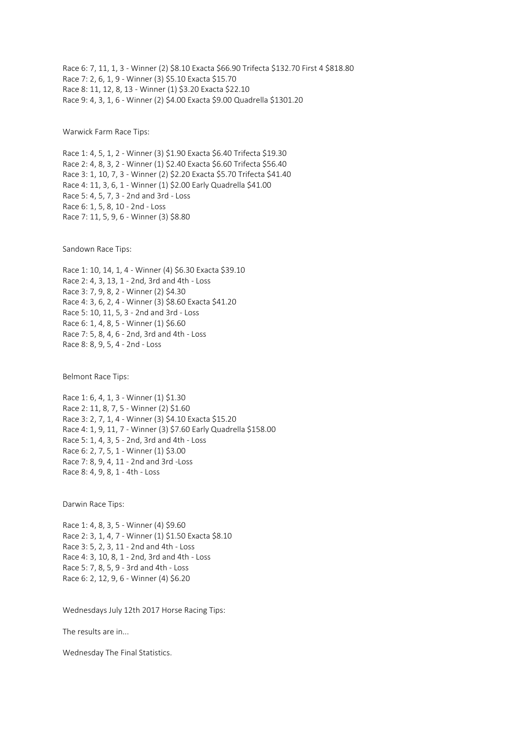Race 6: 7, 11, 1, 3 - Winner (2) $8.10 Exacta $66.90 Trifecta $132.70 First 4 $818.80
Race 7: 2, 6, 1, 9 - Winner (3) $5.10 Exacta $15.70
Race 8: 11, 12, 8, 13 - Winner (1) $3.20 Exacta $22.10
Race 9: 4, 3, 1, 6 - Winner (2) $4.00 Exacta $9.00 Quadrella $1301.20

Warwick Farm Race Tips:

Race 1: 4, 5, 1, 2 - Winner (3) $1.90 Exacta $6.40 Trifecta $19.30
Race 2: 4, 8, 3, 2 - Winner (1) $2.40 Exacta $6.60 Trifecta $56.40
Race 3: 1, 10, 7, 3 - Winner (2) $2.20 Exacta $5.70 Trifecta $41.40
Race 4: 11, 3, 6, 1 - Winner (1) $2.00 Early Quadrella $41.00
Race 5: 4, 5, 7, 3 - 2nd and 3rd - Loss
Race 6: 1, 5, 8, 10 - 2nd - Loss
Race 7: 11, 5, 9, 6 - Winner (3) $8.80

Sandown Race Tips:

Race 1: 10, 14, 1, 4 - Winner (4) $6.30 Exacta $39.10
Race 2: 4, 3, 13, 1 - 2nd, 3rd and 4th - Loss
Race 3: 7, 9, 8, 2 - Winner (2) $4.30
Race 4: 3, 6, 2, 4 - Winner (3) $8.60 Exacta $41.20
Race 5: 10, 11, 5, 3 - 2nd and 3rd - Loss
Race 6: 1, 4, 8, 5 - Winner (1) $6.60
Race 7: 5, 8, 4, 6 - 2nd, 3rd and 4th - Loss
Race 8: 8, 9, 5, 4 - 2nd - Loss

Belmont Race Tips:

Race 1: 6, 4, 1, 3 - Winner (1) $1.30
Race 2: 11, 8, 7, 5 - Winner (2) $1.60
Race 3: 2, 7, 1, 4 - Winner (3) $4.10 Exacta $15.20
Race 4: 1, 9, 11, 7 - Winner (3) $7.60 Early Quadrella $158.00
Race 5: 1, 4, 3, 5 - 2nd, 3rd and 4th - Loss
Race 6: 2, 7, 5, 1 - Winner (1) $3.00
Race 7: 8, 9, 4, 11 - 2nd and 3rd -Loss
Race 8: 4, 9, 8, 1 - 4th - Loss

Darwin Race Tips:

Race 1: 4, 8, 3, 5 - Winner (4) $9.60
Race 2: 3, 1, 4, 7 - Winner (1) $1.50 Exacta $8.10
Race 3: 5, 2, 3, 11 - 2nd and 4th - Loss
Race 4: 3, 10, 8, 1 - 2nd, 3rd and 4th - Loss
Race 5: 7, 8, 5, 9 - 3rd and 4th - Loss
Race 6: 2, 12, 9, 6 - Winner (4) $6.20

Wednesdays July 12th 2017 Horse Racing Tips:

The results are in...

Wednesday The Final Statistics.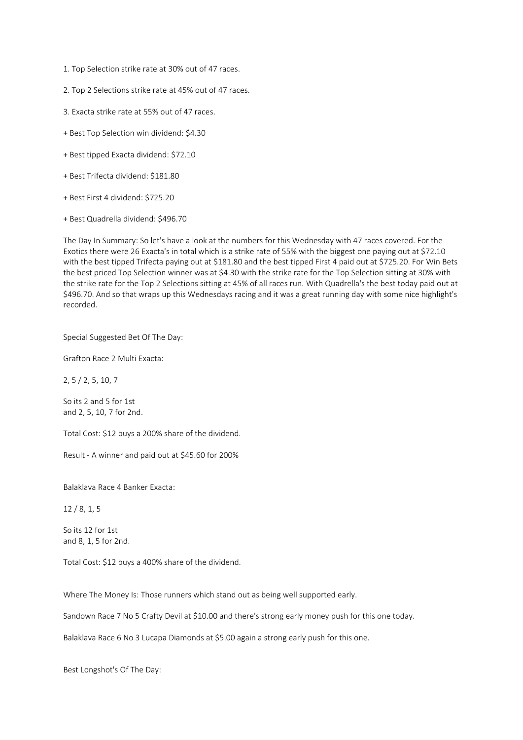1. Top Selection strike rate at 30% out of 47 races.

2. Top 2 Selections strike rate at 45% out of 47 races.

3. Exacta strike rate at 55% out of 47 races.

+ Best Top Selection win dividend: $4.30

+ Best tipped Exacta dividend: $72.10

+ Best Trifecta dividend: $181.80

+ Best First 4 dividend: $725.20

+ Best Quadrella dividend: $496.70

The Day In Summary: So let's have a look at the numbers for this Wednesday with 47 races covered. For the Exotics there were 26 Exacta's in total which is a strike rate of 55% with the biggest one paying out at $72.10 with the best tipped Trifecta paying out at $181.80 and the best tipped First 4 paid out at $725.20. For Win Bets the best priced Top Selection winner was at $4.30 with the strike rate for the Top Selection sitting at 30% with the strike rate for the Top 2 Selections sitting at 45% of all races run. With Quadrella's the best today paid out at $496.70. And so that wraps up this Wednesdays racing and it was a great running day with some nice highlight's recorded.

Special Suggested Bet Of The Day:

Grafton Race 2 Multi Exacta:

2, 5 / 2, 5, 10, 7

So its 2 and 5 for 1st
and 2, 5, 10, 7 for 2nd.

Total Cost: $12 buys a 200% share of the dividend.

Result - A winner and paid out at $45.60 for 200%

Balaklava Race 4 Banker Exacta:

12 / 8, 1, 5

So its 12 for 1st
and 8, 1, 5 for 2nd.

Total Cost: $12 buys a 400% share of the dividend.

Where The Money Is: Those runners which stand out as being well supported early.

Sandown Race 7 No 5 Crafty Devil at $10.00 and there's strong early money push for this one today.

Balaklava Race 6 No 3 Lucapa Diamonds at $5.00 again a strong early push for this one.

Best Longshot's Of The Day: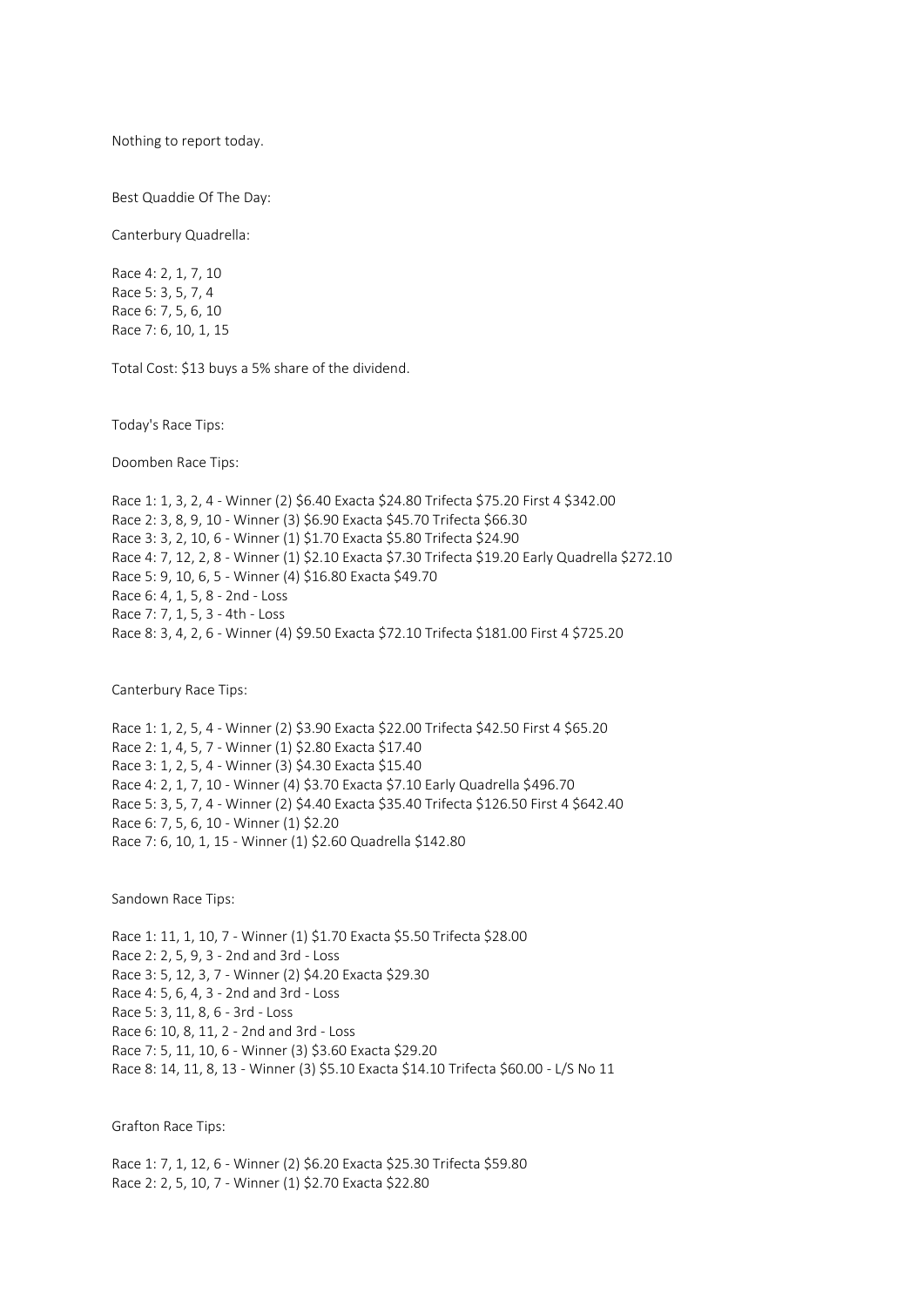Nothing to report today.

Best Quaddie Of The Day:

Canterbury Quadrella:

Race 4: 2, 1, 7, 10
Race 5: 3, 5, 7, 4
Race 6: 7, 5, 6, 10
Race 7: 6, 10, 1, 15

Total Cost: $13 buys a 5% share of the dividend.

Today's Race Tips:

Doomben Race Tips:

Race 1: 1, 3, 2, 4 - Winner (2) $6.40 Exacta $24.80 Trifecta $75.20 First 4 $342.00
Race 2: 3, 8, 9, 10 - Winner (3) $6.90 Exacta $45.70 Trifecta $66.30
Race 3: 3, 2, 10, 6 - Winner (1) $1.70 Exacta $5.80 Trifecta $24.90
Race 4: 7, 12, 2, 8 - Winner (1) $2.10 Exacta $7.30 Trifecta $19.20 Early Quadrella $272.10
Race 5: 9, 10, 6, 5 - Winner (4) $16.80 Exacta $49.70
Race 6: 4, 1, 5, 8 - 2nd - Loss
Race 7: 7, 1, 5, 3 - 4th - Loss
Race 8: 3, 4, 2, 6 - Winner (4) $9.50 Exacta $72.10 Trifecta $181.00 First 4 $725.20

Canterbury Race Tips:

Race 1: 1, 2, 5, 4 - Winner (2) $3.90 Exacta $22.00 Trifecta $42.50 First 4 $65.20
Race 2: 1, 4, 5, 7 - Winner (1) $2.80 Exacta $17.40
Race 3: 1, 2, 5, 4 - Winner (3) $4.30 Exacta $15.40
Race 4: 2, 1, 7, 10 - Winner (4) $3.70 Exacta $7.10 Early Quadrella $496.70
Race 5: 3, 5, 7, 4 - Winner (2) $4.40 Exacta $35.40 Trifecta $126.50 First 4 $642.40
Race 6: 7, 5, 6, 10 - Winner (1) $2.20
Race 7: 6, 10, 1, 15 - Winner (1) $2.60 Quadrella $142.80

Sandown Race Tips:

Race 1: 11, 1, 10, 7 - Winner (1) $1.70 Exacta $5.50 Trifecta $28.00
Race 2: 2, 5, 9, 3 - 2nd and 3rd - Loss
Race 3: 5, 12, 3, 7 - Winner (2) $4.20 Exacta $29.30
Race 4: 5, 6, 4, 3 - 2nd and 3rd - Loss
Race 5: 3, 11, 8, 6 - 3rd - Loss
Race 6: 10, 8, 11, 2 - 2nd and 3rd - Loss
Race 7: 5, 11, 10, 6 - Winner (3) $3.60 Exacta $29.20
Race 8: 14, 11, 8, 13 - Winner (3) $5.10 Exacta $14.10 Trifecta $60.00 - L/S No 11

Grafton Race Tips:

Race 1: 7, 1, 12, 6 - Winner (2) $6.20 Exacta $25.30 Trifecta $59.80
Race 2: 2, 5, 10, 7 - Winner (1) $2.70 Exacta $22.80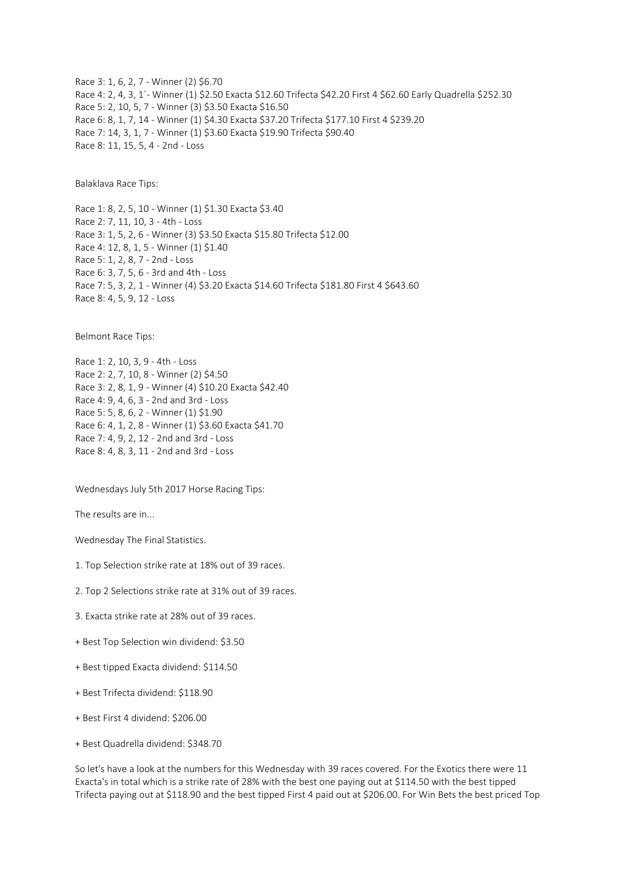Race 3: 1, 6, 2, 7 - Winner (2) $6.70

Race 4: 2, 4, 3, 1`- Winner (1) $2.50 Exacta $12.60 Trifecta $42.20 First 4 $62.60 Early Quadrella $252.30

Race 5: 2, 10, 5, 7 - Winner (3) $3.50 Exacta $16.50

Race 6: 8, 1, 7, 14 - Winner (1) $4.30 Exacta $37.20 Trifecta $177.10 First 4 $239.20

Race 7: 14, 3, 1, 7 - Winner (1) $3.60 Exacta $19.90 Trifecta $90.40

Race 8: 11, 15, 5, 4 - 2nd - Loss

Balaklava Race Tips:

Race 1: 8, 2, 5, 10 - Winner (1) $1.30 Exacta $3.40

Race 2: 7, 11, 10, 3 - 4th - Loss

Race 3: 1, 5, 2, 6 - Winner (3) $3.50 Exacta $15.80 Trifecta $12.00

Race 4: 12, 8, 1, 5 - Winner (1) $1.40

Race 5: 1, 2, 8, 7 - 2nd - Loss

Race 6: 3, 7, 5, 6 - 3rd and 4th - Loss

Race 7: 5, 3, 2, 1 - Winner (4) $3.20 Exacta $14.60 Trifecta $181.80 First 4 $643.60

Race 8: 4, 5, 9, 12 - Loss

Belmont Race Tips:

Race 1: 2, 10, 3, 9 - 4th - Loss

Race 2: 2, 7, 10, 8 - Winner (2) $4.50

Race 3: 2, 8, 1, 9 - Winner (4) $10.20 Exacta $42.40

Race 4: 9, 4, 6, 3 - 2nd and 3rd - Loss

Race 5: 5, 8, 6, 2 - Winner (1) $1.90

Race 6: 4, 1, 2, 8 - Winner (1) $3.60 Exacta $41.70

Race 7: 4, 9, 2, 12 - 2nd and 3rd - Loss

Race 8: 4, 8, 3, 11 - 2nd and 3rd - Loss

Wednesdays July 5th 2017 Horse Racing Tips:

The results are in...

Wednesday The Final Statistics.

1. Top Selection strike rate at 18% out of 39 races.

2. Top 2 Selections strike rate at 31% out of 39 races.

3. Exacta strike rate at 28% out of 39 races.

+ Best Top Selection win dividend: $3.50

+ Best tipped Exacta dividend: $114.50

+ Best Trifecta dividend: $118.90

+ Best First 4 dividend: $206.00

+ Best Quadrella dividend: $348.70

So let's have a look at the numbers for this Wednesday with 39 races covered. For the Exotics there were 11 Exacta's in total which is a strike rate of 28% with the best one paying out at $114.50 with the best tipped Trifecta paying out at $118.90 and the best tipped First 4 paid out at $206.00. For Win Bets the best priced Top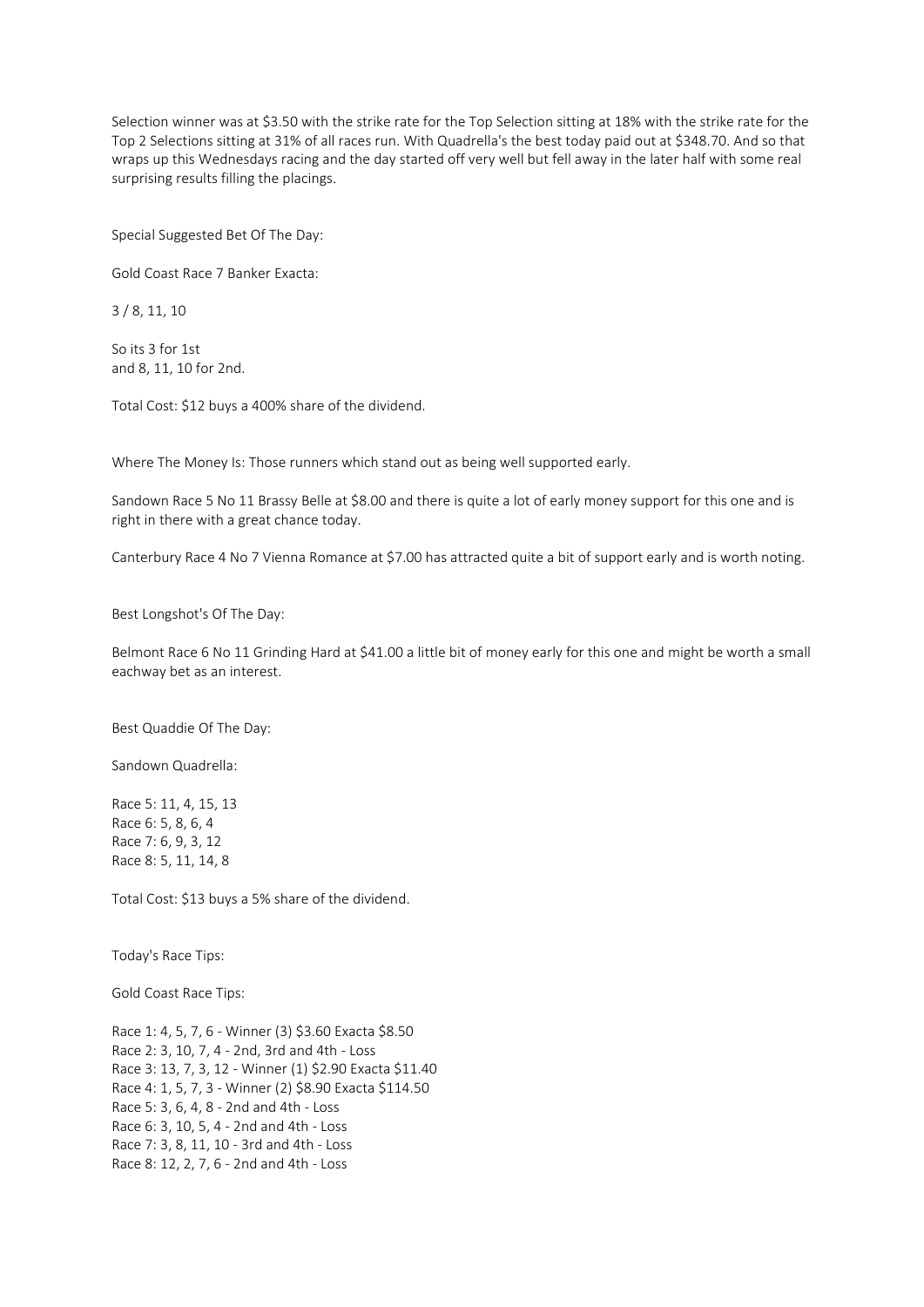Selection winner was at $3.50 with the strike rate for the Top Selection sitting at 18% with the strike rate for the Top 2 Selections sitting at 31% of all races run. With Quadrella's the best today paid out at $348.70. And so that wraps up this Wednesdays racing and the day started off very well but fell away in the later half with some real surprising results filling the placings.

Special Suggested Bet Of The Day:

Gold Coast Race 7 Banker Exacta:

3 / 8, 11, 10

So its 3 for 1st
and 8, 11, 10 for 2nd.

Total Cost: $12 buys a 400% share of the dividend.

Where The Money Is: Those runners which stand out as being well supported early.

Sandown Race 5 No 11 Brassy Belle at $8.00 and there is quite a lot of early money support for this one and is right in there with a great chance today.

Canterbury Race 4 No 7 Vienna Romance at $7.00 has attracted quite a bit of support early and is worth noting.

Best Longshot's Of The Day:

Belmont Race 6 No 11 Grinding Hard at $41.00 a little bit of money early for this one and might be worth a small eachway bet as an interest.

Best Quaddie Of The Day:

Sandown Quadrella:

Race 5: 11, 4, 15, 13
Race 6: 5, 8, 6, 4
Race 7: 6, 9, 3, 12
Race 8: 5, 11, 14, 8

Total Cost: $13 buys a 5% share of the dividend.

Today's Race Tips:

Gold Coast Race Tips:

Race 1: 4, 5, 7, 6 - Winner (3) $3.60 Exacta $8.50
Race 2: 3, 10, 7, 4 - 2nd, 3rd and 4th - Loss
Race 3: 13, 7, 3, 12 - Winner (1) $2.90 Exacta $11.40
Race 4: 1, 5, 7, 3 - Winner (2) $8.90 Exacta $114.50
Race 5: 3, 6, 4, 8 - 2nd and 4th - Loss
Race 6: 3, 10, 5, 4 - 2nd and 4th - Loss
Race 7: 3, 8, 11, 10 - 3rd and 4th - Loss
Race 8: 12, 2, 7, 6 - 2nd and 4th - Loss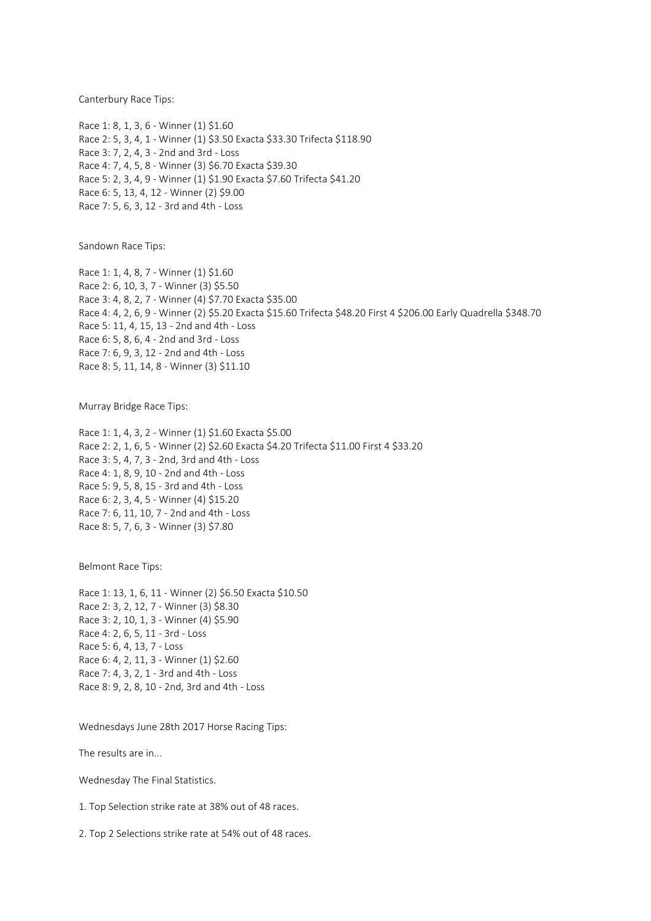Canterbury Race Tips:

Race 1: 8, 1, 3, 6 - Winner (1) $1.60
Race 2: 5, 3, 4, 1 - Winner (1) $3.50 Exacta $33.30 Trifecta $118.90
Race 3: 7, 2, 4, 3 - 2nd and 3rd - Loss
Race 4: 7, 4, 5, 8 - Winner (3) $6.70 Exacta $39.30
Race 5: 2, 3, 4, 9 - Winner (1) $1.90 Exacta $7.60 Trifecta $41.20
Race 6: 5, 13, 4, 12 - Winner (2) $9.00
Race 7: 5, 6, 3, 12 - 3rd and 4th - Loss

Sandown Race Tips:

Race 1: 1, 4, 8, 7 - Winner (1) $1.60
Race 2: 6, 10, 3, 7 - Winner (3) $5.50
Race 3: 4, 8, 2, 7 - Winner (4) $7.70 Exacta $35.00
Race 4: 4, 2, 6, 9 - Winner (2) $5.20 Exacta $15.60 Trifecta $48.20 First 4 $206.00 Early Quadrella $348.70
Race 5: 11, 4, 15, 13 - 2nd and 4th - Loss
Race 6: 5, 8, 6, 4 - 2nd and 3rd - Loss
Race 7: 6, 9, 3, 12 - 2nd and 4th - Loss
Race 8: 5, 11, 14, 8 - Winner (3) $11.10

Murray Bridge Race Tips:

Race 1: 1, 4, 3, 2 - Winner (1) $1.60 Exacta $5.00
Race 2: 2, 1, 6, 5 - Winner (2) $2.60 Exacta $4.20 Trifecta $11.00 First 4 $33.20
Race 3: 5, 4, 7, 3 - 2nd, 3rd and 4th - Loss
Race 4: 1, 8, 9, 10 - 2nd and 4th - Loss
Race 5: 9, 5, 8, 15 - 3rd and 4th - Loss
Race 6: 2, 3, 4, 5 - Winner (4) $15.20
Race 7: 6, 11, 10, 7 - 2nd and 4th - Loss
Race 8: 5, 7, 6, 3 - Winner (3) $7.80

Belmont Race Tips:

Race 1: 13, 1, 6, 11 - Winner (2) $6.50 Exacta $10.50
Race 2: 3, 2, 12, 7 - Winner (3) $8.30
Race 3: 2, 10, 1, 3 - Winner (4) $5.90
Race 4: 2, 6, 5, 11 - 3rd - Loss
Race 5: 6, 4, 13, 7 - Loss
Race 6: 4, 2, 11, 3 - Winner (1) $2.60
Race 7: 4, 3, 2, 1 - 3rd and 4th - Loss
Race 8: 9, 2, 8, 10 - 2nd, 3rd and 4th - Loss

Wednesdays June 28th 2017 Horse Racing Tips:

The results are in...

Wednesday The Final Statistics.

1. Top Selection strike rate at 38% out of 48 races.

2. Top 2 Selections strike rate at 54% out of 48 races.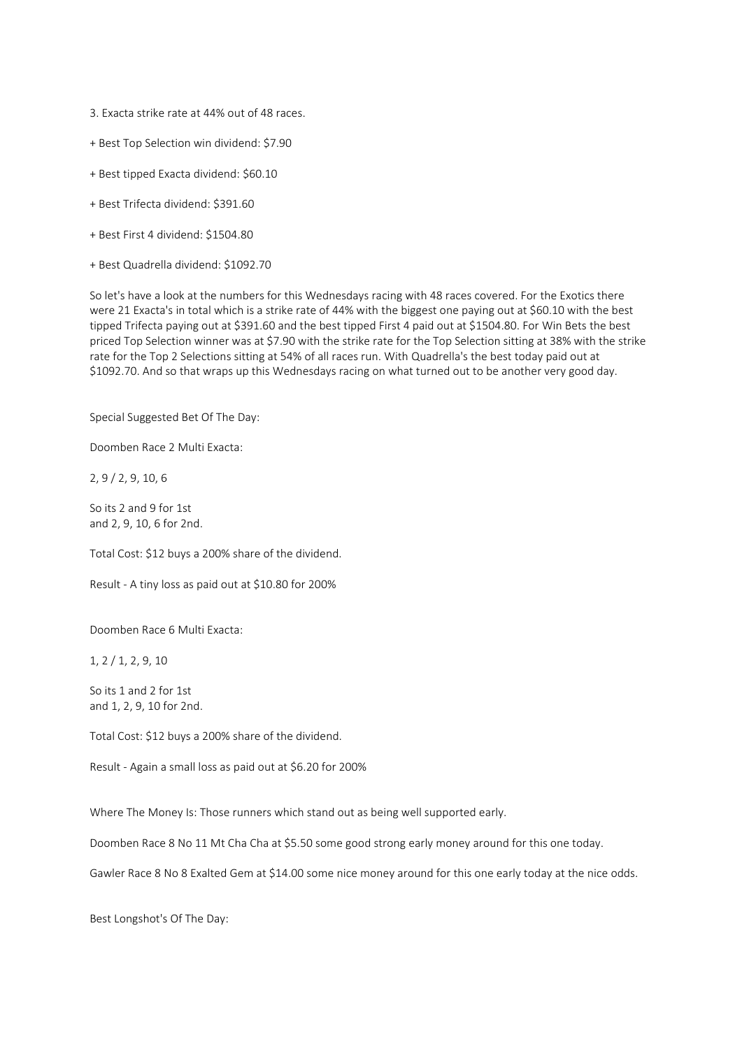3. Exacta strike rate at 44% out of 48 races.

+ Best Top Selection win dividend: $7.90

+ Best tipped Exacta dividend: $60.10

+ Best Trifecta dividend: $391.60

+ Best First 4 dividend: $1504.80

+ Best Quadrella dividend: $1092.70

So let's have a look at the numbers for this Wednesdays racing with 48 races covered. For the Exotics there were 21 Exacta's in total which is a strike rate of 44% with the biggest one paying out at $60.10 with the best tipped Trifecta paying out at $391.60 and the best tipped First 4 paid out at $1504.80. For Win Bets the best priced Top Selection winner was at $7.90 with the strike rate for the Top Selection sitting at 38% with the strike rate for the Top 2 Selections sitting at 54% of all races run. With Quadrella's the best today paid out at $1092.70. And so that wraps up this Wednesdays racing on what turned out to be another very good day.

Special Suggested Bet Of The Day:

Doomben Race 2 Multi Exacta:

2, 9 / 2, 9, 10, 6

So its 2 and 9 for 1st
and 2, 9, 10, 6 for 2nd.

Total Cost: $12 buys a 200% share of the dividend.

Result - A tiny loss as paid out at $10.80 for 200%

Doomben Race 6 Multi Exacta:

1, 2 / 1, 2, 9, 10

So its 1 and 2 for 1st
and 1, 2, 9, 10 for 2nd.

Total Cost: $12 buys a 200% share of the dividend.

Result - Again a small loss as paid out at $6.20 for 200%

Where The Money Is: Those runners which stand out as being well supported early.

Doomben Race 8 No 11 Mt Cha Cha at $5.50 some good strong early money around for this one today.

Gawler Race 8 No 8 Exalted Gem at $14.00 some nice money around for this one early today at the nice odds.

Best Longshot's Of The Day: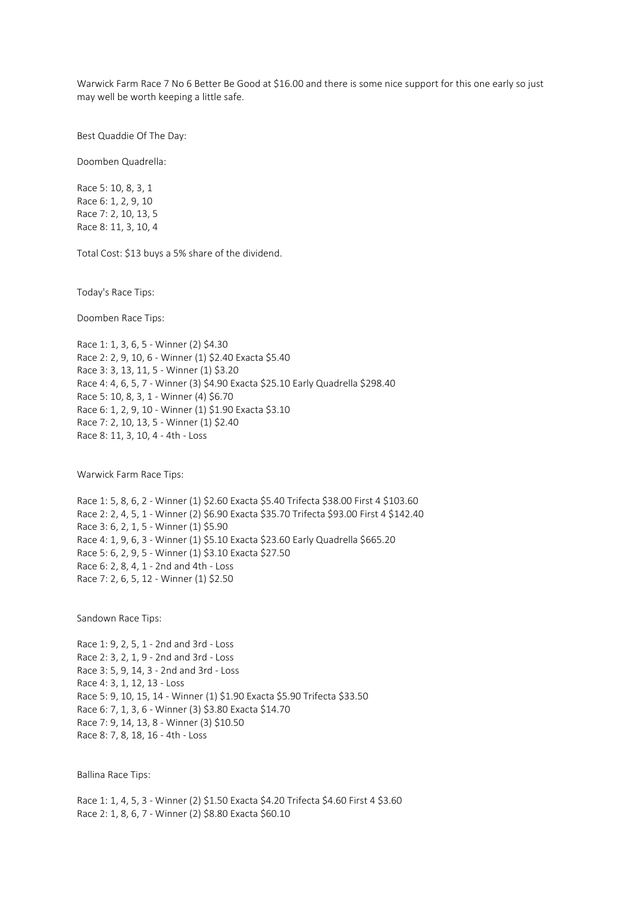Warwick Farm Race 7 No 6 Better Be Good at $16.00 and there is some nice support for this one early so just may well be worth keeping a little safe.

Best Quaddie Of The Day:

Doomben Quadrella:

Race 5: 10, 8, 3, 1
Race 6: 1, 2, 9, 10
Race 7: 2, 10, 13, 5
Race 8: 11, 3, 10, 4

Total Cost: $13 buys a 5% share of the dividend.

Today's Race Tips:

Doomben Race Tips:

Race 1: 1, 3, 6, 5 - Winner (2) $4.30
Race 2: 2, 9, 10, 6 - Winner (1) $2.40 Exacta $5.40
Race 3: 3, 13, 11, 5 - Winner (1) $3.20
Race 4: 4, 6, 5, 7 - Winner (3) $4.90 Exacta $25.10 Early Quadrella $298.40
Race 5: 10, 8, 3, 1 - Winner (4) $6.70
Race 6: 1, 2, 9, 10 - Winner (1) $1.90 Exacta $3.10
Race 7: 2, 10, 13, 5 - Winner (1) $2.40
Race 8: 11, 3, 10, 4 - 4th - Loss

Warwick Farm Race Tips:

Race 1: 5, 8, 6, 2 - Winner (1) $2.60 Exacta $5.40 Trifecta $38.00 First 4 $103.60
Race 2: 2, 4, 5, 1 - Winner (2) $6.90 Exacta $35.70 Trifecta $93.00 First 4 $142.40
Race 3: 6, 2, 1, 5 - Winner (1) $5.90
Race 4: 1, 9, 6, 3 - Winner (1) $5.10 Exacta $23.60 Early Quadrella $665.20
Race 5: 6, 2, 9, 5 - Winner (1) $3.10 Exacta $27.50
Race 6: 2, 8, 4, 1 - 2nd and 4th - Loss
Race 7: 2, 6, 5, 12 - Winner (1) $2.50

Sandown Race Tips:

Race 1: 9, 2, 5, 1 - 2nd and 3rd - Loss
Race 2: 3, 2, 1, 9 - 2nd and 3rd - Loss
Race 3: 5, 9, 14, 3 - 2nd and 3rd - Loss
Race 4: 3, 1, 12, 13 - Loss
Race 5: 9, 10, 15, 14 - Winner (1) $1.90 Exacta $5.90 Trifecta $33.50
Race 6: 7, 1, 3, 6 - Winner (3) $3.80 Exacta $14.70
Race 7: 9, 14, 13, 8 - Winner (3) $10.50
Race 8: 7, 8, 18, 16 - 4th - Loss

Ballina Race Tips:

Race 1: 1, 4, 5, 3 - Winner (2) $1.50 Exacta $4.20 Trifecta $4.60 First 4 $3.60
Race 2: 1, 8, 6, 7 - Winner (2) $8.80 Exacta $60.10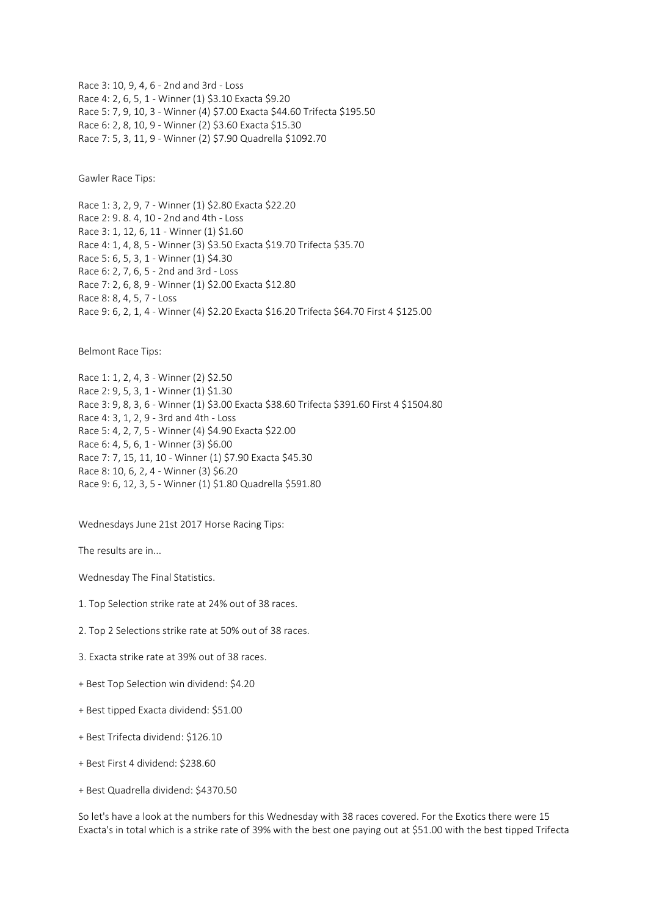Race 3: 10, 9, 4, 6 - 2nd and 3rd - Loss
Race 4: 2, 6, 5, 1 - Winner (1) $3.10 Exacta $9.20
Race 5: 7, 9, 10, 3 - Winner (4) $7.00 Exacta $44.60 Trifecta $195.50
Race 6: 2, 8, 10, 9 - Winner (2) $3.60 Exacta $15.30
Race 7: 5, 3, 11, 9 - Winner (2) $7.90 Quadrella $1092.70

Gawler Race Tips:

Race 1: 3, 2, 9, 7 - Winner (1) $2.80 Exacta $22.20
Race 2: 9. 8. 4, 10 - 2nd and 4th - Loss
Race 3: 1, 12, 6, 11 - Winner (1) $1.60
Race 4: 1, 4, 8, 5 - Winner (3) $3.50 Exacta $19.70 Trifecta $35.70
Race 5: 6, 5, 3, 1 - Winner (1) $4.30
Race 6: 2, 7, 6, 5 - 2nd and 3rd - Loss
Race 7: 2, 6, 8, 9 - Winner (1) $2.00 Exacta $12.80
Race 8: 8, 4, 5, 7 - Loss
Race 9: 6, 2, 1, 4 - Winner (4) $2.20 Exacta $16.20 Trifecta $64.70 First 4 $125.00

Belmont Race Tips:

Race 1: 1, 2, 4, 3 - Winner (2) $2.50
Race 2: 9, 5, 3, 1 - Winner (1) $1.30
Race 3: 9, 8, 3, 6 - Winner (1) $3.00 Exacta $38.60 Trifecta $391.60 First 4 $1504.80
Race 4: 3, 1, 2, 9 - 3rd and 4th - Loss
Race 5: 4, 2, 7, 5 - Winner (4) $4.90 Exacta $22.00
Race 6: 4, 5, 6, 1 - Winner (3) $6.00
Race 7: 7, 15, 11, 10 - Winner (1) $7.90 Exacta $45.30
Race 8: 10, 6, 2, 4 - Winner (3) $6.20
Race 9: 6, 12, 3, 5 - Winner (1) $1.80 Quadrella $591.80

Wednesdays June 21st 2017 Horse Racing Tips:

The results are in...

Wednesday The Final Statistics.

1. Top Selection strike rate at 24% out of 38 races.

2. Top 2 Selections strike rate at 50% out of 38 races.

3. Exacta strike rate at 39% out of 38 races.

+ Best Top Selection win dividend: $4.20

+ Best tipped Exacta dividend: $51.00

+ Best Trifecta dividend: $126.10

+ Best First 4 dividend: $238.60

+ Best Quadrella dividend: $4370.50

So let's have a look at the numbers for this Wednesday with 38 races covered. For the Exotics there were 15 Exacta's in total which is a strike rate of 39% with the best one paying out at $51.00 with the best tipped Trifecta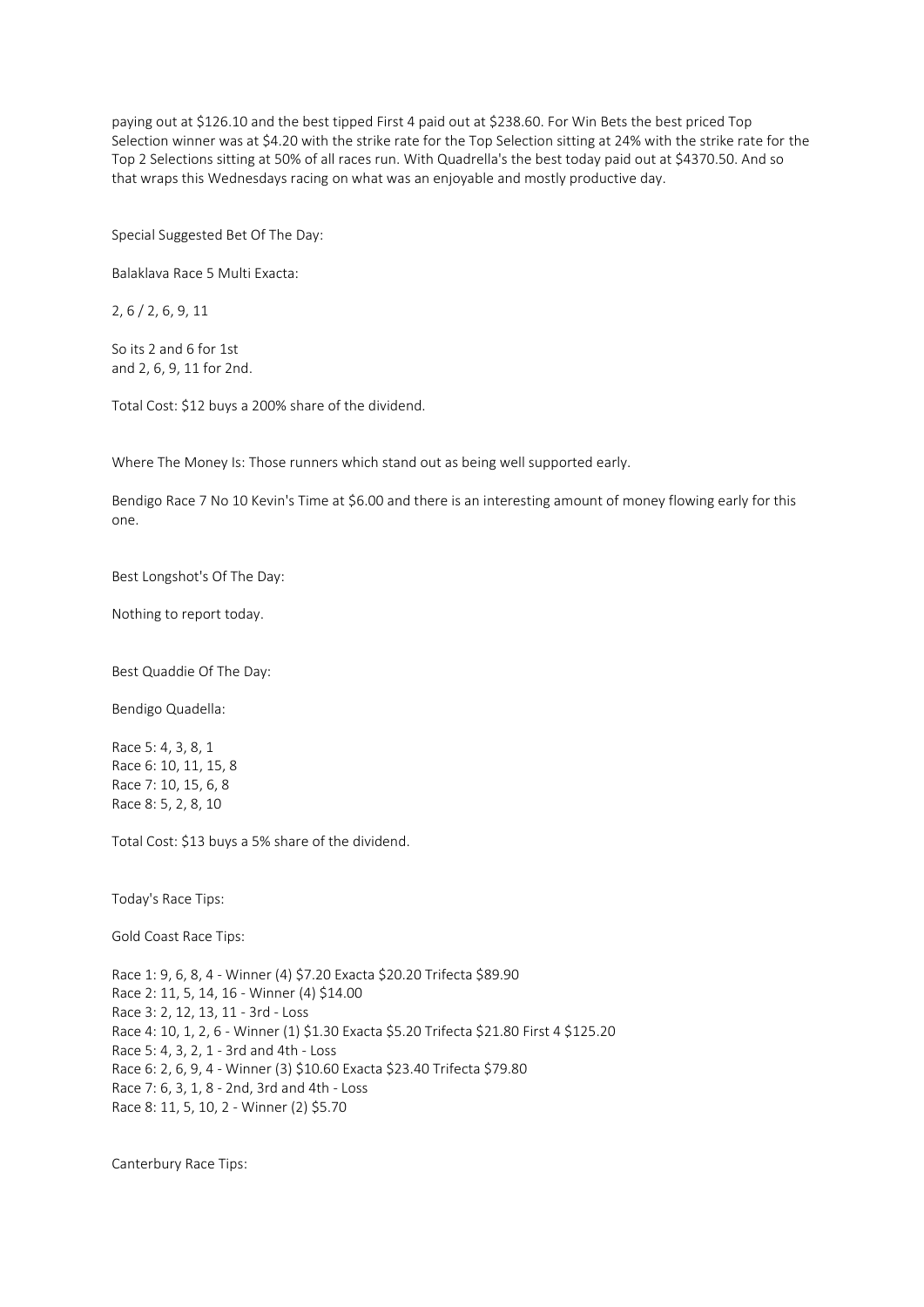paying out at $126.10 and the best tipped First 4 paid out at $238.60. For Win Bets the best priced Top Selection winner was at $4.20 with the strike rate for the Top Selection sitting at 24% with the strike rate for the Top 2 Selections sitting at 50% of all races run. With Quadrella's the best today paid out at $4370.50. And so that wraps this Wednesdays racing on what was an enjoyable and mostly productive day.

Special Suggested Bet Of The Day:

Balaklava Race 5 Multi Exacta:

2, 6 / 2, 6, 9, 11

So its 2 and 6 for 1st
and 2, 6, 9, 11 for 2nd.

Total Cost: $12 buys a 200% share of the dividend.

Where The Money Is: Those runners which stand out as being well supported early.

Bendigo Race 7 No 10 Kevin's Time at $6.00 and there is an interesting amount of money flowing early for this one.

Best Longshot's Of The Day:

Nothing to report today.

Best Quaddie Of The Day:

Bendigo Quadella:

Race 5: 4, 3, 8, 1
Race 6: 10, 11, 15, 8
Race 7: 10, 15, 6, 8
Race 8: 5, 2, 8, 10

Total Cost: $13 buys a 5% share of the dividend.

Today's Race Tips:

Gold Coast Race Tips:

Race 1: 9, 6, 8, 4 - Winner (4) $7.20 Exacta $20.20 Trifecta $89.90
Race 2: 11, 5, 14, 16 - Winner (4) $14.00
Race 3: 2, 12, 13, 11 - 3rd - Loss
Race 4: 10, 1, 2, 6 - Winner (1) $1.30 Exacta $5.20 Trifecta $21.80 First 4 $125.20
Race 5: 4, 3, 2, 1 - 3rd and 4th - Loss
Race 6: 2, 6, 9, 4 - Winner (3) $10.60 Exacta $23.40 Trifecta $79.80
Race 7: 6, 3, 1, 8 - 2nd, 3rd and 4th - Loss
Race 8: 11, 5, 10, 2 - Winner (2) $5.70

Canterbury Race Tips: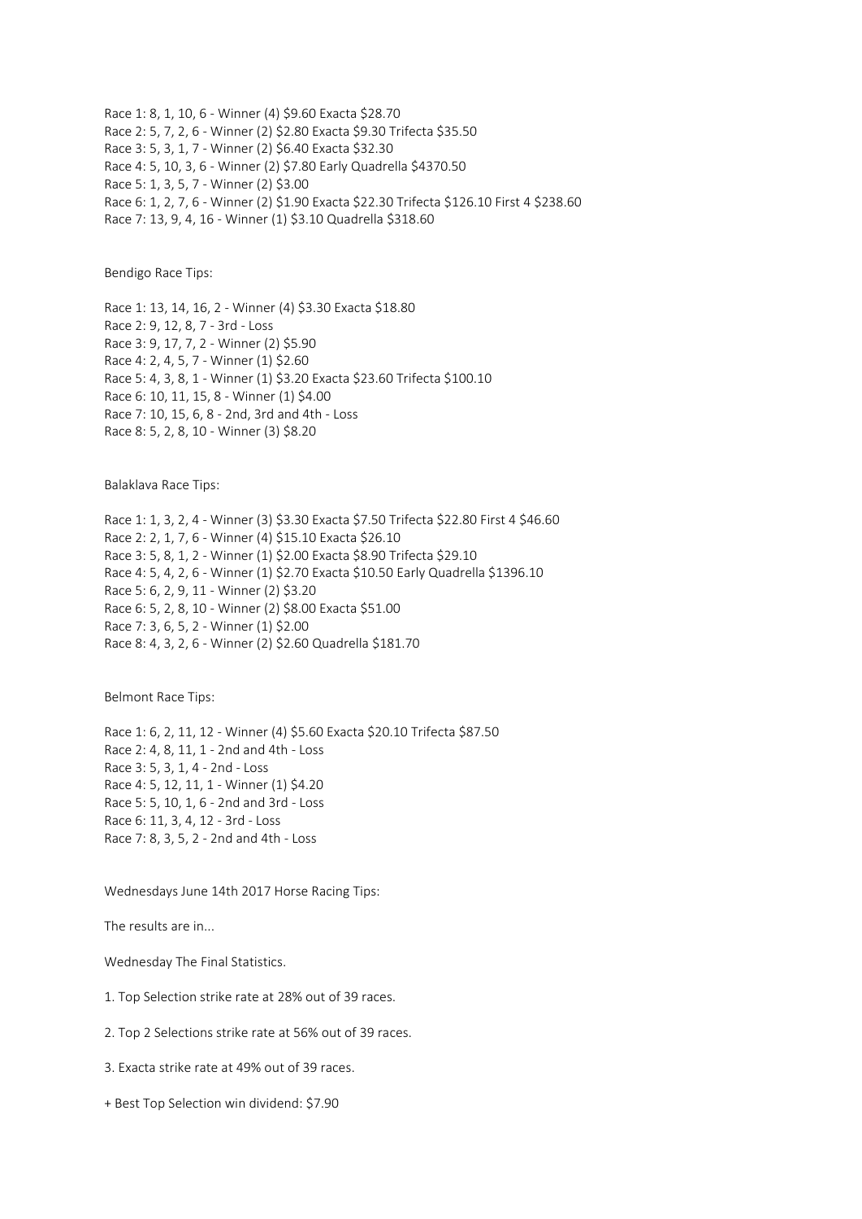Race 1: 8, 1, 10, 6 - Winner (4) $9.60 Exacta $28.70
Race 2: 5, 7, 2, 6 - Winner (2) $2.80 Exacta $9.30 Trifecta $35.50
Race 3: 5, 3, 1, 7 - Winner (2) $6.40 Exacta $32.30
Race 4: 5, 10, 3, 6 - Winner (2) $7.80 Early Quadrella $4370.50
Race 5: 1, 3, 5, 7 - Winner (2) $3.00
Race 6: 1, 2, 7, 6 - Winner (2) $1.90 Exacta $22.30 Trifecta $126.10 First 4 $238.60
Race 7: 13, 9, 4, 16 - Winner (1) $3.10 Quadrella $318.60

Bendigo Race Tips:

Race 1: 13, 14, 16, 2 - Winner (4) $3.30 Exacta $18.80
Race 2: 9, 12, 8, 7 - 3rd - Loss
Race 3: 9, 17, 7, 2 - Winner (2) $5.90
Race 4: 2, 4, 5, 7 - Winner (1) $2.60
Race 5: 4, 3, 8, 1 - Winner (1) $3.20 Exacta $23.60 Trifecta $100.10
Race 6: 10, 11, 15, 8 - Winner (1) $4.00
Race 7: 10, 15, 6, 8 - 2nd, 3rd and 4th - Loss
Race 8: 5, 2, 8, 10 - Winner (3) $8.20

Balaklava Race Tips:

Race 1: 1, 3, 2, 4 - Winner (3) $3.30 Exacta $7.50 Trifecta $22.80 First 4 $46.60
Race 2: 2, 1, 7, 6 - Winner (4) $15.10 Exacta $26.10
Race 3: 5, 8, 1, 2 - Winner (1) $2.00 Exacta $8.90 Trifecta $29.10
Race 4: 5, 4, 2, 6 - Winner (1) $2.70 Exacta $10.50 Early Quadrella $1396.10
Race 5: 6, 2, 9, 11 - Winner (2) $3.20
Race 6: 5, 2, 8, 10 - Winner (2) $8.00 Exacta $51.00
Race 7: 3, 6, 5, 2 - Winner (1) $2.00
Race 8: 4, 3, 2, 6 - Winner (2) $2.60 Quadrella $181.70

Belmont Race Tips:

Race 1: 6, 2, 11, 12 - Winner (4) $5.60 Exacta $20.10 Trifecta $87.50
Race 2: 4, 8, 11, 1 - 2nd and 4th - Loss
Race 3: 5, 3, 1, 4 - 2nd - Loss
Race 4: 5, 12, 11, 1 - Winner (1) $4.20
Race 5: 5, 10, 1, 6 - 2nd and 3rd - Loss
Race 6: 11, 3, 4, 12 - 3rd - Loss
Race 7: 8, 3, 5, 2 - 2nd and 4th - Loss

Wednesdays June 14th 2017 Horse Racing Tips:

The results are in...

Wednesday The Final Statistics.

1. Top Selection strike rate at 28% out of 39 races.

2. Top 2 Selections strike rate at 56% out of 39 races.

3. Exacta strike rate at 49% out of 39 races.

+ Best Top Selection win dividend: $7.90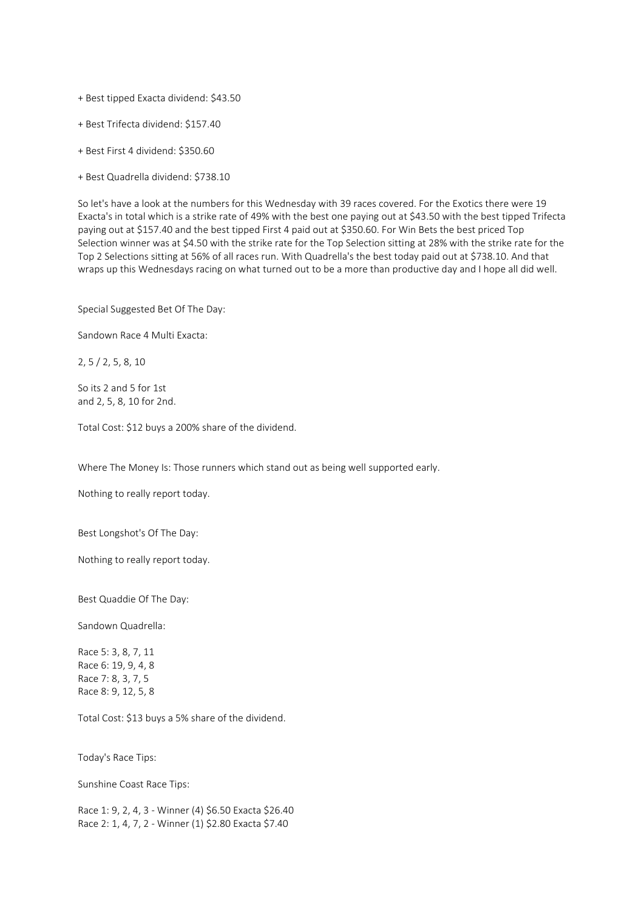+ Best tipped Exacta dividend: $43.50

+ Best Trifecta dividend: $157.40

+ Best First 4 dividend: $350.60

+ Best Quadrella dividend: $738.10

So let's have a look at the numbers for this Wednesday with 39 races covered. For the Exotics there were 19 Exacta's in total which is a strike rate of 49% with the best one paying out at $43.50 with the best tipped Trifecta paying out at $157.40 and the best tipped First 4 paid out at $350.60. For Win Bets the best priced Top Selection winner was at $4.50 with the strike rate for the Top Selection sitting at 28% with the strike rate for the Top 2 Selections sitting at 56% of all races run. With Quadrella's the best today paid out at $738.10. And that wraps up this Wednesdays racing on what turned out to be a more than productive day and I hope all did well.

Special Suggested Bet Of The Day:

Sandown Race 4 Multi Exacta:

2, 5 / 2, 5, 8, 10

So its 2 and 5 for 1st
and 2, 5, 8, 10 for 2nd.

Total Cost: $12 buys a 200% share of the dividend.

Where The Money Is: Those runners which stand out as being well supported early.

Nothing to really report today.

Best Longshot's Of The Day:

Nothing to really report today.

Best Quaddie Of The Day:

Sandown Quadrella:

Race 5: 3, 8, 7, 11
Race 6: 19, 9, 4, 8
Race 7: 8, 3, 7, 5
Race 8: 9, 12, 5, 8

Total Cost: $13 buys a 5% share of the dividend.

Today's Race Tips:

Sunshine Coast Race Tips:

Race 1: 9, 2, 4, 3 - Winner (4) $6.50 Exacta $26.40
Race 2: 1, 4, 7, 2 - Winner (1) $2.80 Exacta $7.40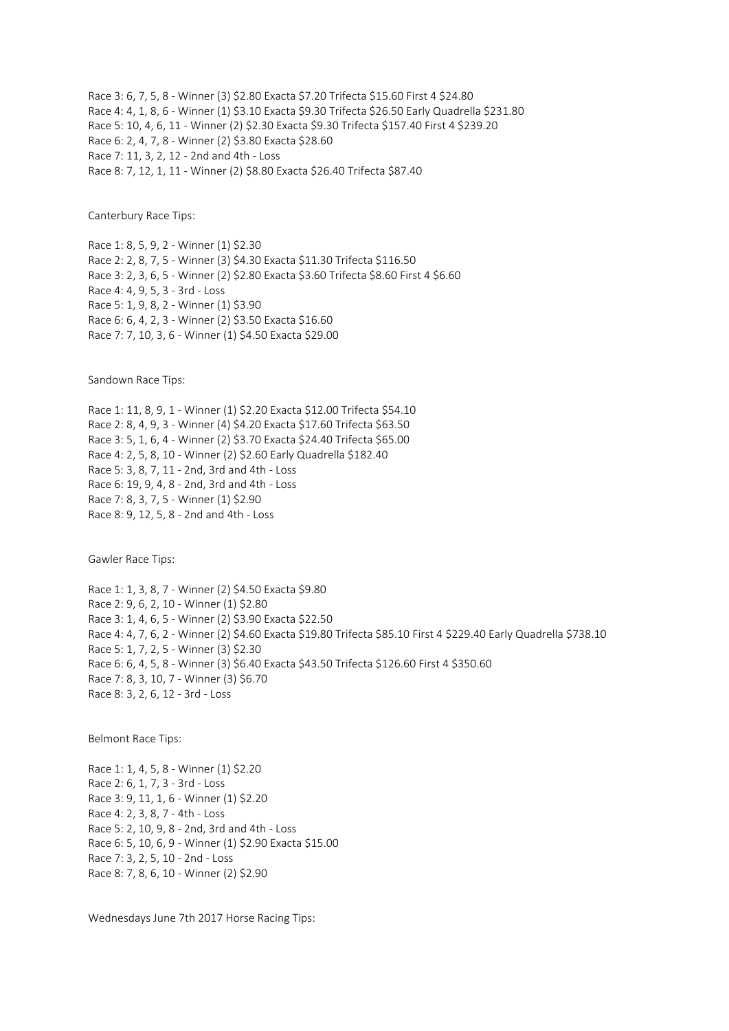Race 3: 6, 7, 5, 8 - Winner (3) $2.80 Exacta $7.20 Trifecta $15.60 First 4 $24.80
Race 4: 4, 1, 8, 6 - Winner (1) $3.10 Exacta $9.30 Trifecta $26.50 Early Quadrella $231.80
Race 5: 10, 4, 6, 11 - Winner (2) $2.30 Exacta $9.30 Trifecta $157.40 First 4 $239.20
Race 6: 2, 4, 7, 8 - Winner (2) $3.80 Exacta $28.60
Race 7: 11, 3, 2, 12 - 2nd and 4th - Loss
Race 8: 7, 12, 1, 11 - Winner (2) $8.80 Exacta $26.40 Trifecta $87.40

Canterbury Race Tips:

Race 1: 8, 5, 9, 2 - Winner (1) $2.30
Race 2: 2, 8, 7, 5 - Winner (3) $4.30 Exacta $11.30 Trifecta $116.50
Race 3: 2, 3, 6, 5 - Winner (2) $2.80 Exacta $3.60 Trifecta $8.60 First 4 $6.60
Race 4: 4, 9, 5, 3 - 3rd - Loss
Race 5: 1, 9, 8, 2 - Winner (1) $3.90
Race 6: 6, 4, 2, 3 - Winner (2) $3.50 Exacta $16.60
Race 7: 7, 10, 3, 6 - Winner (1) $4.50 Exacta $29.00

Sandown Race Tips:

Race 1: 11, 8, 9, 1 - Winner (1) $2.20 Exacta $12.00 Trifecta $54.10
Race 2: 8, 4, 9, 3 - Winner (4) $4.20 Exacta $17.60 Trifecta $63.50
Race 3: 5, 1, 6, 4 - Winner (2) $3.70 Exacta $24.40 Trifecta $65.00
Race 4: 2, 5, 8, 10 - Winner (2) $2.60 Early Quadrella $182.40
Race 5: 3, 8, 7, 11 - 2nd, 3rd and 4th - Loss
Race 6: 19, 9, 4, 8 - 2nd, 3rd and 4th - Loss
Race 7: 8, 3, 7, 5 - Winner (1) $2.90
Race 8: 9, 12, 5, 8 - 2nd and 4th - Loss

Gawler Race Tips:

Race 1: 1, 3, 8, 7 - Winner (2) $4.50 Exacta $9.80
Race 2: 9, 6, 2, 10 - Winner (1) $2.80
Race 3: 1, 4, 6, 5 - Winner (2) $3.90 Exacta $22.50
Race 4: 4, 7, 6, 2 - Winner (2) $4.60 Exacta $19.80 Trifecta $85.10 First 4 $229.40 Early Quadrella $738.10
Race 5: 1, 7, 2, 5 - Winner (3) $2.30
Race 6: 6, 4, 5, 8 - Winner (3) $6.40 Exacta $43.50 Trifecta $126.60 First 4 $350.60
Race 7: 8, 3, 10, 7 - Winner (3) $6.70
Race 8: 3, 2, 6, 12 - 3rd - Loss

Belmont Race Tips:

Race 1: 1, 4, 5, 8 - Winner (1) $2.20
Race 2: 6, 1, 7, 3 - 3rd - Loss
Race 3: 9, 11, 1, 6 - Winner (1) $2.20
Race 4: 2, 3, 8, 7 - 4th - Loss
Race 5: 2, 10, 9, 8 - 2nd, 3rd and 4th - Loss
Race 6: 5, 10, 6, 9 - Winner (1) $2.90 Exacta $15.00
Race 7: 3, 2, 5, 10 - 2nd - Loss
Race 8: 7, 8, 6, 10 - Winner (2) $2.90

Wednesdays June 7th 2017 Horse Racing Tips: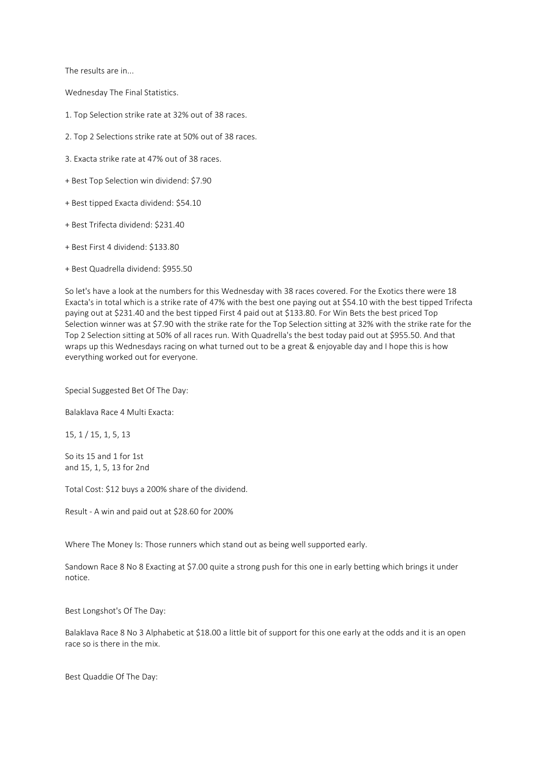The results are in...

Wednesday The Final Statistics.

1. Top Selection strike rate at 32% out of 38 races.

2. Top 2 Selections strike rate at 50% out of 38 races.

3. Exacta strike rate at 47% out of 38 races.

+ Best Top Selection win dividend: $7.90

+ Best tipped Exacta dividend: $54.10

+ Best Trifecta dividend: $231.40

+ Best First 4 dividend: $133.80

+ Best Quadrella dividend: $955.50

So let's have a look at the numbers for this Wednesday with 38 races covered. For the Exotics there were 18 Exacta's in total which is a strike rate of 47% with the best one paying out at $54.10 with the best tipped Trifecta paying out at $231.40 and the best tipped First 4 paid out at $133.80. For Win Bets the best priced Top Selection winner was at $7.90 with the strike rate for the Top Selection sitting at 32% with the strike rate for the Top 2 Selection sitting at 50% of all races run. With Quadrella's the best today paid out at $955.50. And that wraps up this Wednesdays racing on what turned out to be a great & enjoyable day and I hope this is how everything worked out for everyone.

Special Suggested Bet Of The Day:

Balaklava Race 4 Multi Exacta:

15, 1 / 15, 1, 5, 13

So its 15 and 1 for 1st
and 15, 1, 5, 13 for 2nd

Total Cost: $12 buys a 200% share of the dividend.

Result - A win and paid out at $28.60 for 200%

Where The Money Is: Those runners which stand out as being well supported early.

Sandown Race 8 No 8 Exacting at $7.00 quite a strong push for this one in early betting which brings it under notice.

Best Longshot's Of The Day:

Balaklava Race 8 No 3 Alphabetic at $18.00 a little bit of support for this one early at the odds and it is an open race so is there in the mix.

Best Quaddie Of The Day: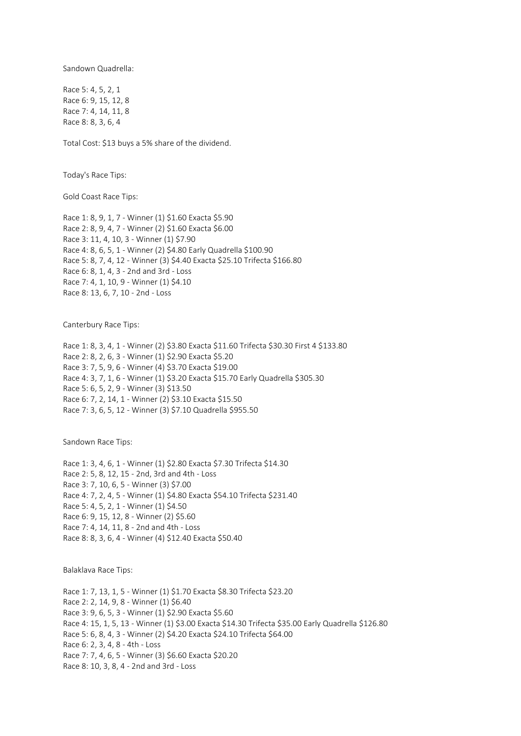Sandown Quadrella:

Race 5: 4, 5, 2, 1
Race 6: 9, 15, 12, 8
Race 7: 4, 14, 11, 8
Race 8: 8, 3, 6, 4

Total Cost: $13 buys a 5% share of the dividend.

Today's Race Tips:

Gold Coast Race Tips:

Race 1: 8, 9, 1, 7 - Winner (1) $1.60 Exacta $5.90
Race 2: 8, 9, 4, 7 - Winner (2) $1.60 Exacta $6.00
Race 3: 11, 4, 10, 3 - Winner (1) $7.90
Race 4: 8, 6, 5, 1 - Winner (2) $4.80 Early Quadrella $100.90
Race 5: 8, 7, 4, 12 - Winner (3) $4.40 Exacta $25.10 Trifecta $166.80
Race 6: 8, 1, 4, 3 - 2nd and 3rd - Loss
Race 7: 4, 1, 10, 9 - Winner (1) $4.10
Race 8: 13, 6, 7, 10 - 2nd - Loss

Canterbury Race Tips:

Race 1: 8, 3, 4, 1 - Winner (2) $3.80 Exacta $11.60 Trifecta $30.30 First 4 $133.80
Race 2: 8, 2, 6, 3 - Winner (1) $2.90 Exacta $5.20
Race 3: 7, 5, 9, 6 - Winner (4) $3.70 Exacta $19.00
Race 4: 3, 7, 1, 6 - Winner (1) $3.20 Exacta $15.70 Early Quadrella $305.30
Race 5: 6, 5, 2, 9 - Winner (3) $13.50
Race 6: 7, 2, 14, 1 - Winner (2) $3.10 Exacta $15.50
Race 7: 3, 6, 5, 12 - Winner (3) $7.10 Quadrella $955.50

Sandown Race Tips:

Race 1: 3, 4, 6, 1 - Winner (1) $2.80 Exacta $7.30 Trifecta $14.30
Race 2: 5, 8, 12, 15 - 2nd, 3rd and 4th - Loss
Race 3: 7, 10, 6, 5 - Winner (3) $7.00
Race 4: 7, 2, 4, 5 - Winner (1) $4.80 Exacta $54.10 Trifecta $231.40
Race 5: 4, 5, 2, 1 - Winner (1) $4.50
Race 6: 9, 15, 12, 8 - Winner (2) $5.60
Race 7: 4, 14, 11, 8 - 2nd and 4th - Loss
Race 8: 8, 3, 6, 4 - Winner (4) $12.40 Exacta $50.40

Balaklava Race Tips:

Race 1: 7, 13, 1, 5 - Winner (1) $1.70 Exacta $8.30 Trifecta $23.20
Race 2: 2, 14, 9, 8 - Winner (1) $6.40
Race 3: 9, 6, 5, 3 - Winner (1) $2.90 Exacta $5.60
Race 4: 15, 1, 5, 13 - Winner (1) $3.00 Exacta $14.30 Trifecta $35.00 Early Quadrella $126.80
Race 5: 6, 8, 4, 3 - Winner (2) $4.20 Exacta $24.10 Trifecta $64.00
Race 6: 2, 3, 4, 8 - 4th - Loss
Race 7: 7, 4, 6, 5 - Winner (3) $6.60 Exacta $20.20
Race 8: 10, 3, 8, 4 - 2nd and 3rd - Loss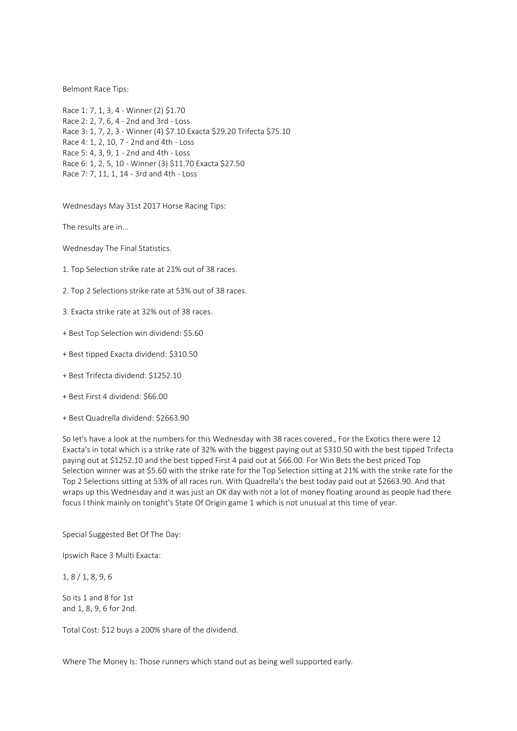Belmont Race Tips:

Race 1: 7, 1, 3, 4 - Winner (2) $1.70
Race 2: 2, 7, 6, 4 - 2nd and 3rd - Loss
Race 3: 1, 7, 2, 3 - Winner (4) $7.10 Exacta $29.20 Trifecta $75.10
Race 4: 1, 2, 10, 7 - 2nd and 4th - Loss
Race 5: 4, 3, 9, 1 - 2nd and 4th - Loss
Race 6: 1, 2, 5, 10 - Winner (3) $11.70 Exacta $27.50
Race 7: 7, 11, 1, 14 - 3rd and 4th - Loss

Wednesdays May 31st 2017 Horse Racing Tips:

The results are in...

Wednesday The Final Statistics.

1. Top Selection strike rate at 21% out of 38 races.

2. Top 2 Selections strike rate at 53% out of 38 races.

3. Exacta strike rate at 32% out of 38 races.

+ Best Top Selection win dividend: $5.60

+ Best tipped Exacta dividend: $310.50

+ Best Trifecta dividend: $1252.10

+ Best First 4 dividend: $66.00

+ Best Quadrella dividend: $2663.90

So let's have a look at the numbers for this Wednesday with 38 races covered., For the Exotics there were 12 Exacta's in total which is a strike rate of 32% with the biggest paying out at $310.50 with the best tipped Trifecta paying out at $1252.10 and the best tipped First 4 paid out at $66.00. For Win Bets the best priced Top Selection winner was at $5.60 with the strike rate for the Top Selection sitting at 21% with the strike rate for the Top 2 Selections sitting at 53% of all races run. With Quadrella's the best today paid out at $2663.90. And that wraps up this Wednesday and it was just an OK day with not a lot of money floating around as people had there focus I think mainly on tonight's State Of Origin game 1 which is not unusual at this time of year.

Special Suggested Bet Of The Day:

Ipswich Race 3 Multi Exacta:

1, 8 / 1, 8, 9, 6

So its 1 and 8 for 1st
and 1, 8, 9, 6 for 2nd.

Total Cost: $12 buys a 200% share of the dividend.

Where The Money Is: Those runners which stand out as being well supported early.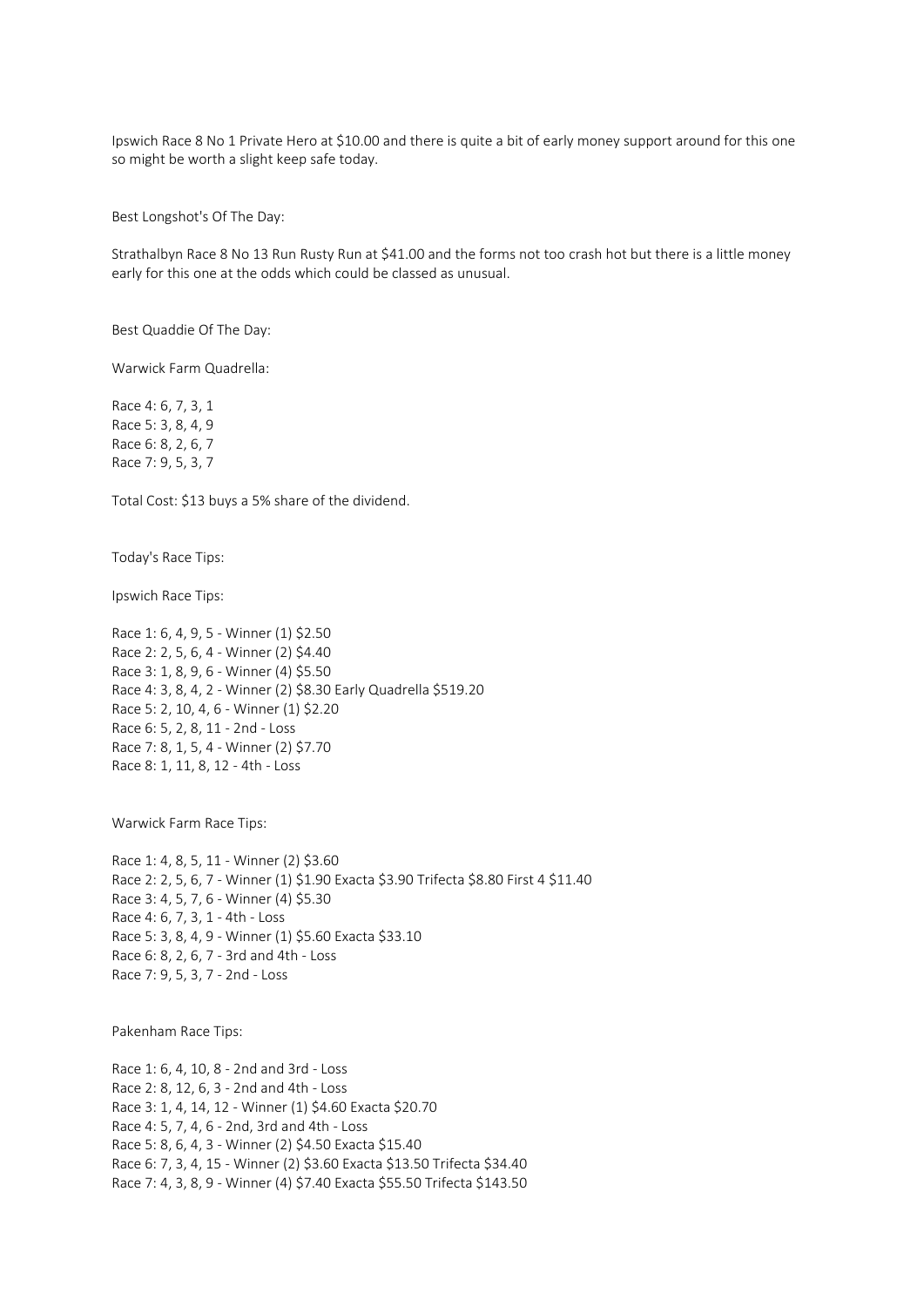Ipswich Race 8 No 1 Private Hero at $10.00 and there is quite a bit of early money support around for this one so might be worth a slight keep safe today.

Best Longshot's Of The Day:

Strathalbyn Race 8 No 13 Run Rusty Run at $41.00 and the forms not too crash hot but there is a little money early for this one at the odds which could be classed as unusual.

Best Quaddie Of The Day:

Warwick Farm Quadrella:

Race 4: 6, 7, 3, 1
Race 5: 3, 8, 4, 9
Race 6: 8, 2, 6, 7
Race 7: 9, 5, 3, 7

Total Cost: $13 buys a 5% share of the dividend.

Today's Race Tips:

Ipswich Race Tips:

Race 1: 6, 4, 9, 5 - Winner (1) $2.50
Race 2: 2, 5, 6, 4 - Winner (2) $4.40
Race 3: 1, 8, 9, 6 - Winner (4) $5.50
Race 4: 3, 8, 4, 2 - Winner (2) $8.30 Early Quadrella $519.20
Race 5: 2, 10, 4, 6 - Winner (1) $2.20
Race 6: 5, 2, 8, 11 - 2nd - Loss
Race 7: 8, 1, 5, 4 - Winner (2) $7.70
Race 8: 1, 11, 8, 12 - 4th - Loss

Warwick Farm Race Tips:

Race 1: 4, 8, 5, 11 - Winner (2) $3.60
Race 2: 2, 5, 6, 7 - Winner (1) $1.90 Exacta $3.90 Trifecta $8.80 First 4 $11.40
Race 3: 4, 5, 7, 6 - Winner (4) $5.30
Race 4: 6, 7, 3, 1 - 4th - Loss
Race 5: 3, 8, 4, 9 - Winner (1) $5.60 Exacta $33.10
Race 6: 8, 2, 6, 7 - 3rd and 4th - Loss
Race 7: 9, 5, 3, 7 - 2nd - Loss

Pakenham Race Tips:

Race 1: 6, 4, 10, 8 - 2nd and 3rd - Loss
Race 2: 8, 12, 6, 3 - 2nd and 4th - Loss
Race 3: 1, 4, 14, 12 - Winner (1) $4.60 Exacta $20.70
Race 4: 5, 7, 4, 6 - 2nd, 3rd and 4th - Loss
Race 5: 8, 6, 4, 3 - Winner (2) $4.50 Exacta $15.40
Race 6: 7, 3, 4, 15 - Winner (2) $3.60 Exacta $13.50 Trifecta $34.40
Race 7: 4, 3, 8, 9 - Winner (4) $7.40 Exacta $55.50 Trifecta $143.50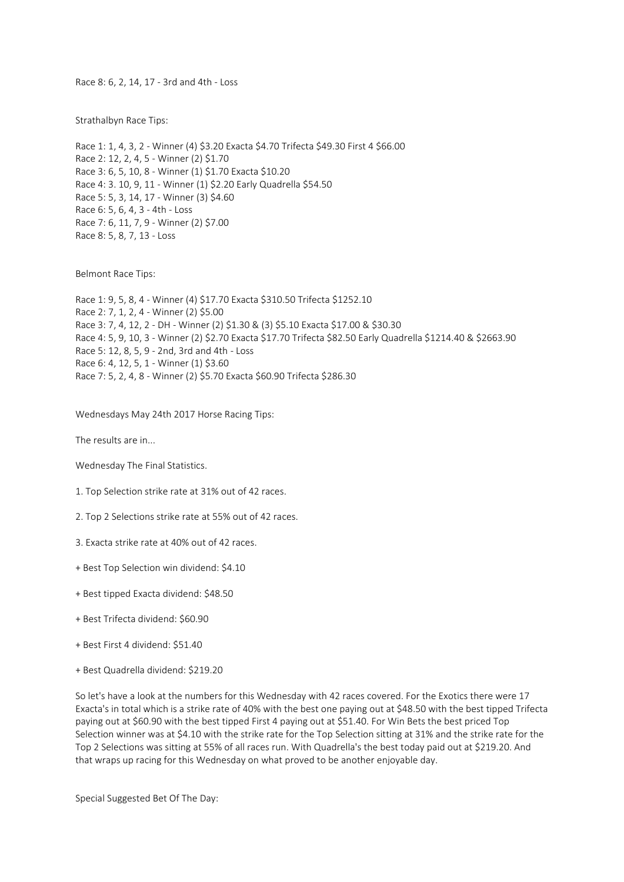Race 8: 6, 2, 14, 17 - 3rd and 4th - Loss

Strathalbyn Race Tips:

Race 1: 1, 4, 3, 2 - Winner (4) $3.20 Exacta $4.70 Trifecta $49.30 First 4 $66.00
Race 2: 12, 2, 4, 5 - Winner (2) $1.70
Race 3: 6, 5, 10, 8 - Winner (1) $1.70 Exacta $10.20
Race 4: 3. 10, 9, 11 - Winner (1) $2.20 Early Quadrella $54.50
Race 5: 5, 3, 14, 17 - Winner (3) $4.60
Race 6: 5, 6, 4, 3 - 4th - Loss
Race 7: 6, 11, 7, 9 - Winner (2) $7.00
Race 8: 5, 8, 7, 13 - Loss

Belmont Race Tips:

Race 1: 9, 5, 8, 4 - Winner (4) $17.70 Exacta $310.50 Trifecta $1252.10
Race 2: 7, 1, 2, 4 - Winner (2) $5.00
Race 3: 7, 4, 12, 2 - DH - Winner (2) $1.30 & (3) $5.10 Exacta $17.00 & $30.30
Race 4: 5, 9, 10, 3 - Winner (2) $2.70 Exacta $17.70 Trifecta $82.50 Early Quadrella $1214.40 & $2663.90
Race 5: 12, 8, 5, 9 - 2nd, 3rd and 4th - Loss
Race 6: 4, 12, 5, 1 - Winner (1) $3.60
Race 7: 5, 2, 4, 8 - Winner (2) $5.70 Exacta $60.90 Trifecta $286.30

Wednesdays May 24th 2017 Horse Racing Tips:

The results are in...

Wednesday The Final Statistics.

1. Top Selection strike rate at 31% out of 42 races.

2. Top 2 Selections strike rate at 55% out of 42 races.

3. Exacta strike rate at 40% out of 42 races.

+ Best Top Selection win dividend: $4.10

+ Best tipped Exacta dividend: $48.50

+ Best Trifecta dividend: $60.90

+ Best First 4 dividend: $51.40

+ Best Quadrella dividend: $219.20

So let's have a look at the numbers for this Wednesday with 42 races covered. For the Exotics there were 17 Exacta's in total which is a strike rate of 40% with the best one paying out at $48.50 with the best tipped Trifecta paying out at $60.90 with the best tipped First 4 paying out at $51.40. For Win Bets the best priced Top Selection winner was at $4.10 with the strike rate for the Top Selection sitting at 31% and the strike rate for the Top 2 Selections was sitting at 55% of all races run. With Quadrella's the best today paid out at $219.20. And that wraps up racing for this Wednesday on what proved to be another enjoyable day.

Special Suggested Bet Of The Day: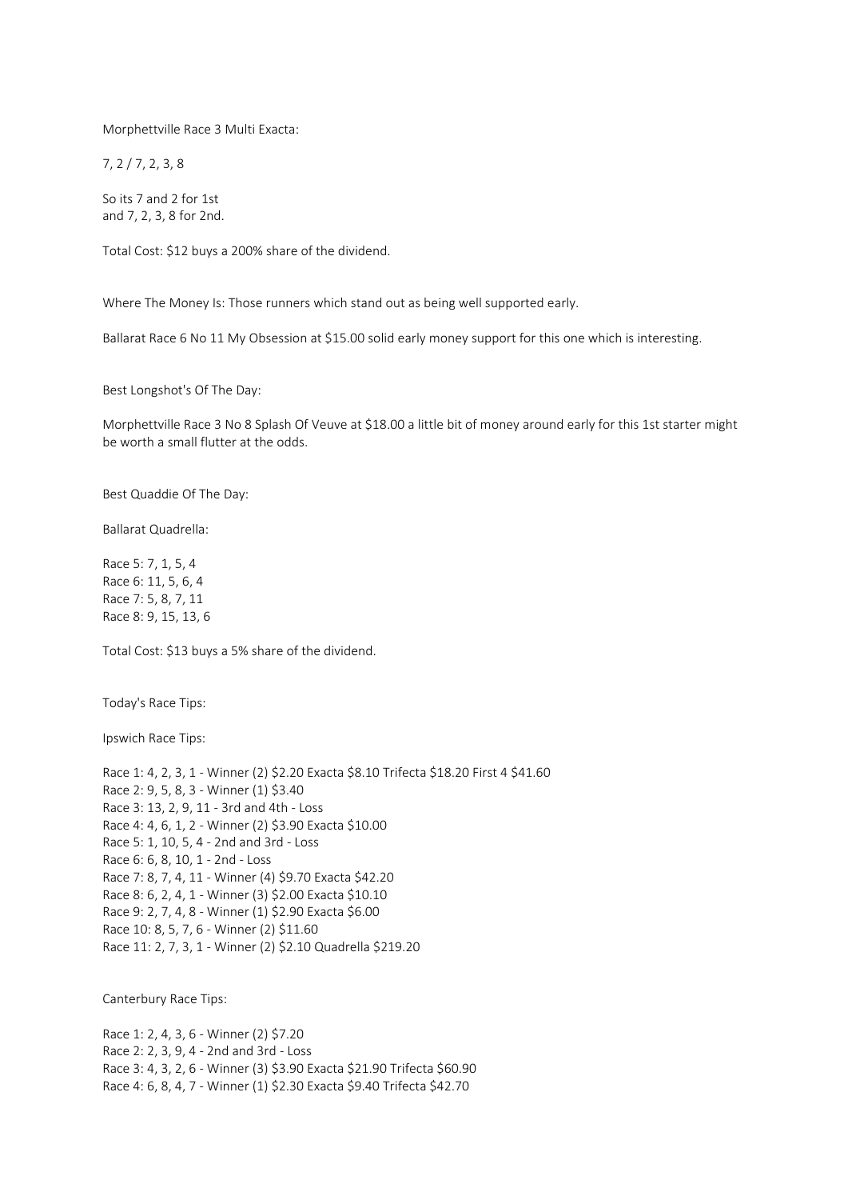Morphettville Race 3 Multi Exacta:

7, 2 / 7, 2, 3, 8

So its 7 and 2 for 1st
and 7, 2, 3, 8 for 2nd.

Total Cost: $12 buys a 200% share of the dividend.

Where The Money Is: Those runners which stand out as being well supported early.

Ballarat Race 6 No 11 My Obsession at $15.00 solid early money support for this one which is interesting.

Best Longshot's Of The Day:

Morphettville Race 3 No 8 Splash Of Veuve at $18.00 a little bit of money around early for this 1st starter might be worth a small flutter at the odds.

Best Quaddie Of The Day:

Ballarat Quadrella:

Race 5: 7, 1, 5, 4
Race 6: 11, 5, 6, 4
Race 7: 5, 8, 7, 11
Race 8: 9, 15, 13, 6

Total Cost: $13 buys a 5% share of the dividend.

Today's Race Tips:

Ipswich Race Tips:

Race 1: 4, 2, 3, 1 - Winner (2) $2.20 Exacta $8.10 Trifecta $18.20 First 4 $41.60
Race 2: 9, 5, 8, 3 - Winner (1) $3.40
Race 3: 13, 2, 9, 11 - 3rd and 4th - Loss
Race 4: 4, 6, 1, 2 - Winner (2) $3.90 Exacta $10.00
Race 5: 1, 10, 5, 4 - 2nd and 3rd - Loss
Race 6: 6, 8, 10, 1 - 2nd - Loss
Race 7: 8, 7, 4, 11 - Winner (4) $9.70 Exacta $42.20
Race 8: 6, 2, 4, 1 - Winner (3) $2.00 Exacta $10.10
Race 9: 2, 7, 4, 8 - Winner (1) $2.90 Exacta $6.00
Race 10: 8, 5, 7, 6 - Winner (2) $11.60
Race 11: 2, 7, 3, 1 - Winner (2) $2.10 Quadrella $219.20

Canterbury Race Tips:

Race 1: 2, 4, 3, 6 - Winner (2) $7.20
Race 2: 2, 3, 9, 4 - 2nd and 3rd - Loss
Race 3: 4, 3, 2, 6 - Winner (3) $3.90 Exacta $21.90 Trifecta $60.90
Race 4: 6, 8, 4, 7 - Winner (1) $2.30 Exacta $9.40 Trifecta $42.70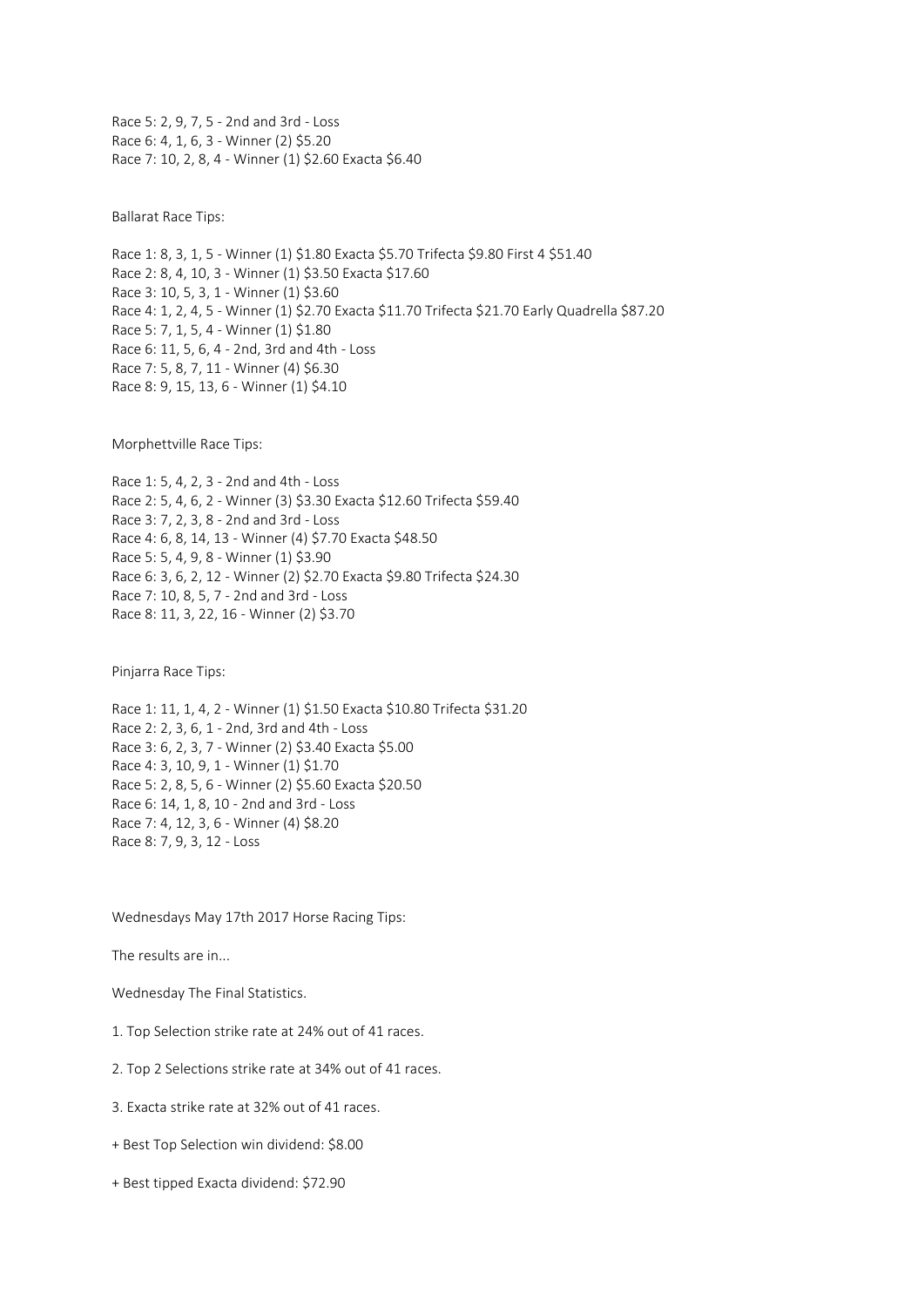Race 5: 2, 9, 7, 5 - 2nd and 3rd - Loss
Race 6: 4, 1, 6, 3 - Winner (2) $5.20
Race 7: 10, 2, 8, 4 - Winner (1) $2.60 Exacta $6.40

Ballarat Race Tips:

Race 1: 8, 3, 1, 5 - Winner (1) $1.80 Exacta $5.70 Trifecta $9.80 First 4 $51.40
Race 2: 8, 4, 10, 3 - Winner (1) $3.50 Exacta $17.60
Race 3: 10, 5, 3, 1 - Winner (1) $3.60
Race 4: 1, 2, 4, 5 - Winner (1) $2.70 Exacta $11.70 Trifecta $21.70 Early Quadrella $87.20
Race 5: 7, 1, 5, 4 - Winner (1) $1.80
Race 6: 11, 5, 6, 4 - 2nd, 3rd and 4th - Loss
Race 7: 5, 8, 7, 11 - Winner (4) $6.30
Race 8: 9, 15, 13, 6 - Winner (1) $4.10

Morphettville Race Tips:

Race 1: 5, 4, 2, 3 - 2nd and 4th - Loss
Race 2: 5, 4, 6, 2 - Winner (3) $3.30 Exacta $12.60 Trifecta $59.40
Race 3: 7, 2, 3, 8 - 2nd and 3rd - Loss
Race 4: 6, 8, 14, 13 - Winner (4) $7.70 Exacta $48.50
Race 5: 5, 4, 9, 8 - Winner (1) $3.90
Race 6: 3, 6, 2, 12 - Winner (2) $2.70 Exacta $9.80 Trifecta $24.30
Race 7: 10, 8, 5, 7 - 2nd and 3rd - Loss
Race 8: 11, 3, 22, 16 - Winner (2) $3.70

Pinjarra Race Tips:

Race 1: 11, 1, 4, 2 - Winner (1) $1.50 Exacta $10.80 Trifecta $31.20
Race 2: 2, 3, 6, 1 - 2nd, 3rd and 4th - Loss
Race 3: 6, 2, 3, 7 - Winner (2) $3.40 Exacta $5.00
Race 4: 3, 10, 9, 1 - Winner (1) $1.70
Race 5: 2, 8, 5, 6 - Winner (2) $5.60 Exacta $20.50
Race 6: 14, 1, 8, 10 - 2nd and 3rd - Loss
Race 7: 4, 12, 3, 6 - Winner (4) $8.20
Race 8: 7, 9, 3, 12 - Loss

Wednesdays May 17th 2017 Horse Racing Tips:

The results are in...

Wednesday The Final Statistics.

1. Top Selection strike rate at 24% out of 41 races.

2. Top 2 Selections strike rate at 34% out of 41 races.

3. Exacta strike rate at 32% out of 41 races.

+ Best Top Selection win dividend: $8.00

+ Best tipped Exacta dividend: $72.90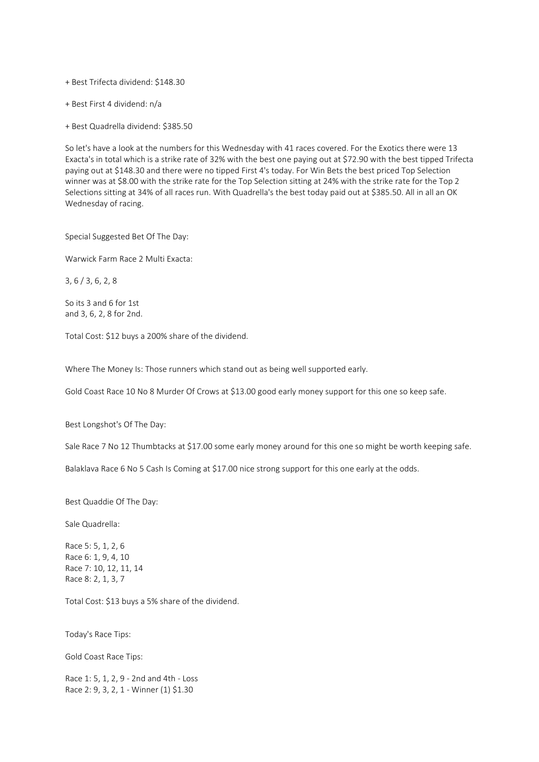+ Best Trifecta dividend: $148.30

+ Best First 4 dividend: n/a

+ Best Quadrella dividend: $385.50

So let's have a look at the numbers for this Wednesday with 41 races covered. For the Exotics there were 13 Exacta's in total which is a strike rate of 32% with the best one paying out at $72.90 with the best tipped Trifecta paying out at $148.30 and there were no tipped First 4's today. For Win Bets the best priced Top Selection winner was at $8.00 with the strike rate for the Top Selection sitting at 24% with the strike rate for the Top 2 Selections sitting at 34% of all races run. With Quadrella's the best today paid out at $385.50. All in all an OK Wednesday of racing.

Special Suggested Bet Of The Day:

Warwick Farm Race 2 Multi Exacta:

3, 6 / 3, 6, 2, 8

So its 3 and 6 for 1st
and 3, 6, 2, 8 for 2nd.

Total Cost: $12 buys a 200% share of the dividend.

Where The Money Is: Those runners which stand out as being well supported early.

Gold Coast Race 10 No 8 Murder Of Crows at $13.00 good early money support for this one so keep safe.

Best Longshot's Of The Day:

Sale Race 7 No 12 Thumbtacks at $17.00 some early money around for this one so might be worth keeping safe.

Balaklava Race 6 No 5 Cash Is Coming at $17.00 nice strong support for this one early at the odds.

Best Quaddie Of The Day:

Sale Quadrella:

Race 5: 5, 1, 2, 6
Race 6: 1, 9, 4, 10
Race 7: 10, 12, 11, 14
Race 8: 2, 1, 3, 7

Total Cost: $13 buys a 5% share of the dividend.

Today's Race Tips:

Gold Coast Race Tips:

Race 1: 5, 1, 2, 9 - 2nd and 4th - Loss
Race 2: 9, 3, 2, 1 - Winner (1) $1.30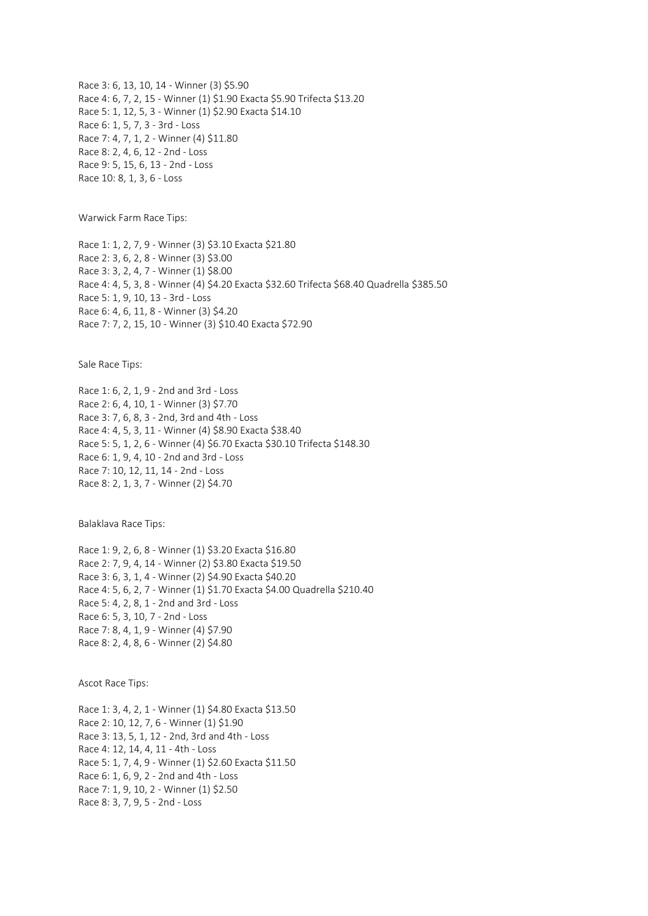Race 3: 6, 13, 10, 14 - Winner (3) $5.90
Race 4: 6, 7, 2, 15 - Winner (1) $1.90 Exacta $5.90 Trifecta $13.20
Race 5: 1, 12, 5, 3 - Winner (1) $2.90 Exacta $14.10
Race 6: 1, 5, 7, 3 - 3rd - Loss
Race 7: 4, 7, 1, 2 - Winner (4) $11.80
Race 8: 2, 4, 6, 12 - 2nd - Loss
Race 9: 5, 15, 6, 13 - 2nd - Loss
Race 10: 8, 1, 3, 6 - Loss

Warwick Farm Race Tips:

Race 1: 1, 2, 7, 9 - Winner (3) $3.10 Exacta $21.80
Race 2: 3, 6, 2, 8 - Winner (3) $3.00
Race 3: 3, 2, 4, 7 - Winner (1) $8.00
Race 4: 4, 5, 3, 8 - Winner (4) $4.20 Exacta $32.60 Trifecta $68.40 Quadrella $385.50
Race 5: 1, 9, 10, 13 - 3rd - Loss
Race 6: 4, 6, 11, 8 - Winner (3) $4.20
Race 7: 7, 2, 15, 10 - Winner (3) $10.40 Exacta $72.90

Sale Race Tips:

Race 1: 6, 2, 1, 9 - 2nd and 3rd - Loss
Race 2: 6, 4, 10, 1 - Winner (3) $7.70
Race 3: 7, 6, 8, 3 - 2nd, 3rd and 4th - Loss
Race 4: 4, 5, 3, 11 - Winner (4) $8.90 Exacta $38.40
Race 5: 5, 1, 2, 6 - Winner (4) $6.70 Exacta $30.10 Trifecta $148.30
Race 6: 1, 9, 4, 10 - 2nd and 3rd - Loss
Race 7: 10, 12, 11, 14 - 2nd - Loss
Race 8: 2, 1, 3, 7 - Winner (2) $4.70

Balaklava Race Tips:

Race 1: 9, 2, 6, 8 - Winner (1) $3.20 Exacta $16.80
Race 2: 7, 9, 4, 14 - Winner (2) $3.80 Exacta $19.50
Race 3: 6, 3, 1, 4 - Winner (2) $4.90 Exacta $40.20
Race 4: 5, 6, 2, 7 - Winner (1) $1.70 Exacta $4.00 Quadrella $210.40
Race 5: 4, 2, 8, 1 - 2nd and 3rd - Loss
Race 6: 5, 3, 10, 7 - 2nd - Loss
Race 7: 8, 4, 1, 9 - Winner (4) $7.90
Race 8: 2, 4, 8, 6 - Winner (2) $4.80

Ascot Race Tips:

Race 1: 3, 4, 2, 1 - Winner (1) $4.80 Exacta $13.50
Race 2: 10, 12, 7, 6 - Winner (1) $1.90
Race 3: 13, 5, 1, 12 - 2nd, 3rd and 4th - Loss
Race 4: 12, 14, 4, 11 - 4th - Loss
Race 5: 1, 7, 4, 9 - Winner (1) $2.60 Exacta $11.50
Race 6: 1, 6, 9, 2 - 2nd and 4th - Loss
Race 7: 1, 9, 10, 2 - Winner (1) $2.50
Race 8: 3, 7, 9, 5 - 2nd - Loss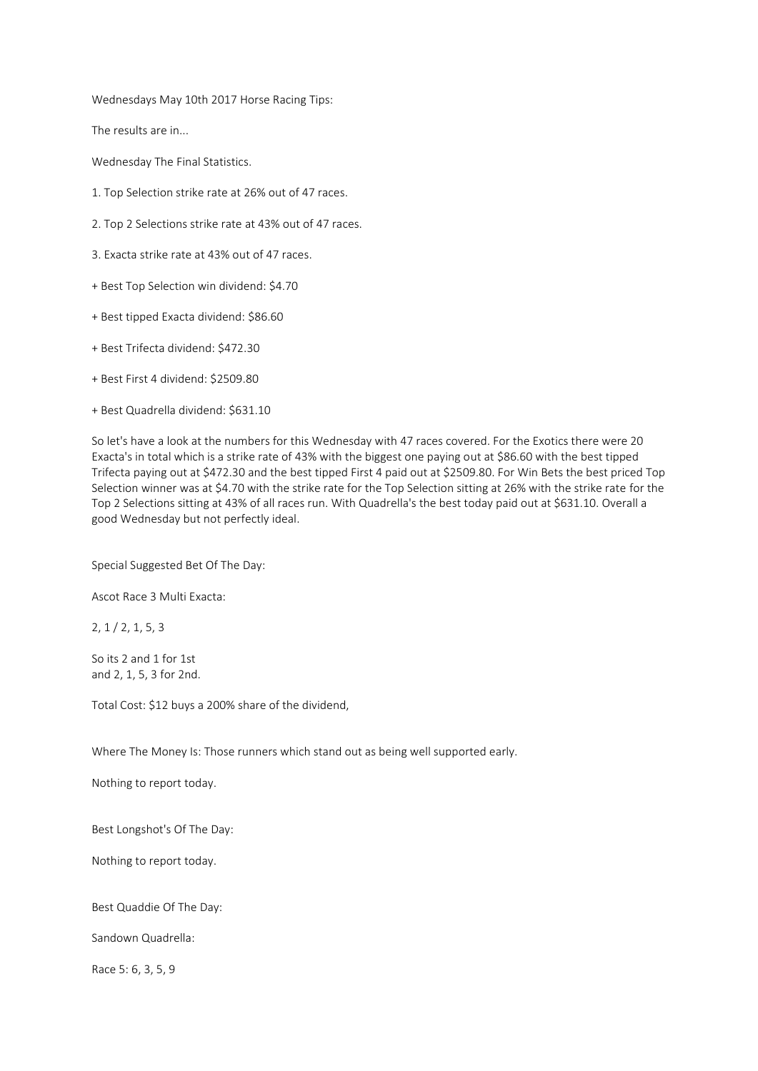Wednesdays May 10th 2017 Horse Racing Tips:

The results are in...

Wednesday The Final Statistics.

1. Top Selection strike rate at 26% out of 47 races.

2. Top 2 Selections strike rate at 43% out of 47 races.

3. Exacta strike rate at 43% out of 47 races.

+ Best Top Selection win dividend: $4.70

+ Best tipped Exacta dividend: $86.60

+ Best Trifecta dividend: $472.30

+ Best First 4 dividend: $2509.80

+ Best Quadrella dividend: $631.10

So let's have a look at the numbers for this Wednesday with 47 races covered. For the Exotics there were 20 Exacta's in total which is a strike rate of 43% with the biggest one paying out at $86.60 with the best tipped Trifecta paying out at $472.30 and the best tipped First 4 paid out at $2509.80. For Win Bets the best priced Top Selection winner was at $4.70 with the strike rate for the Top Selection sitting at 26% with the strike rate for the Top 2 Selections sitting at 43% of all races run. With Quadrella's the best today paid out at $631.10. Overall a good Wednesday but not perfectly ideal.

Special Suggested Bet Of The Day:

Ascot Race 3 Multi Exacta:

2, 1 / 2, 1, 5, 3

So its 2 and 1 for 1st
and 2, 1, 5, 3 for 2nd.

Total Cost: $12 buys a 200% share of the dividend,

Where The Money Is: Those runners which stand out as being well supported early.

Nothing to report today.

Best Longshot's Of The Day:

Nothing to report today.

Best Quaddie Of The Day:

Sandown Quadrella:

Race 5: 6, 3, 5, 9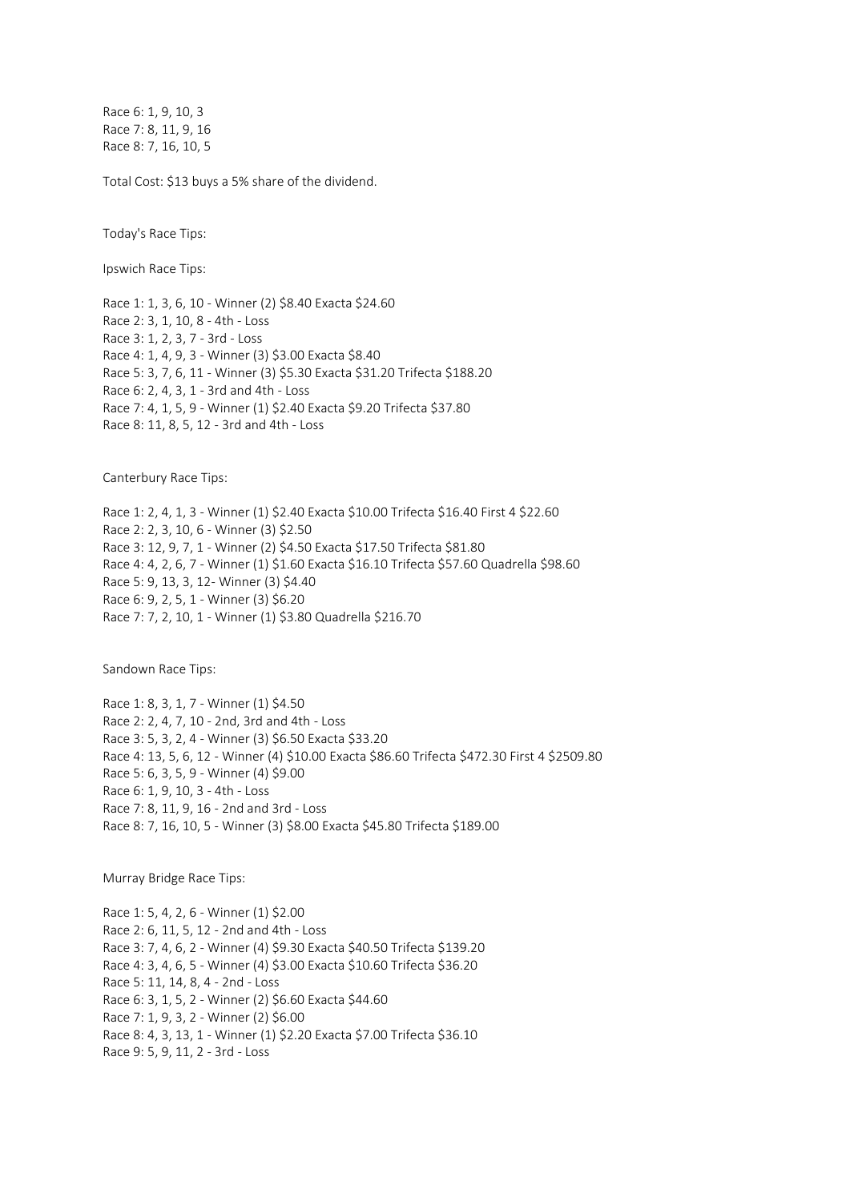Race 6: 1, 9, 10, 3
Race 7: 8, 11, 9, 16
Race 8: 7, 16, 10, 5

Total Cost: $13 buys a 5% share of the dividend.

Today's Race Tips:

Ipswich Race Tips:

Race 1: 1, 3, 6, 10 - Winner (2) $8.40 Exacta $24.60
Race 2: 3, 1, 10, 8 - 4th - Loss
Race 3: 1, 2, 3, 7 - 3rd - Loss
Race 4: 1, 4, 9, 3 - Winner (3) $3.00 Exacta $8.40
Race 5: 3, 7, 6, 11 - Winner (3) $5.30 Exacta $31.20 Trifecta $188.20
Race 6: 2, 4, 3, 1 - 3rd and 4th - Loss
Race 7: 4, 1, 5, 9 - Winner (1) $2.40 Exacta $9.20 Trifecta $37.80
Race 8: 11, 8, 5, 12 - 3rd and 4th - Loss

Canterbury Race Tips:

Race 1: 2, 4, 1, 3 - Winner (1) $2.40 Exacta $10.00 Trifecta $16.40 First 4 $22.60
Race 2: 2, 3, 10, 6 - Winner (3) $2.50
Race 3: 12, 9, 7, 1 - Winner (2) $4.50 Exacta $17.50 Trifecta $81.80
Race 4: 4, 2, 6, 7 - Winner (1) $1.60 Exacta $16.10 Trifecta $57.60 Quadrella $98.60
Race 5: 9, 13, 3, 12- Winner (3) $4.40
Race 6: 9, 2, 5, 1 - Winner (3) $6.20
Race 7: 7, 2, 10, 1 - Winner (1) $3.80 Quadrella $216.70

Sandown Race Tips:

Race 1: 8, 3, 1, 7 - Winner (1) $4.50
Race 2: 2, 4, 7, 10 - 2nd, 3rd and 4th - Loss
Race 3: 5, 3, 2, 4 - Winner (3) $6.50 Exacta $33.20
Race 4: 13, 5, 6, 12 - Winner (4) $10.00 Exacta $86.60 Trifecta $472.30 First 4 $2509.80
Race 5: 6, 3, 5, 9 - Winner (4) $9.00
Race 6: 1, 9, 10, 3 - 4th - Loss
Race 7: 8, 11, 9, 16 - 2nd and 3rd - Loss
Race 8: 7, 16, 10, 5 - Winner (3) $8.00 Exacta $45.80 Trifecta $189.00

Murray Bridge Race Tips:

Race 1: 5, 4, 2, 6 - Winner (1) $2.00
Race 2: 6, 11, 5, 12 - 2nd and 4th - Loss
Race 3: 7, 4, 6, 2 - Winner (4) $9.30 Exacta $40.50 Trifecta $139.20
Race 4: 3, 4, 6, 5 - Winner (4) $3.00 Exacta $10.60 Trifecta $36.20
Race 5: 11, 14, 8, 4 - 2nd - Loss
Race 6: 3, 1, 5, 2 - Winner (2) $6.60 Exacta $44.60
Race 7: 1, 9, 3, 2 - Winner (2) $6.00
Race 8: 4, 3, 13, 1 - Winner (1) $2.20 Exacta $7.00 Trifecta $36.10
Race 9: 5, 9, 11, 2 - 3rd - Loss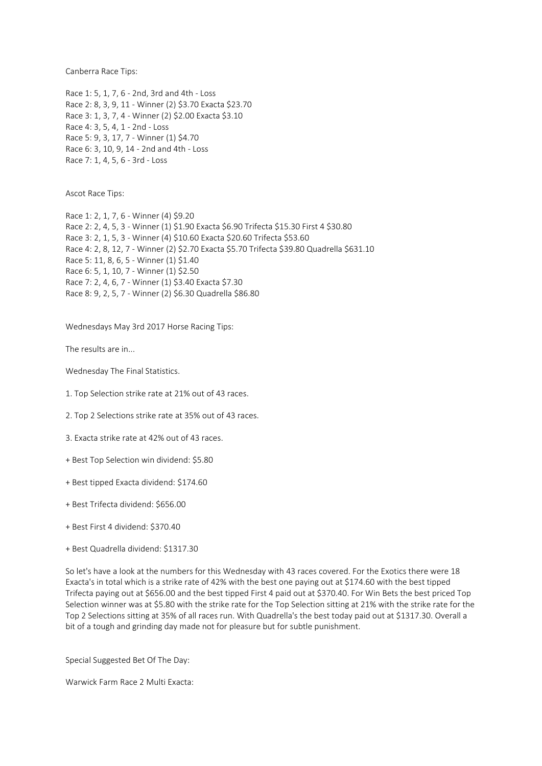Canberra Race Tips:

Race 1: 5, 1, 7, 6 - 2nd, 3rd and 4th - Loss
Race 2: 8, 3, 9, 11 - Winner (2) $3.70 Exacta $23.70
Race 3: 1, 3, 7, 4 - Winner (2) $2.00 Exacta $3.10
Race 4: 3, 5, 4, 1 - 2nd - Loss
Race 5: 9, 3, 17, 7 - Winner (1) $4.70
Race 6: 3, 10, 9, 14 - 2nd and 4th - Loss
Race 7: 1, 4, 5, 6 - 3rd - Loss

Ascot Race Tips:

Race 1: 2, 1, 7, 6 - Winner (4) $9.20
Race 2: 2, 4, 5, 3 - Winner (1) $1.90 Exacta $6.90 Trifecta $15.30 First 4 $30.80
Race 3: 2, 1, 5, 3 - Winner (4) $10.60 Exacta $20.60 Trifecta $53.60
Race 4: 2, 8, 12, 7 - Winner (2) $2.70 Exacta $5.70 Trifecta $39.80 Quadrella $631.10
Race 5: 11, 8, 6, 5 - Winner (1) $1.40
Race 6: 5, 1, 10, 7 - Winner (1) $2.50
Race 7: 2, 4, 6, 7 - Winner (1) $3.40 Exacta $7.30
Race 8: 9, 2, 5, 7 - Winner (2) $6.30 Quadrella $86.80

Wednesdays May 3rd 2017 Horse Racing Tips:

The results are in...

Wednesday The Final Statistics.

1. Top Selection strike rate at 21% out of 43 races.

2. Top 2 Selections strike rate at 35% out of 43 races.

3. Exacta strike rate at 42% out of 43 races.

+ Best Top Selection win dividend: $5.80

+ Best tipped Exacta dividend: $174.60

+ Best Trifecta dividend: $656.00

+ Best First 4 dividend: $370.40

+ Best Quadrella dividend: $1317.30

So let's have a look at the numbers for this Wednesday with 43 races covered. For the Exotics there were 18 Exacta's in total which is a strike rate of 42% with the best one paying out at $174.60 with the best tipped Trifecta paying out at $656.00 and the best tipped First 4 paid out at $370.40. For Win Bets the best priced Top Selection winner was at $5.80 with the strike rate for the Top Selection sitting at 21% with the strike rate for the Top 2 Selections sitting at 35% of all races run. With Quadrella's the best today paid out at $1317.30. Overall a bit of a tough and grinding day made not for pleasure but for subtle punishment.

Special Suggested Bet Of The Day:

Warwick Farm Race 2 Multi Exacta: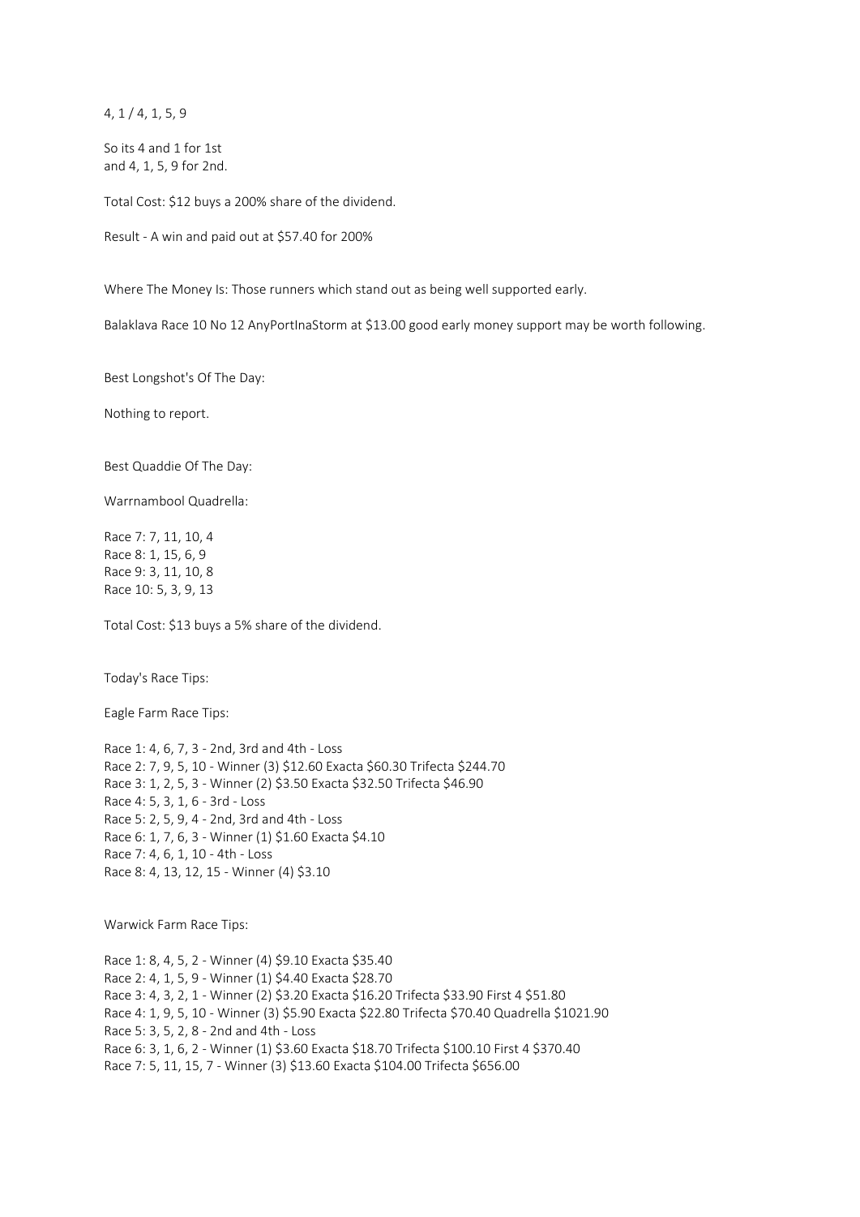4, 1 / 4, 1, 5, 9

So its 4 and 1 for 1st
and 4, 1, 5, 9 for 2nd.

Total Cost: $12 buys a 200% share of the dividend.

Result - A win and paid out at $57.40 for 200%

Where The Money Is: Those runners which stand out as being well supported early.

Balaklava Race 10 No 12 AnyPortInaStorm at $13.00 good early money support may be worth following.

Best Longshot's Of The Day:

Nothing to report.

Best Quaddie Of The Day:

Warrnambool Quadrella:

Race 7: 7, 11, 10, 4
Race 8: 1, 15, 6, 9
Race 9: 3, 11, 10, 8
Race 10: 5, 3, 9, 13

Total Cost: $13 buys a 5% share of the dividend.

Today's Race Tips:

Eagle Farm Race Tips:

Race 1: 4, 6, 7, 3 - 2nd, 3rd and 4th - Loss
Race 2: 7, 9, 5, 10 - Winner (3) $12.60 Exacta $60.30 Trifecta $244.70
Race 3: 1, 2, 5, 3 - Winner (2) $3.50 Exacta $32.50 Trifecta $46.90
Race 4: 5, 3, 1, 6 - 3rd - Loss
Race 5: 2, 5, 9, 4 - 2nd, 3rd and 4th - Loss
Race 6: 1, 7, 6, 3 - Winner (1) $1.60 Exacta $4.10
Race 7: 4, 6, 1, 10 - 4th - Loss
Race 8: 4, 13, 12, 15 - Winner (4) $3.10

Warwick Farm Race Tips:

Race 1: 8, 4, 5, 2 - Winner (4) $9.10 Exacta $35.40
Race 2: 4, 1, 5, 9 - Winner (1) $4.40 Exacta $28.70
Race 3: 4, 3, 2, 1 - Winner (2) $3.20 Exacta $16.20 Trifecta $33.90 First 4 $51.80
Race 4: 1, 9, 5, 10 - Winner (3) $5.90 Exacta $22.80 Trifecta $70.40 Quadrella $1021.90
Race 5: 3, 5, 2, 8 - 2nd and 4th - Loss
Race 6: 3, 1, 6, 2 - Winner (1) $3.60 Exacta $18.70 Trifecta $100.10 First 4 $370.40
Race 7: 5, 11, 15, 7 - Winner (3) $13.60 Exacta $104.00 Trifecta $656.00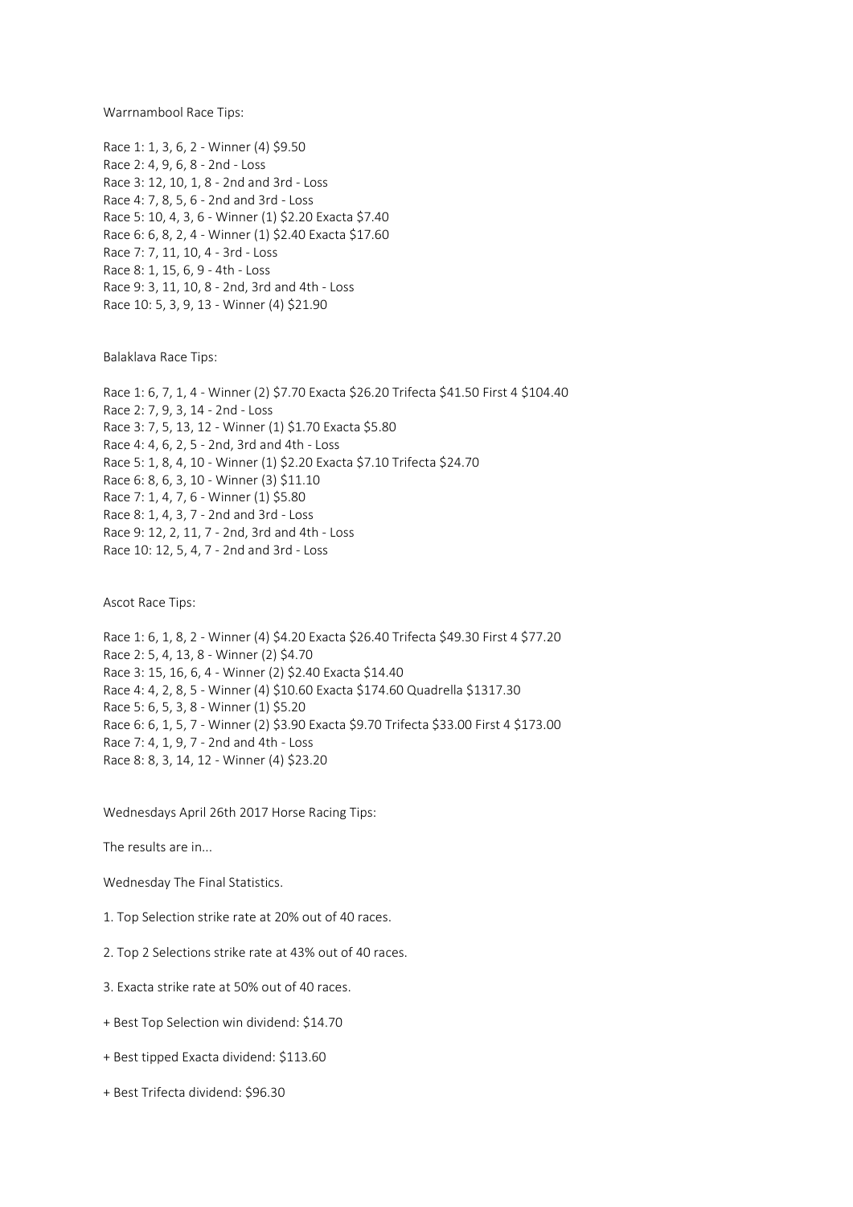Warrnambool Race Tips:

Race 1: 1, 3, 6, 2 - Winner (4) $9.50
Race 2: 4, 9, 6, 8 - 2nd - Loss
Race 3: 12, 10, 1, 8 - 2nd and 3rd - Loss
Race 4: 7, 8, 5, 6 - 2nd and 3rd - Loss
Race 5: 10, 4, 3, 6 - Winner (1) $2.20 Exacta $7.40
Race 6: 6, 8, 2, 4 - Winner (1) $2.40 Exacta $17.60
Race 7: 7, 11, 10, 4 - 3rd - Loss
Race 8: 1, 15, 6, 9 - 4th - Loss
Race 9: 3, 11, 10, 8 - 2nd, 3rd and 4th - Loss
Race 10: 5, 3, 9, 13 - Winner (4) $21.90

Balaklava Race Tips:

Race 1: 6, 7, 1, 4 - Winner (2) $7.70 Exacta $26.20 Trifecta $41.50 First 4 $104.40
Race 2: 7, 9, 3, 14 - 2nd - Loss
Race 3: 7, 5, 13, 12 - Winner (1) $1.70 Exacta $5.80
Race 4: 4, 6, 2, 5 - 2nd, 3rd and 4th - Loss
Race 5: 1, 8, 4, 10 - Winner (1) $2.20 Exacta $7.10 Trifecta $24.70
Race 6: 8, 6, 3, 10 - Winner (3) $11.10
Race 7: 1, 4, 7, 6 - Winner (1) $5.80
Race 8: 1, 4, 3, 7 - 2nd and 3rd - Loss
Race 9: 12, 2, 11, 7 - 2nd, 3rd and 4th - Loss
Race 10: 12, 5, 4, 7 - 2nd and 3rd - Loss

Ascot Race Tips:

Race 1: 6, 1, 8, 2 - Winner (4) $4.20 Exacta $26.40 Trifecta $49.30 First 4 $77.20
Race 2: 5, 4, 13, 8 - Winner (2) $4.70
Race 3: 15, 16, 6, 4 - Winner (2) $2.40 Exacta $14.40
Race 4: 4, 2, 8, 5 - Winner (4) $10.60 Exacta $174.60 Quadrella $1317.30
Race 5: 6, 5, 3, 8 - Winner (1) $5.20
Race 6: 6, 1, 5, 7 - Winner (2) $3.90 Exacta $9.70 Trifecta $33.00 First 4 $173.00
Race 7: 4, 1, 9, 7 - 2nd and 4th - Loss
Race 8: 8, 3, 14, 12 - Winner (4) $23.20

Wednesdays April 26th 2017 Horse Racing Tips:

The results are in...

Wednesday The Final Statistics.

1. Top Selection strike rate at 20% out of 40 races.

2. Top 2 Selections strike rate at 43% out of 40 races.

3. Exacta strike rate at 50% out of 40 races.

+ Best Top Selection win dividend: $14.70

+ Best tipped Exacta dividend: $113.60

+ Best Trifecta dividend: $96.30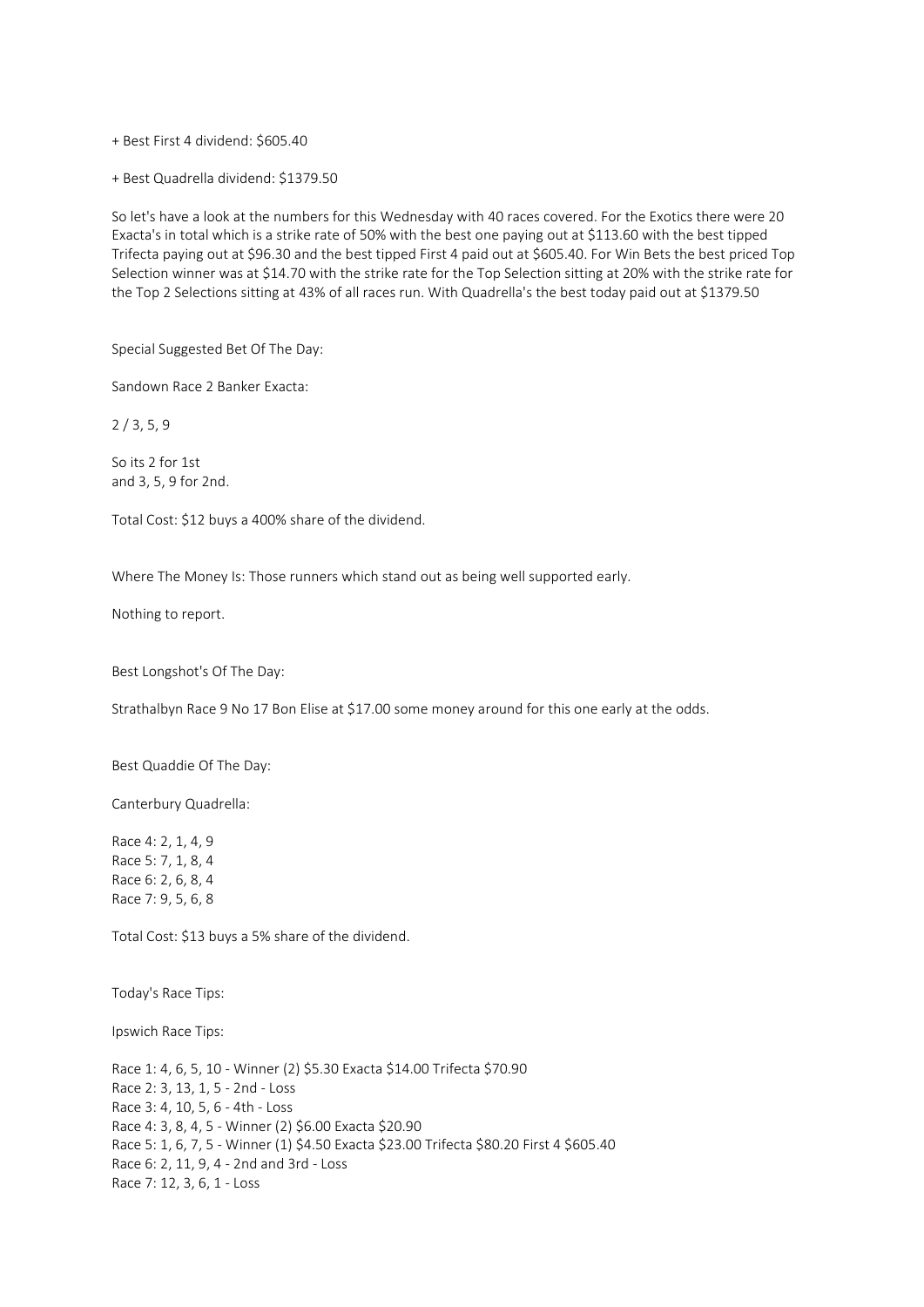+ Best First 4 dividend: $605.40

+ Best Quadrella dividend: $1379.50

So let's have a look at the numbers for this Wednesday with 40 races covered. For the Exotics there were 20 Exacta's in total which is a strike rate of 50% with the best one paying out at $113.60 with the best tipped Trifecta paying out at $96.30 and the best tipped First 4 paid out at $605.40. For Win Bets the best priced Top Selection winner was at $14.70 with the strike rate for the Top Selection sitting at 20% with the strike rate for the Top 2 Selections sitting at 43% of all races run. With Quadrella's the best today paid out at $1379.50

Special Suggested Bet Of The Day:

Sandown Race 2 Banker Exacta:

2 / 3, 5, 9

So its 2 for 1st
and 3, 5, 9 for 2nd.

Total Cost: $12 buys a 400% share of the dividend.

Where The Money Is: Those runners which stand out as being well supported early.

Nothing to report.

Best Longshot's Of The Day:

Strathalbyn Race 9 No 17 Bon Elise at $17.00 some money around for this one early at the odds.

Best Quaddie Of The Day:

Canterbury Quadrella:

Race 4: 2, 1, 4, 9
Race 5: 7, 1, 8, 4
Race 6: 2, 6, 8, 4
Race 7: 9, 5, 6, 8

Total Cost: $13 buys a 5% share of the dividend.

Today's Race Tips:

Ipswich Race Tips:

Race 1: 4, 6, 5, 10 - Winner (2) $5.30 Exacta $14.00 Trifecta $70.90
Race 2: 3, 13, 1, 5 - 2nd - Loss
Race 3: 4, 10, 5, 6 - 4th - Loss
Race 4: 3, 8, 4, 5 - Winner (2) $6.00 Exacta $20.90
Race 5: 1, 6, 7, 5 - Winner (1) $4.50 Exacta $23.00 Trifecta $80.20 First 4 $605.40
Race 6: 2, 11, 9, 4 - 2nd and 3rd - Loss
Race 7: 12, 3, 6, 1 - Loss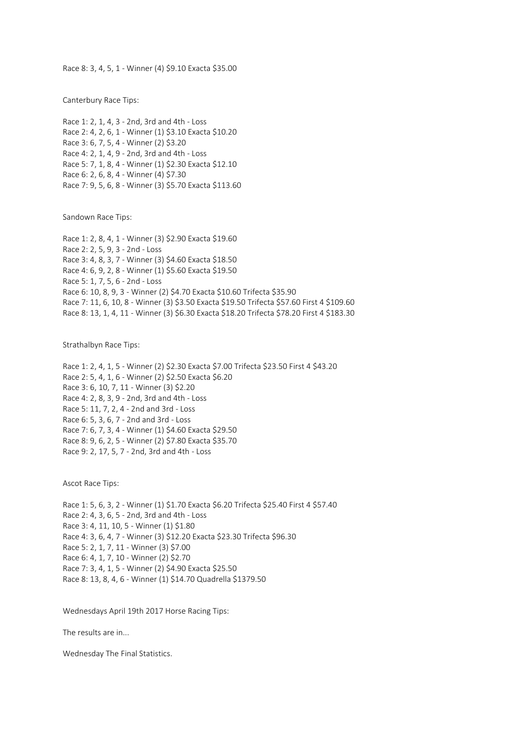Race 8: 3, 4, 5, 1 - Winner (4) $9.10 Exacta $35.00

Canterbury Race Tips:

Race 1: 2, 1, 4, 3 - 2nd, 3rd and 4th - Loss
Race 2: 4, 2, 6, 1 - Winner (1) $3.10 Exacta $10.20
Race 3: 6, 7, 5, 4 - Winner (2) $3.20
Race 4: 2, 1, 4, 9 - 2nd, 3rd and 4th - Loss
Race 5: 7, 1, 8, 4 - Winner (1) $2.30 Exacta $12.10
Race 6: 2, 6, 8, 4 - Winner (4) $7.30
Race 7: 9, 5, 6, 8 - Winner (3) $5.70 Exacta $113.60

Sandown Race Tips:

Race 1: 2, 8, 4, 1 - Winner (3) $2.90 Exacta $19.60
Race 2: 2, 5, 9, 3 - 2nd - Loss
Race 3: 4, 8, 3, 7 - Winner (3) $4.60 Exacta $18.50
Race 4: 6, 9, 2, 8 - Winner (1) $5.60 Exacta $19.50
Race 5: 1, 7, 5, 6 - 2nd - Loss
Race 6: 10, 8, 9, 3 - Winner (2) $4.70 Exacta $10.60 Trifecta $35.90
Race 7: 11, 6, 10, 8 - Winner (3) $3.50 Exacta $19.50 Trifecta $57.60 First 4 $109.60
Race 8: 13, 1, 4, 11 - Winner (3) $6.30 Exacta $18.20 Trifecta $78.20 First 4 $183.30

Strathalbyn Race Tips:

Race 1: 2, 4, 1, 5 - Winner (2) $2.30 Exacta $7.00 Trifecta $23.50 First 4 $43.20
Race 2: 5, 4, 1, 6 - Winner (2) $2.50 Exacta $6.20
Race 3: 6, 10, 7, 11 - Winner (3) $2.20
Race 4: 2, 8, 3, 9 - 2nd, 3rd and 4th - Loss
Race 5: 11, 7, 2, 4 - 2nd and 3rd - Loss
Race 6: 5, 3, 6, 7 - 2nd and 3rd - Loss
Race 7: 6, 7, 3, 4 - Winner (1) $4.60 Exacta $29.50
Race 8: 9, 6, 2, 5 - Winner (2) $7.80 Exacta $35.70
Race 9: 2, 17, 5, 7 - 2nd, 3rd and 4th - Loss

Ascot Race Tips:

Race 1: 5, 6, 3, 2 - Winner (1) $1.70 Exacta $6.20 Trifecta $25.40 First 4 $57.40
Race 2: 4, 3, 6, 5 - 2nd, 3rd and 4th - Loss
Race 3: 4, 11, 10, 5 - Winner (1) $1.80
Race 4: 3, 6, 4, 7 - Winner (3) $12.20 Exacta $23.30 Trifecta $96.30
Race 5: 2, 1, 7, 11 - Winner (3) $7.00
Race 6: 4, 1, 7, 10 - Winner (2) $2.70
Race 7: 3, 4, 1, 5 - Winner (2) $4.90 Exacta $25.50
Race 8: 13, 8, 4, 6 - Winner (1) $14.70 Quadrella $1379.50

Wednesdays April 19th 2017 Horse Racing Tips:

The results are in...

Wednesday The Final Statistics.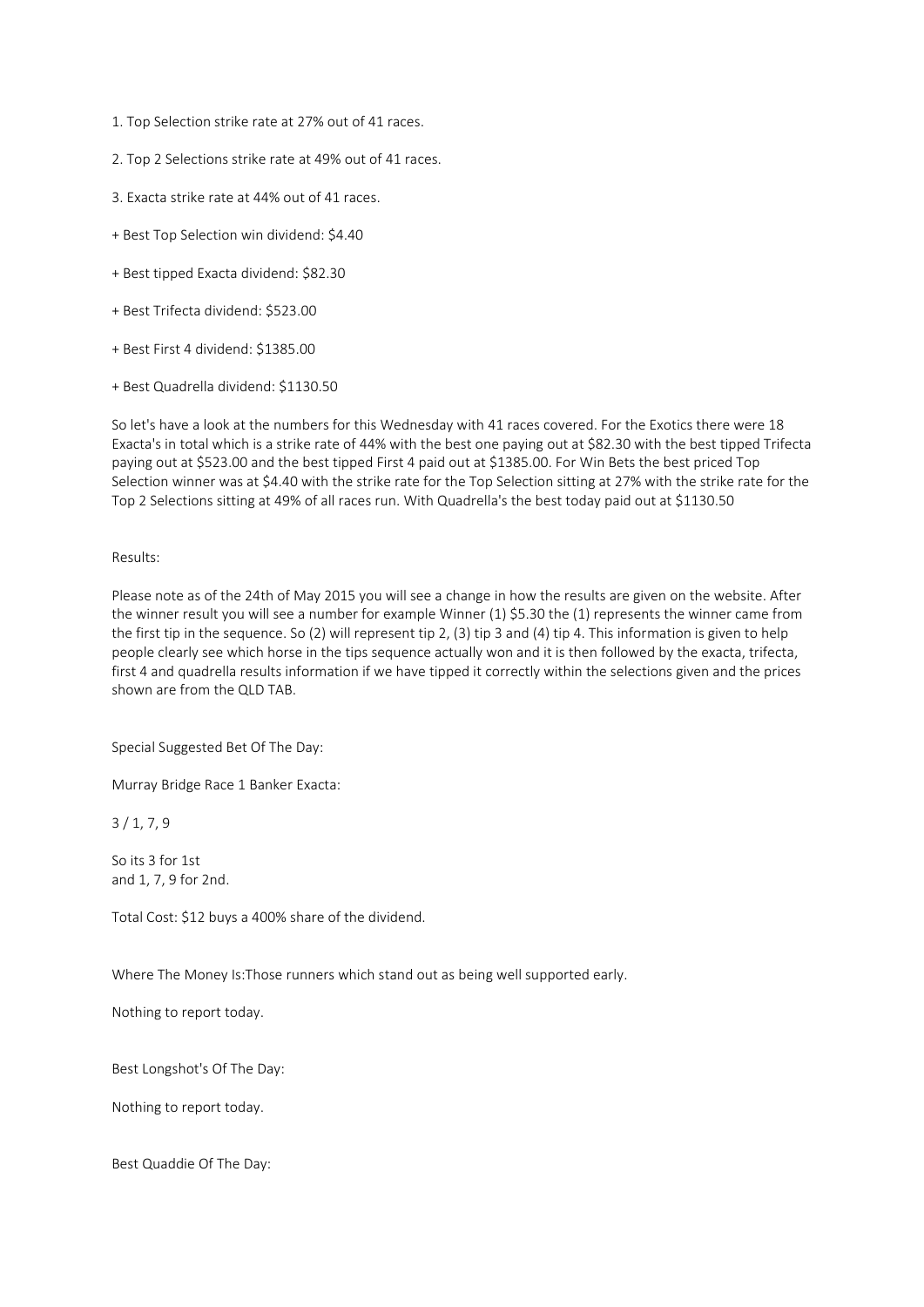1. Top Selection strike rate at 27% out of 41 races.

2. Top 2 Selections strike rate at 49% out of 41 races.

3. Exacta strike rate at 44% out of 41 races.

+ Best Top Selection win dividend: $4.40

+ Best tipped Exacta dividend: $82.30

+ Best Trifecta dividend: $523.00

+ Best First 4 dividend: $1385.00

+ Best Quadrella dividend: $1130.50

So let's have a look at the numbers for this Wednesday with 41 races covered. For the Exotics there were 18 Exacta's in total which is a strike rate of 44% with the best one paying out at $82.30 with the best tipped Trifecta paying out at $523.00 and the best tipped First 4 paid out at $1385.00. For Win Bets the best priced Top Selection winner was at $4.40 with the strike rate for the Top Selection sitting at 27% with the strike rate for the Top 2 Selections sitting at 49% of all races run. With Quadrella's the best today paid out at $1130.50

Results:

Please note as of the 24th of May 2015 you will see a change in how the results are given on the website. After the winner result you will see a number for example Winner (1) $5.30 the (1) represents the winner came from the first tip in the sequence. So (2) will represent tip 2, (3) tip 3 and (4) tip 4. This information is given to help people clearly see which horse in the tips sequence actually won and it is then followed by the exacta, trifecta, first 4 and quadrella results information if we have tipped it correctly within the selections given and the prices shown are from the QLD TAB.

Special Suggested Bet Of The Day:

Murray Bridge Race 1 Banker Exacta:

3 / 1, 7, 9

So its 3 for 1st
and 1, 7, 9 for 2nd.

Total Cost: $12 buys a 400% share of the dividend.

Where The Money Is:Those runners which stand out as being well supported early.

Nothing to report today.

Best Longshot's Of The Day:

Nothing to report today.

Best Quaddie Of The Day: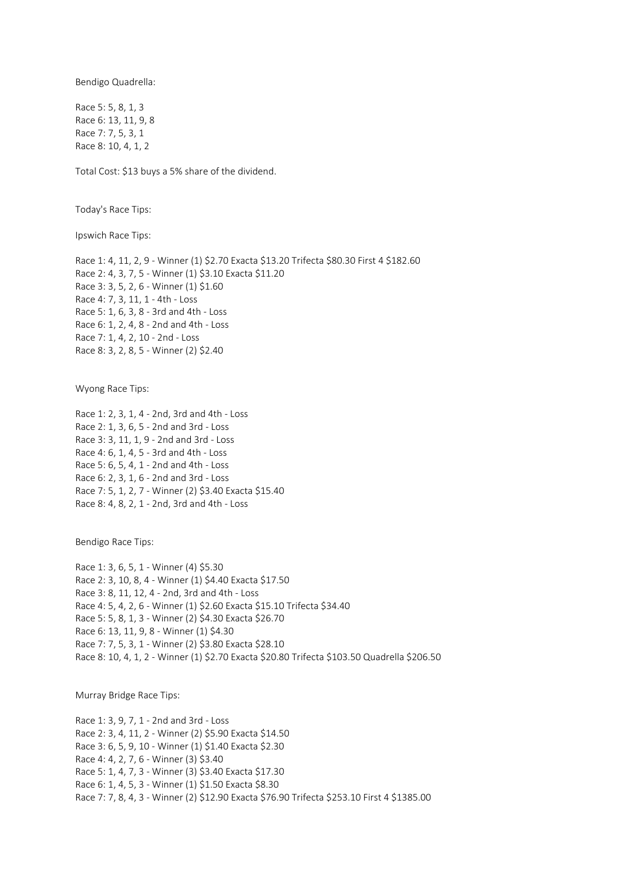Bendigo Quadrella:

Race 5: 5, 8, 1, 3
Race 6: 13, 11, 9, 8
Race 7: 7, 5, 3, 1
Race 8: 10, 4, 1, 2

Total Cost: $13 buys a 5% share of the dividend.

Today's Race Tips:

Ipswich Race Tips:

Race 1: 4, 11, 2, 9 - Winner (1) $2.70 Exacta $13.20 Trifecta $80.30 First 4 $182.60
Race 2: 4, 3, 7, 5 - Winner (1) $3.10 Exacta $11.20
Race 3: 3, 5, 2, 6 - Winner (1) $1.60
Race 4: 7, 3, 11, 1 - 4th - Loss
Race 5: 1, 6, 3, 8 - 3rd and 4th - Loss
Race 6: 1, 2, 4, 8 - 2nd and 4th - Loss
Race 7: 1, 4, 2, 10 - 2nd - Loss
Race 8: 3, 2, 8, 5 - Winner (2) $2.40

Wyong Race Tips:

Race 1: 2, 3, 1, 4 - 2nd, 3rd and 4th - Loss
Race 2: 1, 3, 6, 5 - 2nd and 3rd - Loss
Race 3: 3, 11, 1, 9 - 2nd and 3rd - Loss
Race 4: 6, 1, 4, 5 - 3rd and 4th - Loss
Race 5: 6, 5, 4, 1 - 2nd and 4th - Loss
Race 6: 2, 3, 1, 6 - 2nd and 3rd - Loss
Race 7: 5, 1, 2, 7 - Winner (2) $3.40 Exacta $15.40
Race 8: 4, 8, 2, 1 - 2nd, 3rd and 4th - Loss

Bendigo Race Tips:

Race 1: 3, 6, 5, 1 - Winner (4) $5.30
Race 2: 3, 10, 8, 4 - Winner (1) $4.40 Exacta $17.50
Race 3: 8, 11, 12, 4 - 2nd, 3rd and 4th - Loss
Race 4: 5, 4, 2, 6 - Winner (1) $2.60 Exacta $15.10 Trifecta $34.40
Race 5: 5, 8, 1, 3 - Winner (2) $4.30 Exacta $26.70
Race 6: 13, 11, 9, 8 - Winner (1) $4.30
Race 7: 7, 5, 3, 1 - Winner (2) $3.80 Exacta $28.10
Race 8: 10, 4, 1, 2 - Winner (1) $2.70 Exacta $20.80 Trifecta $103.50 Quadrella $206.50

Murray Bridge Race Tips:

Race 1: 3, 9, 7, 1 - 2nd and 3rd - Loss
Race 2: 3, 4, 11, 2 - Winner (2) $5.90 Exacta $14.50
Race 3: 6, 5, 9, 10 - Winner (1) $1.40 Exacta $2.30
Race 4: 4, 2, 7, 6 - Winner (3) $3.40
Race 5: 1, 4, 7, 3 - Winner (3) $3.40 Exacta $17.30
Race 6: 1, 4, 5, 3 - Winner (1) $1.50 Exacta $8.30
Race 7: 7, 8, 4, 3 - Winner (2) $12.90 Exacta $76.90 Trifecta $253.10 First 4 $1385.00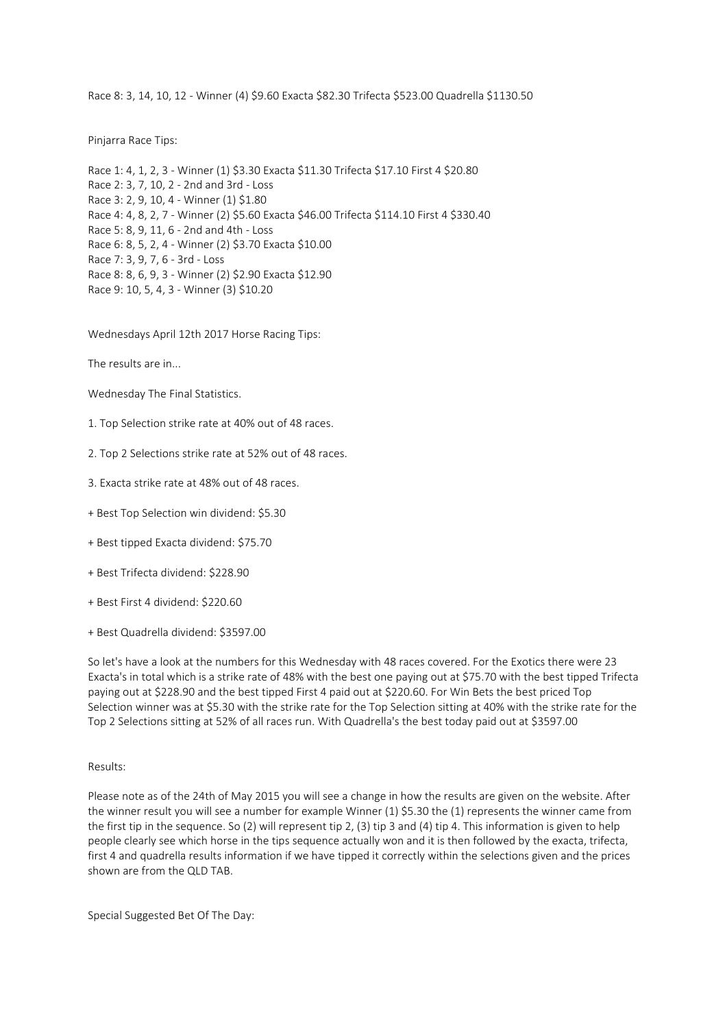Race 8: 3, 14, 10, 12 - Winner (4) $9.60 Exacta $82.30 Trifecta $523.00 Quadrella $1130.50

Pinjarra Race Tips:

Race 1: 4, 1, 2, 3 - Winner (1) $3.30 Exacta $11.30 Trifecta $17.10 First 4 $20.80
Race 2: 3, 7, 10, 2 - 2nd and 3rd - Loss
Race 3: 2, 9, 10, 4 - Winner (1) $1.80
Race 4: 4, 8, 2, 7 - Winner (2) $5.60 Exacta $46.00 Trifecta $114.10 First 4 $330.40
Race 5: 8, 9, 11, 6 - 2nd and 4th - Loss
Race 6: 8, 5, 2, 4 - Winner (2) $3.70 Exacta $10.00
Race 7: 3, 9, 7, 6 - 3rd - Loss
Race 8: 8, 6, 9, 3 - Winner (2) $2.90 Exacta $12.90
Race 9: 10, 5, 4, 3 - Winner (3) $10.20

Wednesdays April 12th 2017 Horse Racing Tips:

The results are in...

Wednesday The Final Statistics.

1. Top Selection strike rate at 40% out of 48 races.

2. Top 2 Selections strike rate at 52% out of 48 races.

3. Exacta strike rate at 48% out of 48 races.

+ Best Top Selection win dividend: $5.30

+ Best tipped Exacta dividend: $75.70

+ Best Trifecta dividend: $228.90

+ Best First 4 dividend: $220.60

+ Best Quadrella dividend: $3597.00

So let's have a look at the numbers for this Wednesday with 48 races covered. For the Exotics there were 23 Exacta's in total which is a strike rate of 48% with the best one paying out at $75.70 with the best tipped Trifecta paying out at $228.90 and the best tipped First 4 paid out at $220.60. For Win Bets the best priced Top Selection winner was at $5.30 with the strike rate for the Top Selection sitting at 40% with the strike rate for the Top 2 Selections sitting at 52% of all races run. With Quadrella's the best today paid out at $3597.00

Results:

Please note as of the 24th of May 2015 you will see a change in how the results are given on the website. After the winner result you will see a number for example Winner (1) $5.30 the (1) represents the winner came from the first tip in the sequence. So (2) will represent tip 2, (3) tip 3 and (4) tip 4. This information is given to help people clearly see which horse in the tips sequence actually won and it is then followed by the exacta, trifecta, first 4 and quadrella results information if we have tipped it correctly within the selections given and the prices shown are from the QLD TAB.

Special Suggested Bet Of The Day: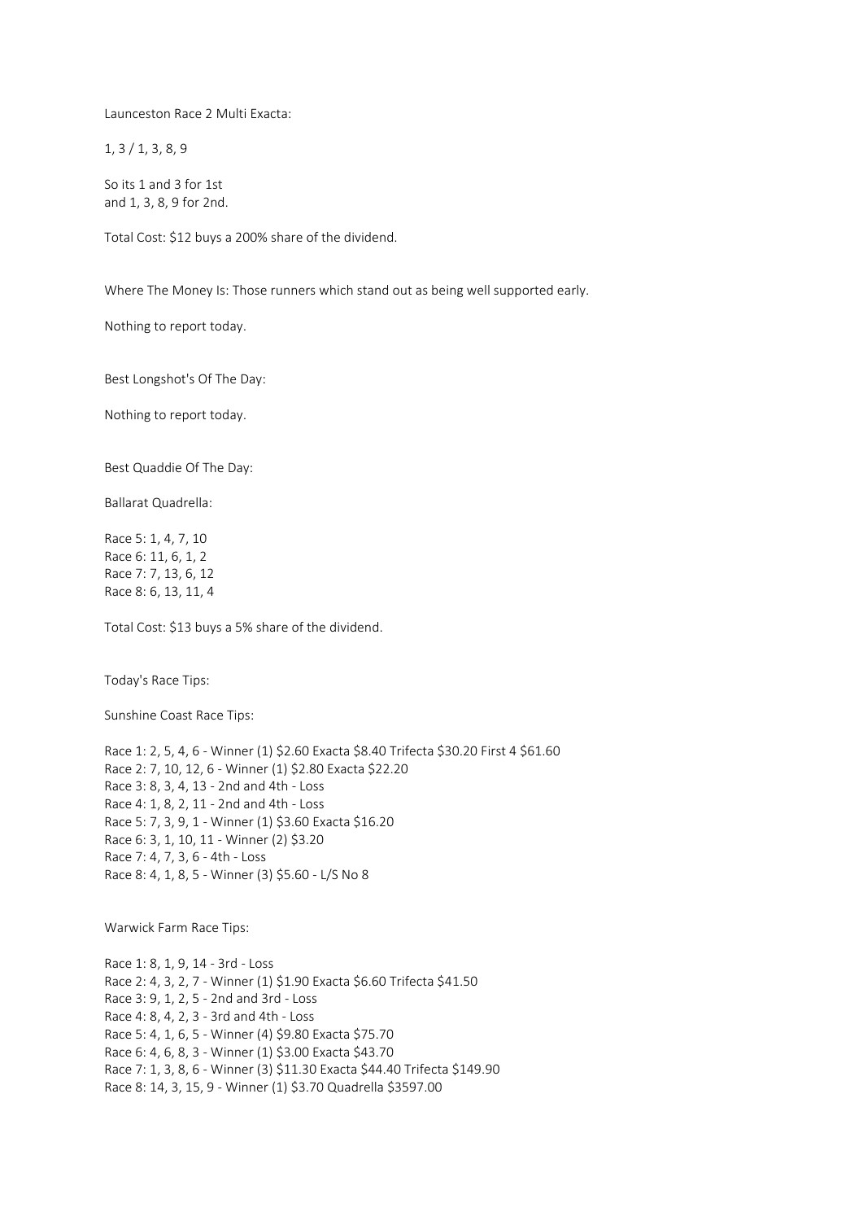Launceston Race 2 Multi Exacta:

1, 3 / 1, 3, 8, 9

So its 1 and 3 for 1st
and 1, 3, 8, 9 for 2nd.

Total Cost: $12 buys a 200% share of the dividend.

Where The Money Is: Those runners which stand out as being well supported early.

Nothing to report today.

Best Longshot's Of The Day:

Nothing to report today.

Best Quaddie Of The Day:

Ballarat Quadrella:

Race 5: 1, 4, 7, 10
Race 6: 11, 6, 1, 2
Race 7: 7, 13, 6, 12
Race 8: 6, 13, 11, 4

Total Cost: $13 buys a 5% share of the dividend.

Today's Race Tips:

Sunshine Coast Race Tips:

Race 1: 2, 5, 4, 6 - Winner (1) $2.60 Exacta $8.40 Trifecta $30.20 First 4 $61.60
Race 2: 7, 10, 12, 6 - Winner (1) $2.80 Exacta $22.20
Race 3: 8, 3, 4, 13 - 2nd and 4th - Loss
Race 4: 1, 8, 2, 11 - 2nd and 4th - Loss
Race 5: 7, 3, 9, 1 - Winner (1) $3.60 Exacta $16.20
Race 6: 3, 1, 10, 11 - Winner (2) $3.20
Race 7: 4, 7, 3, 6 - 4th - Loss
Race 8: 4, 1, 8, 5 - Winner (3) $5.60 - L/S No 8

Warwick Farm Race Tips:

Race 1: 8, 1, 9, 14 - 3rd - Loss
Race 2: 4, 3, 2, 7 - Winner (1) $1.90 Exacta $6.60 Trifecta $41.50
Race 3: 9, 1, 2, 5 - 2nd and 3rd - Loss
Race 4: 8, 4, 2, 3 - 3rd and 4th - Loss
Race 5: 4, 1, 6, 5 - Winner (4) $9.80 Exacta $75.70
Race 6: 4, 6, 8, 3 - Winner (1) $3.00 Exacta $43.70
Race 7: 1, 3, 8, 6 - Winner (3) $11.30 Exacta $44.40 Trifecta $149.90
Race 8: 14, 3, 15, 9 - Winner (1) $3.70 Quadrella $3597.00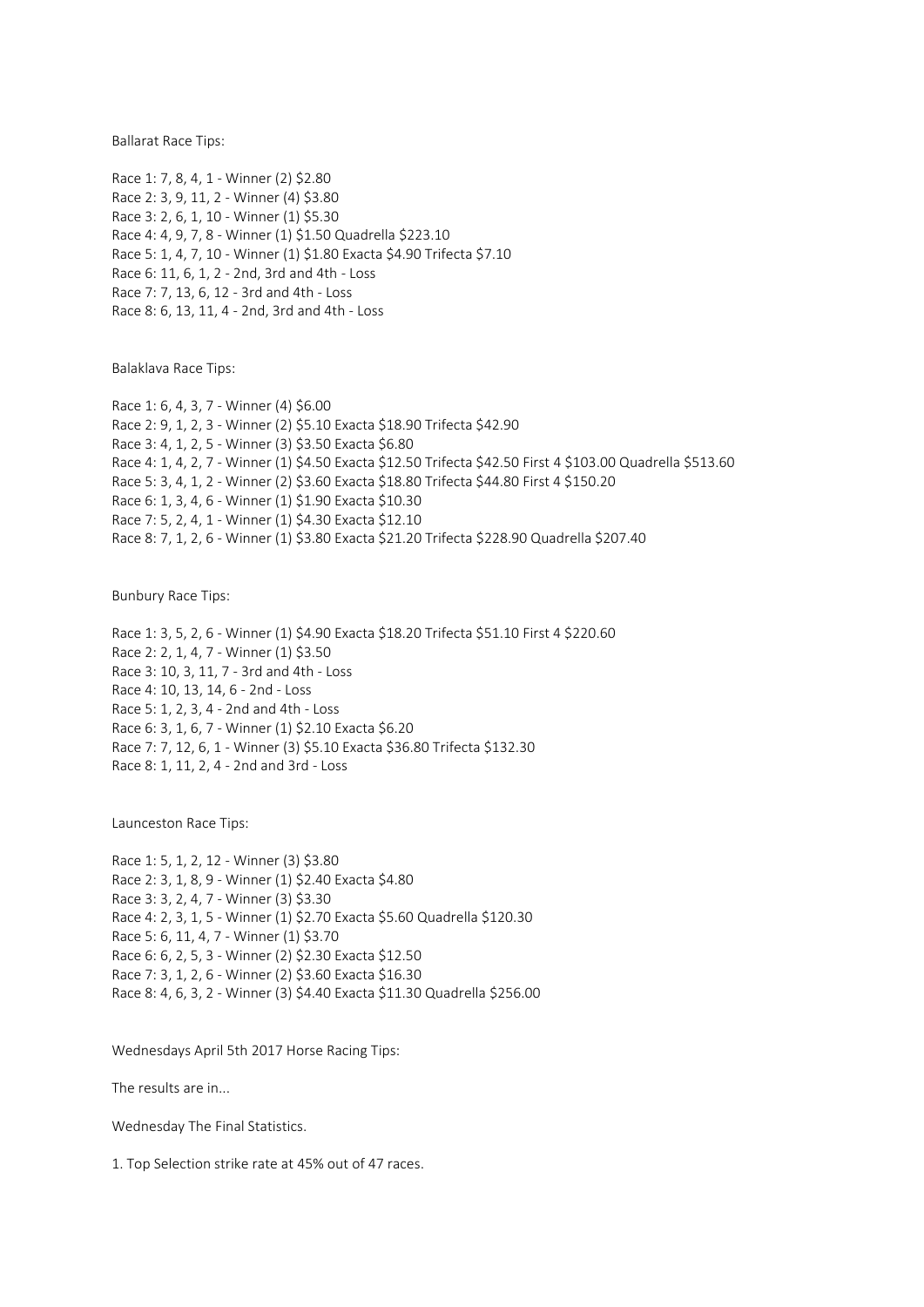Ballarat Race Tips:

Race 1: 7, 8, 4, 1 - Winner (2) $2.80
Race 2: 3, 9, 11, 2 - Winner (4) $3.80
Race 3: 2, 6, 1, 10 - Winner (1) $5.30
Race 4: 4, 9, 7, 8 - Winner (1) $1.50 Quadrella $223.10
Race 5: 1, 4, 7, 10 - Winner (1) $1.80 Exacta $4.90 Trifecta $7.10
Race 6: 11, 6, 1, 2 - 2nd, 3rd and 4th - Loss
Race 7: 7, 13, 6, 12 - 3rd and 4th - Loss
Race 8: 6, 13, 11, 4 - 2nd, 3rd and 4th - Loss

Balaklava Race Tips:

Race 1: 6, 4, 3, 7 - Winner (4) $6.00
Race 2: 9, 1, 2, 3 - Winner (2) $5.10 Exacta $18.90 Trifecta $42.90
Race 3: 4, 1, 2, 5 - Winner (3) $3.50 Exacta $6.80
Race 4: 1, 4, 2, 7 - Winner (1) $4.50 Exacta $12.50 Trifecta $42.50 First 4 $103.00 Quadrella $513.60
Race 5: 3, 4, 1, 2 - Winner (2) $3.60 Exacta $18.80 Trifecta $44.80 First 4 $150.20
Race 6: 1, 3, 4, 6 - Winner (1) $1.90 Exacta $10.30
Race 7: 5, 2, 4, 1 - Winner (1) $4.30 Exacta $12.10
Race 8: 7, 1, 2, 6 - Winner (1) $3.80 Exacta $21.20 Trifecta $228.90 Quadrella $207.40

Bunbury Race Tips:

Race 1: 3, 5, 2, 6 - Winner (1) $4.90 Exacta $18.20 Trifecta $51.10 First 4 $220.60
Race 2: 2, 1, 4, 7 - Winner (1) $3.50
Race 3: 10, 3, 11, 7 - 3rd and 4th - Loss
Race 4: 10, 13, 14, 6 - 2nd - Loss
Race 5: 1, 2, 3, 4 - 2nd and 4th - Loss
Race 6: 3, 1, 6, 7 - Winner (1) $2.10 Exacta $6.20
Race 7: 7, 12, 6, 1 - Winner (3) $5.10 Exacta $36.80 Trifecta $132.30
Race 8: 1, 11, 2, 4 - 2nd and 3rd - Loss

Launceston Race Tips:

Race 1: 5, 1, 2, 12 - Winner (3) $3.80
Race 2: 3, 1, 8, 9 - Winner (1) $2.40 Exacta $4.80
Race 3: 3, 2, 4, 7 - Winner (3) $3.30
Race 4: 2, 3, 1, 5 - Winner (1) $2.70 Exacta $5.60 Quadrella $120.30
Race 5: 6, 11, 4, 7 - Winner (1) $3.70
Race 6: 6, 2, 5, 3 - Winner (2) $2.30 Exacta $12.50
Race 7: 3, 1, 2, 6 - Winner (2) $3.60 Exacta $16.30
Race 8: 4, 6, 3, 2 - Winner (3) $4.40 Exacta $11.30 Quadrella $256.00

Wednesdays April 5th 2017 Horse Racing Tips:

The results are in...

Wednesday The Final Statistics.

1. Top Selection strike rate at 45% out of 47 races.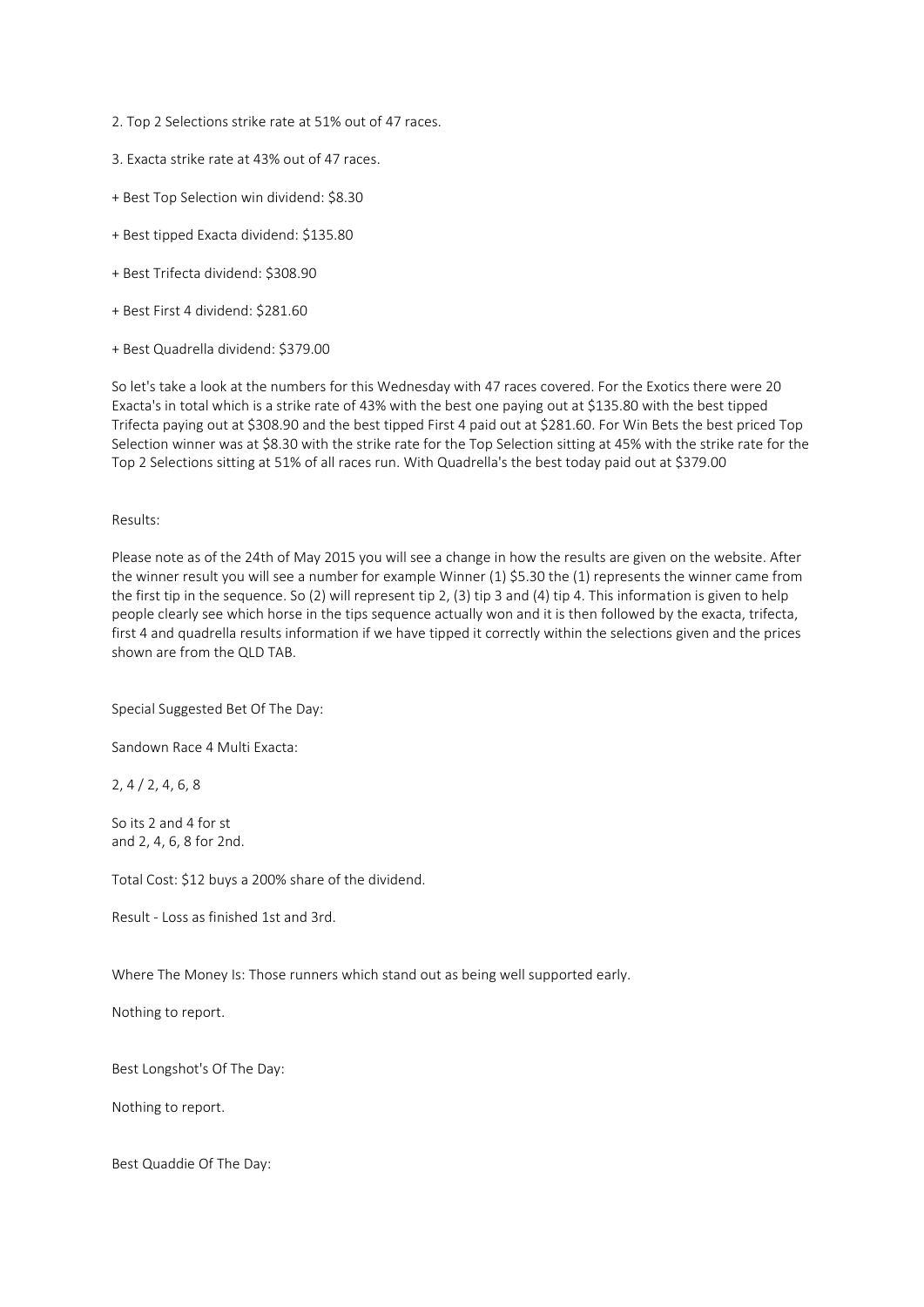2. Top 2 Selections strike rate at 51% out of 47 races.

3. Exacta strike rate at 43% out of 47 races.

+ Best Top Selection win dividend: $8.30

+ Best tipped Exacta dividend: $135.80

+ Best Trifecta dividend: $308.90

+ Best First 4 dividend: $281.60

+ Best Quadrella dividend: $379.00

So let's take a look at the numbers for this Wednesday with 47 races covered. For the Exotics there were 20 Exacta's in total which is a strike rate of 43% with the best one paying out at $135.80 with the best tipped Trifecta paying out at $308.90 and the best tipped First 4 paid out at $281.60. For Win Bets the best priced Top Selection winner was at $8.30 with the strike rate for the Top Selection sitting at 45% with the strike rate for the Top 2 Selections sitting at 51% of all races run. With Quadrella's the best today paid out at $379.00

Results:

Please note as of the 24th of May 2015 you will see a change in how the results are given on the website. After the winner result you will see a number for example Winner (1) $5.30 the (1) represents the winner came from the first tip in the sequence. So (2) will represent tip 2, (3) tip 3 and (4) tip 4. This information is given to help people clearly see which horse in the tips sequence actually won and it is then followed by the exacta, trifecta, first 4 and quadrella results information if we have tipped it correctly within the selections given and the prices shown are from the QLD TAB.

Special Suggested Bet Of The Day:

Sandown Race 4 Multi Exacta:

2, 4 / 2, 4, 6, 8

So its 2 and 4 for st
and 2, 4, 6, 8 for 2nd.

Total Cost: $12 buys a 200% share of the dividend.

Result - Loss as finished 1st and 3rd.

Where The Money Is: Those runners which stand out as being well supported early.

Nothing to report.

Best Longshot's Of The Day:

Nothing to report.

Best Quaddie Of The Day: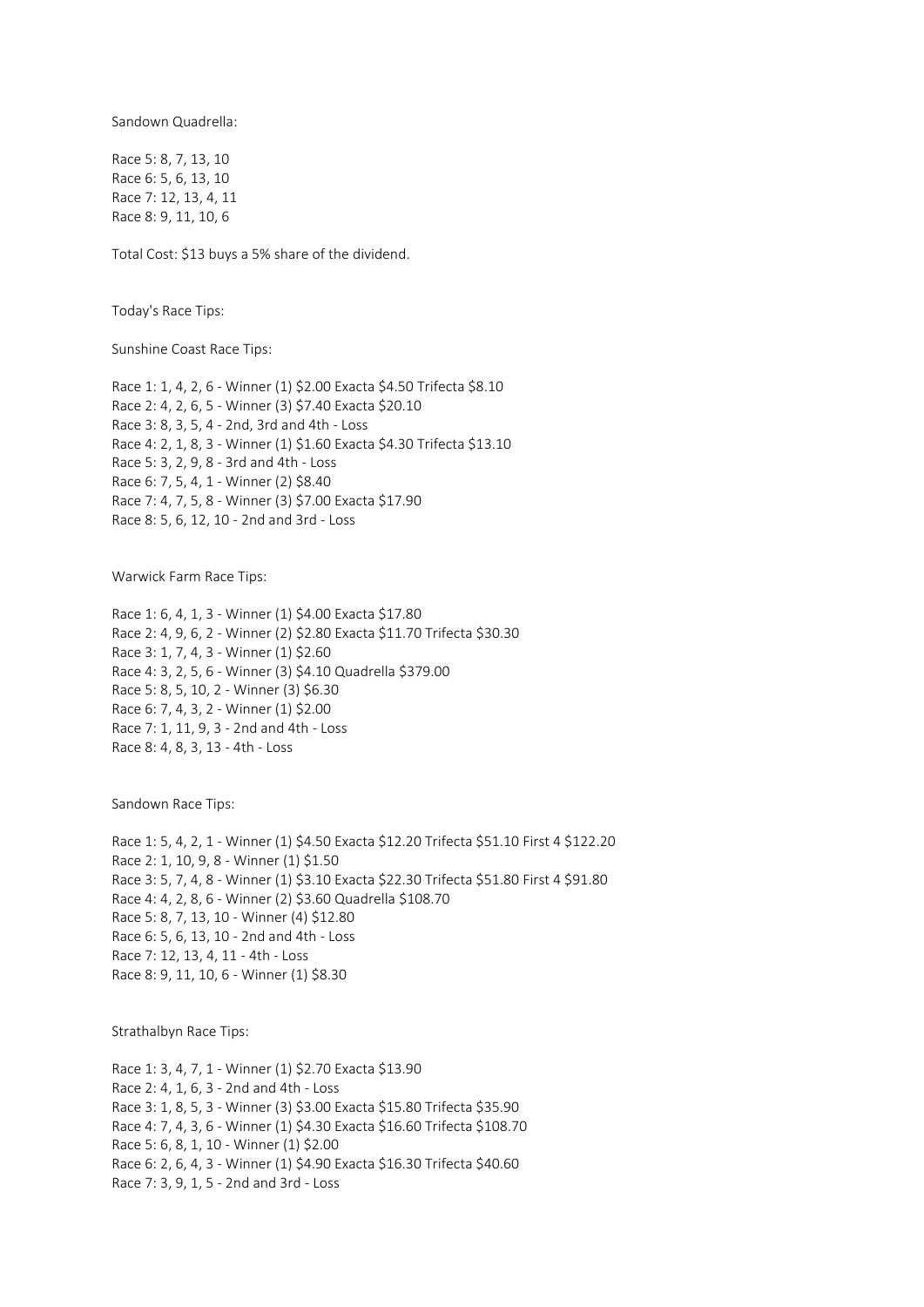Sandown Quadrella:

Race 5: 8, 7, 13, 10
Race 6: 5, 6, 13, 10
Race 7: 12, 13, 4, 11
Race 8: 9, 11, 10, 6

Total Cost: $13 buys a 5% share of the dividend.

Today's Race Tips:

Sunshine Coast Race Tips:

Race 1: 1, 4, 2, 6 - Winner (1) $2.00 Exacta $4.50 Trifecta $8.10
Race 2: 4, 2, 6, 5 - Winner (3) $7.40 Exacta $20.10
Race 3: 8, 3, 5, 4 - 2nd, 3rd and 4th - Loss
Race 4: 2, 1, 8, 3 - Winner (1) $1.60 Exacta $4.30 Trifecta $13.10
Race 5: 3, 2, 9, 8 - 3rd and 4th - Loss
Race 6: 7, 5, 4, 1 - Winner (2) $8.40
Race 7: 4, 7, 5, 8 - Winner (3) $7.00 Exacta $17.90
Race 8: 5, 6, 12, 10 - 2nd and 3rd - Loss

Warwick Farm Race Tips:

Race 1: 6, 4, 1, 3 - Winner (1) $4.00 Exacta $17.80
Race 2: 4, 9, 6, 2 - Winner (2) $2.80 Exacta $11.70 Trifecta $30.30
Race 3: 1, 7, 4, 3 - Winner (1) $2.60
Race 4: 3, 2, 5, 6 - Winner (3) $4.10 Quadrella $379.00
Race 5: 8, 5, 10, 2 - Winner (3) $6.30
Race 6: 7, 4, 3, 2 - Winner (1) $2.00
Race 7: 1, 11, 9, 3 - 2nd and 4th - Loss
Race 8: 4, 8, 3, 13 - 4th - Loss

Sandown Race Tips:

Race 1: 5, 4, 2, 1 - Winner (1) $4.50 Exacta $12.20 Trifecta $51.10 First 4 $122.20
Race 2: 1, 10, 9, 8 - Winner (1) $1.50
Race 3: 5, 7, 4, 8 - Winner (1) $3.10 Exacta $22.30 Trifecta $51.80 First 4 $91.80
Race 4: 4, 2, 8, 6 - Winner (2) $3.60 Quadrella $108.70
Race 5: 8, 7, 13, 10 - Winner (4) $12.80
Race 6: 5, 6, 13, 10 - 2nd and 4th - Loss
Race 7: 12, 13, 4, 11 - 4th - Loss
Race 8: 9, 11, 10, 6 - Winner (1) $8.30

Strathalbyn Race Tips:

Race 1: 3, 4, 7, 1 - Winner (1) $2.70 Exacta $13.90
Race 2: 4, 1, 6, 3 - 2nd and 4th - Loss
Race 3: 1, 8, 5, 3 - Winner (3) $3.00 Exacta $15.80 Trifecta $35.90
Race 4: 7, 4, 3, 6 - Winner (1) $4.30 Exacta $16.60 Trifecta $108.70
Race 5: 6, 8, 1, 10 - Winner (1) $2.00
Race 6: 2, 6, 4, 3 - Winner (1) $4.90 Exacta $16.30 Trifecta $40.60
Race 7: 3, 9, 1, 5 - 2nd and 3rd - Loss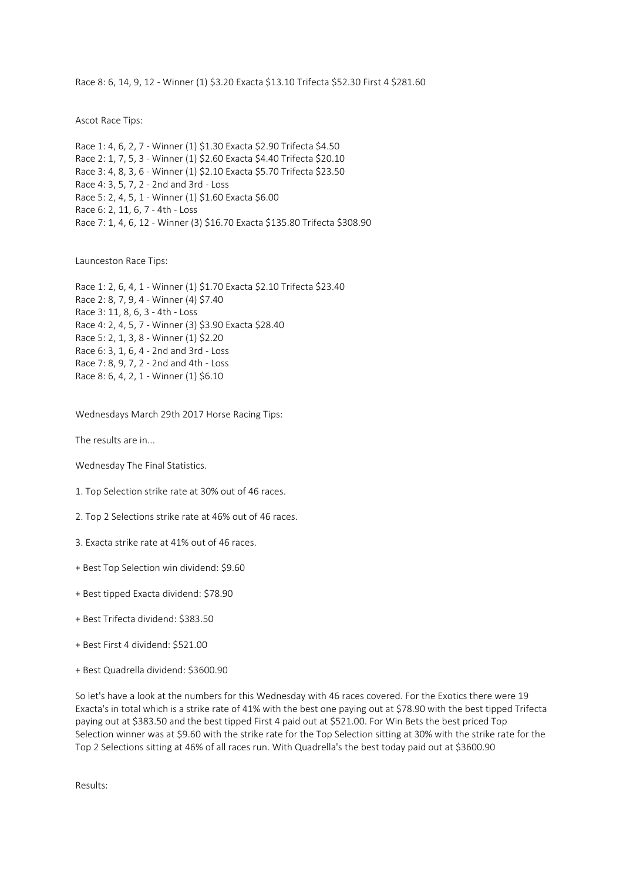Race 8: 6, 14, 9, 12 - Winner (1) $3.20 Exacta $13.10 Trifecta $52.30 First 4 $281.60

Ascot Race Tips:

Race 1: 4, 6, 2, 7 - Winner (1) $1.30 Exacta $2.90 Trifecta $4.50
Race 2: 1, 7, 5, 3 - Winner (1) $2.60 Exacta $4.40 Trifecta $20.10
Race 3: 4, 8, 3, 6 - Winner (1) $2.10 Exacta $5.70 Trifecta $23.50
Race 4: 3, 5, 7, 2 - 2nd and 3rd - Loss
Race 5: 2, 4, 5, 1 - Winner (1) $1.60 Exacta $6.00
Race 6: 2, 11, 6, 7 - 4th - Loss
Race 7: 1, 4, 6, 12 - Winner (3) $16.70 Exacta $135.80 Trifecta $308.90

Launceston Race Tips:

Race 1: 2, 6, 4, 1 - Winner (1) $1.70 Exacta $2.10 Trifecta $23.40
Race 2: 8, 7, 9, 4 - Winner (4) $7.40
Race 3: 11, 8, 6, 3 - 4th - Loss
Race 4: 2, 4, 5, 7 - Winner (3) $3.90 Exacta $28.40
Race 5: 2, 1, 3, 8 - Winner (1) $2.20
Race 6: 3, 1, 6, 4 - 2nd and 3rd - Loss
Race 7: 8, 9, 7, 2 - 2nd and 4th - Loss
Race 8: 6, 4, 2, 1 - Winner (1) $6.10

Wednesdays March 29th 2017 Horse Racing Tips:

The results are in...

Wednesday The Final Statistics.

1. Top Selection strike rate at 30% out of 46 races.

2. Top 2 Selections strike rate at 46% out of 46 races.

3. Exacta strike rate at 41% out of 46 races.

+ Best Top Selection win dividend: $9.60

+ Best tipped Exacta dividend: $78.90

+ Best Trifecta dividend: $383.50

+ Best First 4 dividend: $521.00

+ Best Quadrella dividend: $3600.90

So let's have a look at the numbers for this Wednesday with 46 races covered. For the Exotics there were 19 Exacta's in total which is a strike rate of 41% with the best one paying out at $78.90 with the best tipped Trifecta paying out at $383.50 and the best tipped First 4 paid out at $521.00. For Win Bets the best priced Top Selection winner was at $9.60 with the strike rate for the Top Selection sitting at 30% with the strike rate for the Top 2 Selections sitting at 46% of all races run. With Quadrella's the best today paid out at $3600.90

Results: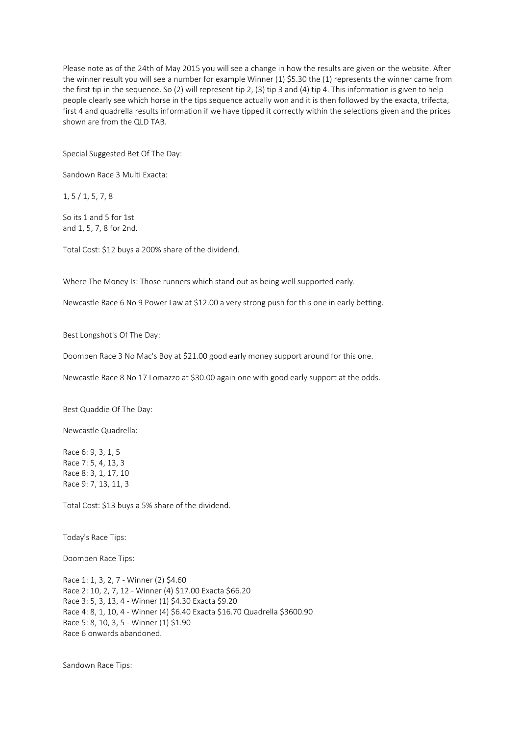Please note as of the 24th of May 2015 you will see a change in how the results are given on the website. After the winner result you will see a number for example Winner (1) $5.30 the (1) represents the winner came from the first tip in the sequence. So (2) will represent tip 2, (3) tip 3 and (4) tip 4. This information is given to help people clearly see which horse in the tips sequence actually won and it is then followed by the exacta, trifecta, first 4 and quadrella results information if we have tipped it correctly within the selections given and the prices shown are from the QLD TAB.

Special Suggested Bet Of The Day:

Sandown Race 3 Multi Exacta:

1, 5 / 1, 5, 7, 8

So its 1 and 5 for 1st
and 1, 5, 7, 8 for 2nd.

Total Cost: $12 buys a 200% share of the dividend.

Where The Money Is: Those runners which stand out as being well supported early.

Newcastle Race 6 No 9 Power Law at $12.00 a very strong push for this one in early betting.

Best Longshot's Of The Day:

Doomben Race 3 No Mac's Boy at $21.00 good early money support around for this one.

Newcastle Race 8 No 17 Lomazzo at $30.00 again one with good early support at the odds.

Best Quaddie Of The Day:

Newcastle Quadrella:

Race 6: 9, 3, 1, 5
Race 7: 5, 4, 13, 3
Race 8: 3, 1, 17, 10
Race 9: 7, 13, 11, 3

Total Cost: $13 buys a 5% share of the dividend.

Today's Race Tips:

Doomben Race Tips:

Race 1: 1, 3, 2, 7 - Winner (2) $4.60
Race 2: 10, 2, 7, 12 - Winner (4) $17.00 Exacta $66.20
Race 3: 5, 3, 13, 4 - Winner (1) $4.30 Exacta $9.20
Race 4: 8, 1, 10, 4 - Winner (4) $6.40 Exacta $16.70 Quadrella $3600.90
Race 5: 8, 10, 3, 5 - Winner (1) $1.90
Race 6 onwards abandoned.

Sandown Race Tips: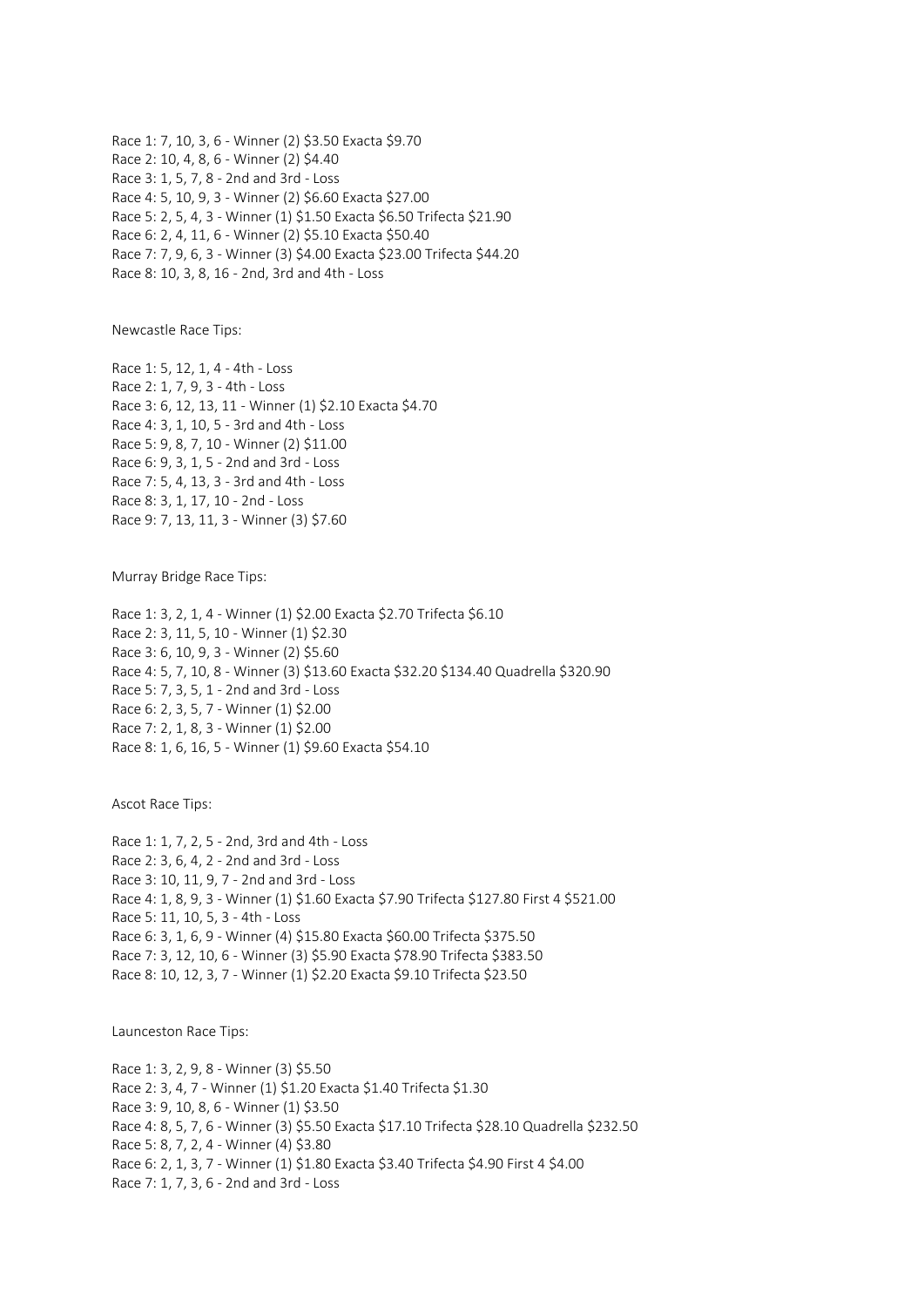Race 1: 7, 10, 3, 6 - Winner (2) $3.50 Exacta $9.70
Race 2: 10, 4, 8, 6 - Winner (2) $4.40
Race 3: 1, 5, 7, 8 - 2nd and 3rd - Loss
Race 4: 5, 10, 9, 3 - Winner (2) $6.60 Exacta $27.00
Race 5: 2, 5, 4, 3 - Winner (1) $1.50 Exacta $6.50 Trifecta $21.90
Race 6: 2, 4, 11, 6 - Winner (2) $5.10 Exacta $50.40
Race 7: 7, 9, 6, 3 - Winner (3) $4.00 Exacta $23.00 Trifecta $44.20
Race 8: 10, 3, 8, 16 - 2nd, 3rd and 4th - Loss

Newcastle Race Tips:

Race 1: 5, 12, 1, 4 - 4th - Loss
Race 2: 1, 7, 9, 3 - 4th - Loss
Race 3: 6, 12, 13, 11 - Winner (1) $2.10 Exacta $4.70
Race 4: 3, 1, 10, 5 - 3rd and 4th - Loss
Race 5: 9, 8, 7, 10 - Winner (2) $11.00
Race 6: 9, 3, 1, 5 - 2nd and 3rd - Loss
Race 7: 5, 4, 13, 3 - 3rd and 4th - Loss
Race 8: 3, 1, 17, 10 - 2nd - Loss
Race 9: 7, 13, 11, 3 - Winner (3) $7.60

Murray Bridge Race Tips:

Race 1: 3, 2, 1, 4 - Winner (1) $2.00 Exacta $2.70 Trifecta $6.10
Race 2: 3, 11, 5, 10 - Winner (1) $2.30
Race 3: 6, 10, 9, 3 - Winner (2) $5.60
Race 4: 5, 7, 10, 8 - Winner (3) $13.60 Exacta $32.20 $134.40 Quadrella $320.90
Race 5: 7, 3, 5, 1 - 2nd and 3rd - Loss
Race 6: 2, 3, 5, 7 - Winner (1) $2.00
Race 7: 2, 1, 8, 3 - Winner (1) $2.00
Race 8: 1, 6, 16, 5 - Winner (1) $9.60 Exacta $54.10

Ascot Race Tips:

Race 1: 1, 7, 2, 5 - 2nd, 3rd and 4th - Loss
Race 2: 3, 6, 4, 2 - 2nd and 3rd - Loss
Race 3: 10, 11, 9, 7 - 2nd and 3rd - Loss
Race 4: 1, 8, 9, 3 - Winner (1) $1.60 Exacta $7.90 Trifecta $127.80 First 4 $521.00
Race 5: 11, 10, 5, 3 - 4th - Loss
Race 6: 3, 1, 6, 9 - Winner (4) $15.80 Exacta $60.00 Trifecta $375.50
Race 7: 3, 12, 10, 6 - Winner (3) $5.90 Exacta $78.90 Trifecta $383.50
Race 8: 10, 12, 3, 7 - Winner (1) $2.20 Exacta $9.10 Trifecta $23.50

Launceston Race Tips:

Race 1: 3, 2, 9, 8 - Winner (3) $5.50
Race 2: 3, 4, 7 - Winner (1) $1.20 Exacta $1.40 Trifecta $1.30
Race 3: 9, 10, 8, 6 - Winner (1) $3.50
Race 4: 8, 5, 7, 6 - Winner (3) $5.50 Exacta $17.10 Trifecta $28.10 Quadrella $232.50
Race 5: 8, 7, 2, 4 - Winner (4) $3.80
Race 6: 2, 1, 3, 7 - Winner (1) $1.80 Exacta $3.40 Trifecta $4.90 First 4 $4.00
Race 7: 1, 7, 3, 6 - 2nd and 3rd - Loss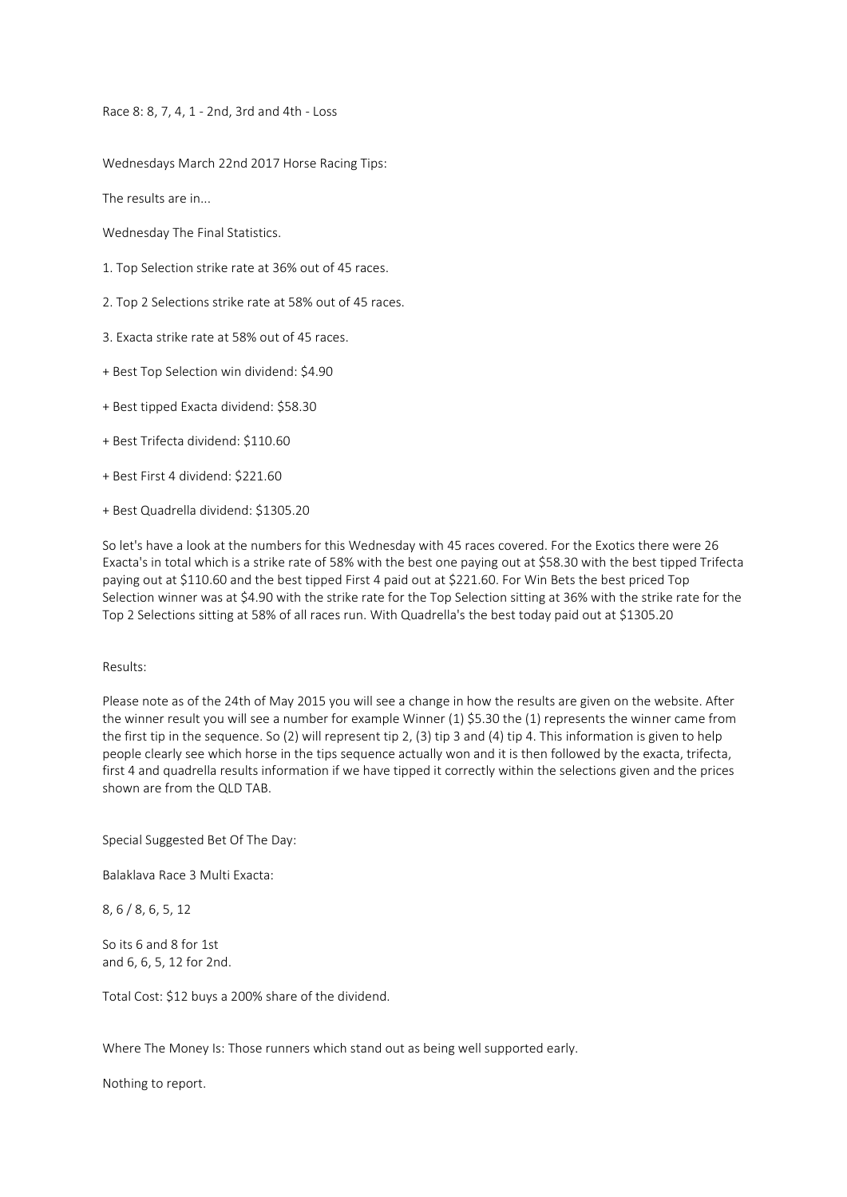Race 8: 8, 7, 4, 1 - 2nd, 3rd and 4th - Loss

Wednesdays March 22nd 2017 Horse Racing Tips:

The results are in...

Wednesday The Final Statistics.

1. Top Selection strike rate at 36% out of 45 races.

2. Top 2 Selections strike rate at 58% out of 45 races.

3. Exacta strike rate at 58% out of 45 races.

+ Best Top Selection win dividend: $4.90

+ Best tipped Exacta dividend: $58.30

+ Best Trifecta dividend: $110.60

+ Best First 4 dividend: $221.60

+ Best Quadrella dividend: $1305.20

So let's have a look at the numbers for this Wednesday with 45 races covered. For the Exotics there were 26 Exacta's in total which is a strike rate of 58% with the best one paying out at $58.30 with the best tipped Trifecta paying out at $110.60 and the best tipped First 4 paid out at $221.60. For Win Bets the best priced Top Selection winner was at $4.90 with the strike rate for the Top Selection sitting at 36% with the strike rate for the Top 2 Selections sitting at 58% of all races run. With Quadrella's the best today paid out at $1305.20

Results:

Please note as of the 24th of May 2015 you will see a change in how the results are given on the website. After the winner result you will see a number for example Winner (1) $5.30 the (1) represents the winner came from the first tip in the sequence. So (2) will represent tip 2, (3) tip 3 and (4) tip 4. This information is given to help people clearly see which horse in the tips sequence actually won and it is then followed by the exacta, trifecta, first 4 and quadrella results information if we have tipped it correctly within the selections given and the prices shown are from the QLD TAB.

Special Suggested Bet Of The Day:

Balaklava Race 3 Multi Exacta:

8, 6 / 8, 6, 5, 12

So its 6 and 8 for 1st
and 6, 6, 5, 12 for 2nd.

Total Cost: $12 buys a 200% share of the dividend.

Where The Money Is: Those runners which stand out as being well supported early.

Nothing to report.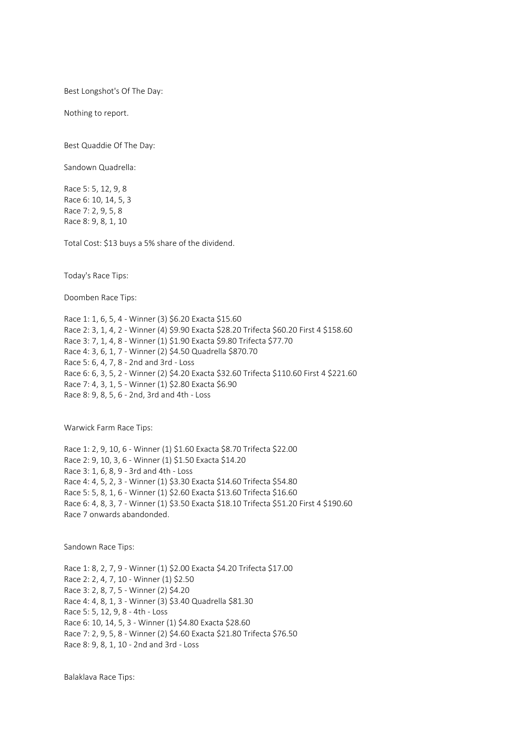Best Longshot's Of The Day:

Nothing to report.

Best Quaddie Of The Day:

Sandown Quadrella:

Race 5: 5, 12, 9, 8
Race 6: 10, 14, 5, 3
Race 7: 2, 9, 5, 8
Race 8: 9, 8, 1, 10

Total Cost: $13 buys a 5% share of the dividend.

Today's Race Tips:

Doomben Race Tips:

Race 1: 1, 6, 5, 4 - Winner (3) $6.20 Exacta $15.60
Race 2: 3, 1, 4, 2 - Winner (4) $9.90 Exacta $28.20 Trifecta $60.20 First 4 $158.60
Race 3: 7, 1, 4, 8 - Winner (1) $1.90 Exacta $9.80 Trifecta $77.70
Race 4: 3, 6, 1, 7 - Winner (2) $4.50 Quadrella $870.70
Race 5: 6, 4, 7, 8 - 2nd and 3rd - Loss
Race 6: 6, 3, 5, 2 - Winner (2) $4.20 Exacta $32.60 Trifecta $110.60 First 4 $221.60
Race 7: 4, 3, 1, 5 - Winner (1) $2.80 Exacta $6.90
Race 8: 9, 8, 5, 6 - 2nd, 3rd and 4th - Loss

Warwick Farm Race Tips:

Race 1: 2, 9, 10, 6 - Winner (1) $1.60 Exacta $8.70 Trifecta $22.00
Race 2: 9, 10, 3, 6 - Winner (1) $1.50 Exacta $14.20
Race 3: 1, 6, 8, 9 - 3rd and 4th - Loss
Race 4: 4, 5, 2, 3 - Winner (1) $3.30 Exacta $14.60 Trifecta $54.80
Race 5: 5, 8, 1, 6 - Winner (1) $2.60 Exacta $13.60 Trifecta $16.60
Race 6: 4, 8, 3, 7 - Winner (1) $3.50 Exacta $18.10 Trifecta $51.20 First 4 $190.60
Race 7 onwards abandonded.

Sandown Race Tips:

Race 1: 8, 2, 7, 9 - Winner (1) $2.00 Exacta $4.20 Trifecta $17.00
Race 2: 2, 4, 7, 10 - Winner (1) $2.50
Race 3: 2, 8, 7, 5 - Winner (2) $4.20
Race 4: 4, 8, 1, 3 - Winner (3) $3.40 Quadrella $81.30
Race 5: 5, 12, 9, 8 - 4th - Loss
Race 6: 10, 14, 5, 3 - Winner (1) $4.80 Exacta $28.60
Race 7: 2, 9, 5, 8 - Winner (2) $4.60 Exacta $21.80 Trifecta $76.50
Race 8: 9, 8, 1, 10 - 2nd and 3rd - Loss

Balaklava Race Tips: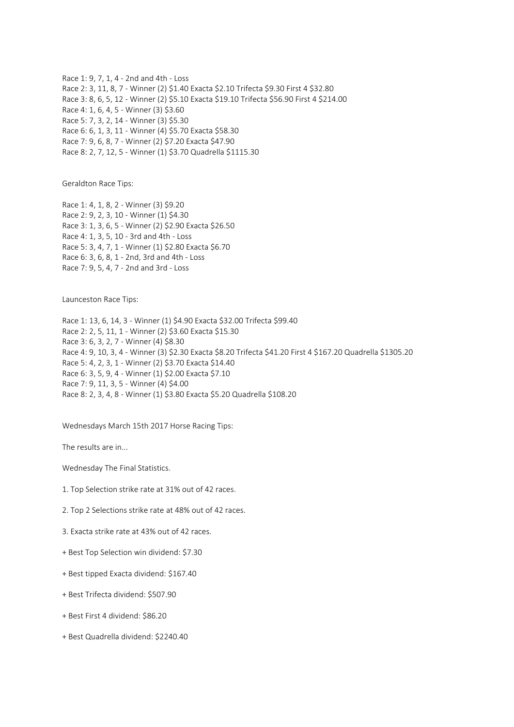Race 1: 9, 7, 1, 4 - 2nd and 4th - Loss
Race 2: 3, 11, 8, 7 - Winner (2) $1.40 Exacta $2.10 Trifecta $9.30 First 4 $32.80
Race 3: 8, 6, 5, 12 - Winner (2) $5.10 Exacta $19.10 Trifecta $56.90 First 4 $214.00
Race 4: 1, 6, 4, 5 - Winner (3) $3.60
Race 5: 7, 3, 2, 14 - Winner (3) $5.30
Race 6: 6, 1, 3, 11 - Winner (4) $5.70 Exacta $58.30
Race 7: 9, 6, 8, 7 - Winner (2) $7.20 Exacta $47.90
Race 8: 2, 7, 12, 5 - Winner (1) $3.70 Quadrella $1115.30

Geraldton Race Tips:

Race 1: 4, 1, 8, 2 - Winner (3) $9.20
Race 2: 9, 2, 3, 10 - Winner (1) $4.30
Race 3: 1, 3, 6, 5 - Winner (2) $2.90 Exacta $26.50
Race 4: 1, 3, 5, 10 - 3rd and 4th - Loss
Race 5: 3, 4, 7, 1 - Winner (1) $2.80 Exacta $6.70
Race 6: 3, 6, 8, 1 - 2nd, 3rd and 4th - Loss
Race 7: 9, 5, 4, 7 - 2nd and 3rd - Loss

Launceston Race Tips:

Race 1: 13, 6, 14, 3 - Winner (1) $4.90 Exacta $32.00 Trifecta $99.40
Race 2: 2, 5, 11, 1 - Winner (2) $3.60 Exacta $15.30
Race 3: 6, 3, 2, 7 - Winner (4) $8.30
Race 4: 9, 10, 3, 4 - Winner (3) $2.30 Exacta $8.20 Trifecta $41.20 First 4 $167.20 Quadrella $1305.20
Race 5: 4, 2, 3, 1 - Winner (2) $3.70 Exacta $14.40
Race 6: 3, 5, 9, 4 - Winner (1) $2.00 Exacta $7.10
Race 7: 9, 11, 3, 5 - Winner (4) $4.00
Race 8: 2, 3, 4, 8 - Winner (1) $3.80 Exacta $5.20 Quadrella $108.20

Wednesdays March 15th 2017 Horse Racing Tips:

The results are in...

Wednesday The Final Statistics.

1. Top Selection strike rate at 31% out of 42 races.

2. Top 2 Selections strike rate at 48% out of 42 races.

3. Exacta strike rate at 43% out of 42 races.

+ Best Top Selection win dividend: $7.30

+ Best tipped Exacta dividend: $167.40

+ Best Trifecta dividend: $507.90

+ Best First 4 dividend: $86.20

+ Best Quadrella dividend: $2240.40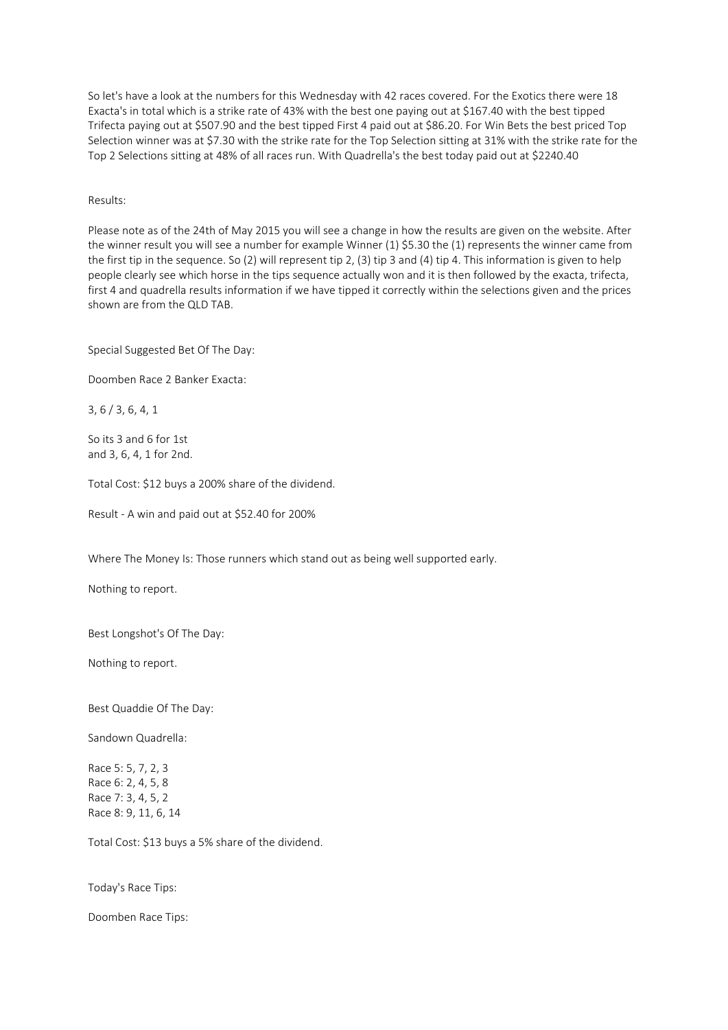So let's have a look at the numbers for this Wednesday with 42 races covered. For the Exotics there were 18 Exacta's in total which is a strike rate of 43% with the best one paying out at $167.40 with the best tipped Trifecta paying out at $507.90 and the best tipped First 4 paid out at $86.20. For Win Bets the best priced Top Selection winner was at $7.30 with the strike rate for the Top Selection sitting at 31% with the strike rate for the Top 2 Selections sitting at 48% of all races run. With Quadrella's the best today paid out at $2240.40

Results:

Please note as of the 24th of May 2015 you will see a change in how the results are given on the website. After the winner result you will see a number for example Winner (1) $5.30 the (1) represents the winner came from the first tip in the sequence. So (2) will represent tip 2, (3) tip 3 and (4) tip 4. This information is given to help people clearly see which horse in the tips sequence actually won and it is then followed by the exacta, trifecta, first 4 and quadrella results information if we have tipped it correctly within the selections given and the prices shown are from the QLD TAB.

Special Suggested Bet Of The Day:

Doomben Race 2 Banker Exacta:

3, 6 / 3, 6, 4, 1

So its 3 and 6 for 1st
and 3, 6, 4, 1 for 2nd.

Total Cost: $12 buys a 200% share of the dividend.

Result - A win and paid out at $52.40 for 200%

Where The Money Is: Those runners which stand out as being well supported early.

Nothing to report.

Best Longshot's Of The Day:

Nothing to report.

Best Quaddie Of The Day:

Sandown Quadrella:

Race 5: 5, 7, 2, 3
Race 6: 2, 4, 5, 8
Race 7: 3, 4, 5, 2
Race 8: 9, 11, 6, 14

Total Cost: $13 buys a 5% share of the dividend.

Today's Race Tips:

Doomben Race Tips: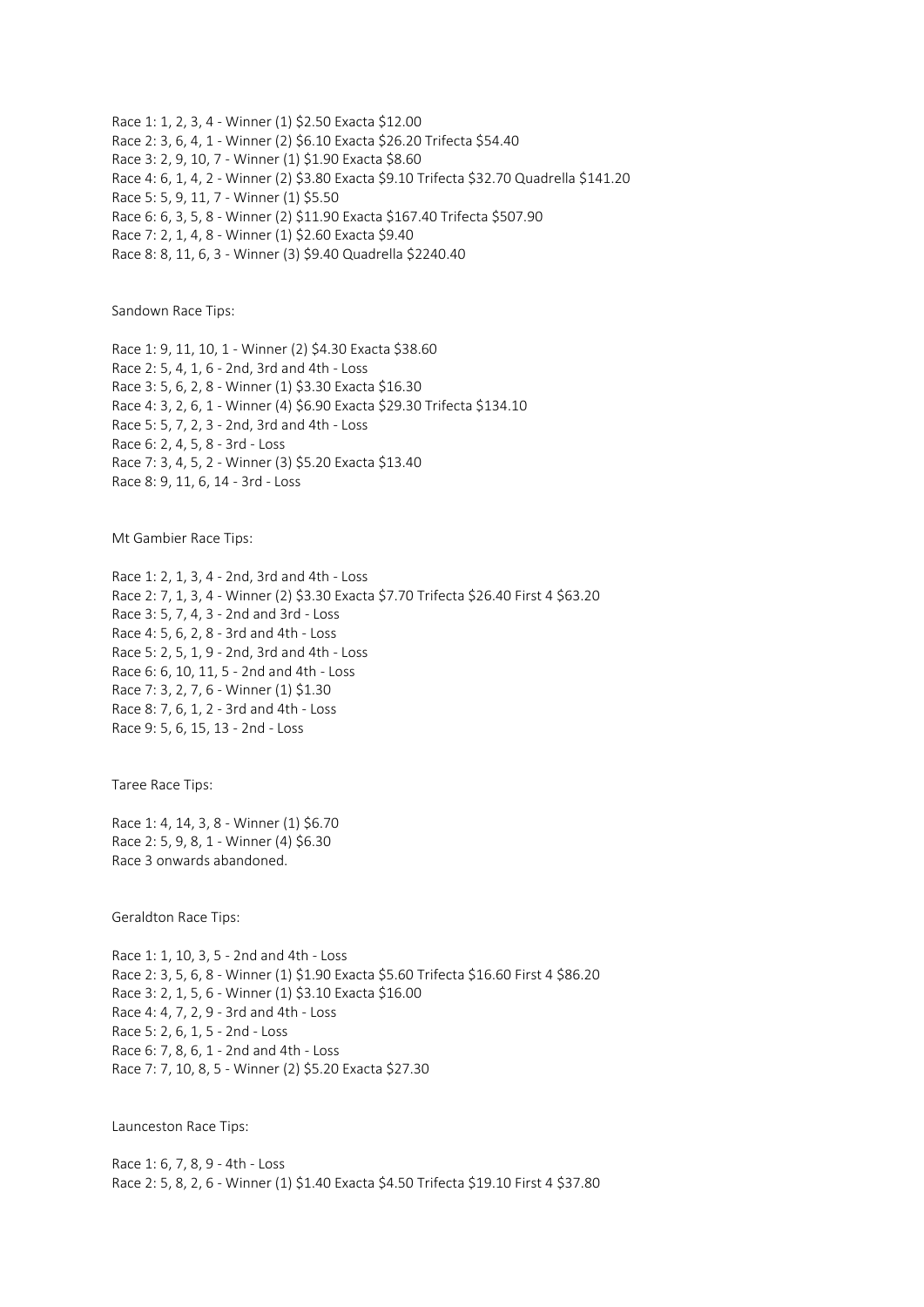Race 1: 1, 2, 3, 4 - Winner (1) $2.50 Exacta $12.00
Race 2: 3, 6, 4, 1 - Winner (2) $6.10 Exacta $26.20 Trifecta $54.40
Race 3: 2, 9, 10, 7 - Winner (1) $1.90 Exacta $8.60
Race 4: 6, 1, 4, 2 - Winner (2) $3.80 Exacta $9.10 Trifecta $32.70 Quadrella $141.20
Race 5: 5, 9, 11, 7 - Winner (1) $5.50
Race 6: 6, 3, 5, 8 - Winner (2) $11.90 Exacta $167.40 Trifecta $507.90
Race 7: 2, 1, 4, 8 - Winner (1) $2.60 Exacta $9.40
Race 8: 8, 11, 6, 3 - Winner (3) $9.40 Quadrella $2240.40

Sandown Race Tips:

Race 1: 9, 11, 10, 1 - Winner (2) $4.30 Exacta $38.60
Race 2: 5, 4, 1, 6 - 2nd, 3rd and 4th - Loss
Race 3: 5, 6, 2, 8 - Winner (1) $3.30 Exacta $16.30
Race 4: 3, 2, 6, 1 - Winner (4) $6.90 Exacta $29.30 Trifecta $134.10
Race 5: 5, 7, 2, 3 - 2nd, 3rd and 4th - Loss
Race 6: 2, 4, 5, 8 - 3rd - Loss
Race 7: 3, 4, 5, 2 - Winner (3) $5.20 Exacta $13.40
Race 8: 9, 11, 6, 14 - 3rd - Loss

Mt Gambier Race Tips:

Race 1: 2, 1, 3, 4 - 2nd, 3rd and 4th - Loss
Race 2: 7, 1, 3, 4 - Winner (2) $3.30 Exacta $7.70 Trifecta $26.40 First 4 $63.20
Race 3: 5, 7, 4, 3 - 2nd and 3rd - Loss
Race 4: 5, 6, 2, 8 - 3rd and 4th - Loss
Race 5: 2, 5, 1, 9 - 2nd, 3rd and 4th - Loss
Race 6: 6, 10, 11, 5 - 2nd and 4th - Loss
Race 7: 3, 2, 7, 6 - Winner (1) $1.30
Race 8: 7, 6, 1, 2 - 3rd and 4th - Loss
Race 9: 5, 6, 15, 13 - 2nd - Loss

Taree Race Tips:

Race 1: 4, 14, 3, 8 - Winner (1) $6.70
Race 2: 5, 9, 8, 1 - Winner (4) $6.30
Race 3 onwards abandoned.

Geraldton Race Tips:

Race 1: 1, 10, 3, 5 - 2nd and 4th - Loss
Race 2: 3, 5, 6, 8 - Winner (1) $1.90 Exacta $5.60 Trifecta $16.60 First 4 $86.20
Race 3: 2, 1, 5, 6 - Winner (1) $3.10 Exacta $16.00
Race 4: 4, 7, 2, 9 - 3rd and 4th - Loss
Race 5: 2, 6, 1, 5 - 2nd - Loss
Race 6: 7, 8, 6, 1 - 2nd and 4th - Loss
Race 7: 7, 10, 8, 5 - Winner (2) $5.20 Exacta $27.30

Launceston Race Tips:

Race 1: 6, 7, 8, 9 - 4th - Loss
Race 2: 5, 8, 2, 6 - Winner (1) $1.40 Exacta $4.50 Trifecta $19.10 First 4 $37.80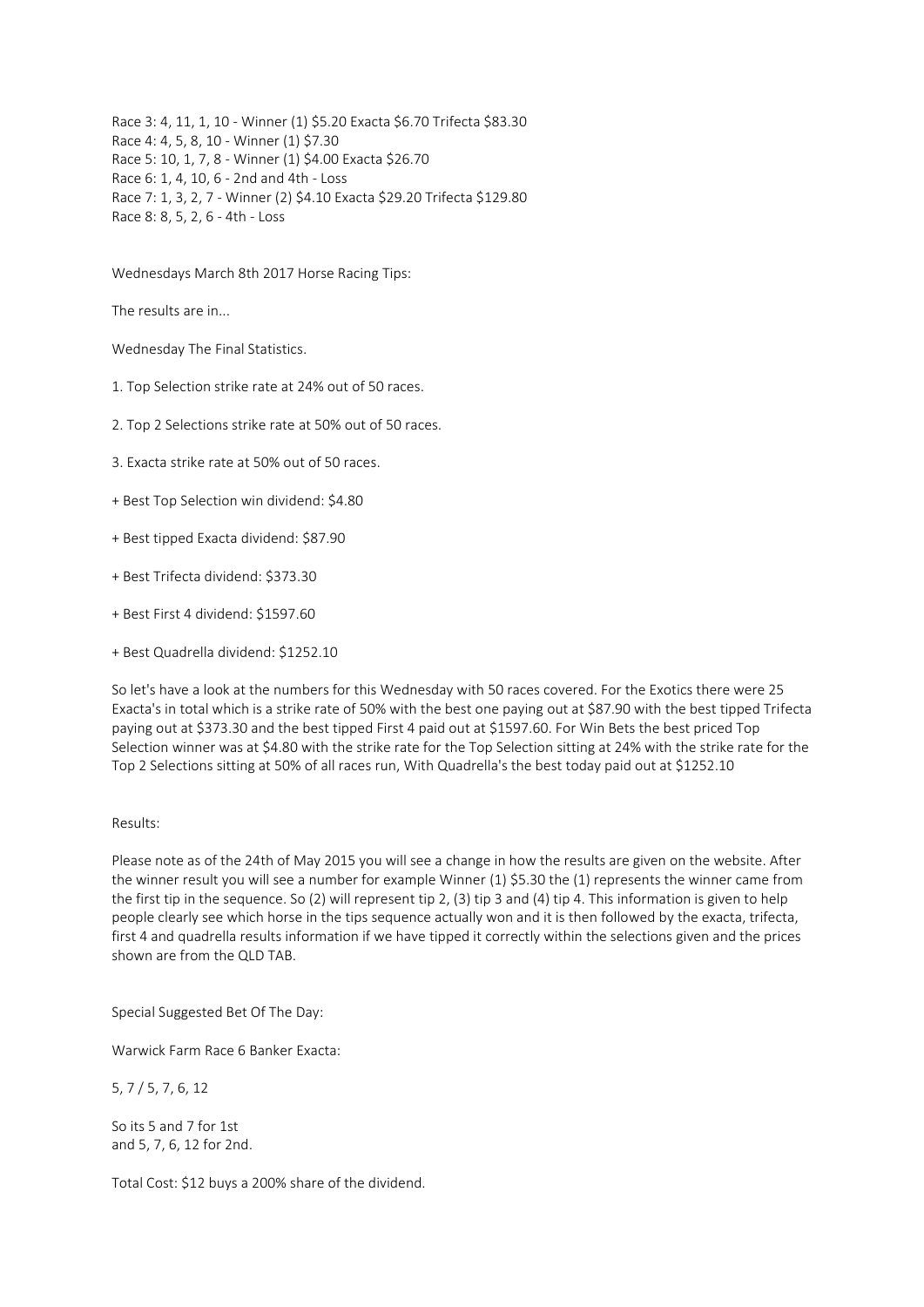Race 3: 4, 11, 1, 10 - Winner (1) $5.20 Exacta $6.70 Trifecta $83.30
Race 4: 4, 5, 8, 10 - Winner (1) $7.30
Race 5: 10, 1, 7, 8 - Winner (1) $4.00 Exacta $26.70
Race 6: 1, 4, 10, 6 - 2nd and 4th - Loss
Race 7: 1, 3, 2, 7 - Winner (2) $4.10 Exacta $29.20 Trifecta $129.80
Race 8: 8, 5, 2, 6 - 4th - Loss

Wednesdays March 8th 2017 Horse Racing Tips:

The results are in...

Wednesday The Final Statistics.

1. Top Selection strike rate at 24% out of 50 races.

2. Top 2 Selections strike rate at 50% out of 50 races.

3. Exacta strike rate at 50% out of 50 races.

+ Best Top Selection win dividend: $4.80

+ Best tipped Exacta dividend: $87.90

+ Best Trifecta dividend: $373.30

+ Best First 4 dividend: $1597.60

+ Best Quadrella dividend: $1252.10

So let's have a look at the numbers for this Wednesday with 50 races covered. For the Exotics there were 25 Exacta's in total which is a strike rate of 50% with the best one paying out at $87.90 with the best tipped Trifecta paying out at $373.30 and the best tipped First 4 paid out at $1597.60. For Win Bets the best priced Top Selection winner was at $4.80 with the strike rate for the Top Selection sitting at 24% with the strike rate for the Top 2 Selections sitting at 50% of all races run, With Quadrella's the best today paid out at $1252.10

Results:

Please note as of the 24th of May 2015 you will see a change in how the results are given on the website. After the winner result you will see a number for example Winner (1) $5.30 the (1) represents the winner came from the first tip in the sequence. So (2) will represent tip 2, (3) tip 3 and (4) tip 4. This information is given to help people clearly see which horse in the tips sequence actually won and it is then followed by the exacta, trifecta, first 4 and quadrella results information if we have tipped it correctly within the selections given and the prices shown are from the QLD TAB.

Special Suggested Bet Of The Day:

Warwick Farm Race 6 Banker Exacta:

5, 7 / 5, 7, 6, 12

So its 5 and 7 for 1st
and 5, 7, 6, 12 for 2nd.

Total Cost: $12 buys a 200% share of the dividend.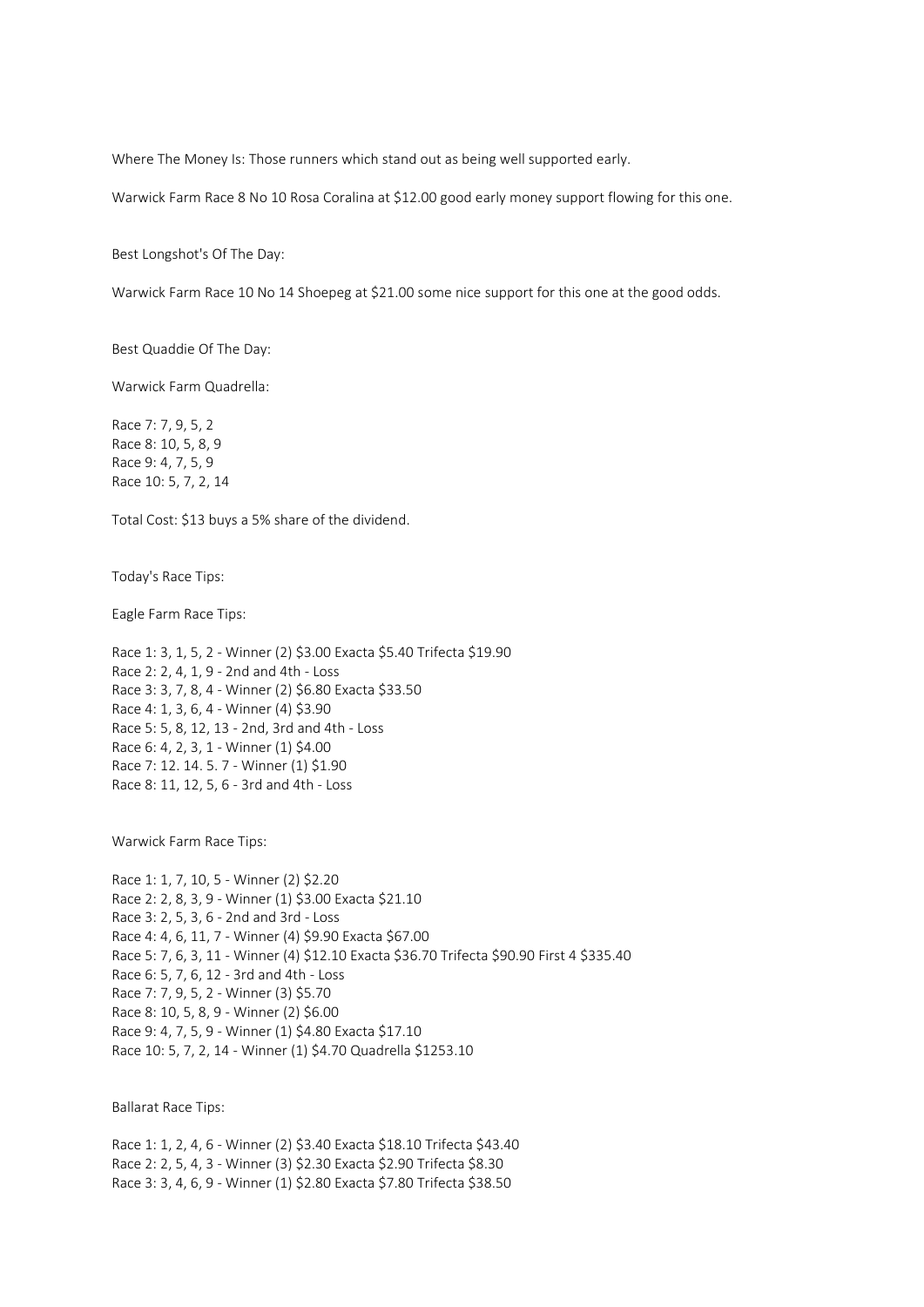Where The Money Is: Those runners which stand out as being well supported early.

Warwick Farm Race 8 No 10 Rosa Coralina at $12.00 good early money support flowing for this one.

Best Longshot's Of The Day:

Warwick Farm Race 10 No 14 Shoepeg at $21.00 some nice support for this one at the good odds.

Best Quaddie Of The Day:

Warwick Farm Quadrella:

Race 7: 7, 9, 5, 2
Race 8: 10, 5, 8, 9
Race 9: 4, 7, 5, 9
Race 10: 5, 7, 2, 14

Total Cost: $13 buys a 5% share of the dividend.

Today's Race Tips:

Eagle Farm Race Tips:

Race 1: 3, 1, 5, 2 - Winner (2) $3.00 Exacta $5.40 Trifecta $19.90
Race 2: 2, 4, 1, 9 - 2nd and 4th - Loss
Race 3: 3, 7, 8, 4 - Winner (2) $6.80 Exacta $33.50
Race 4: 1, 3, 6, 4 - Winner (4) $3.90
Race 5: 5, 8, 12, 13 - 2nd, 3rd and 4th - Loss
Race 6: 4, 2, 3, 1 - Winner (1) $4.00
Race 7: 12. 14. 5. 7 - Winner (1) $1.90
Race 8: 11, 12, 5, 6 - 3rd and 4th - Loss

Warwick Farm Race Tips:

Race 1: 1, 7, 10, 5 - Winner (2) $2.20
Race 2: 2, 8, 3, 9 - Winner (1) $3.00 Exacta $21.10
Race 3: 2, 5, 3, 6 - 2nd and 3rd - Loss
Race 4: 4, 6, 11, 7 - Winner (4) $9.90 Exacta $67.00
Race 5: 7, 6, 3, 11 - Winner (4) $12.10 Exacta $36.70 Trifecta $90.90 First 4 $335.40
Race 6: 5, 7, 6, 12 - 3rd and 4th - Loss
Race 7: 7, 9, 5, 2 - Winner (3) $5.70
Race 8: 10, 5, 8, 9 - Winner (2) $6.00
Race 9: 4, 7, 5, 9 - Winner (1) $4.80 Exacta $17.10
Race 10: 5, 7, 2, 14 - Winner (1) $4.70 Quadrella $1253.10

Ballarat Race Tips:

Race 1: 1, 2, 4, 6 - Winner (2) $3.40 Exacta $18.10 Trifecta $43.40
Race 2: 2, 5, 4, 3 - Winner (3) $2.30 Exacta $2.90 Trifecta $8.30
Race 3: 3, 4, 6, 9 - Winner (1) $2.80 Exacta $7.80 Trifecta $38.50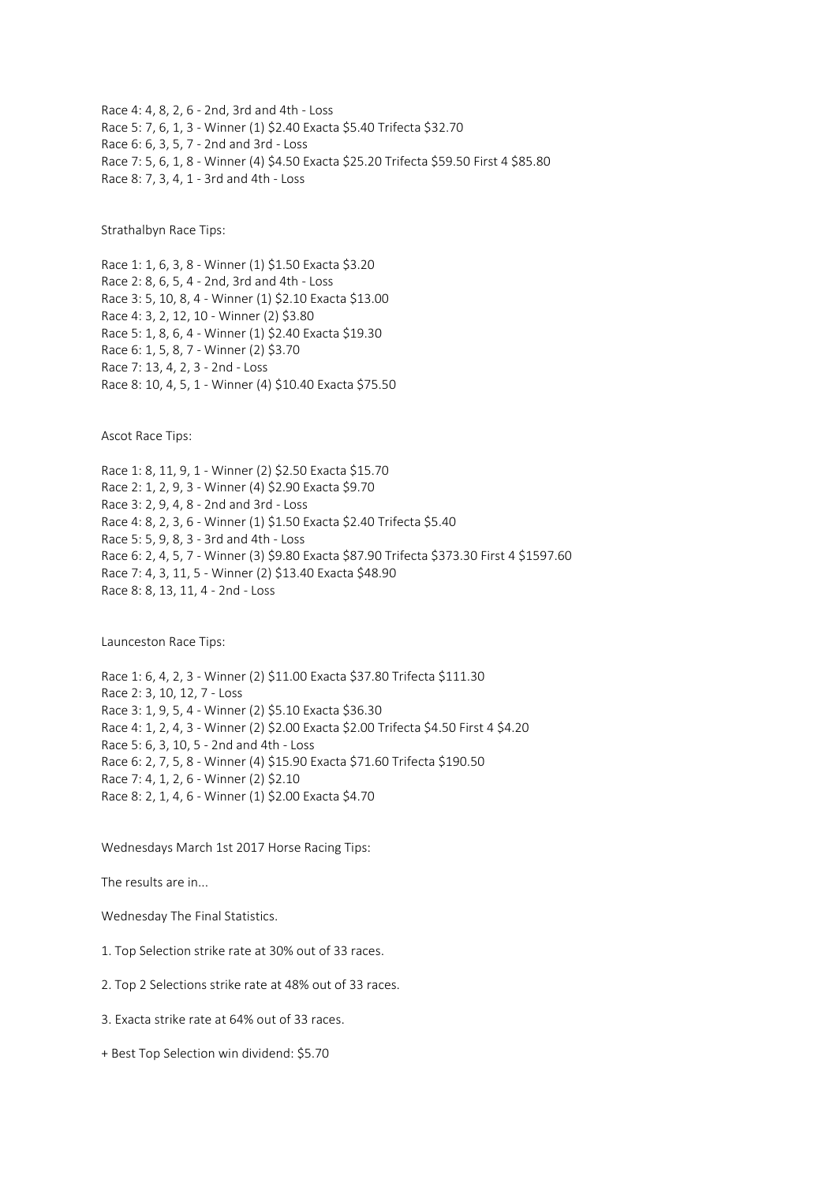Race 4: 4, 8, 2, 6 - 2nd, 3rd and 4th - Loss
Race 5: 7, 6, 1, 3 - Winner (1) $2.40 Exacta $5.40 Trifecta $32.70
Race 6: 6, 3, 5, 7 - 2nd and 3rd - Loss
Race 7: 5, 6, 1, 8 - Winner (4) $4.50 Exacta $25.20 Trifecta $59.50 First 4 $85.80
Race 8: 7, 3, 4, 1 - 3rd and 4th - Loss

Strathalbyn Race Tips:

Race 1: 1, 6, 3, 8 - Winner (1) $1.50 Exacta $3.20
Race 2: 8, 6, 5, 4 - 2nd, 3rd and 4th - Loss
Race 3: 5, 10, 8, 4 - Winner (1) $2.10 Exacta $13.00
Race 4: 3, 2, 12, 10 - Winner (2) $3.80
Race 5: 1, 8, 6, 4 - Winner (1) $2.40 Exacta $19.30
Race 6: 1, 5, 8, 7 - Winner (2) $3.70
Race 7: 13, 4, 2, 3 - 2nd - Loss
Race 8: 10, 4, 5, 1 - Winner (4) $10.40 Exacta $75.50

Ascot Race Tips:

Race 1: 8, 11, 9, 1 - Winner (2) $2.50 Exacta $15.70
Race 2: 1, 2, 9, 3 - Winner (4) $2.90 Exacta $9.70
Race 3: 2, 9, 4, 8 - 2nd and 3rd - Loss
Race 4: 8, 2, 3, 6 - Winner (1) $1.50 Exacta $2.40 Trifecta $5.40
Race 5: 5, 9, 8, 3 - 3rd and 4th - Loss
Race 6: 2, 4, 5, 7 - Winner (3) $9.80 Exacta $87.90 Trifecta $373.30 First 4 $1597.60
Race 7: 4, 3, 11, 5 - Winner (2) $13.40 Exacta $48.90
Race 8: 8, 13, 11, 4 - 2nd - Loss

Launceston Race Tips:

Race 1: 6, 4, 2, 3 - Winner (2) $11.00 Exacta $37.80 Trifecta $111.30
Race 2: 3, 10, 12, 7 - Loss
Race 3: 1, 9, 5, 4 - Winner (2) $5.10 Exacta $36.30
Race 4: 1, 2, 4, 3 - Winner (2) $2.00 Exacta $2.00 Trifecta $4.50 First 4 $4.20
Race 5: 6, 3, 10, 5 - 2nd and 4th - Loss
Race 6: 2, 7, 5, 8 - Winner (4) $15.90 Exacta $71.60 Trifecta $190.50
Race 7: 4, 1, 2, 6 - Winner (2) $2.10
Race 8: 2, 1, 4, 6 - Winner (1) $2.00 Exacta $4.70

Wednesdays March 1st 2017 Horse Racing Tips:

The results are in...

Wednesday The Final Statistics.

1. Top Selection strike rate at 30% out of 33 races.

2. Top 2 Selections strike rate at 48% out of 33 races.

3. Exacta strike rate at 64% out of 33 races.

+ Best Top Selection win dividend: $5.70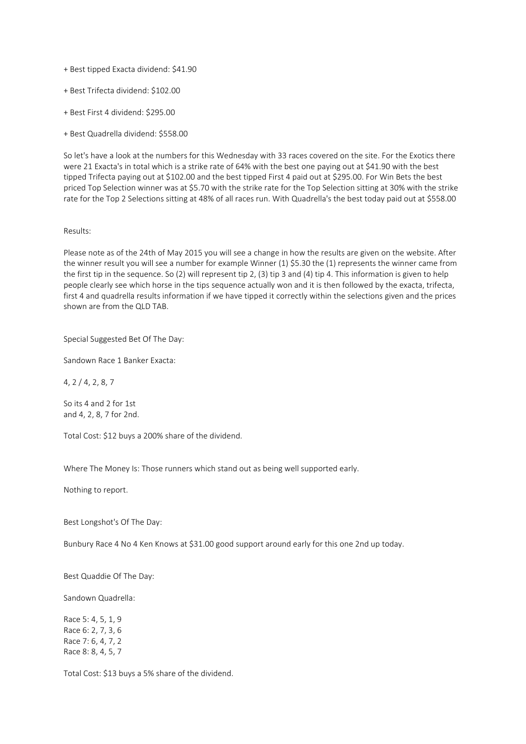+ Best tipped Exacta dividend: $41.90

+ Best Trifecta dividend: $102.00

+ Best First 4 dividend: $295.00

+ Best Quadrella dividend: $558.00

So let's have a look at the numbers for this Wednesday with 33 races covered on the site. For the Exotics there were 21 Exacta's in total which is a strike rate of 64% with the best one paying out at $41.90 with the best tipped Trifecta paying out at $102.00 and the best tipped First 4 paid out at $295.00. For Win Bets the best priced Top Selection winner was at $5.70 with the strike rate for the Top Selection sitting at 30% with the strike rate for the Top 2 Selections sitting at 48% of all races run. With Quadrella's the best today paid out at $558.00

Results:

Please note as of the 24th of May 2015 you will see a change in how the results are given on the website. After the winner result you will see a number for example Winner (1) $5.30 the (1) represents the winner came from the first tip in the sequence. So (2) will represent tip 2, (3) tip 3 and (4) tip 4. This information is given to help people clearly see which horse in the tips sequence actually won and it is then followed by the exacta, trifecta, first 4 and quadrella results information if we have tipped it correctly within the selections given and the prices shown are from the QLD TAB.

Special Suggested Bet Of The Day:

Sandown Race 1 Banker Exacta:

4, 2 / 4, 2, 8, 7

So its 4 and 2 for 1st
and 4, 2, 8, 7 for 2nd.

Total Cost: $12 buys a 200% share of the dividend.

Where The Money Is: Those runners which stand out as being well supported early.

Nothing to report.

Best Longshot's Of The Day:

Bunbury Race 4 No 4 Ken Knows at $31.00 good support around early for this one 2nd up today.

Best Quaddie Of The Day:

Sandown Quadrella:

Race 5: 4, 5, 1, 9
Race 6: 2, 7, 3, 6
Race 7: 6, 4, 7, 2
Race 8: 8, 4, 5, 7

Total Cost: $13 buys a 5% share of the dividend.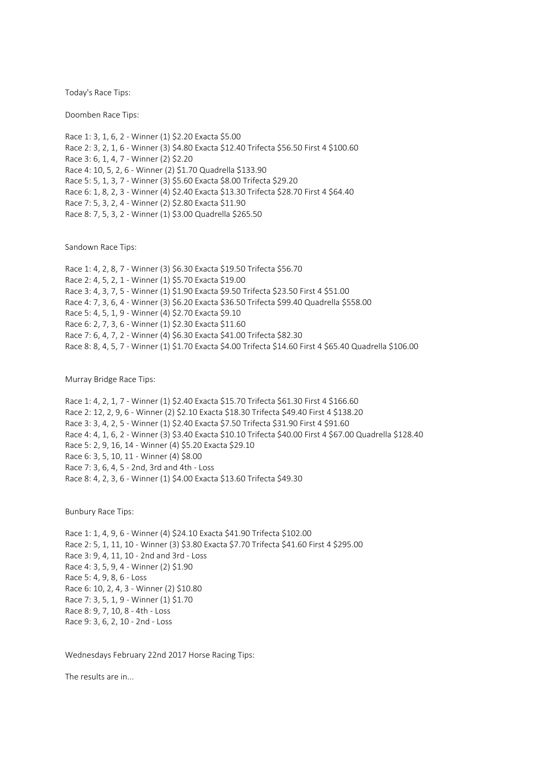Today's Race Tips:

Doomben Race Tips:

Race 1: 3, 1, 6, 2 - Winner (1) $2.20 Exacta $5.00
Race 2: 3, 2, 1, 6 - Winner (3) $4.80 Exacta $12.40 Trifecta $56.50 First 4 $100.60
Race 3: 6, 1, 4, 7 - Winner (2) $2.20
Race 4: 10, 5, 2, 6 - Winner (2) $1.70 Quadrella $133.90
Race 5: 5, 1, 3, 7 - Winner (3) $5.60 Exacta $8.00 Trifecta $29.20
Race 6: 1, 8, 2, 3 - Winner (4) $2.40 Exacta $13.30 Trifecta $28.70 First 4 $64.40
Race 7: 5, 3, 2, 4 - Winner (2) $2.80 Exacta $11.90
Race 8: 7, 5, 3, 2 - Winner (1) $3.00 Quadrella $265.50

Sandown Race Tips:

Race 1: 4, 2, 8, 7 - Winner (3) $6.30 Exacta $19.50 Trifecta $56.70
Race 2: 4, 5, 2, 1 - Winner (1) $5.70 Exacta $19.00
Race 3: 4, 3, 7, 5 - Winner (1) $1.90 Exacta $9.50 Trifecta $23.50 First 4 $51.00
Race 4: 7, 3, 6, 4 - Winner (3) $6.20 Exacta $36.50 Trifecta $99.40 Quadrella $558.00
Race 5: 4, 5, 1, 9 - Winner (4) $2.70 Exacta $9.10
Race 6: 2, 7, 3, 6 - Winner (1) $2.30 Exacta $11.60
Race 7: 6, 4, 7, 2 - Winner (4) $6.30 Exacta $41.00 Trifecta $82.30
Race 8: 8, 4, 5, 7 - Winner (1) $1.70 Exacta $4.00 Trifecta $14.60 First 4 $65.40 Quadrella $106.00

Murray Bridge Race Tips:

Race 1: 4, 2, 1, 7 - Winner (1) $2.40 Exacta $15.70 Trifecta $61.30 First 4 $166.60
Race 2: 12, 2, 9, 6 - Winner (2) $2.10 Exacta $18.30 Trifecta $49.40 First 4 $138.20
Race 3: 3, 4, 2, 5 - Winner (1) $2.40 Exacta $7.50 Trifecta $31.90 First 4 $91.60
Race 4: 4, 1, 6, 2 - Winner (3) $3.40 Exacta $10.10 Trifecta $40.00 First 4 $67.00 Quadrella $128.40
Race 5: 2, 9, 16, 14 - Winner (4) $5.20 Exacta $29.10
Race 6: 3, 5, 10, 11 - Winner (4) $8.00
Race 7: 3, 6, 4, 5 - 2nd, 3rd and 4th - Loss
Race 8: 4, 2, 3, 6 - Winner (1) $4.00 Exacta $13.60 Trifecta $49.30

Bunbury Race Tips:

Race 1: 1, 4, 9, 6 - Winner (4) $24.10 Exacta $41.90 Trifecta $102.00
Race 2: 5, 1, 11, 10 - Winner (3) $3.80 Exacta $7.70 Trifecta $41.60 First 4 $295.00
Race 3: 9, 4, 11, 10 - 2nd and 3rd - Loss
Race 4: 3, 5, 9, 4 - Winner (2) $1.90
Race 5: 4, 9, 8, 6 - Loss
Race 6: 10, 2, 4, 3 - Winner (2) $10.80
Race 7: 3, 5, 1, 9 - Winner (1) $1.70
Race 8: 9, 7, 10, 8 - 4th - Loss
Race 9: 3, 6, 2, 10 - 2nd - Loss

Wednesdays February 22nd 2017 Horse Racing Tips:

The results are in...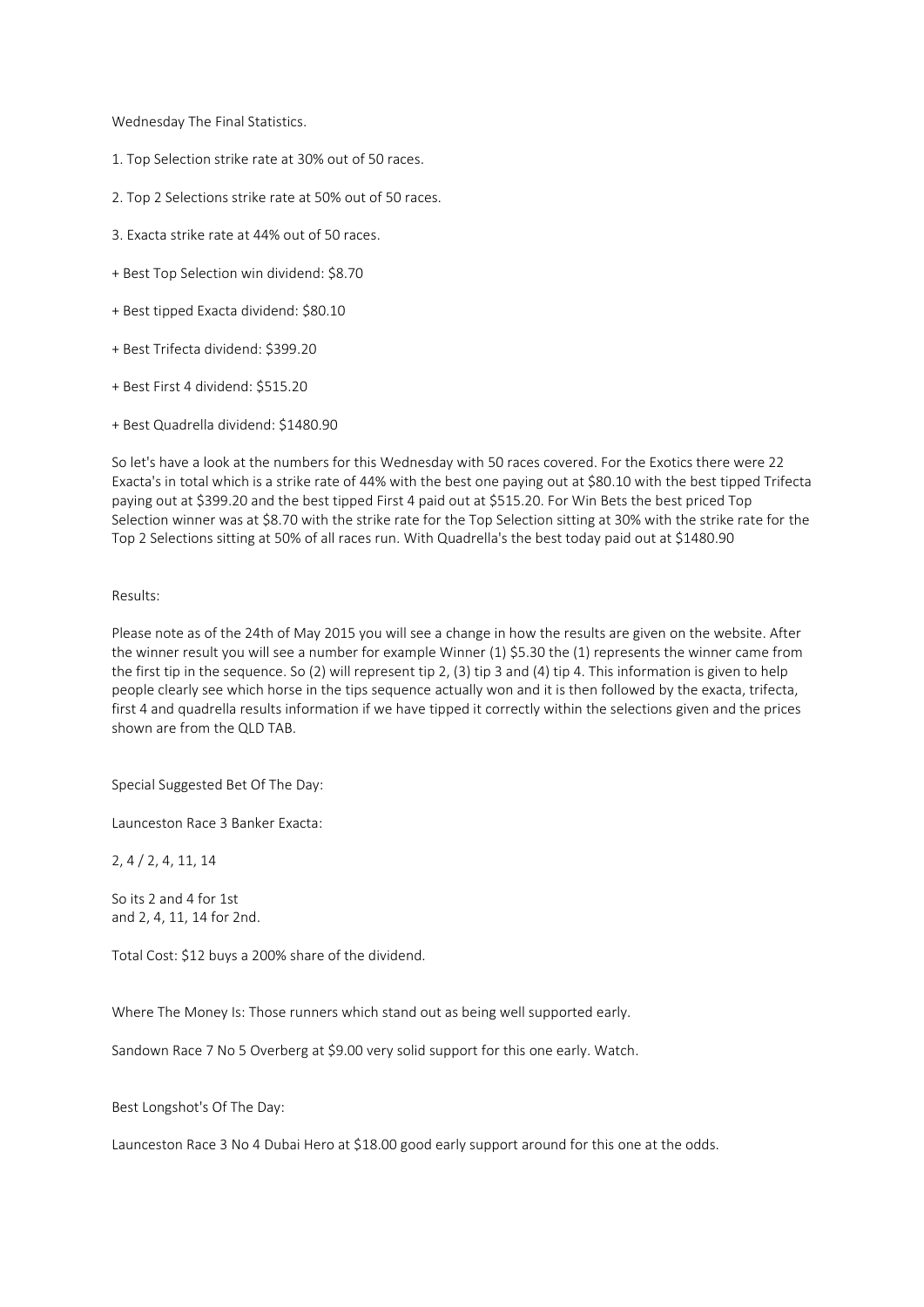Wednesday The Final Statistics.

1. Top Selection strike rate at 30% out of 50 races.

2. Top 2 Selections strike rate at 50% out of 50 races.

3. Exacta strike rate at 44% out of 50 races.

+ Best Top Selection win dividend: $8.70

+ Best tipped Exacta dividend: $80.10

+ Best Trifecta dividend: $399.20

+ Best First 4 dividend: $515.20

+ Best Quadrella dividend: $1480.90

So let's have a look at the numbers for this Wednesday with 50 races covered. For the Exotics there were 22 Exacta's in total which is a strike rate of 44% with the best one paying out at $80.10 with the best tipped Trifecta paying out at $399.20 and the best tipped First 4 paid out at $515.20. For Win Bets the best priced Top Selection winner was at $8.70 with the strike rate for the Top Selection sitting at 30% with the strike rate for the Top 2 Selections sitting at 50% of all races run. With Quadrella's the best today paid out at $1480.90

Results:

Please note as of the 24th of May 2015 you will see a change in how the results are given on the website. After the winner result you will see a number for example Winner (1) $5.30 the (1) represents the winner came from the first tip in the sequence. So (2) will represent tip 2, (3) tip 3 and (4) tip 4. This information is given to help people clearly see which horse in the tips sequence actually won and it is then followed by the exacta, trifecta, first 4 and quadrella results information if we have tipped it correctly within the selections given and the prices shown are from the QLD TAB.

Special Suggested Bet Of The Day:

Launceston Race 3 Banker Exacta:

2, 4 / 2, 4, 11, 14

So its 2 and 4 for 1st
and 2, 4, 11, 14 for 2nd.

Total Cost: $12 buys a 200% share of the dividend.

Where The Money Is: Those runners which stand out as being well supported early.

Sandown Race 7 No 5 Overberg at $9.00 very solid support for this one early. Watch.

Best Longshot's Of The Day:

Launceston Race 3 No 4 Dubai Hero at $18.00 good early support around for this one at the odds.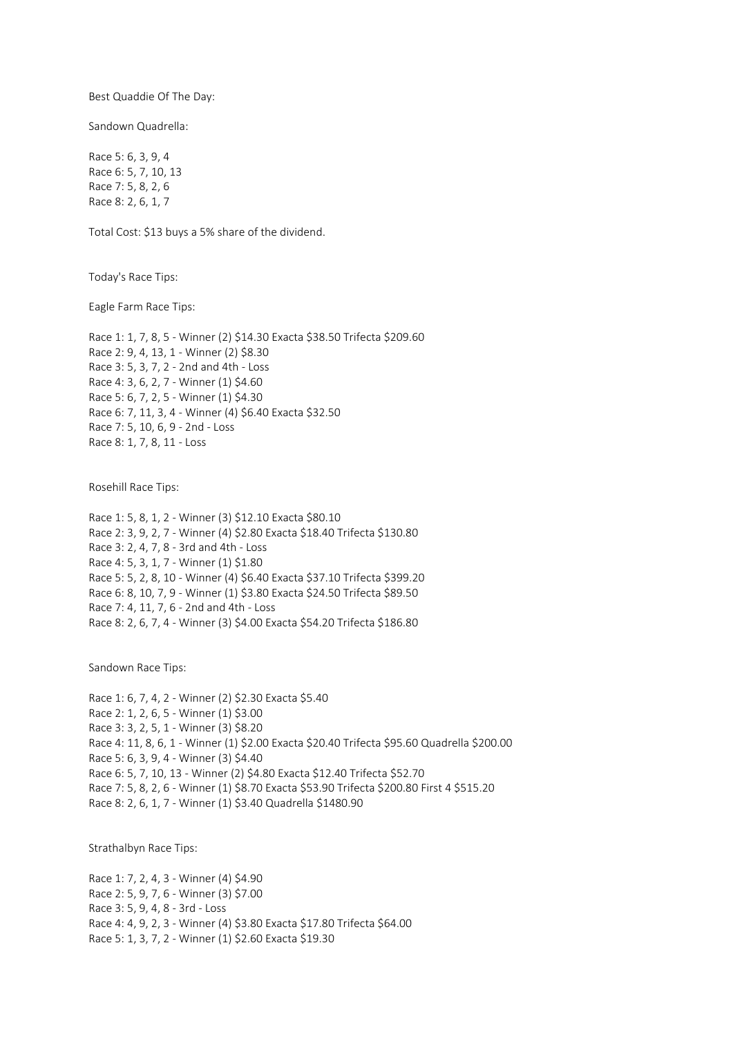Best Quaddie Of The Day:

Sandown Quadrella:

Race 5: 6, 3, 9, 4
Race 6: 5, 7, 10, 13
Race 7: 5, 8, 2, 6
Race 8: 2, 6, 1, 7

Total Cost: $13 buys a 5% share of the dividend.

Today's Race Tips:

Eagle Farm Race Tips:

Race 1: 1, 7, 8, 5 - Winner (2) $14.30 Exacta $38.50 Trifecta $209.60
Race 2: 9, 4, 13, 1 - Winner (2) $8.30
Race 3: 5, 3, 7, 2 - 2nd and 4th - Loss
Race 4: 3, 6, 2, 7 - Winner (1) $4.60
Race 5: 6, 7, 2, 5 - Winner (1) $4.30
Race 6: 7, 11, 3, 4 - Winner (4) $6.40 Exacta $32.50
Race 7: 5, 10, 6, 9 - 2nd - Loss
Race 8: 1, 7, 8, 11 - Loss

Rosehill Race Tips:

Race 1: 5, 8, 1, 2 - Winner (3) $12.10 Exacta $80.10
Race 2: 3, 9, 2, 7 - Winner (4) $2.80 Exacta $18.40 Trifecta $130.80
Race 3: 2, 4, 7, 8 - 3rd and 4th - Loss
Race 4: 5, 3, 1, 7 - Winner (1) $1.80
Race 5: 5, 2, 8, 10 - Winner (4) $6.40 Exacta $37.10 Trifecta $399.20
Race 6: 8, 10, 7, 9 - Winner (1) $3.80 Exacta $24.50 Trifecta $89.50
Race 7: 4, 11, 7, 6 - 2nd and 4th - Loss
Race 8: 2, 6, 7, 4 - Winner (3) $4.00 Exacta $54.20 Trifecta $186.80

Sandown Race Tips:

Race 1: 6, 7, 4, 2 - Winner (2) $2.30 Exacta $5.40
Race 2: 1, 2, 6, 5 - Winner (1) $3.00
Race 3: 3, 2, 5, 1 - Winner (3) $8.20
Race 4: 11, 8, 6, 1 - Winner (1) $2.00 Exacta $20.40 Trifecta $95.60 Quadrella $200.00
Race 5: 6, 3, 9, 4 - Winner (3) $4.40
Race 6: 5, 7, 10, 13 - Winner (2) $4.80 Exacta $12.40 Trifecta $52.70
Race 7: 5, 8, 2, 6 - Winner (1) $8.70 Exacta $53.90 Trifecta $200.80 First 4 $515.20
Race 8: 2, 6, 1, 7 - Winner (1) $3.40 Quadrella $1480.90

Strathalbyn Race Tips:

Race 1: 7, 2, 4, 3 - Winner (4) $4.90
Race 2: 5, 9, 7, 6 - Winner (3) $7.00
Race 3: 5, 9, 4, 8 - 3rd - Loss
Race 4: 4, 9, 2, 3 - Winner (4) $3.80 Exacta $17.80 Trifecta $64.00
Race 5: 1, 3, 7, 2 - Winner (1) $2.60 Exacta $19.30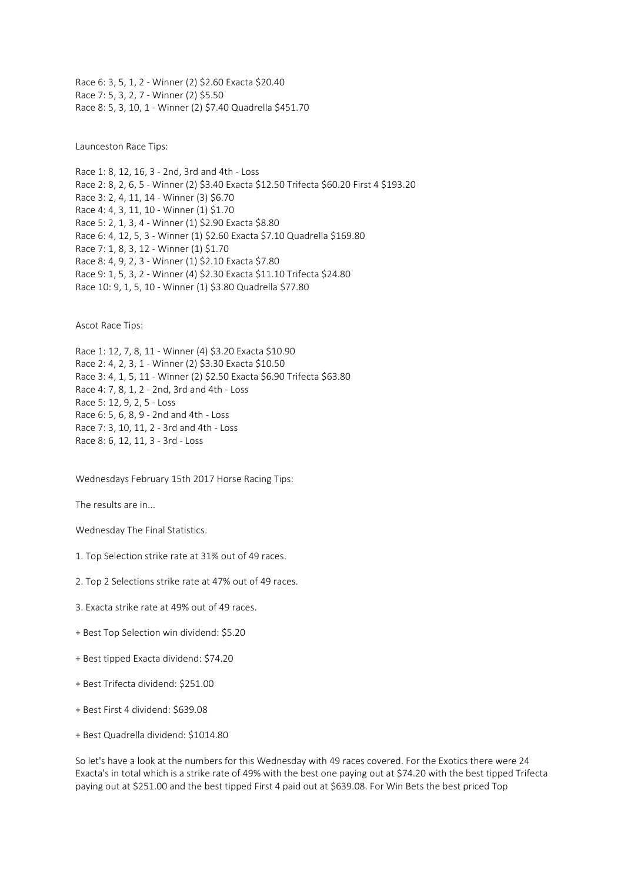Race 6: 3, 5, 1, 2 - Winner (2) $2.60 Exacta $20.40
Race 7: 5, 3, 2, 7 - Winner (2) $5.50
Race 8: 5, 3, 10, 1 - Winner (2) $7.40 Quadrella $451.70

Launceston Race Tips:

Race 1: 8, 12, 16, 3 - 2nd, 3rd and 4th - Loss
Race 2: 8, 2, 6, 5 - Winner (2) $3.40 Exacta $12.50 Trifecta $60.20 First 4 $193.20
Race 3: 2, 4, 11, 14 - Winner (3) $6.70
Race 4: 4, 3, 11, 10 - Winner (1) $1.70
Race 5: 2, 1, 3, 4 - Winner (1) $2.90 Exacta $8.80
Race 6: 4, 12, 5, 3 - Winner (1) $2.60 Exacta $7.10 Quadrella $169.80
Race 7: 1, 8, 3, 12 - Winner (1) $1.70
Race 8: 4, 9, 2, 3 - Winner (1) $2.10 Exacta $7.80
Race 9: 1, 5, 3, 2 - Winner (4) $2.30 Exacta $11.10 Trifecta $24.80
Race 10: 9, 1, 5, 10 - Winner (1) $3.80 Quadrella $77.80

Ascot Race Tips:

Race 1: 12, 7, 8, 11 - Winner (4) $3.20 Exacta $10.90
Race 2: 4, 2, 3, 1 - Winner (2) $3.30 Exacta $10.50
Race 3: 4, 1, 5, 11 - Winner (2) $2.50 Exacta $6.90 Trifecta $63.80
Race 4: 7, 8, 1, 2 - 2nd, 3rd and 4th - Loss
Race 5: 12, 9, 2, 5 - Loss
Race 6: 5, 6, 8, 9 - 2nd and 4th - Loss
Race 7: 3, 10, 11, 2 - 3rd and 4th - Loss
Race 8: 6, 12, 11, 3 - 3rd - Loss

Wednesdays February 15th 2017 Horse Racing Tips:

The results are in...

Wednesday The Final Statistics.

1. Top Selection strike rate at 31% out of 49 races.

2. Top 2 Selections strike rate at 47% out of 49 races.

3. Exacta strike rate at 49% out of 49 races.

+ Best Top Selection win dividend: $5.20

+ Best tipped Exacta dividend: $74.20

+ Best Trifecta dividend: $251.00

+ Best First 4 dividend: $639.08

+ Best Quadrella dividend: $1014.80

So let's have a look at the numbers for this Wednesday with 49 races covered. For the Exotics there were 24 Exacta's in total which is a strike rate of 49% with the best one paying out at $74.20 with the best tipped Trifecta paying out at $251.00 and the best tipped First 4 paid out at $639.08. For Win Bets the best priced Top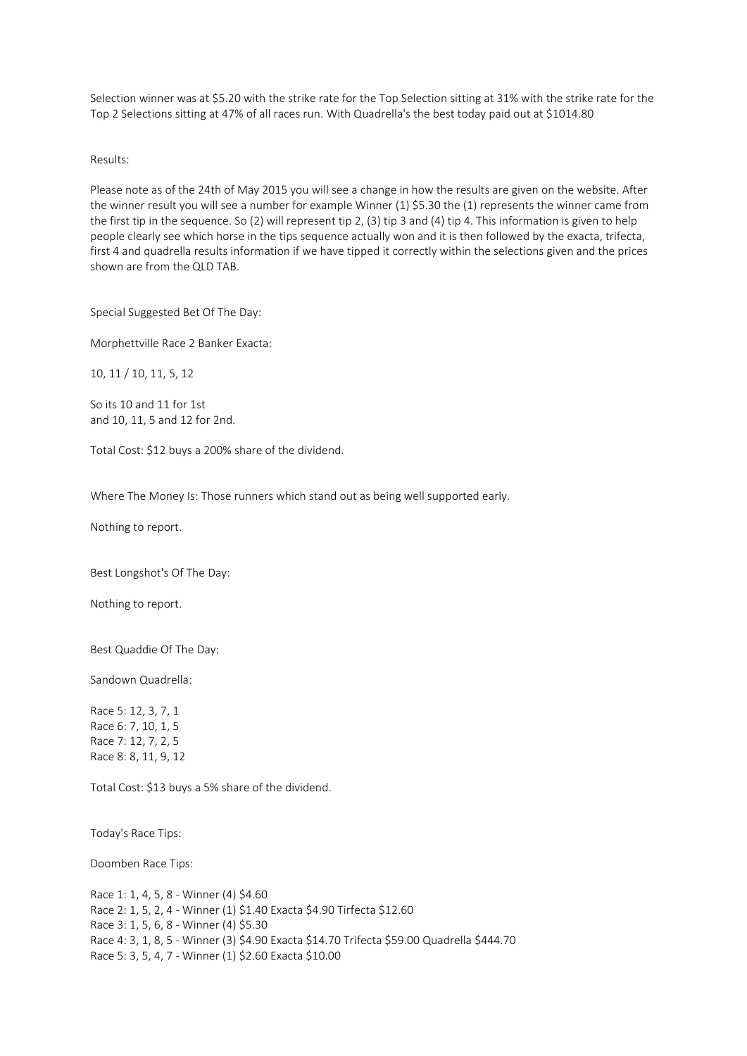Selection winner was at $5.20 with the strike rate for the Top Selection sitting at 31% with the strike rate for the Top 2 Selections sitting at 47% of all races run. With Quadrella's the best today paid out at $1014.80

Results:

Please note as of the 24th of May 2015 you will see a change in how the results are given on the website. After the winner result you will see a number for example Winner (1) $5.30 the (1) represents the winner came from the first tip in the sequence. So (2) will represent tip 2, (3) tip 3 and (4) tip 4. This information is given to help people clearly see which horse in the tips sequence actually won and it is then followed by the exacta, trifecta, first 4 and quadrella results information if we have tipped it correctly within the selections given and the prices shown are from the QLD TAB.

Special Suggested Bet Of The Day:

Morphettville Race 2 Banker Exacta:

10, 11 / 10, 11, 5, 12

So its 10 and 11 for 1st
and 10, 11, 5 and 12 for 2nd.

Total Cost: $12 buys a 200% share of the dividend.

Where The Money Is: Those runners which stand out as being well supported early.

Nothing to report.

Best Longshot's Of The Day:

Nothing to report.

Best Quaddie Of The Day:

Sandown Quadrella:

Race 5: 12, 3, 7, 1
Race 6: 7, 10, 1, 5
Race 7: 12, 7, 2, 5
Race 8: 8, 11, 9, 12

Total Cost: $13 buys a 5% share of the dividend.

Today's Race Tips:

Doomben Race Tips:

Race 1: 1, 4, 5, 8 - Winner (4) $4.60
Race 2: 1, 5, 2, 4 - Winner (1) $1.40 Exacta $4.90 Tirfecta $12.60
Race 3: 1, 5, 6, 8 - Winner (4) $5.30
Race 4: 3, 1, 8, 5 - Winner (3) $4.90 Exacta $14.70 Trifecta $59.00 Quadrella $444.70
Race 5: 3, 5, 4, 7 - Winner (1) $2.60 Exacta $10.00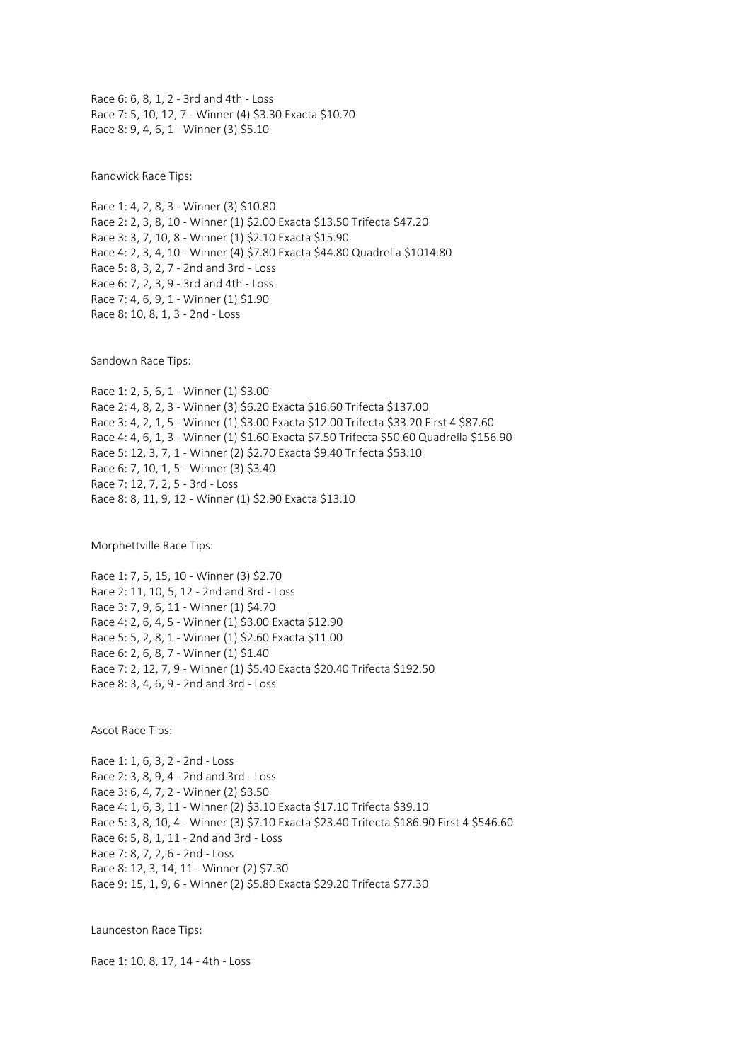Race 6: 6, 8, 1, 2 - 3rd and 4th - Loss
Race 7: 5, 10, 12, 7 - Winner (4) $3.30 Exacta $10.70
Race 8: 9, 4, 6, 1 - Winner (3) $5.10

Randwick Race Tips:

Race 1: 4, 2, 8, 3 - Winner (3) $10.80
Race 2: 2, 3, 8, 10 - Winner (1) $2.00 Exacta $13.50 Trifecta $47.20
Race 3: 3, 7, 10, 8 - Winner (1) $2.10 Exacta $15.90
Race 4: 2, 3, 4, 10 - Winner (4) $7.80 Exacta $44.80 Quadrella $1014.80
Race 5: 8, 3, 2, 7 - 2nd and 3rd - Loss
Race 6: 7, 2, 3, 9 - 3rd and 4th - Loss
Race 7: 4, 6, 9, 1 - Winner (1) $1.90
Race 8: 10, 8, 1, 3 - 2nd - Loss

Sandown Race Tips:

Race 1: 2, 5, 6, 1 - Winner (1) $3.00
Race 2: 4, 8, 2, 3 - Winner (3) $6.20 Exacta $16.60 Trifecta $137.00
Race 3: 4, 2, 1, 5 - Winner (1) $3.00 Exacta $12.00 Trifecta $33.20 First 4 $87.60
Race 4: 4, 6, 1, 3 - Winner (1) $1.60 Exacta $7.50 Trifecta $50.60 Quadrella $156.90
Race 5: 12, 3, 7, 1 - Winner (2) $2.70 Exacta $9.40 Trifecta $53.10
Race 6: 7, 10, 1, 5 - Winner (3) $3.40
Race 7: 12, 7, 2, 5 - 3rd - Loss
Race 8: 8, 11, 9, 12 - Winner (1) $2.90 Exacta $13.10

Morphettville Race Tips:

Race 1: 7, 5, 15, 10 - Winner (3) $2.70
Race 2: 11, 10, 5, 12 - 2nd and 3rd - Loss
Race 3: 7, 9, 6, 11 - Winner (1) $4.70
Race 4: 2, 6, 4, 5 - Winner (1) $3.00 Exacta $12.90
Race 5: 5, 2, 8, 1 - Winner (1) $2.60 Exacta $11.00
Race 6: 2, 6, 8, 7 - Winner (1) $1.40
Race 7: 2, 12, 7, 9 - Winner (1) $5.40 Exacta $20.40 Trifecta $192.50
Race 8: 3, 4, 6, 9 - 2nd and 3rd - Loss

Ascot Race Tips:

Race 1: 1, 6, 3, 2 - 2nd - Loss
Race 2: 3, 8, 9, 4 - 2nd and 3rd - Loss
Race 3: 6, 4, 7, 2 - Winner (2) $3.50
Race 4: 1, 6, 3, 11 - Winner (2) $3.10 Exacta $17.10 Trifecta $39.10
Race 5: 3, 8, 10, 4 - Winner (3) $7.10 Exacta $23.40 Trifecta $186.90 First 4 $546.60
Race 6: 5, 8, 1, 11 - 2nd and 3rd - Loss
Race 7: 8, 7, 2, 6 - 2nd - Loss
Race 8: 12, 3, 14, 11 - Winner (2) $7.30
Race 9: 15, 1, 9, 6 - Winner (2) $5.80 Exacta $29.20 Trifecta $77.30

Launceston Race Tips:

Race 1: 10, 8, 17, 14 - 4th - Loss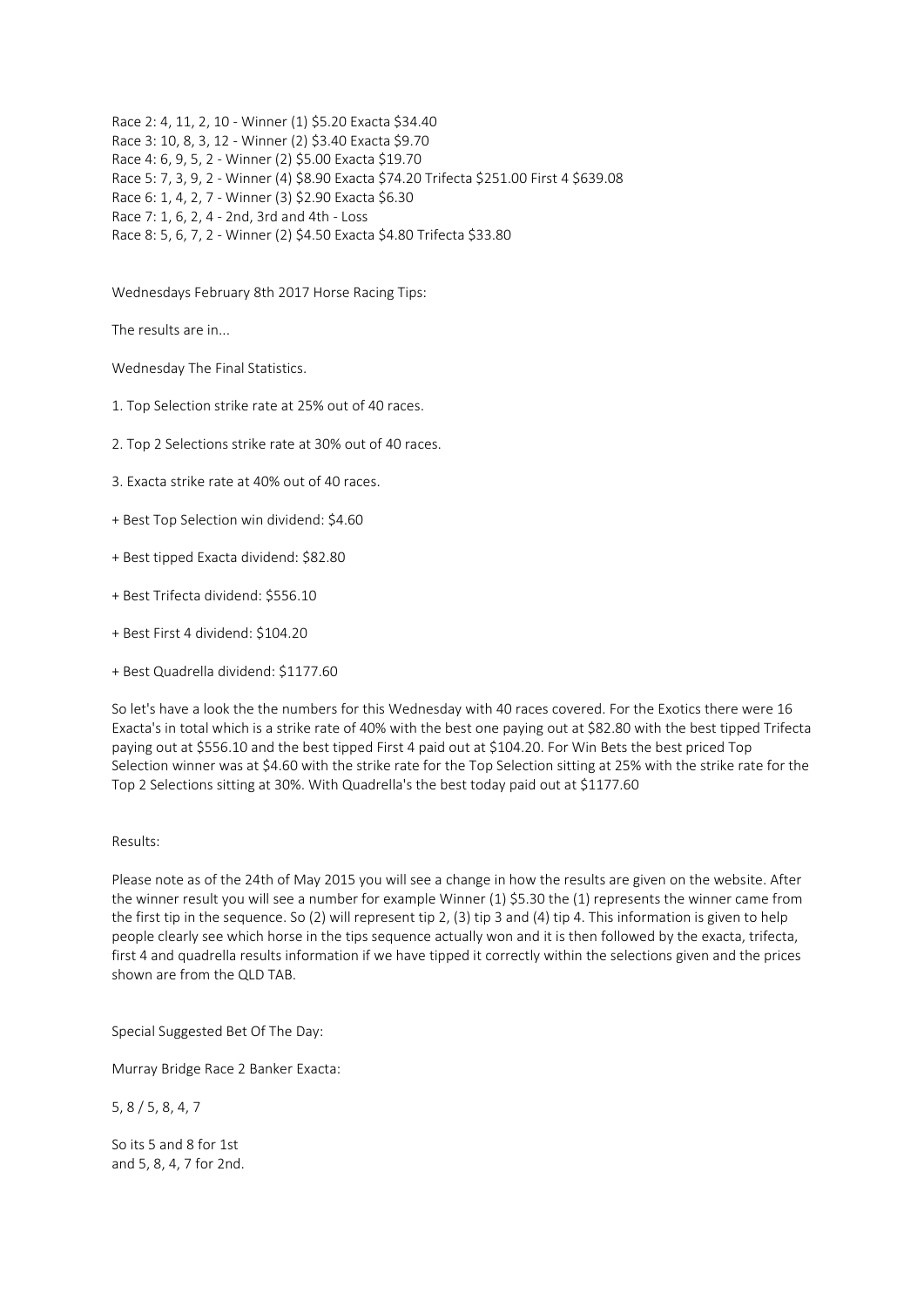Race 2: 4, 11, 2, 10 - Winner (1) $5.20 Exacta $34.40
Race 3: 10, 8, 3, 12 - Winner (2) $3.40 Exacta $9.70
Race 4: 6, 9, 5, 2 - Winner (2) $5.00 Exacta $19.70
Race 5: 7, 3, 9, 2 - Winner (4) $8.90 Exacta $74.20 Trifecta $251.00 First 4 $639.08
Race 6: 1, 4, 2, 7 - Winner (3) $2.90 Exacta $6.30
Race 7: 1, 6, 2, 4 - 2nd, 3rd and 4th - Loss
Race 8: 5, 6, 7, 2 - Winner (2) $4.50 Exacta $4.80 Trifecta $33.80

Wednesdays February 8th 2017 Horse Racing Tips:

The results are in...

Wednesday The Final Statistics.

1. Top Selection strike rate at 25% out of 40 races.

2. Top 2 Selections strike rate at 30% out of 40 races.

3. Exacta strike rate at 40% out of 40 races.

+ Best Top Selection win dividend: $4.60

+ Best tipped Exacta dividend: $82.80

+ Best Trifecta dividend: $556.10

+ Best First 4 dividend: $104.20

+ Best Quadrella dividend: $1177.60

So let's have a look the the numbers for this Wednesday with 40 races covered. For the Exotics there were 16 Exacta's in total which is a strike rate of 40% with the best one paying out at $82.80 with the best tipped Trifecta paying out at $556.10 and the best tipped First 4 paid out at $104.20. For Win Bets the best priced Top Selection winner was at $4.60 with the strike rate for the Top Selection sitting at 25% with the strike rate for the Top 2 Selections sitting at 30%. With Quadrella's the best today paid out at $1177.60

Results:

Please note as of the 24th of May 2015 you will see a change in how the results are given on the website. After the winner result you will see a number for example Winner (1) $5.30 the (1) represents the winner came from the first tip in the sequence. So (2) will represent tip 2, (3) tip 3 and (4) tip 4. This information is given to help people clearly see which horse in the tips sequence actually won and it is then followed by the exacta, trifecta, first 4 and quadrella results information if we have tipped it correctly within the selections given and the prices shown are from the QLD TAB.

Special Suggested Bet Of The Day:

Murray Bridge Race 2 Banker Exacta:

5, 8 / 5, 8, 4, 7

So its 5 and 8 for 1st
and 5, 8, 4, 7 for 2nd.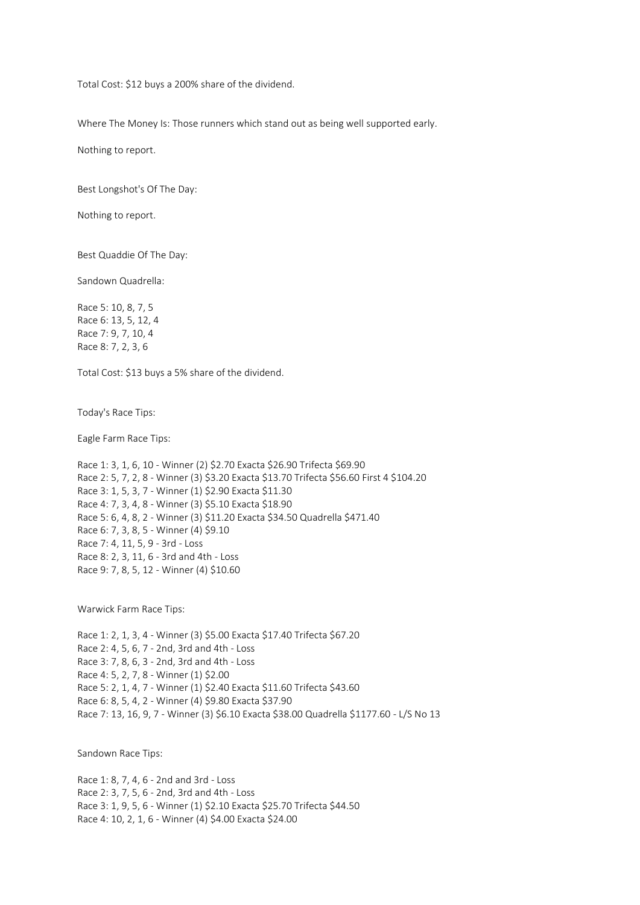Total Cost: $12 buys a 200% share of the dividend.

Where The Money Is: Those runners which stand out as being well supported early.

Nothing to report.

Best Longshot's Of The Day:

Nothing to report.

Best Quaddie Of The Day:

Sandown Quadrella:

Race 5: 10, 8, 7, 5
Race 6: 13, 5, 12, 4
Race 7: 9, 7, 10, 4
Race 8: 7, 2, 3, 6

Total Cost: $13 buys a 5% share of the dividend.

Today's Race Tips:

Eagle Farm Race Tips:

Race 1: 3, 1, 6, 10 - Winner (2) $2.70 Exacta $26.90 Trifecta $69.90
Race 2: 5, 7, 2, 8 - Winner (3) $3.20 Exacta $13.70 Trifecta $56.60 First 4 $104.20
Race 3: 1, 5, 3, 7 - Winner (1) $2.90 Exacta $11.30
Race 4: 7, 3, 4, 8 - Winner (3) $5.10 Exacta $18.90
Race 5: 6, 4, 8, 2 - Winner (3) $11.20 Exacta $34.50 Quadrella $471.40
Race 6: 7, 3, 8, 5 - Winner (4) $9.10
Race 7: 4, 11, 5, 9 - 3rd - Loss
Race 8: 2, 3, 11, 6 - 3rd and 4th - Loss
Race 9: 7, 8, 5, 12 - Winner (4) $10.60

Warwick Farm Race Tips:

Race 1: 2, 1, 3, 4 - Winner (3) $5.00 Exacta $17.40 Trifecta $67.20
Race 2: 4, 5, 6, 7 - 2nd, 3rd and 4th - Loss
Race 3: 7, 8, 6, 3 - 2nd, 3rd and 4th - Loss
Race 4: 5, 2, 7, 8 - Winner (1) $2.00
Race 5: 2, 1, 4, 7 - Winner (1) $2.40 Exacta $11.60 Trifecta $43.60
Race 6: 8, 5, 4, 2 - Winner (4) $9.80 Exacta $37.90
Race 7: 13, 16, 9, 7 - Winner (3) $6.10 Exacta $38.00 Quadrella $1177.60 - L/S No 13

Sandown Race Tips:

Race 1: 8, 7, 4, 6 - 2nd and 3rd - Loss
Race 2: 3, 7, 5, 6 - 2nd, 3rd and 4th - Loss
Race 3: 1, 9, 5, 6 - Winner (1) $2.10 Exacta $25.70 Trifecta $44.50
Race 4: 10, 2, 1, 6 - Winner (4) $4.00 Exacta $24.00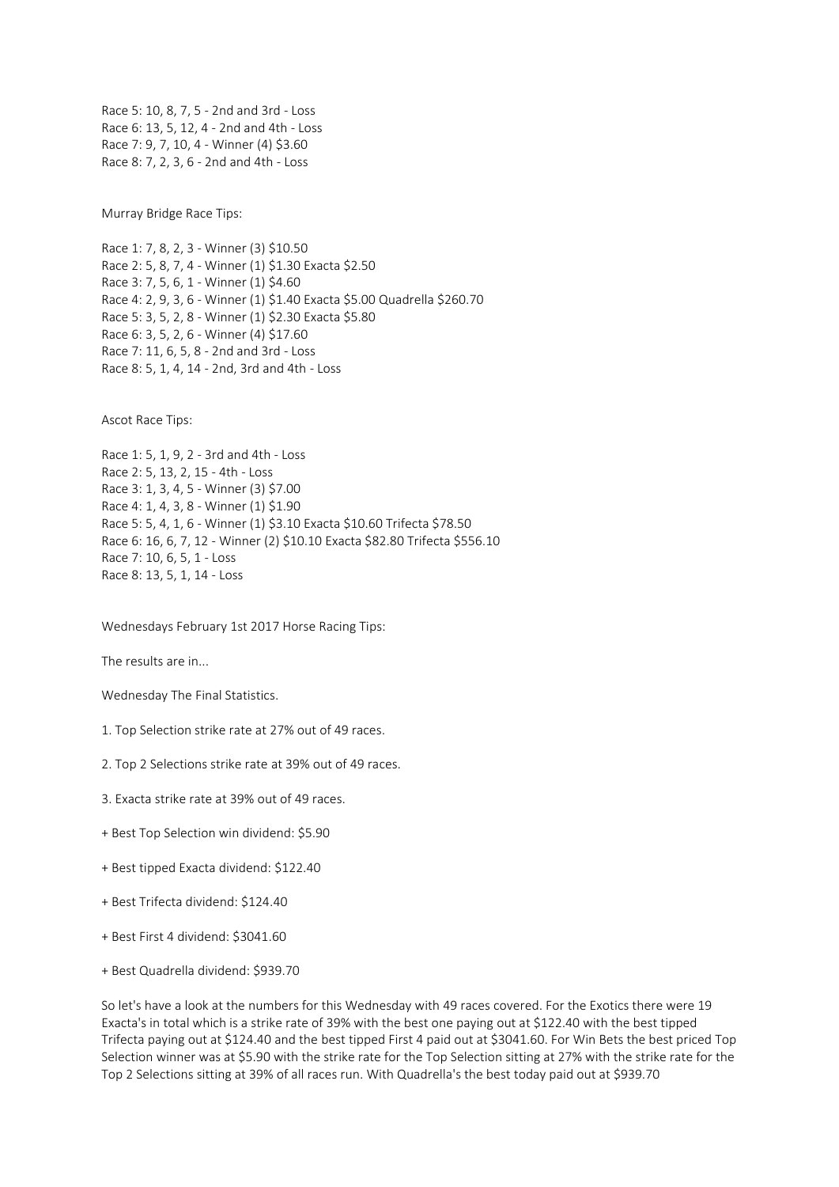Race 5: 10, 8, 7, 5 - 2nd and 3rd - Loss
Race 6: 13, 5, 12, 4 - 2nd and 4th - Loss
Race 7: 9, 7, 10, 4 - Winner (4) $3.60
Race 8: 7, 2, 3, 6 - 2nd and 4th - Loss

Murray Bridge Race Tips:

Race 1: 7, 8, 2, 3 - Winner (3) $10.50
Race 2: 5, 8, 7, 4 - Winner (1) $1.30 Exacta $2.50
Race 3: 7, 5, 6, 1 - Winner (1) $4.60
Race 4: 2, 9, 3, 6 - Winner (1) $1.40 Exacta $5.00 Quadrella $260.70
Race 5: 3, 5, 2, 8 - Winner (1) $2.30 Exacta $5.80
Race 6: 3, 5, 2, 6 - Winner (4) $17.60
Race 7: 11, 6, 5, 8 - 2nd and 3rd - Loss
Race 8: 5, 1, 4, 14 - 2nd, 3rd and 4th - Loss

Ascot Race Tips:

Race 1: 5, 1, 9, 2 - 3rd and 4th - Loss
Race 2: 5, 13, 2, 15 - 4th - Loss
Race 3: 1, 3, 4, 5 - Winner (3) $7.00
Race 4: 1, 4, 3, 8 - Winner (1) $1.90
Race 5: 5, 4, 1, 6 - Winner (1) $3.10 Exacta $10.60 Trifecta $78.50
Race 6: 16, 6, 7, 12 - Winner (2) $10.10 Exacta $82.80 Trifecta $556.10
Race 7: 10, 6, 5, 1 - Loss
Race 8: 13, 5, 1, 14 - Loss

Wednesdays February 1st 2017 Horse Racing Tips:

The results are in...

Wednesday The Final Statistics.

1. Top Selection strike rate at 27% out of 49 races.

2. Top 2 Selections strike rate at 39% out of 49 races.

3. Exacta strike rate at 39% out of 49 races.

+ Best Top Selection win dividend: $5.90

+ Best tipped Exacta dividend: $122.40

+ Best Trifecta dividend: $124.40

+ Best First 4 dividend: $3041.60

+ Best Quadrella dividend: $939.70

So let's have a look at the numbers for this Wednesday with 49 races covered. For the Exotics there were 19 Exacta's in total which is a strike rate of 39% with the best one paying out at $122.40 with the best tipped Trifecta paying out at $124.40 and the best tipped First 4 paid out at $3041.60. For Win Bets the best priced Top Selection winner was at $5.90 with the strike rate for the Top Selection sitting at 27% with the strike rate for the Top 2 Selections sitting at 39% of all races run. With Quadrella's the best today paid out at $939.70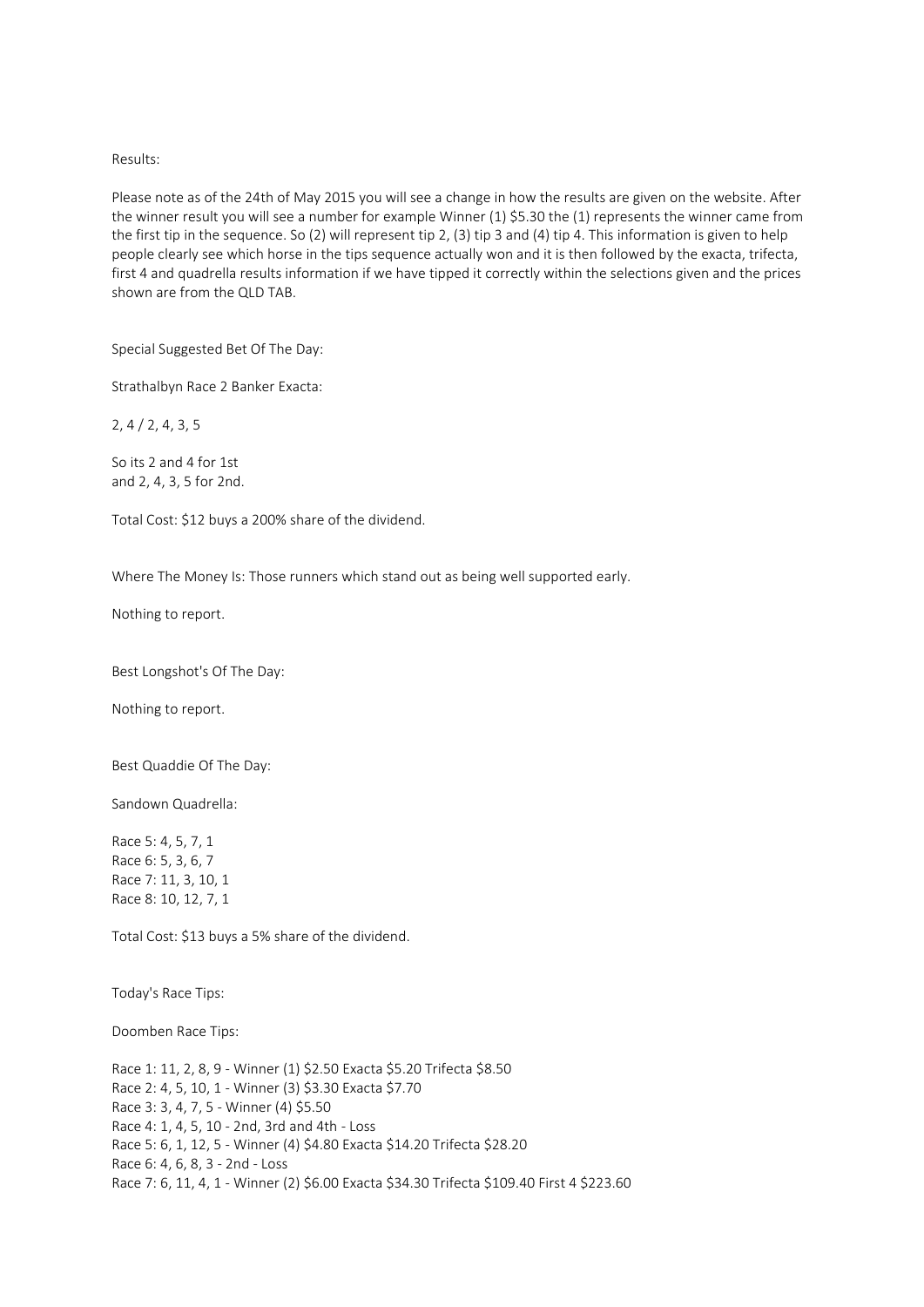Results:

Please note as of the 24th of May 2015 you will see a change in how the results are given on the website. After the winner result you will see a number for example Winner (1) $5.30 the (1) represents the winner came from the first tip in the sequence. So (2) will represent tip 2, (3) tip 3 and (4) tip 4. This information is given to help people clearly see which horse in the tips sequence actually won and it is then followed by the exacta, trifecta, first 4 and quadrella results information if we have tipped it correctly within the selections given and the prices shown are from the QLD TAB.

Special Suggested Bet Of The Day:

Strathalbyn Race 2 Banker Exacta:

2, 4 / 2, 4, 3, 5

So its 2 and 4 for 1st
and 2, 4, 3, 5 for 2nd.

Total Cost: $12 buys a 200% share of the dividend.

Where The Money Is: Those runners which stand out as being well supported early.

Nothing to report.

Best Longshot's Of The Day:

Nothing to report.

Best Quaddie Of The Day:

Sandown Quadrella:

Race 5: 4, 5, 7, 1
Race 6: 5, 3, 6, 7
Race 7: 11, 3, 10, 1
Race 8: 10, 12, 7, 1

Total Cost: $13 buys a 5% share of the dividend.

Today's Race Tips:

Doomben Race Tips:

Race 1: 11, 2, 8, 9 - Winner (1) $2.50 Exacta $5.20 Trifecta $8.50
Race 2: 4, 5, 10, 1 - Winner (3) $3.30 Exacta $7.70
Race 3: 3, 4, 7, 5 - Winner (4) $5.50
Race 4: 1, 4, 5, 10 - 2nd, 3rd and 4th - Loss
Race 5: 6, 1, 12, 5 - Winner (4) $4.80 Exacta $14.20 Trifecta $28.20
Race 6: 4, 6, 8, 3 - 2nd - Loss
Race 7: 6, 11, 4, 1 - Winner (2) $6.00 Exacta $34.30 Trifecta $109.40 First 4 $223.60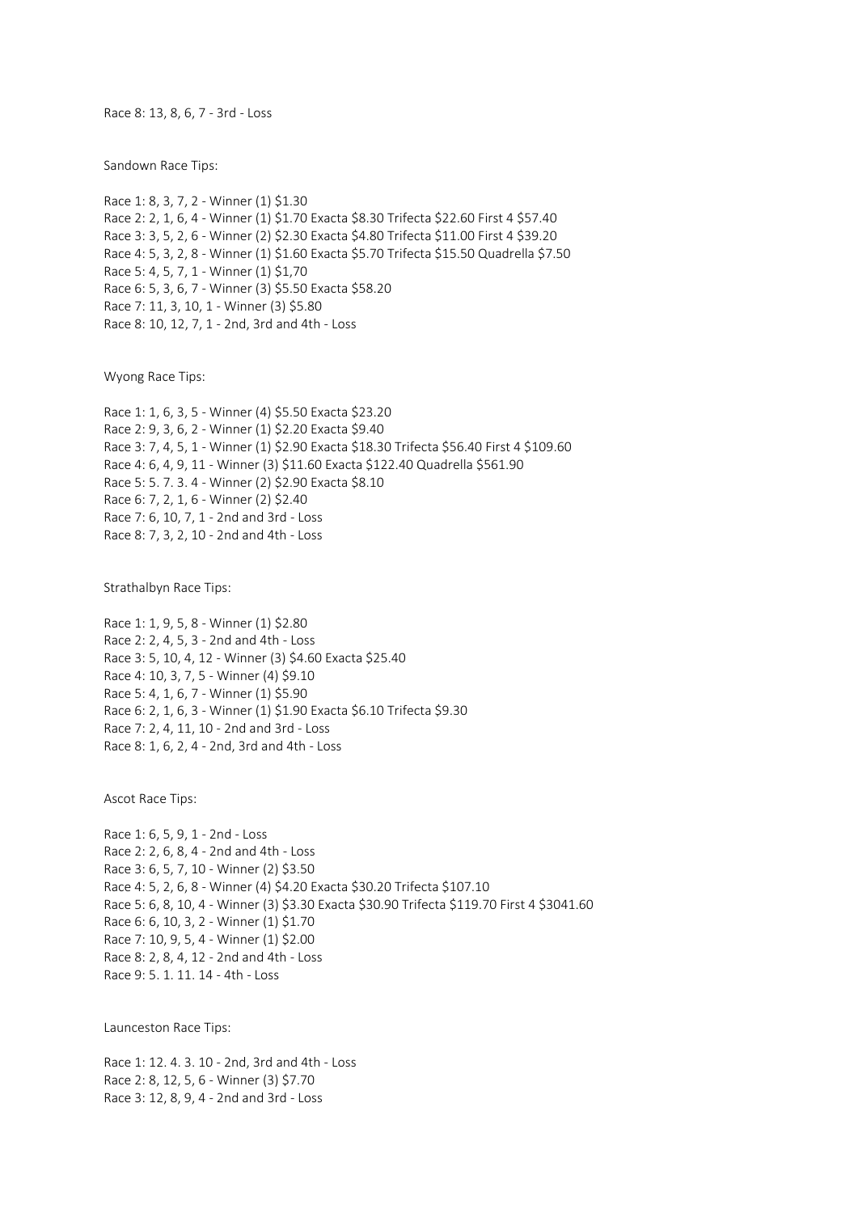Race 8: 13, 8, 6, 7 - 3rd - Loss

Sandown Race Tips:

Race 1: 8, 3, 7, 2 - Winner (1) $1.30
Race 2: 2, 1, 6, 4 - Winner (1) $1.70 Exacta $8.30 Trifecta $22.60 First 4 $57.40
Race 3: 3, 5, 2, 6 - Winner (2) $2.30 Exacta $4.80 Trifecta $11.00 First 4 $39.20
Race 4: 5, 3, 2, 8 - Winner (1) $1.60 Exacta $5.70 Trifecta $15.50 Quadrella $7.50
Race 5: 4, 5, 7, 1 - Winner (1) $1,70
Race 6: 5, 3, 6, 7 - Winner (3) $5.50 Exacta $58.20
Race 7: 11, 3, 10, 1 - Winner (3) $5.80
Race 8: 10, 12, 7, 1 - 2nd, 3rd and 4th - Loss

Wyong Race Tips:

Race 1: 1, 6, 3, 5 - Winner (4) $5.50 Exacta $23.20
Race 2: 9, 3, 6, 2 - Winner (1) $2.20 Exacta $9.40
Race 3: 7, 4, 5, 1 - Winner (1) $2.90 Exacta $18.30 Trifecta $56.40 First 4 $109.60
Race 4: 6, 4, 9, 11 - Winner (3) $11.60 Exacta $122.40 Quadrella $561.90
Race 5: 5. 7. 3. 4 - Winner (2) $2.90 Exacta $8.10
Race 6: 7, 2, 1, 6 - Winner (2) $2.40
Race 7: 6, 10, 7, 1 - 2nd and 3rd - Loss
Race 8: 7, 3, 2, 10 - 2nd and 4th - Loss

Strathalbyn Race Tips:

Race 1: 1, 9, 5, 8 - Winner (1) $2.80
Race 2: 2, 4, 5, 3 - 2nd and 4th - Loss
Race 3: 5, 10, 4, 12 - Winner (3) $4.60 Exacta $25.40
Race 4: 10, 3, 7, 5 - Winner (4) $9.10
Race 5: 4, 1, 6, 7 - Winner (1) $5.90
Race 6: 2, 1, 6, 3 - Winner (1) $1.90 Exacta $6.10 Trifecta $9.30
Race 7: 2, 4, 11, 10 - 2nd and 3rd - Loss
Race 8: 1, 6, 2, 4 - 2nd, 3rd and 4th - Loss

Ascot Race Tips:

Race 1: 6, 5, 9, 1 - 2nd - Loss
Race 2: 2, 6, 8, 4 - 2nd and 4th - Loss
Race 3: 6, 5, 7, 10 - Winner (2) $3.50
Race 4: 5, 2, 6, 8 - Winner (4) $4.20 Exacta $30.20 Trifecta $107.10
Race 5: 6, 8, 10, 4 - Winner (3) $3.30 Exacta $30.90 Trifecta $119.70 First 4 $3041.60
Race 6: 6, 10, 3, 2 - Winner (1) $1.70
Race 7: 10, 9, 5, 4 - Winner (1) $2.00
Race 8: 2, 8, 4, 12 - 2nd and 4th - Loss
Race 9: 5. 1. 11. 14 - 4th - Loss

Launceston Race Tips:

Race 1: 12. 4. 3. 10 - 2nd, 3rd and 4th - Loss
Race 2: 8, 12, 5, 6 - Winner (3) $7.70
Race 3: 12, 8, 9, 4 - 2nd and 3rd - Loss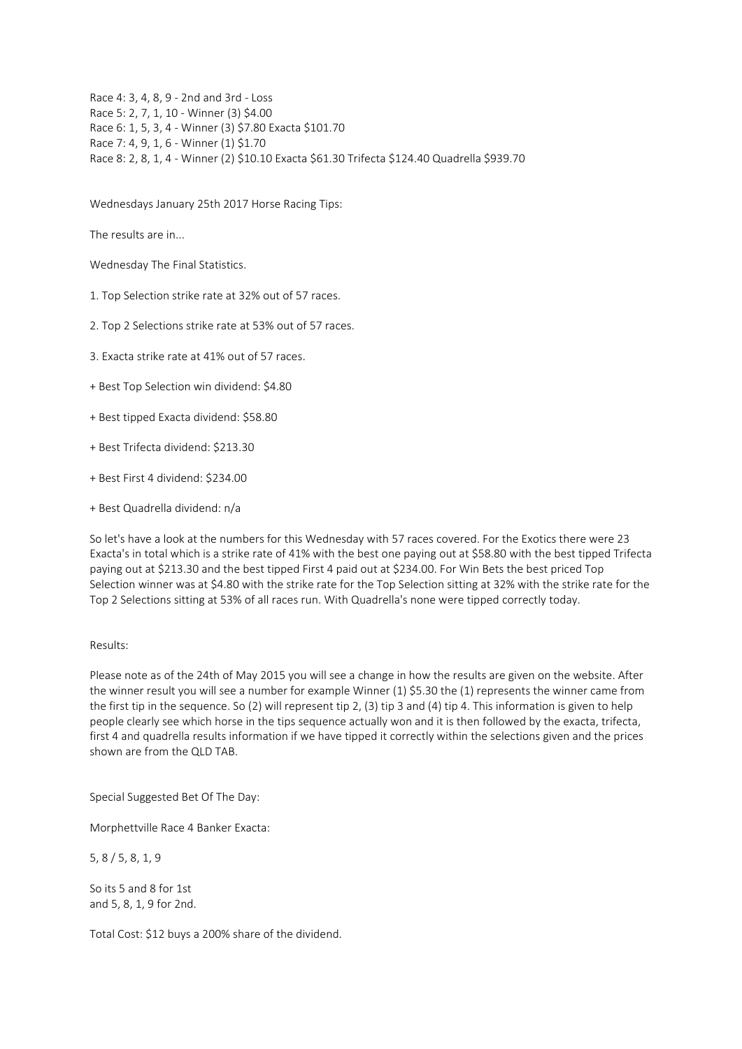Race 4: 3, 4, 8, 9 - 2nd and 3rd - Loss
Race 5: 2, 7, 1, 10 - Winner (3) $4.00
Race 6: 1, 5, 3, 4 - Winner (3) $7.80 Exacta $101.70
Race 7: 4, 9, 1, 6 - Winner (1) $1.70
Race 8: 2, 8, 1, 4 - Winner (2) $10.10 Exacta $61.30 Trifecta $124.40 Quadrella $939.70

Wednesdays January 25th 2017 Horse Racing Tips:

The results are in...

Wednesday The Final Statistics.

1. Top Selection strike rate at 32% out of 57 races.

2. Top 2 Selections strike rate at 53% out of 57 races.

3. Exacta strike rate at 41% out of 57 races.

+ Best Top Selection win dividend: $4.80

+ Best tipped Exacta dividend: $58.80

+ Best Trifecta dividend: $213.30

+ Best First 4 dividend: $234.00

+ Best Quadrella dividend: n/a

So let's have a look at the numbers for this Wednesday with 57 races covered. For the Exotics there were 23 Exacta's in total which is a strike rate of 41% with the best one paying out at $58.80 with the best tipped Trifecta paying out at $213.30 and the best tipped First 4 paid out at $234.00. For Win Bets the best priced Top Selection winner was at $4.80 with the strike rate for the Top Selection sitting at 32% with the strike rate for the Top 2 Selections sitting at 53% of all races run. With Quadrella's none were tipped correctly today.

Results:

Please note as of the 24th of May 2015 you will see a change in how the results are given on the website. After the winner result you will see a number for example Winner (1) $5.30 the (1) represents the winner came from the first tip in the sequence. So (2) will represent tip 2, (3) tip 3 and (4) tip 4. This information is given to help people clearly see which horse in the tips sequence actually won and it is then followed by the exacta, trifecta, first 4 and quadrella results information if we have tipped it correctly within the selections given and the prices shown are from the QLD TAB.

Special Suggested Bet Of The Day:

Morphettville Race 4 Banker Exacta:

5, 8 / 5, 8, 1, 9

So its 5 and 8 for 1st
and 5, 8, 1, 9 for 2nd.

Total Cost: $12 buys a 200% share of the dividend.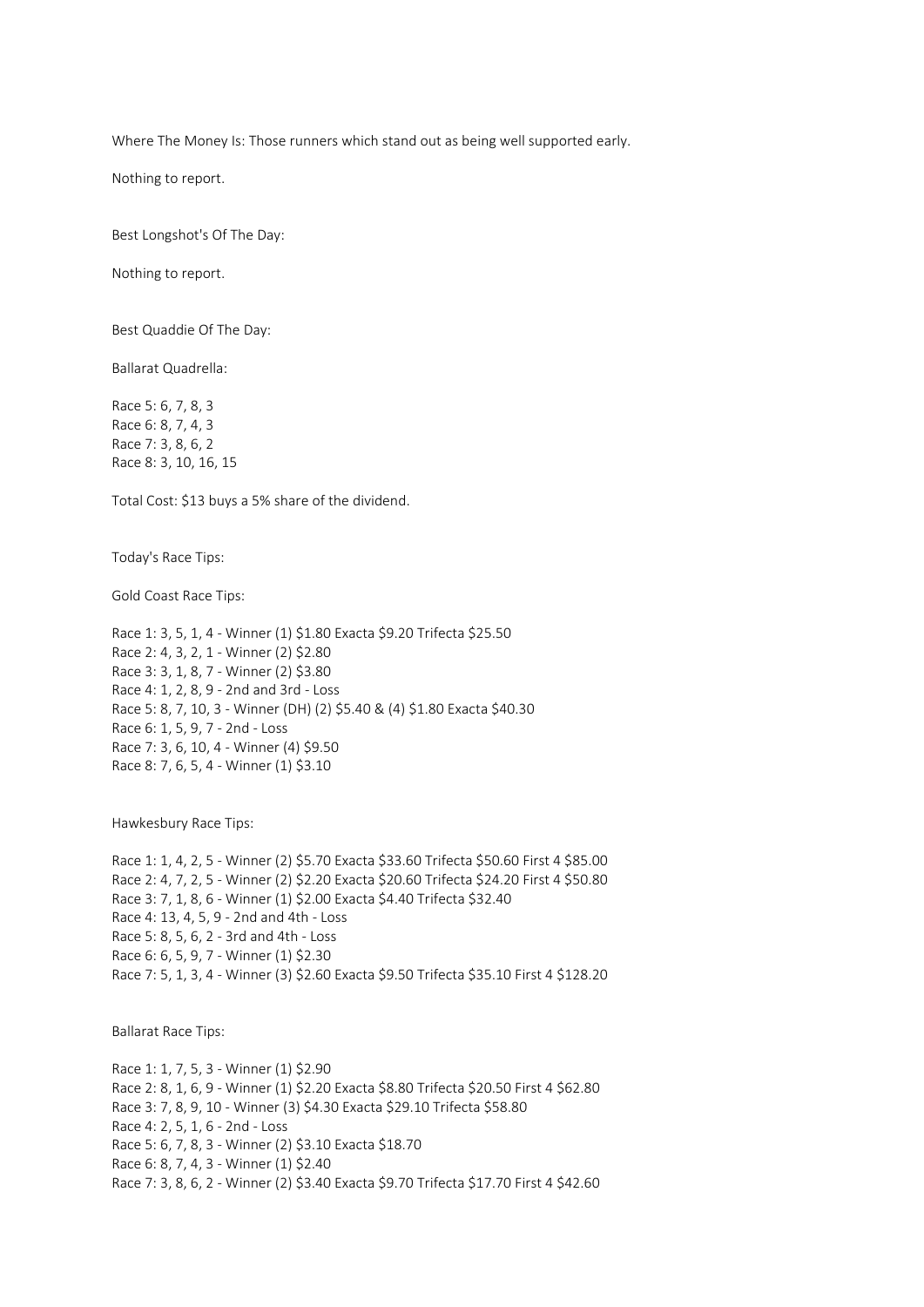Where The Money Is: Those runners which stand out as being well supported early.

Nothing to report.

Best Longshot's Of The Day:

Nothing to report.

Best Quaddie Of The Day:

Ballarat Quadrella:

Race 5: 6, 7, 8, 3
Race 6: 8, 7, 4, 3
Race 7: 3, 8, 6, 2
Race 8: 3, 10, 16, 15

Total Cost: $13 buys a 5% share of the dividend.

Today's Race Tips:

Gold Coast Race Tips:

Race 1: 3, 5, 1, 4 - Winner (1) $1.80 Exacta $9.20 Trifecta $25.50
Race 2: 4, 3, 2, 1 - Winner (2) $2.80
Race 3: 3, 1, 8, 7 - Winner (2) $3.80
Race 4: 1, 2, 8, 9 - 2nd and 3rd - Loss
Race 5: 8, 7, 10, 3 - Winner (DH) (2) $5.40 & (4) $1.80 Exacta $40.30
Race 6: 1, 5, 9, 7 - 2nd - Loss
Race 7: 3, 6, 10, 4 - Winner (4) $9.50
Race 8: 7, 6, 5, 4 - Winner (1) $3.10

Hawkesbury Race Tips:

Race 1: 1, 4, 2, 5 - Winner (2) $5.70 Exacta $33.60 Trifecta $50.60 First 4 $85.00
Race 2: 4, 7, 2, 5 - Winner (2) $2.20 Exacta $20.60 Trifecta $24.20 First 4 $50.80
Race 3: 7, 1, 8, 6 - Winner (1) $2.00 Exacta $4.40 Trifecta $32.40
Race 4: 13, 4, 5, 9 - 2nd and 4th - Loss
Race 5: 8, 5, 6, 2 - 3rd and 4th - Loss
Race 6: 6, 5, 9, 7 - Winner (1) $2.30
Race 7: 5, 1, 3, 4 - Winner (3) $2.60 Exacta $9.50 Trifecta $35.10 First 4 $128.20

Ballarat Race Tips:

Race 1: 1, 7, 5, 3 - Winner (1) $2.90
Race 2: 8, 1, 6, 9 - Winner (1) $2.20 Exacta $8.80 Trifecta $20.50 First 4 $62.80
Race 3: 7, 8, 9, 10 - Winner (3) $4.30 Exacta $29.10 Trifecta $58.80
Race 4: 2, 5, 1, 6 - 2nd - Loss
Race 5: 6, 7, 8, 3 - Winner (2) $3.10 Exacta $18.70
Race 6: 8, 7, 4, 3 - Winner (1) $2.40
Race 7: 3, 8, 6, 2 - Winner (2) $3.40 Exacta $9.70 Trifecta $17.70 First 4 $42.60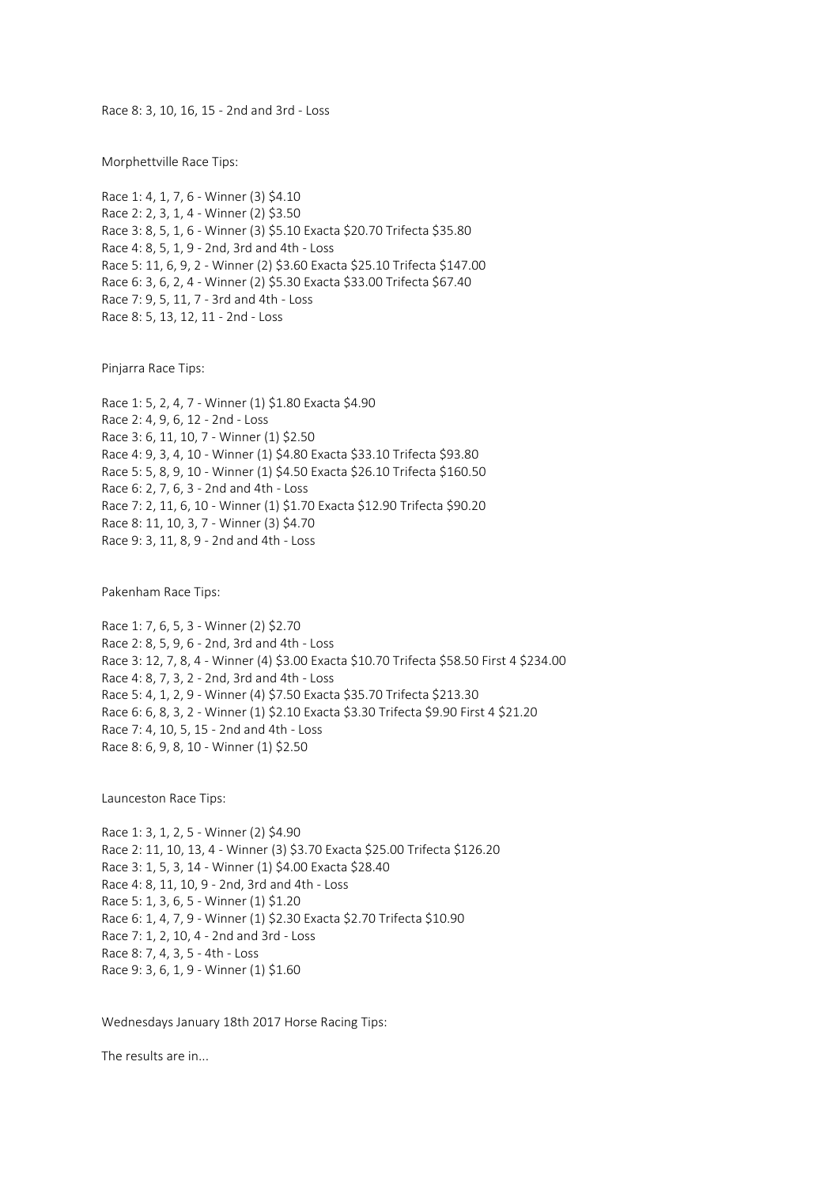Race 8: 3, 10, 16, 15 - 2nd and 3rd - Loss

Morphettville Race Tips:

Race 1: 4, 1, 7, 6 - Winner (3) $4.10
Race 2: 2, 3, 1, 4 - Winner (2) $3.50
Race 3: 8, 5, 1, 6 - Winner (3) $5.10 Exacta $20.70 Trifecta $35.80
Race 4: 8, 5, 1, 9 - 2nd, 3rd and 4th - Loss
Race 5: 11, 6, 9, 2 - Winner (2) $3.60 Exacta $25.10 Trifecta $147.00
Race 6: 3, 6, 2, 4 - Winner (2) $5.30 Exacta $33.00 Trifecta $67.40
Race 7: 9, 5, 11, 7 - 3rd and 4th - Loss
Race 8: 5, 13, 12, 11 - 2nd - Loss

Pinjarra Race Tips:

Race 1: 5, 2, 4, 7 - Winner (1) $1.80 Exacta $4.90
Race 2: 4, 9, 6, 12 - 2nd - Loss
Race 3: 6, 11, 10, 7 - Winner (1) $2.50
Race 4: 9, 3, 4, 10 - Winner (1) $4.80 Exacta $33.10 Trifecta $93.80
Race 5: 5, 8, 9, 10 - Winner (1) $4.50 Exacta $26.10 Trifecta $160.50
Race 6: 2, 7, 6, 3 - 2nd and 4th - Loss
Race 7: 2, 11, 6, 10 - Winner (1) $1.70 Exacta $12.90 Trifecta $90.20
Race 8: 11, 10, 3, 7 - Winner (3) $4.70
Race 9: 3, 11, 8, 9 - 2nd and 4th - Loss

Pakenham Race Tips:

Race 1: 7, 6, 5, 3 - Winner (2) $2.70
Race 2: 8, 5, 9, 6 - 2nd, 3rd and 4th - Loss
Race 3: 12, 7, 8, 4 - Winner (4) $3.00 Exacta $10.70 Trifecta $58.50 First 4 $234.00
Race 4: 8, 7, 3, 2 - 2nd, 3rd and 4th - Loss
Race 5: 4, 1, 2, 9 - Winner (4) $7.50 Exacta $35.70 Trifecta $213.30
Race 6: 6, 8, 3, 2 - Winner (1) $2.10 Exacta $3.30 Trifecta $9.90 First 4 $21.20
Race 7: 4, 10, 5, 15 - 2nd and 4th - Loss
Race 8: 6, 9, 8, 10 - Winner (1) $2.50

Launceston Race Tips:

Race 1: 3, 1, 2, 5 - Winner (2) $4.90
Race 2: 11, 10, 13, 4 - Winner (3) $3.70 Exacta $25.00 Trifecta $126.20
Race 3: 1, 5, 3, 14 - Winner (1) $4.00 Exacta $28.40
Race 4: 8, 11, 10, 9 - 2nd, 3rd and 4th - Loss
Race 5: 1, 3, 6, 5 - Winner (1) $1.20
Race 6: 1, 4, 7, 9 - Winner (1) $2.30 Exacta $2.70 Trifecta $10.90
Race 7: 1, 2, 10, 4 - 2nd and 3rd - Loss
Race 8: 7, 4, 3, 5 - 4th - Loss
Race 9: 3, 6, 1, 9 - Winner (1) $1.60

Wednesdays January 18th 2017 Horse Racing Tips:

The results are in...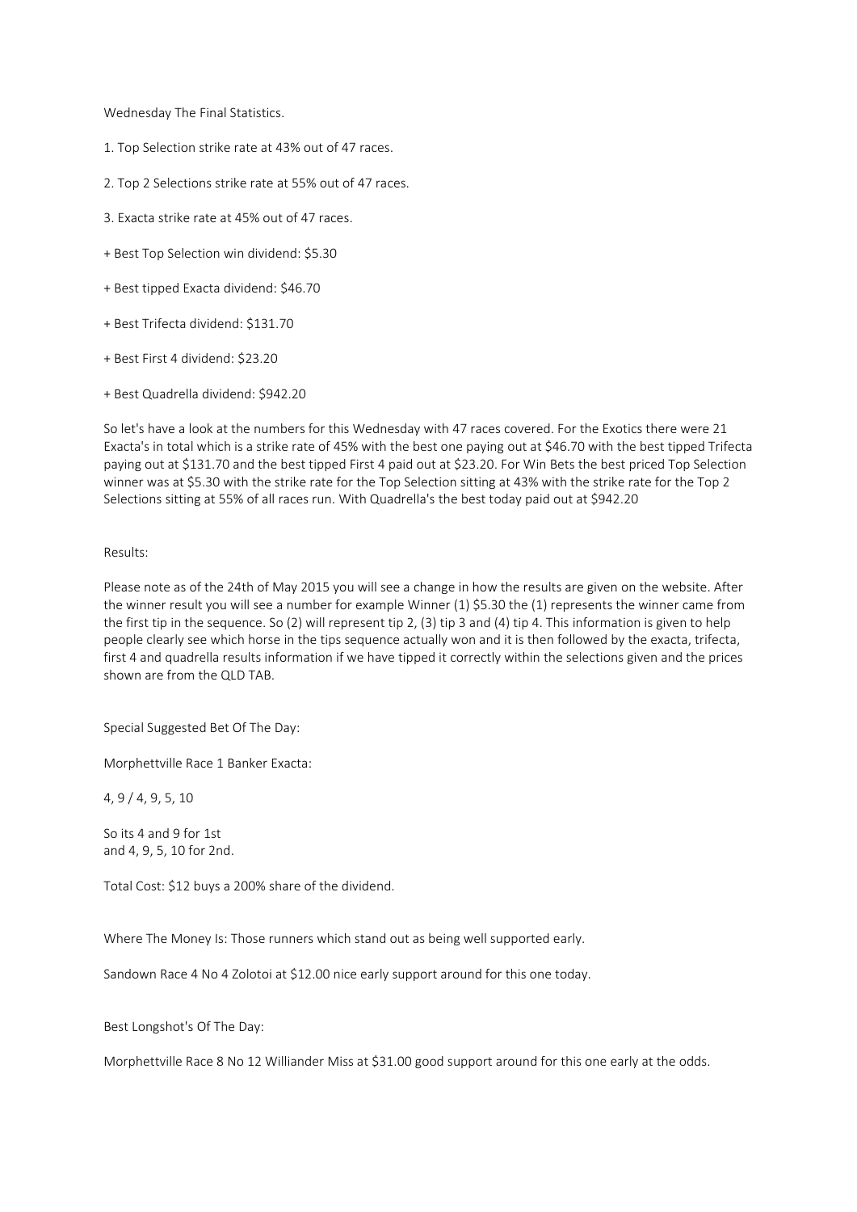Wednesday The Final Statistics.

1. Top Selection strike rate at 43% out of 47 races.

2. Top 2 Selections strike rate at 55% out of 47 races.

3. Exacta strike rate at 45% out of 47 races.

+ Best Top Selection win dividend: $5.30

+ Best tipped Exacta dividend: $46.70

+ Best Trifecta dividend: $131.70

+ Best First 4 dividend: $23.20

+ Best Quadrella dividend: $942.20

So let's have a look at the numbers for this Wednesday with 47 races covered. For the Exotics there were 21 Exacta's in total which is a strike rate of 45% with the best one paying out at $46.70 with the best tipped Trifecta paying out at $131.70 and the best tipped First 4 paid out at $23.20. For Win Bets the best priced Top Selection winner was at $5.30 with the strike rate for the Top Selection sitting at 43% with the strike rate for the Top 2 Selections sitting at 55% of all races run. With Quadrella's the best today paid out at $942.20

Results:

Please note as of the 24th of May 2015 you will see a change in how the results are given on the website. After the winner result you will see a number for example Winner (1) $5.30 the (1) represents the winner came from the first tip in the sequence. So (2) will represent tip 2, (3) tip 3 and (4) tip 4. This information is given to help people clearly see which horse in the tips sequence actually won and it is then followed by the exacta, trifecta, first 4 and quadrella results information if we have tipped it correctly within the selections given and the prices shown are from the QLD TAB.

Special Suggested Bet Of The Day:

Morphettville Race 1 Banker Exacta:

4, 9 / 4, 9, 5, 10

So its 4 and 9 for 1st
and 4, 9, 5, 10 for 2nd.

Total Cost: $12 buys a 200% share of the dividend.

Where The Money Is: Those runners which stand out as being well supported early.

Sandown Race 4 No 4 Zolotoi at $12.00 nice early support around for this one today.

Best Longshot's Of The Day:

Morphettville Race 8 No 12 Williander Miss at $31.00 good support around for this one early at the odds.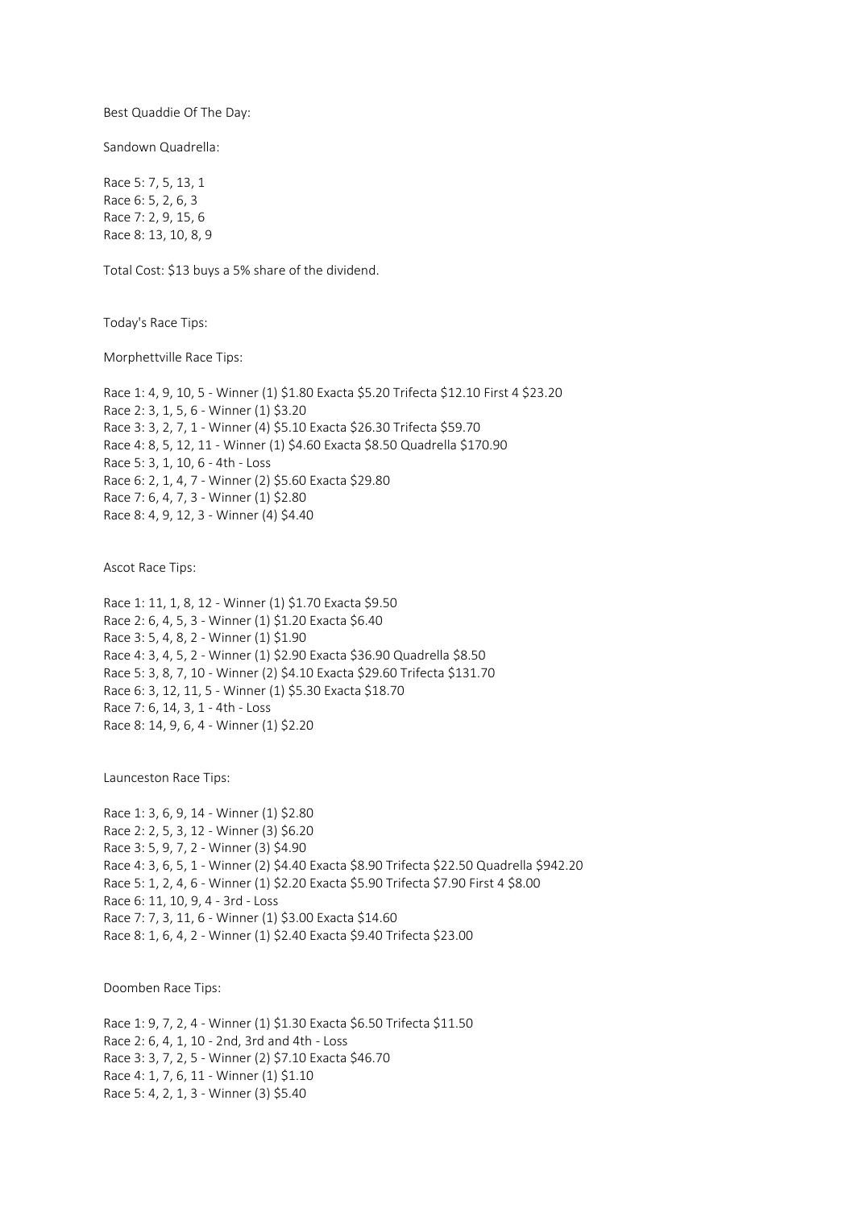Best Quaddie Of The Day:

Sandown Quadrella:

Race 5: 7, 5, 13, 1
Race 6: 5, 2, 6, 3
Race 7: 2, 9, 15, 6
Race 8: 13, 10, 8, 9

Total Cost: $13 buys a 5% share of the dividend.

Today's Race Tips:

Morphettville Race Tips:

Race 1: 4, 9, 10, 5 - Winner (1) $1.80 Exacta $5.20 Trifecta $12.10 First 4 $23.20
Race 2: 3, 1, 5, 6 - Winner (1) $3.20
Race 3: 3, 2, 7, 1 - Winner (4) $5.10 Exacta $26.30 Trifecta $59.70
Race 4: 8, 5, 12, 11 - Winner (1) $4.60 Exacta $8.50 Quadrella $170.90
Race 5: 3, 1, 10, 6 - 4th - Loss
Race 6: 2, 1, 4, 7 - Winner (2) $5.60 Exacta $29.80
Race 7: 6, 4, 7, 3 - Winner (1) $2.80
Race 8: 4, 9, 12, 3 - Winner (4) $4.40

Ascot Race Tips:

Race 1: 11, 1, 8, 12 - Winner (1) $1.70 Exacta $9.50
Race 2: 6, 4, 5, 3 - Winner (1) $1.20 Exacta $6.40
Race 3: 5, 4, 8, 2 - Winner (1) $1.90
Race 4: 3, 4, 5, 2 - Winner (1) $2.90 Exacta $36.90 Quadrella $8.50
Race 5: 3, 8, 7, 10 - Winner (2) $4.10 Exacta $29.60 Trifecta $131.70
Race 6: 3, 12, 11, 5 - Winner (1) $5.30 Exacta $18.70
Race 7: 6, 14, 3, 1 - 4th - Loss
Race 8: 14, 9, 6, 4 - Winner (1) $2.20

Launceston Race Tips:

Race 1: 3, 6, 9, 14 - Winner (1) $2.80
Race 2: 2, 5, 3, 12 - Winner (3) $6.20
Race 3: 5, 9, 7, 2 - Winner (3) $4.90
Race 4: 3, 6, 5, 1 - Winner (2) $4.40 Exacta $8.90 Trifecta $22.50 Quadrella $942.20
Race 5: 1, 2, 4, 6 - Winner (1) $2.20 Exacta $5.90 Trifecta $7.90 First 4 $8.00
Race 6: 11, 10, 9, 4 - 3rd - Loss
Race 7: 7, 3, 11, 6 - Winner (1) $3.00 Exacta $14.60
Race 8: 1, 6, 4, 2 - Winner (1) $2.40 Exacta $9.40 Trifecta $23.00

Doomben Race Tips:

Race 1: 9, 7, 2, 4 - Winner (1) $1.30 Exacta $6.50 Trifecta $11.50
Race 2: 6, 4, 1, 10 - 2nd, 3rd and 4th - Loss
Race 3: 3, 7, 2, 5 - Winner (2) $7.10 Exacta $46.70
Race 4: 1, 7, 6, 11 - Winner (1) $1.10
Race 5: 4, 2, 1, 3 - Winner (3) $5.40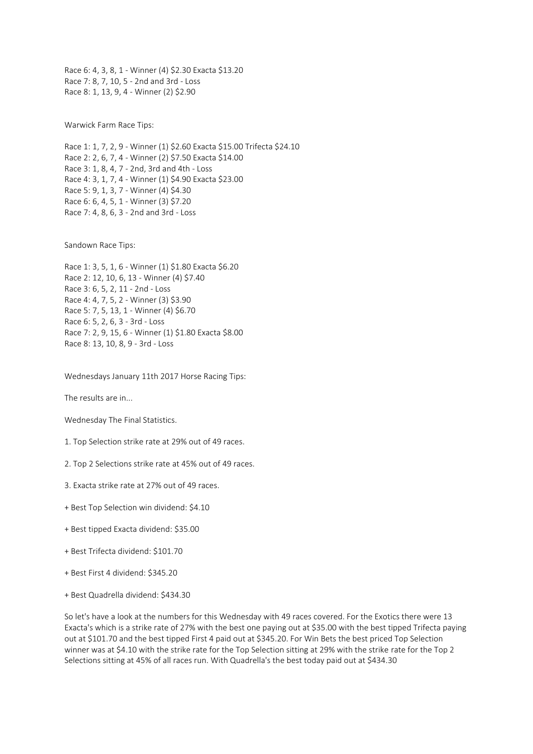Race 6: 4, 3, 8, 1 - Winner (4) $2.30 Exacta $13.20
Race 7: 8, 7, 10, 5 - 2nd and 3rd - Loss
Race 8: 1, 13, 9, 4 - Winner (2) $2.90

Warwick Farm Race Tips:

Race 1: 1, 7, 2, 9 - Winner (1) $2.60 Exacta $15.00 Trifecta $24.10
Race 2: 2, 6, 7, 4 - Winner (2) $7.50 Exacta $14.00
Race 3: 1, 8, 4, 7 - 2nd, 3rd and 4th - Loss
Race 4: 3, 1, 7, 4 - Winner (1) $4.90 Exacta $23.00
Race 5: 9, 1, 3, 7 - Winner (4) $4.30
Race 6: 6, 4, 5, 1 - Winner (3) $7.20
Race 7: 4, 8, 6, 3 - 2nd and 3rd - Loss

Sandown Race Tips:

Race 1: 3, 5, 1, 6 - Winner (1) $1.80 Exacta $6.20
Race 2: 12, 10, 6, 13 - Winner (4) $7.40
Race 3: 6, 5, 2, 11 - 2nd - Loss
Race 4: 4, 7, 5, 2 - Winner (3) $3.90
Race 5: 7, 5, 13, 1 - Winner (4) $6.70
Race 6: 5, 2, 6, 3 - 3rd - Loss
Race 7: 2, 9, 15, 6 - Winner (1) $1.80 Exacta $8.00
Race 8: 13, 10, 8, 9 - 3rd - Loss

Wednesdays January 11th 2017 Horse Racing Tips:

The results are in...

Wednesday The Final Statistics.

1. Top Selection strike rate at 29% out of 49 races.

2. Top 2 Selections strike rate at 45% out of 49 races.

3. Exacta strike rate at 27% out of 49 races.

+ Best Top Selection win dividend: $4.10

+ Best tipped Exacta dividend: $35.00

+ Best Trifecta dividend: $101.70

+ Best First 4 dividend: $345.20

+ Best Quadrella dividend: $434.30

So let's have a look at the numbers for this Wednesday with 49 races covered. For the Exotics there were 13 Exacta's which is a strike rate of 27% with the best one paying out at $35.00 with the best tipped Trifecta paying out at $101.70 and the best tipped First 4 paid out at $345.20. For Win Bets the best priced Top Selection winner was at $4.10 with the strike rate for the Top Selection sitting at 29% with the strike rate for the Top 2 Selections sitting at 45% of all races run. With Quadrella's the best today paid out at $434.30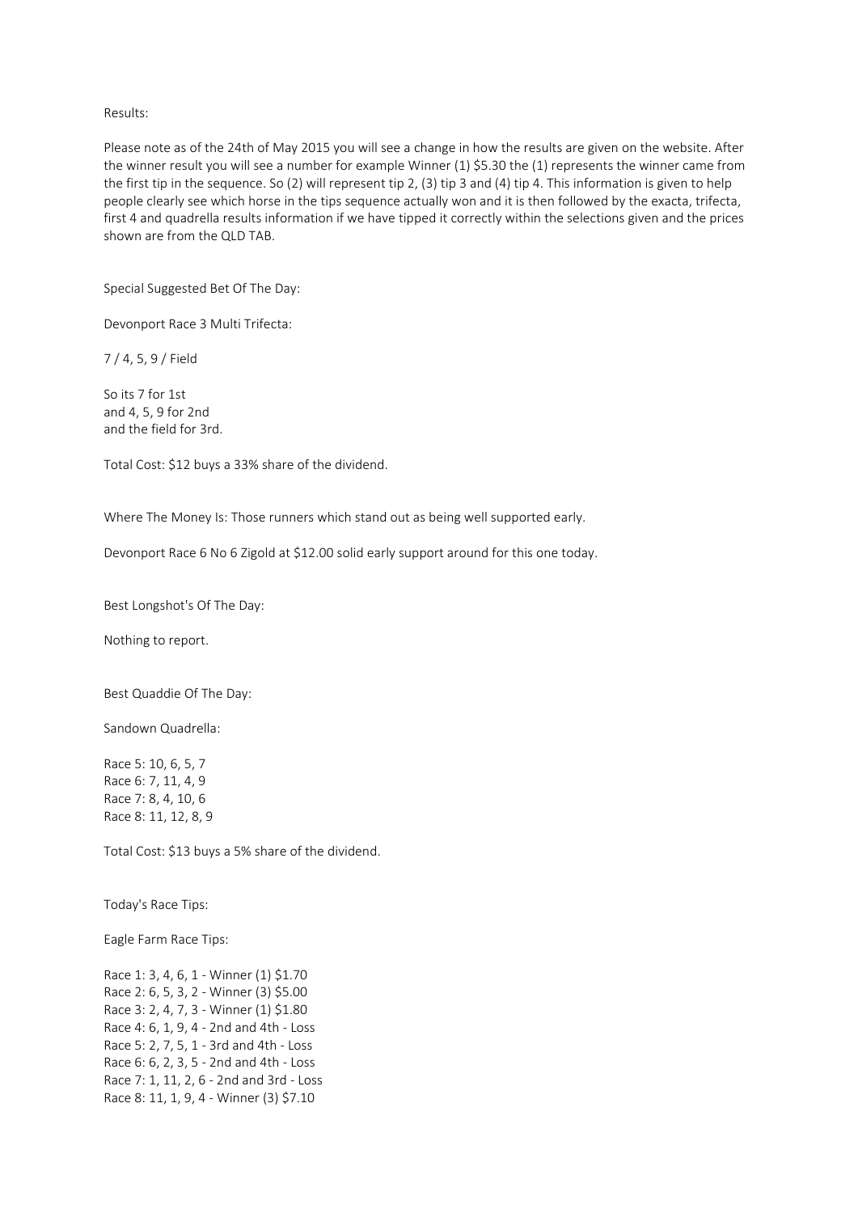Results:

Please note as of the 24th of May 2015 you will see a change in how the results are given on the website. After the winner result you will see a number for example Winner (1) $5.30 the (1) represents the winner came from the first tip in the sequence. So (2) will represent tip 2, (3) tip 3 and (4) tip 4. This information is given to help people clearly see which horse in the tips sequence actually won and it is then followed by the exacta, trifecta, first 4 and quadrella results information if we have tipped it correctly within the selections given and the prices shown are from the QLD TAB.

Special Suggested Bet Of The Day:

Devonport Race 3 Multi Trifecta:

7 / 4, 5, 9 / Field

So its 7 for 1st
and 4, 5, 9 for 2nd
and the field for 3rd.

Total Cost: $12 buys a 33% share of the dividend.

Where The Money Is: Those runners which stand out as being well supported early.

Devonport Race 6 No 6 Zigold at $12.00 solid early support around for this one today.

Best Longshot's Of The Day:

Nothing to report.

Best Quaddie Of The Day:

Sandown Quadrella:

Race 5: 10, 6, 5, 7
Race 6: 7, 11, 4, 9
Race 7: 8, 4, 10, 6
Race 8: 11, 12, 8, 9

Total Cost: $13 buys a 5% share of the dividend.

Today's Race Tips:

Eagle Farm Race Tips:

Race 1: 3, 4, 6, 1 - Winner (1) $1.70
Race 2: 6, 5, 3, 2 - Winner (3) $5.00
Race 3: 2, 4, 7, 3 - Winner (1) $1.80
Race 4: 6, 1, 9, 4 - 2nd and 4th - Loss
Race 5: 2, 7, 5, 1 - 3rd and 4th - Loss
Race 6: 6, 2, 3, 5 - 2nd and 4th - Loss
Race 7: 1, 11, 2, 6 - 2nd and 3rd - Loss
Race 8: 11, 1, 9, 4 - Winner (3) $7.10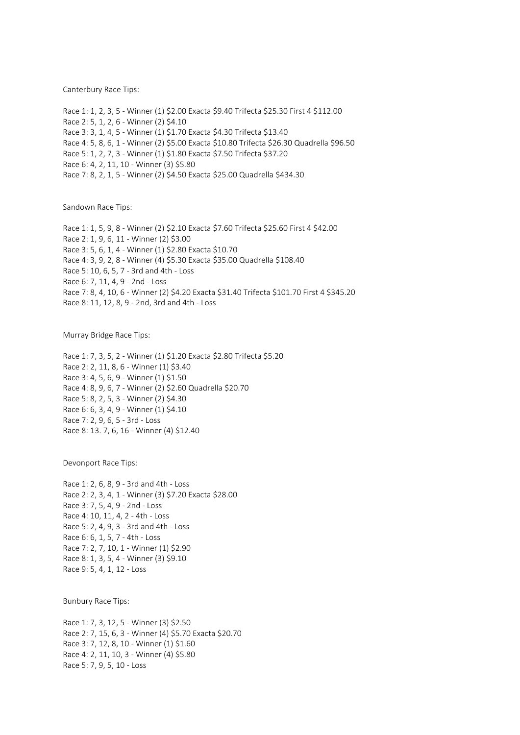Canterbury Race Tips:

Race 1: 1, 2, 3, 5 - Winner (1) $2.00 Exacta $9.40 Trifecta $25.30 First 4 $112.00
Race 2: 5, 1, 2, 6 - Winner (2) $4.10
Race 3: 3, 1, 4, 5 - Winner (1) $1.70 Exacta $4.30 Trifecta $13.40
Race 4: 5, 8, 6, 1 - Winner (2) $5.00 Exacta $10.80 Trifecta $26.30 Quadrella $96.50
Race 5: 1, 2, 7, 3 - Winner (1) $1.80 Exacta $7.50 Trifecta $37.20
Race 6: 4, 2, 11, 10 - Winner (3) $5.80
Race 7: 8, 2, 1, 5 - Winner (2) $4.50 Exacta $25.00 Quadrella $434.30

Sandown Race Tips:

Race 1: 1, 5, 9, 8 - Winner (2) $2.10 Exacta $7.60 Trifecta $25.60 First 4 $42.00
Race 2: 1, 9, 6, 11 - Winner (2) $3.00
Race 3: 5, 6, 1, 4 - Winner (1) $2.80 Exacta $10.70
Race 4: 3, 9, 2, 8 - Winner (4) $5.30 Exacta $35.00 Quadrella $108.40
Race 5: 10, 6, 5, 7 - 3rd and 4th - Loss
Race 6: 7, 11, 4, 9 - 2nd - Loss
Race 7: 8, 4, 10, 6 - Winner (2) $4.20 Exacta $31.40 Trifecta $101.70 First 4 $345.20
Race 8: 11, 12, 8, 9 - 2nd, 3rd and 4th - Loss

Murray Bridge Race Tips:

Race 1: 7, 3, 5, 2 - Winner (1) $1.20 Exacta $2.80 Trifecta $5.20
Race 2: 2, 11, 8, 6 - Winner (1) $3.40
Race 3: 4, 5, 6, 9 - Winner (1) $1.50
Race 4: 8, 9, 6, 7 - Winner (2) $2.60 Quadrella $20.70
Race 5: 8, 2, 5, 3 - Winner (2) $4.30
Race 6: 6, 3, 4, 9 - Winner (1) $4.10
Race 7: 2, 9, 6, 5 - 3rd - Loss
Race 8: 13. 7, 6, 16 - Winner (4) $12.40

Devonport Race Tips:

Race 1: 2, 6, 8, 9 - 3rd and 4th - Loss
Race 2: 2, 3, 4, 1 - Winner (3) $7.20 Exacta $28.00
Race 3: 7, 5, 4, 9 - 2nd - Loss
Race 4: 10, 11, 4, 2 - 4th - Loss
Race 5: 2, 4, 9, 3 - 3rd and 4th - Loss
Race 6: 6, 1, 5, 7 - 4th - Loss
Race 7: 2, 7, 10, 1 - Winner (1) $2.90
Race 8: 1, 3, 5, 4 - Winner (3) $9.10
Race 9: 5, 4, 1, 12 - Loss

Bunbury Race Tips:

Race 1: 7, 3, 12, 5 - Winner (3) $2.50
Race 2: 7, 15, 6, 3 - Winner (4) $5.70 Exacta $20.70
Race 3: 7, 12, 8, 10 - Winner (1) $1.60
Race 4: 2, 11, 10, 3 - Winner (4) $5.80
Race 5: 7, 9, 5, 10 - Loss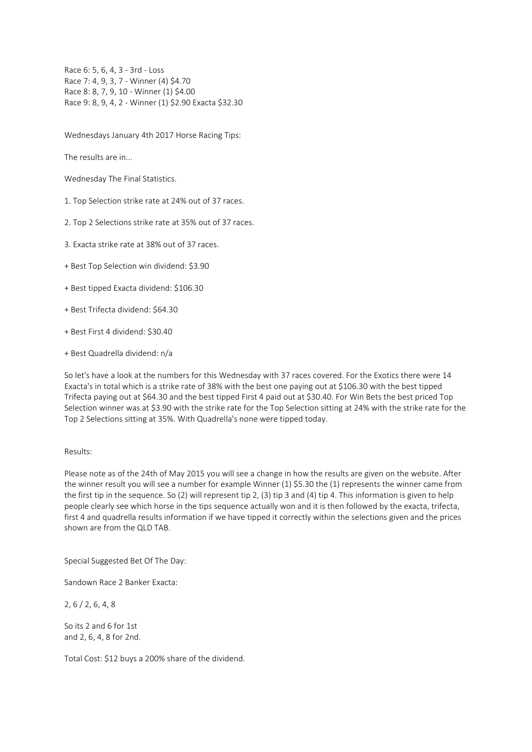Race 6: 5, 6, 4, 3 - 3rd - Loss
Race 7: 4, 9, 3, 7 - Winner (4) $4.70
Race 8: 8, 7, 9, 10 - Winner (1) $4.00
Race 9: 8, 9, 4, 2 - Winner (1) $2.90 Exacta $32.30

Wednesdays January 4th 2017 Horse Racing Tips:

The results are in...

Wednesday The Final Statistics.

1. Top Selection strike rate at 24% out of 37 races.

2. Top 2 Selections strike rate at 35% out of 37 races.

3. Exacta strike rate at 38% out of 37 races.

+ Best Top Selection win dividend: $3.90

+ Best tipped Exacta dividend: $106.30

+ Best Trifecta dividend: $64.30

+ Best First 4 dividend: $30.40

+ Best Quadrella dividend: n/a

So let's have a look at the numbers for this Wednesday with 37 races covered. For the Exotics there were 14 Exacta's in total which is a strike rate of 38% with the best one paying out at $106.30 with the best tipped Trifecta paying out at $64.30 and the best tipped First 4 paid out at $30.40. For Win Bets the best priced Top Selection winner was at $3.90 with the strike rate for the Top Selection sitting at 24% with the strike rate for the Top 2 Selections sitting at 35%. With Quadrella's none were tipped today.

Results:

Please note as of the 24th of May 2015 you will see a change in how the results are given on the website. After the winner result you will see a number for example Winner (1) $5.30 the (1) represents the winner came from the first tip in the sequence. So (2) will represent tip 2, (3) tip 3 and (4) tip 4. This information is given to help people clearly see which horse in the tips sequence actually won and it is then followed by the exacta, trifecta, first 4 and quadrella results information if we have tipped it correctly within the selections given and the prices shown are from the QLD TAB.

Special Suggested Bet Of The Day:

Sandown Race 2 Banker Exacta:

2, 6 / 2, 6, 4, 8

So its 2 and 6 for 1st
and 2, 6, 4, 8 for 2nd.

Total Cost: $12 buys a 200% share of the dividend.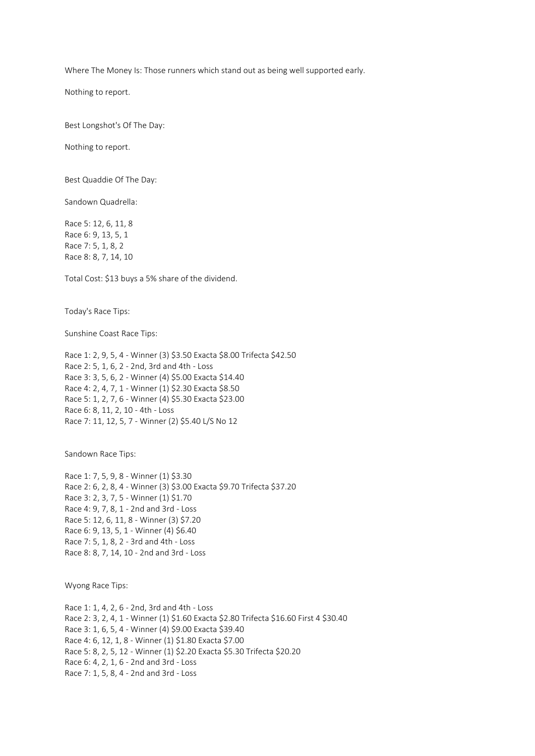Where The Money Is: Those runners which stand out as being well supported early.

Nothing to report.

Best Longshot's Of The Day:

Nothing to report.

Best Quaddie Of The Day:

Sandown Quadrella:

Race 5: 12, 6, 11, 8
Race 6: 9, 13, 5, 1
Race 7: 5, 1, 8, 2
Race 8: 8, 7, 14, 10

Total Cost: $13 buys a 5% share of the dividend.

Today's Race Tips:

Sunshine Coast Race Tips:

Race 1: 2, 9, 5, 4 - Winner (3) $3.50 Exacta $8.00 Trifecta $42.50
Race 2: 5, 1, 6, 2 - 2nd, 3rd and 4th - Loss
Race 3: 3, 5, 6, 2 - Winner (4) $5.00 Exacta $14.40
Race 4: 2, 4, 7, 1 - Winner (1) $2.30 Exacta $8.50
Race 5: 1, 2, 7, 6 - Winner (4) $5.30 Exacta $23.00
Race 6: 8, 11, 2, 10 - 4th - Loss
Race 7: 11, 12, 5, 7 - Winner (2) $5.40 L/S No 12

Sandown Race Tips:

Race 1: 7, 5, 9, 8 - Winner (1) $3.30
Race 2: 6, 2, 8, 4 - Winner (3) $3.00 Exacta $9.70 Trifecta $37.20
Race 3: 2, 3, 7, 5 - Winner (1) $1.70
Race 4: 9, 7, 8, 1 - 2nd and 3rd - Loss
Race 5: 12, 6, 11, 8 - Winner (3) $7.20
Race 6: 9, 13, 5, 1 - Winner (4) $6.40
Race 7: 5, 1, 8, 2 - 3rd and 4th - Loss
Race 8: 8, 7, 14, 10 - 2nd and 3rd - Loss

Wyong Race Tips:

Race 1: 1, 4, 2, 6 - 2nd, 3rd and 4th - Loss
Race 2: 3, 2, 4, 1 - Winner (1) $1.60 Exacta $2.80 Trifecta $16.60 First 4 $30.40
Race 3: 1, 6, 5, 4 - Winner (4) $9.00 Exacta $39.40
Race 4: 6, 12, 1, 8 - Winner (1) $1.80 Exacta $7.00
Race 5: 8, 2, 5, 12 - Winner (1) $2.20 Exacta $5.30 Trifecta $20.20
Race 6: 4, 2, 1, 6 - 2nd and 3rd - Loss
Race 7: 1, 5, 8, 4 - 2nd and 3rd - Loss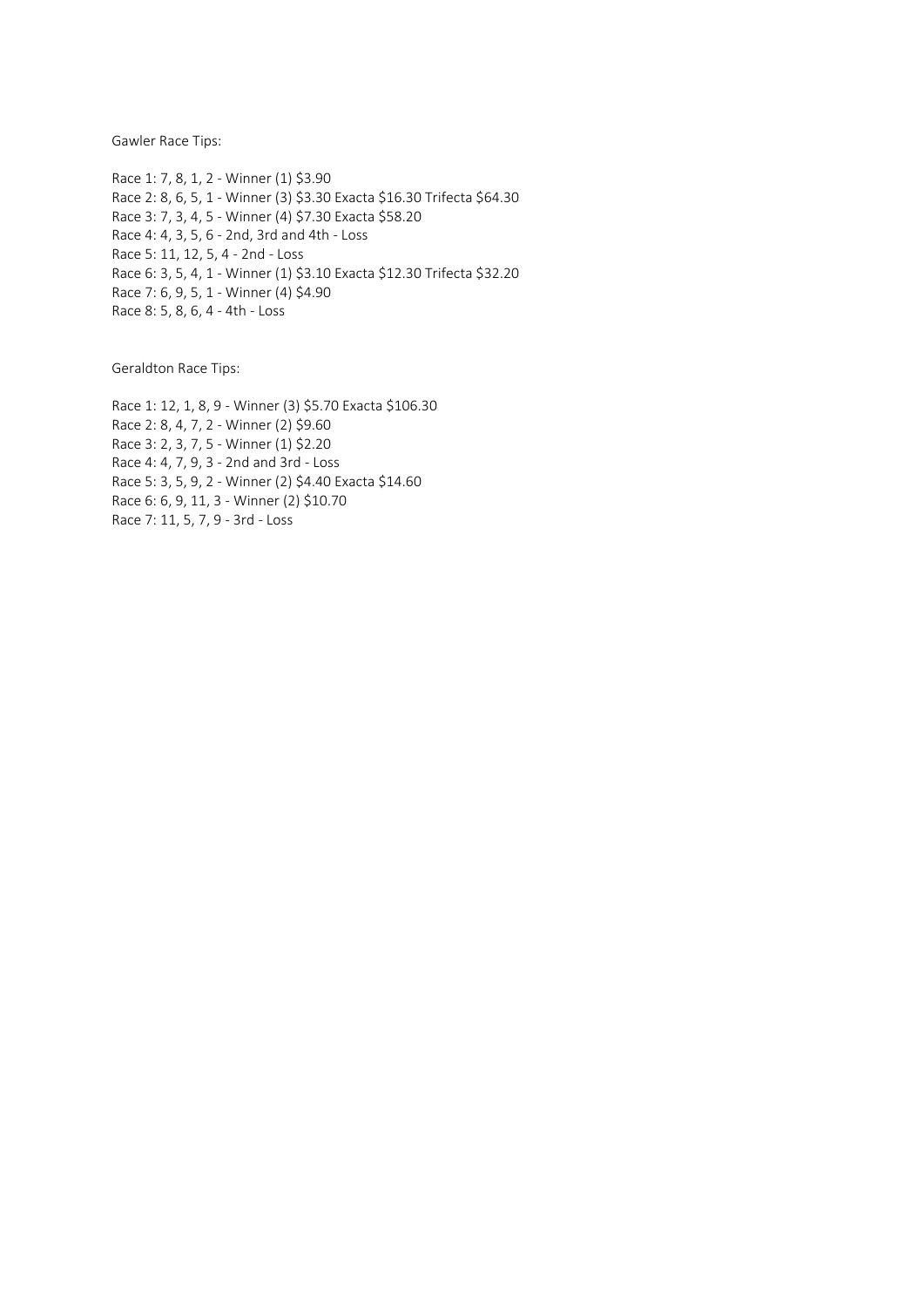Gawler Race Tips:

Race 1: 7, 8, 1, 2 - Winner (1) $3.90
Race 2: 8, 6, 5, 1 - Winner (3) $3.30 Exacta $16.30 Trifecta $64.30
Race 3: 7, 3, 4, 5 - Winner (4) $7.30 Exacta $58.20
Race 4: 4, 3, 5, 6 - 2nd, 3rd and 4th - Loss
Race 5: 11, 12, 5, 4 - 2nd - Loss
Race 6: 3, 5, 4, 1 - Winner (1) $3.10 Exacta $12.30 Trifecta $32.20
Race 7: 6, 9, 5, 1 - Winner (4) $4.90
Race 8: 5, 8, 6, 4 - 4th - Loss

Geraldton Race Tips:

Race 1: 12, 1, 8, 9 - Winner (3) $5.70 Exacta $106.30
Race 2: 8, 4, 7, 2 - Winner (2) $9.60
Race 3: 2, 3, 7, 5 - Winner (1) $2.20
Race 4: 4, 7, 9, 3 - 2nd and 3rd - Loss
Race 5: 3, 5, 9, 2 - Winner (2) $4.40 Exacta $14.60
Race 6: 6, 9, 11, 3 - Winner (2) $10.70
Race 7: 11, 5, 7, 9 - 3rd - Loss